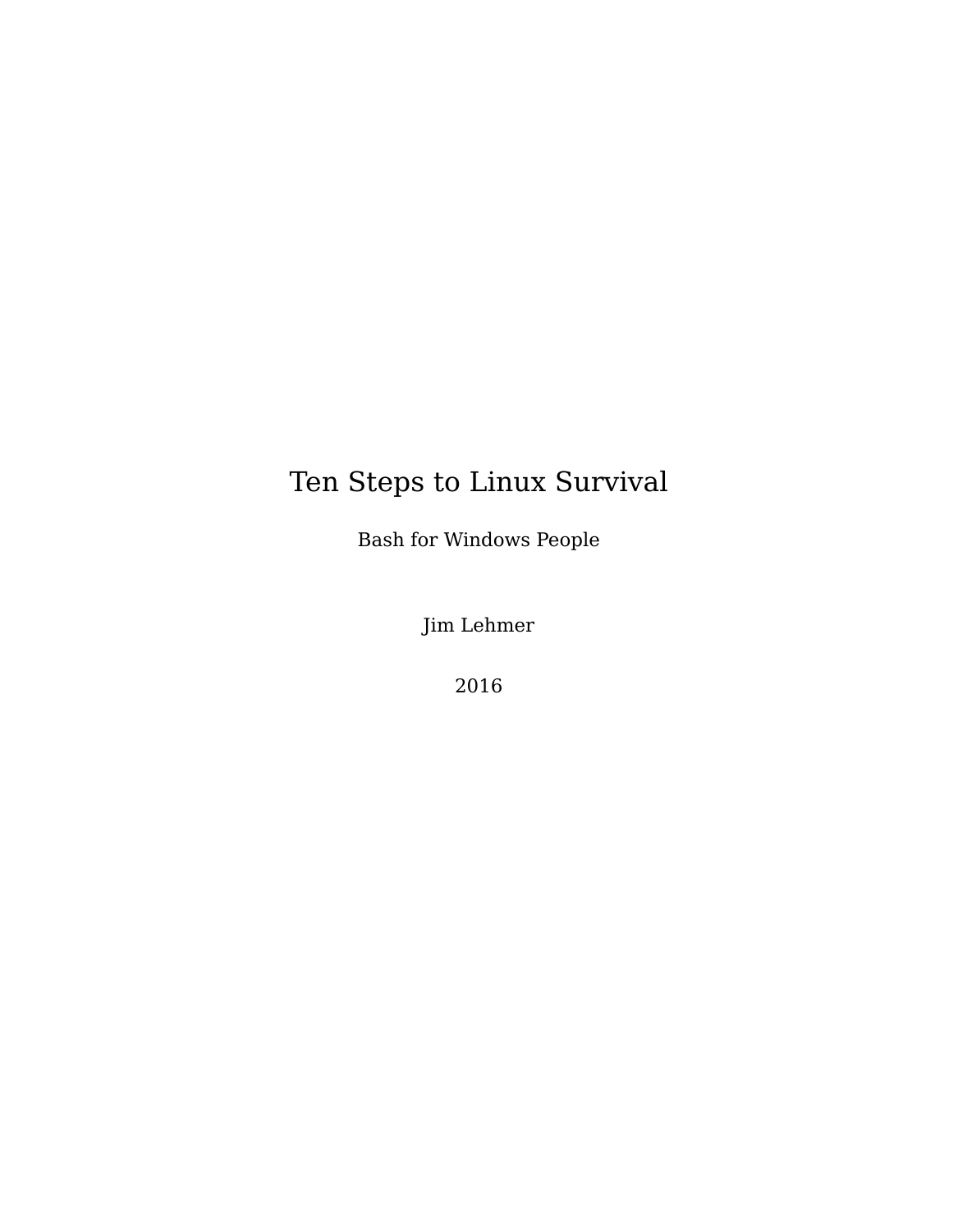# Ten Steps to Linux Survival

Bash for Windows People

Jim Lehmer

2016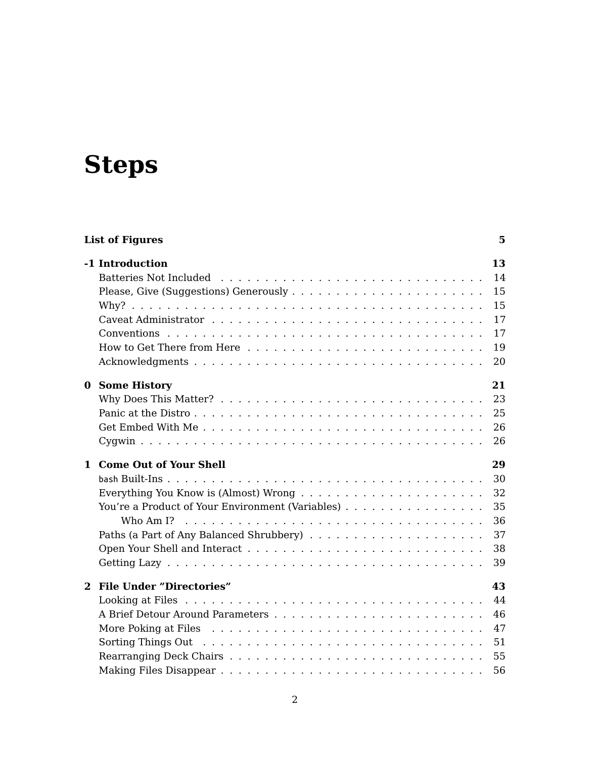# Steps

**List of Figures** **5**

**-1 Introduction** **13**

- Batteries Not Included . . . 14
- Please, Give (Suggestions) Generously . . . 15
- Why? . . . 15
- Caveat Administrator . . . 17
- Conventions . . . 17
- How to Get There from Here . . . 19
- Acknowledgments . . . 20

**0 Some History** **21**

- Why Does This Matter? . . . 23
- Panic at the Distro . . . 25
- Get Embed With Me . . . 26
- Cygwin . . . 26

**1 Come Out of Your Shell** **29**

- `bash` Built-Ins . . . 30
- Everything You Know is (Almost) Wrong . . . 32
- You're a Product of Your Environment (Variables) . . . 35
  - Who Am I? . . . 36
- Paths (a Part of Any Balanced Shrubbery) . . . 37
- Open Your Shell and Interact . . . 38
- Getting Lazy . . . 39

**2 File Under "Directories"** **43**

- Looking at Files . . . 44
- A Brief Detour Around Parameters . . . 46
- More Poking at Files . . . 47
- Sorting Things Out . . . 51
- Rearranging Deck Chairs . . . 55
- Making Files Disappear . . . 56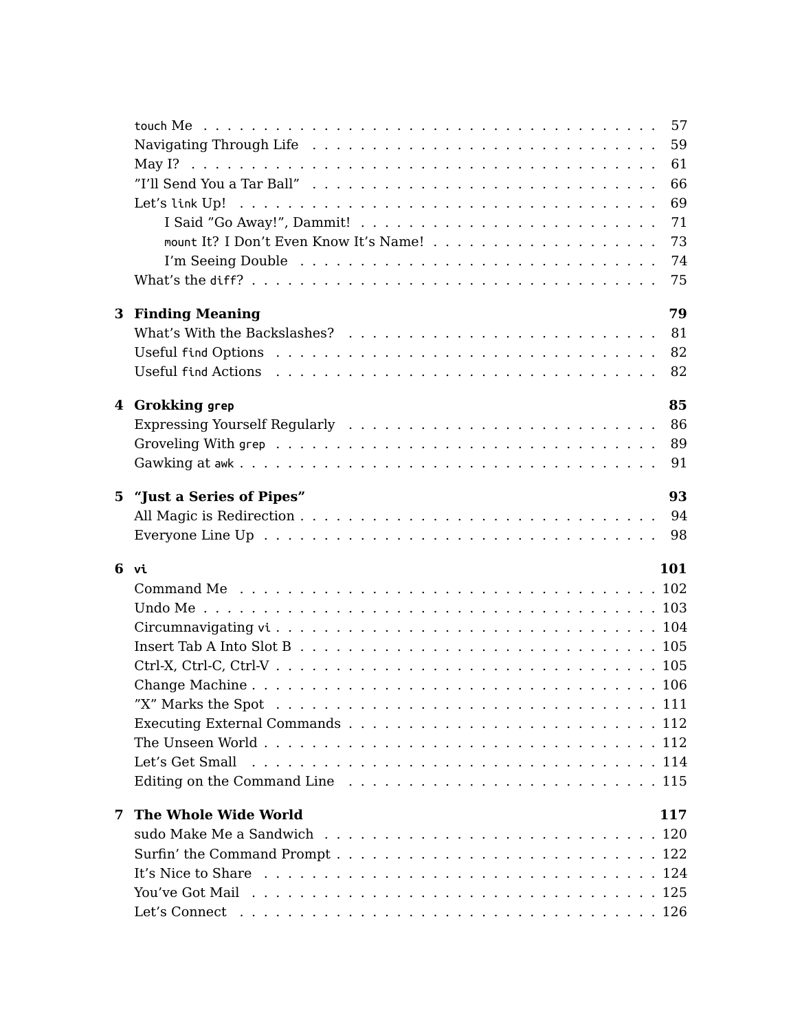`touch` Me . . . . . . . . . . . . . . . . . . . . . . . . . . . . . . . . . . 57
Navigating Through Life . . . . . . . . . . . . . . . . . . . . . . . . . . . 59
May I? . . . . . . . . . . . . . . . . . . . . . . . . . . . . . . . . . . . . 61
"I'll Send You a Tar Ball" . . . . . . . . . . . . . . . . . . . . . . . . . . 66
Let's `link` Up! . . . . . . . . . . . . . . . . . . . . . . . . . . . . . . . 69
    I Said "Go Away!", Dammit! . . . . . . . . . . . . . . . . . . . . . . . 71
    `mount` It? I Don't Even Know It's Name! . . . . . . . . . . . . . . . . 73
    I'm Seeing Double . . . . . . . . . . . . . . . . . . . . . . . . . . . . 74
What's the `diff`? . . . . . . . . . . . . . . . . . . . . . . . . . . . . . . 75

**3 Finding Meaning** **79**
What's With the Backslashes? . . . . . . . . . . . . . . . . . . . . . . . . 81
Useful `find` Options . . . . . . . . . . . . . . . . . . . . . . . . . . . . 82
Useful `find` Actions . . . . . . . . . . . . . . . . . . . . . . . . . . . . 82

**4 Grokking `grep`** **85**
Expressing Yourself Regularly . . . . . . . . . . . . . . . . . . . . . . . . 86
Groveling With `grep` . . . . . . . . . . . . . . . . . . . . . . . . . . . . 89
Gawking at `awk` . . . . . . . . . . . . . . . . . . . . . . . . . . . . . . . 91

**5 "Just a Series of Pipes"** **93**
All Magic is Redirection . . . . . . . . . . . . . . . . . . . . . . . . . . . 94
Everyone Line Up . . . . . . . . . . . . . . . . . . . . . . . . . . . . . . . 98

**6 `vi`** **101**
Command Me . . . . . . . . . . . . . . . . . . . . . . . . . . . . . . . . . . 102
Undo Me . . . . . . . . . . . . . . . . . . . . . . . . . . . . . . . . . . . . 103
Circumnavigating `vi` . . . . . . . . . . . . . . . . . . . . . . . . . . . . 104
Insert Tab A Into Slot B . . . . . . . . . . . . . . . . . . . . . . . . . . . 105
Ctrl-X, Ctrl-C, Ctrl-V . . . . . . . . . . . . . . . . . . . . . . . . . . . . 105
Change Machine . . . . . . . . . . . . . . . . . . . . . . . . . . . . . . . . . 106
"X" Marks the Spot . . . . . . . . . . . . . . . . . . . . . . . . . . . . . . 111
Executing External Commands . . . . . . . . . . . . . . . . . . . . . . . . . 112
The Unseen World . . . . . . . . . . . . . . . . . . . . . . . . . . . . . . . 112
Let's Get Small . . . . . . . . . . . . . . . . . . . . . . . . . . . . . . . . 114
Editing on the Command Line . . . . . . . . . . . . . . . . . . . . . . . . . 115

**7 The Whole Wide World** **117**
sudo Make Me a Sandwich . . . . . . . . . . . . . . . . . . . . . . . . . . . 120
Surfin' the Command Prompt . . . . . . . . . . . . . . . . . . . . . . . . . . 122
It's Nice to Share . . . . . . . . . . . . . . . . . . . . . . . . . . . . . . 124
You've Got Mail . . . . . . . . . . . . . . . . . . . . . . . . . . . . . . . . 125
Let's Connect . . . . . . . . . . . . . . . . . . . . . . . . . . . . . . . . . 126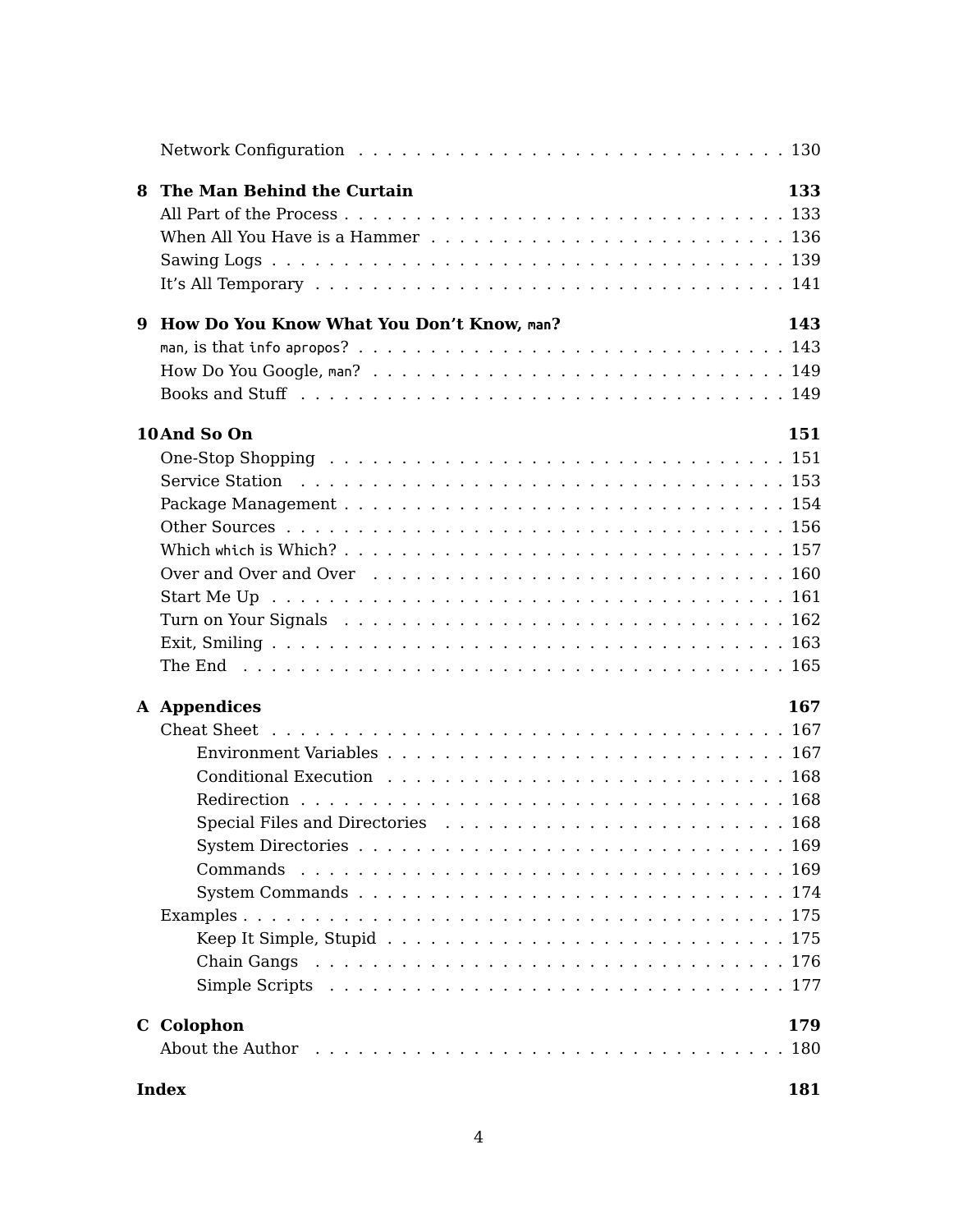- Network Configuration . . . . . . . . . . . . . . . . . . . . . . . . . . . . . 130

**8 The Man Behind the Curtain** **133**

- All Part of the Process . . . . . . . . . . . . . . . . . . . . . . . . . . . . . 133
- When All You Have is a Hammer . . . . . . . . . . . . . . . . . . . . . . . . 136
- Sawing Logs . . . . . . . . . . . . . . . . . . . . . . . . . . . . . . . . . . 139
- It's All Temporary . . . . . . . . . . . . . . . . . . . . . . . . . . . . . . . 141

**9 How Do You Know What You Don't Know, `man`?** **143**

- `man`, is that `info` `apropos`? . . . . . . . . . . . . . . . . . . . . . . . . . 143
- How Do You Google, `man`? . . . . . . . . . . . . . . . . . . . . . . . . . . . 149
- Books and Stuff . . . . . . . . . . . . . . . . . . . . . . . . . . . . . . . . 149

**10 And So On** **151**

- One-Stop Shopping . . . . . . . . . . . . . . . . . . . . . . . . . . . . . . . 151
- Service Station . . . . . . . . . . . . . . . . . . . . . . . . . . . . . . . . 153
- Package Management . . . . . . . . . . . . . . . . . . . . . . . . . . . . . . 154
- Other Sources . . . . . . . . . . . . . . . . . . . . . . . . . . . . . . . . . 156
- Which `which` is Which? . . . . . . . . . . . . . . . . . . . . . . . . . . . . 157
- Over and Over and Over . . . . . . . . . . . . . . . . . . . . . . . . . . . . 160
- Start Me Up . . . . . . . . . . . . . . . . . . . . . . . . . . . . . . . . . . 161
- Turn on Your Signals . . . . . . . . . . . . . . . . . . . . . . . . . . . . . 162
- Exit, Smiling . . . . . . . . . . . . . . . . . . . . . . . . . . . . . . . . . 163
- The End . . . . . . . . . . . . . . . . . . . . . . . . . . . . . . . . . . . . 165

**A Appendices** **167**

- Cheat Sheet . . . . . . . . . . . . . . . . . . . . . . . . . . . . . . . . . . 167
  - Environment Variables . . . . . . . . . . . . . . . . . . . . . . . . . . . 167
  - Conditional Execution . . . . . . . . . . . . . . . . . . . . . . . . . . . 168
  - Redirection . . . . . . . . . . . . . . . . . . . . . . . . . . . . . . . . 168
  - Special Files and Directories . . . . . . . . . . . . . . . . . . . . . . . 168
  - System Directories . . . . . . . . . . . . . . . . . . . . . . . . . . . . 169
  - Commands . . . . . . . . . . . . . . . . . . . . . . . . . . . . . . . . . 169
  - System Commands . . . . . . . . . . . . . . . . . . . . . . . . . . . . . 174
- Examples . . . . . . . . . . . . . . . . . . . . . . . . . . . . . . . . . . . 175
  - Keep It Simple, Stupid . . . . . . . . . . . . . . . . . . . . . . . . . . 175
  - Chain Gangs . . . . . . . . . . . . . . . . . . . . . . . . . . . . . . . . 176
  - Simple Scripts . . . . . . . . . . . . . . . . . . . . . . . . . . . . . . 177

**C Colophon** **179**

- About the Author . . . . . . . . . . . . . . . . . . . . . . . . . . . . . . . 180

**Index** **181**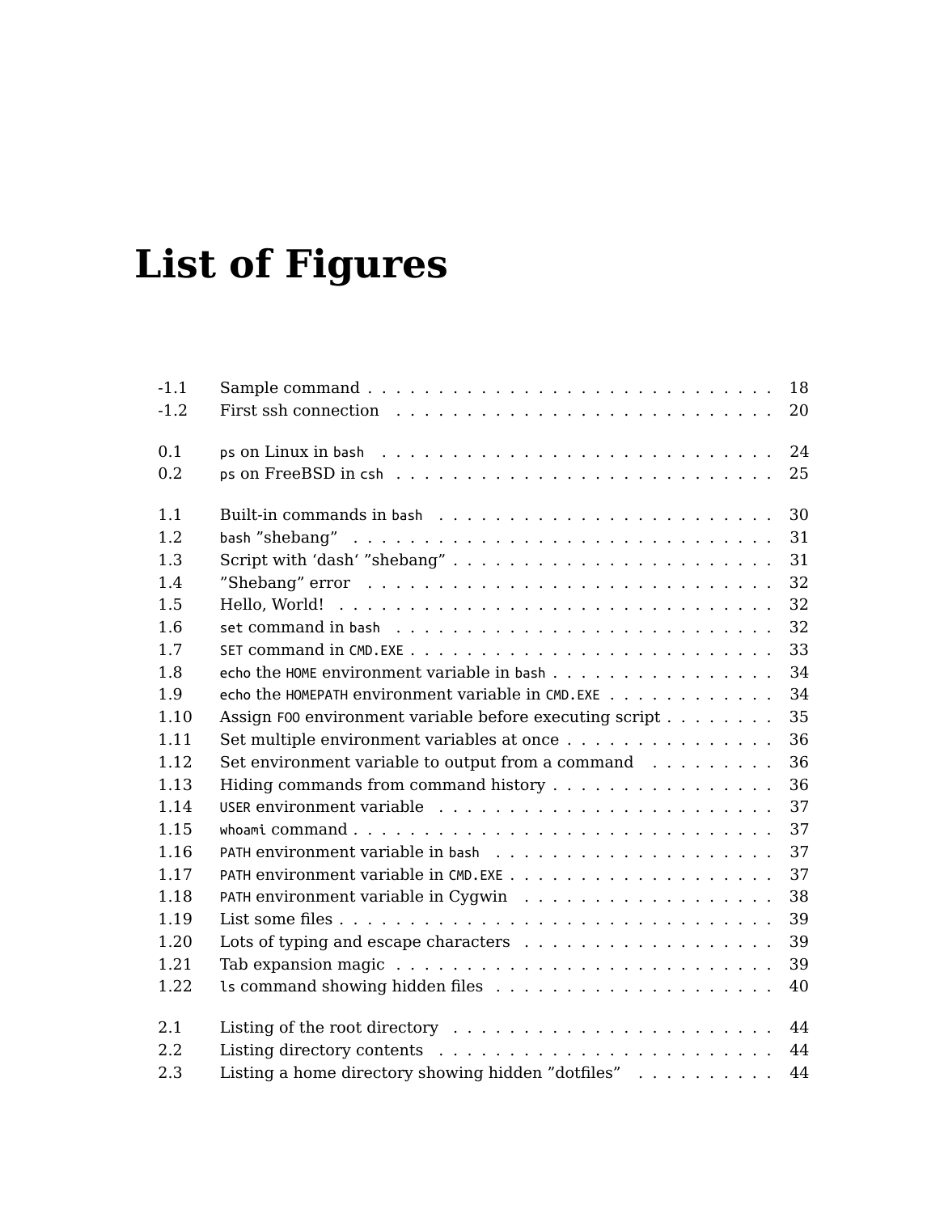# List of Figures

| | | |
|---|---|---|
| -1.1 | Sample command | 18 |
| -1.2 | First ssh connection | 20 |
| | | |
| 0.1 | `ps` on Linux in `bash` | 24 |
| 0.2 | `ps` on FreeBSD in `csh` | 25 |
| | | |
| 1.1 | Built-in commands in `bash` | 30 |
| 1.2 | `bash` ”shebang” | 31 |
| 1.3 | Script with ‘dash‘ ”shebang” | 31 |
| 1.4 | ”Shebang” error | 32 |
| 1.5 | Hello, World! | 32 |
| 1.6 | `set` command in `bash` | 32 |
| 1.7 | `SET` command in `CMD.EXE` | 33 |
| 1.8 | `echo` the `HOME` environment variable in `bash` | 34 |
| 1.9 | `echo` the `HOMEPATH` environment variable in `CMD.EXE` | 34 |
| 1.10 | Assign `FOO` environment variable before executing script | 35 |
| 1.11 | Set multiple environment variables at once | 36 |
| 1.12 | Set environment variable to output from a command | 36 |
| 1.13 | Hiding commands from command history | 36 |
| 1.14 | `USER` environment variable | 37 |
| 1.15 | `whoami` command | 37 |
| 1.16 | `PATH` environment variable in `bash` | 37 |
| 1.17 | `PATH` environment variable in `CMD.EXE` | 37 |
| 1.18 | `PATH` environment variable in Cygwin | 38 |
| 1.19 | List some files | 39 |
| 1.20 | Lots of typing and escape characters | 39 |
| 1.21 | Tab expansion magic | 39 |
| 1.22 | `ls` command showing hidden files | 40 |
| | | |
| 2.1 | Listing of the root directory | 44 |
| 2.2 | Listing directory contents | 44 |
| 2.3 | Listing a home directory showing hidden ”dotfiles” | 44 |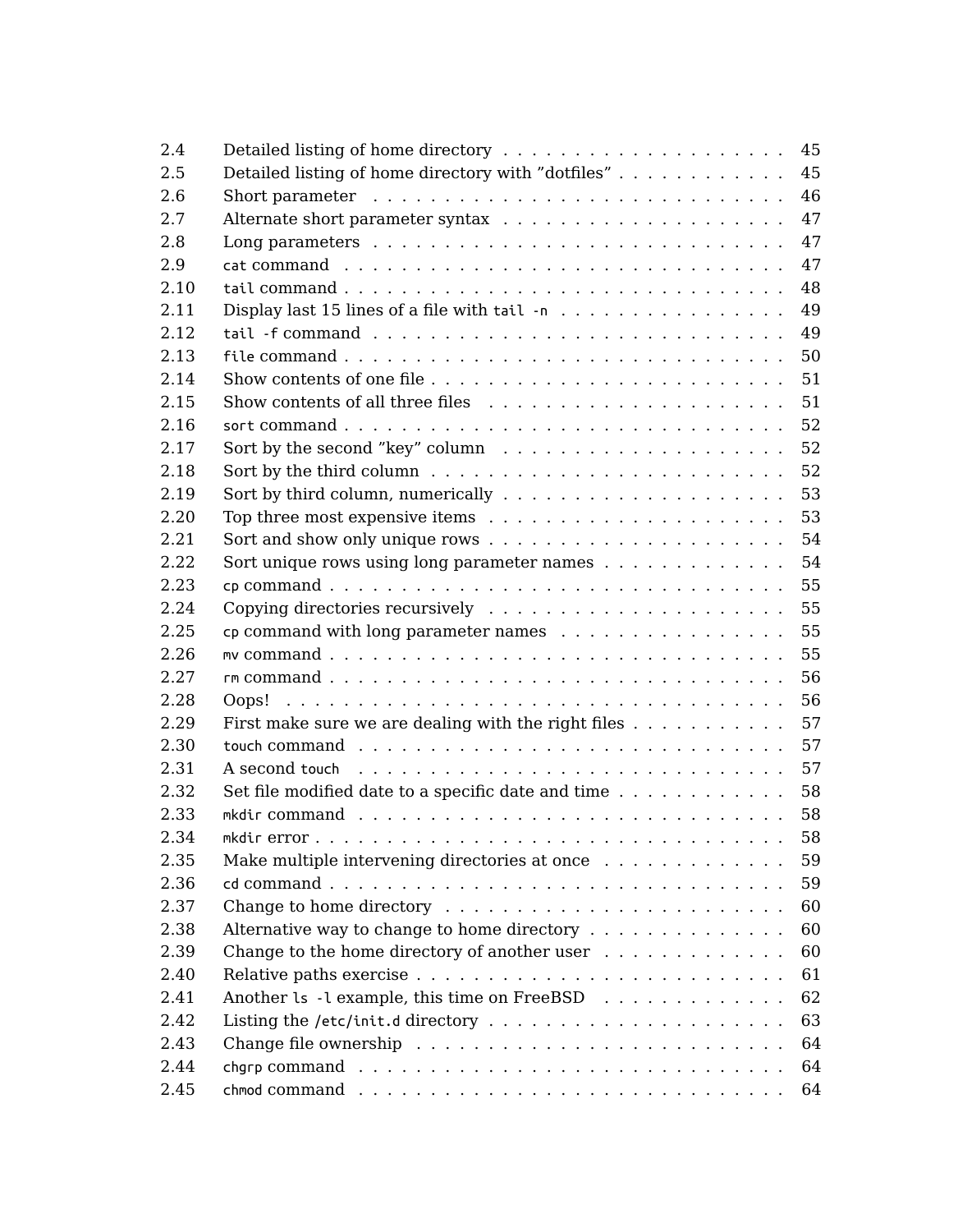| | | |
|---|---|---|
| 2.4 | Detailed listing of home directory | 45 |
| 2.5 | Detailed listing of home directory with ”dotfiles” | 45 |
| 2.6 | Short parameter | 46 |
| 2.7 | Alternate short parameter syntax | 47 |
| 2.8 | Long parameters | 47 |
| 2.9 | `cat` command | 47 |
| 2.10 | `tail` command | 48 |
| 2.11 | Display last 15 lines of a file with `tail -n` | 49 |
| 2.12 | `tail -f` command | 49 |
| 2.13 | `file` command | 50 |
| 2.14 | Show contents of one file | 51 |
| 2.15 | Show contents of all three files | 51 |
| 2.16 | `sort` command | 52 |
| 2.17 | Sort by the second ”key” column | 52 |
| 2.18 | Sort by the third column | 52 |
| 2.19 | Sort by third column, numerically | 53 |
| 2.20 | Top three most expensive items | 53 |
| 2.21 | Sort and show only unique rows | 54 |
| 2.22 | Sort unique rows using long parameter names | 54 |
| 2.23 | `cp` command | 55 |
| 2.24 | Copying directories recursively | 55 |
| 2.25 | `cp` command with long parameter names | 55 |
| 2.26 | `mv` command | 55 |
| 2.27 | `rm` command | 56 |
| 2.28 | Oops! | 56 |
| 2.29 | First make sure we are dealing with the right files | 57 |
| 2.30 | `touch` command | 57 |
| 2.31 | A second `touch` | 57 |
| 2.32 | Set file modified date to a specific date and time | 58 |
| 2.33 | `mkdir` command | 58 |
| 2.34 | `mkdir` error | 58 |
| 2.35 | Make multiple intervening directories at once | 59 |
| 2.36 | `cd` command | 59 |
| 2.37 | Change to home directory | 60 |
| 2.38 | Alternative way to change to home directory | 60 |
| 2.39 | Change to the home directory of another user | 60 |
| 2.40 | Relative paths exercise | 61 |
| 2.41 | Another `ls -l` example, this time on FreeBSD | 62 |
| 2.42 | Listing the `/etc/init.d` directory | 63 |
| 2.43 | Change file ownership | 64 |
| 2.44 | `chgrp` command | 64 |
| 2.45 | `chmod` command | 64 |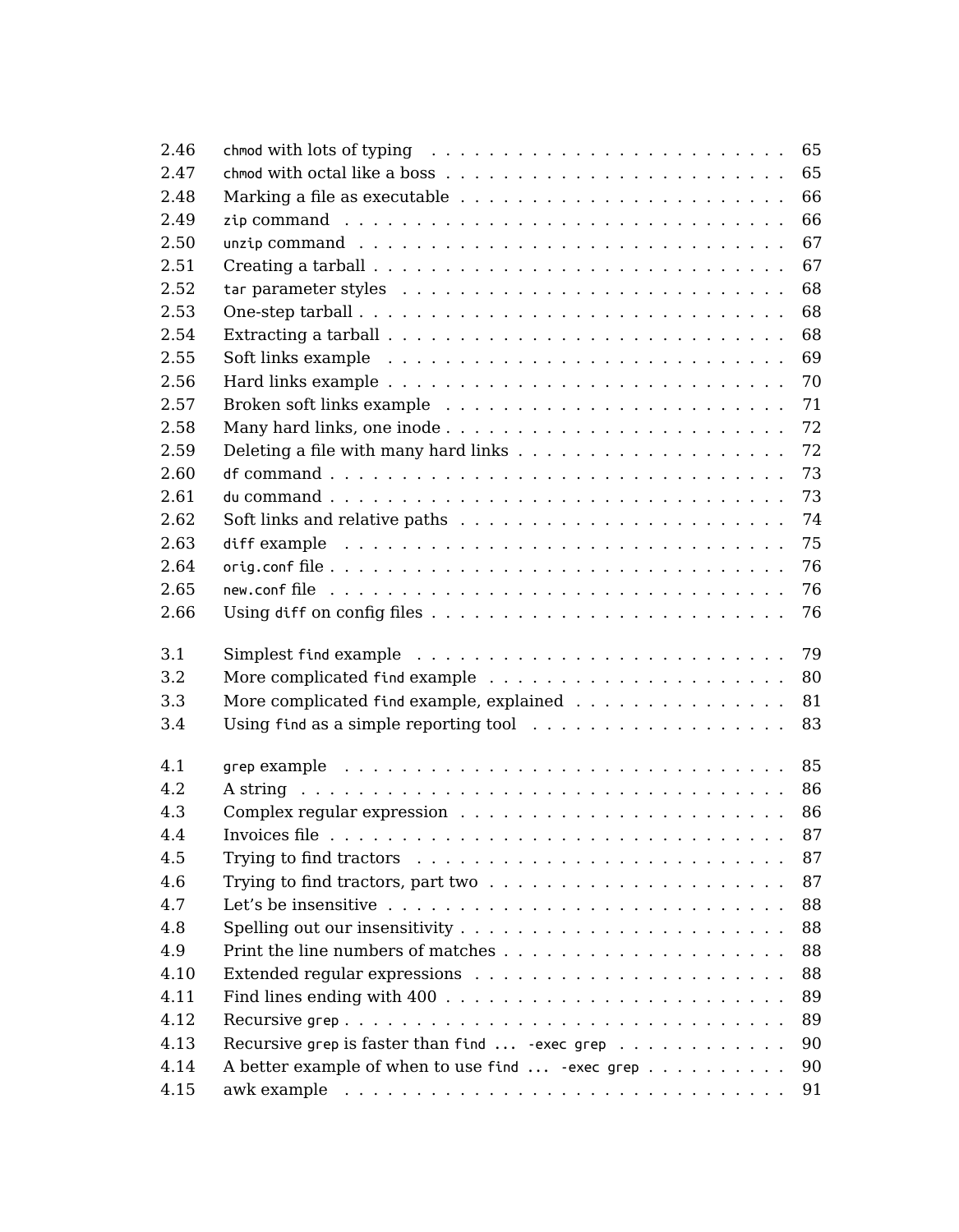| | | |
|---|---|---|
| 2.46 | `chmod` with lots of typing | 65 |
| 2.47 | `chmod` with octal like a boss | 65 |
| 2.48 | Marking a file as executable | 66 |
| 2.49 | `zip` command | 66 |
| 2.50 | `unzip` command | 67 |
| 2.51 | Creating a tarball | 67 |
| 2.52 | `tar` parameter styles | 68 |
| 2.53 | One-step tarball | 68 |
| 2.54 | Extracting a tarball | 68 |
| 2.55 | Soft links example | 69 |
| 2.56 | Hard links example | 70 |
| 2.57 | Broken soft links example | 71 |
| 2.58 | Many hard links, one inode | 72 |
| 2.59 | Deleting a file with many hard links | 72 |
| 2.60 | `df` command | 73 |
| 2.61 | `du` command | 73 |
| 2.62 | Soft links and relative paths | 74 |
| 2.63 | `diff` example | 75 |
| 2.64 | `orig.conf` file | 76 |
| 2.65 | `new.conf` file | 76 |
| 2.66 | Using `diff` on config files | 76 |
| 3.1 | Simplest `find` example | 79 |
| 3.2 | More complicated `find` example | 80 |
| 3.3 | More complicated `find` example, explained | 81 |
| 3.4 | Using `find` as a simple reporting tool | 83 |
| 4.1 | `grep` example | 85 |
| 4.2 | A string | 86 |
| 4.3 | Complex regular expression | 86 |
| 4.4 | Invoices file | 87 |
| 4.5 | Trying to find tractors | 87 |
| 4.6 | Trying to find tractors, part two | 87 |
| 4.7 | Let's be insensitive | 88 |
| 4.8 | Spelling out our insensitivity | 88 |
| 4.9 | Print the line numbers of matches | 88 |
| 4.10 | Extended regular expressions | 88 |
| 4.11 | Find lines ending with 400 | 89 |
| 4.12 | Recursive `grep` | 89 |
| 4.13 | Recursive `grep` is faster than `find ... -exec grep` | 90 |
| 4.14 | A better example of when to use `find ... -exec grep` | 90 |
| 4.15 | awk example | 91 |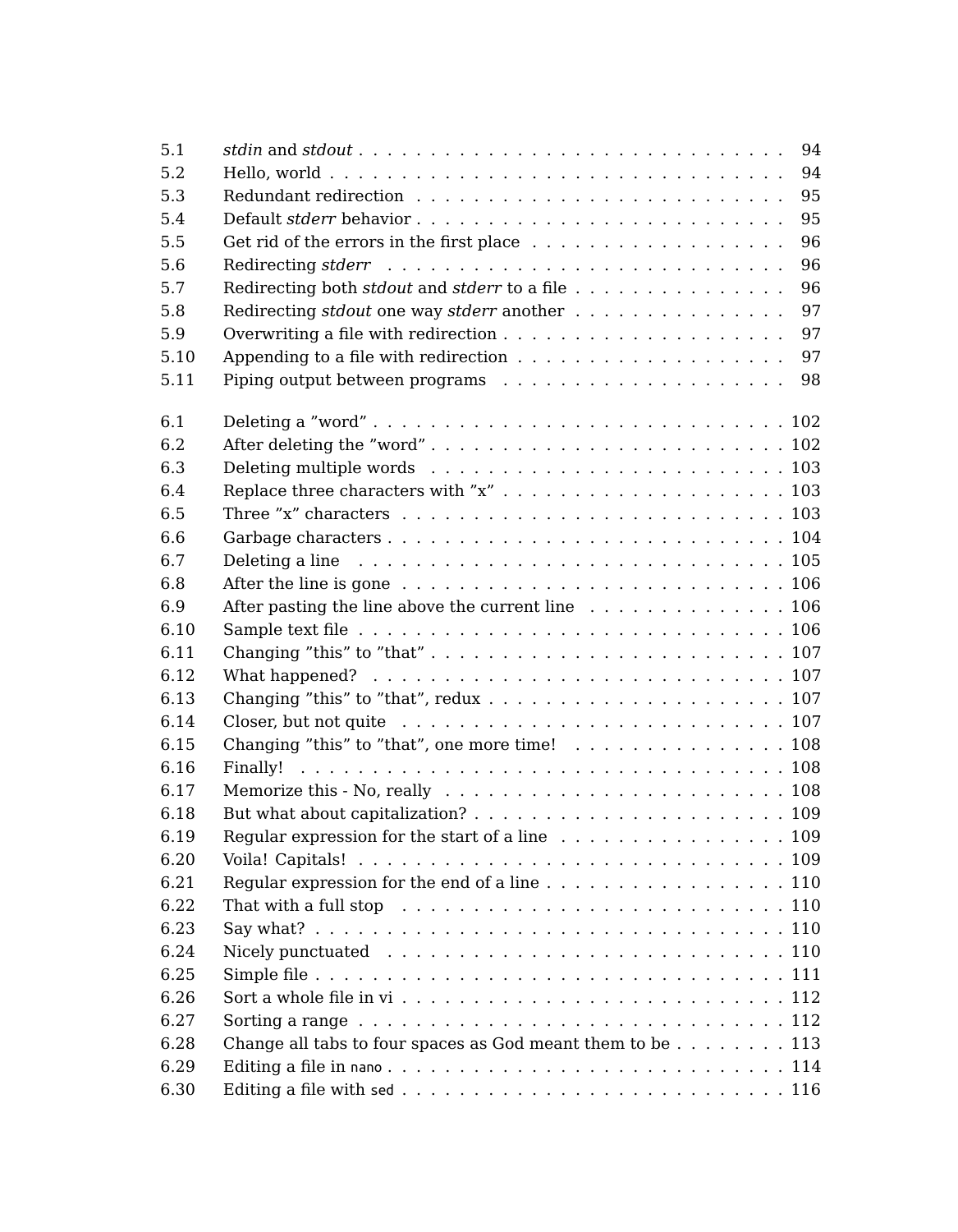| | | |
|---|---|---|
| 5.1 | *stdin* and *stdout* | 94 |
| 5.2 | Hello, world | 94 |
| 5.3 | Redundant redirection | 95 |
| 5.4 | Default *stderr* behavior | 95 |
| 5.5 | Get rid of the errors in the first place | 96 |
| 5.6 | Redirecting *stderr* | 96 |
| 5.7 | Redirecting both *stdout* and *stderr* to a file | 96 |
| 5.8 | Redirecting *stdout* one way *stderr* another | 97 |
| 5.9 | Overwriting a file with redirection | 97 |
| 5.10 | Appending to a file with redirection | 97 |
| 5.11 | Piping output between programs | 98 |

| | | |
|---|---|---|
| 6.1 | Deleting a ”word” | 102 |
| 6.2 | After deleting the ”word” | 102 |
| 6.3 | Deleting multiple words | 103 |
| 6.4 | Replace three characters with ”x” | 103 |
| 6.5 | Three ”x” characters | 103 |
| 6.6 | Garbage characters | 104 |
| 6.7 | Deleting a line | 105 |
| 6.8 | After the line is gone | 106 |
| 6.9 | After pasting the line above the current line | 106 |
| 6.10 | Sample text file | 106 |
| 6.11 | Changing ”this” to ”that” | 107 |
| 6.12 | What happened? | 107 |
| 6.13 | Changing ”this” to ”that”, redux | 107 |
| 6.14 | Closer, but not quite | 107 |
| 6.15 | Changing ”this” to ”that”, one more time! | 108 |
| 6.16 | Finally! | 108 |
| 6.17 | Memorize this - No, really | 108 |
| 6.18 | But what about capitalization? | 109 |
| 6.19 | Regular expression for the start of a line | 109 |
| 6.20 | Voila! Capitals! | 109 |
| 6.21 | Regular expression for the end of a line | 110 |
| 6.22 | That with a full stop | 110 |
| 6.23 | Say what? | 110 |
| 6.24 | Nicely punctuated | 110 |
| 6.25 | Simple file | 111 |
| 6.26 | Sort a whole file in vi | 112 |
| 6.27 | Sorting a range | 112 |
| 6.28 | Change all tabs to four spaces as God meant them to be | 113 |
| 6.29 | Editing a file in `nano` | 114 |
| 6.30 | Editing a file with `sed` | 116 |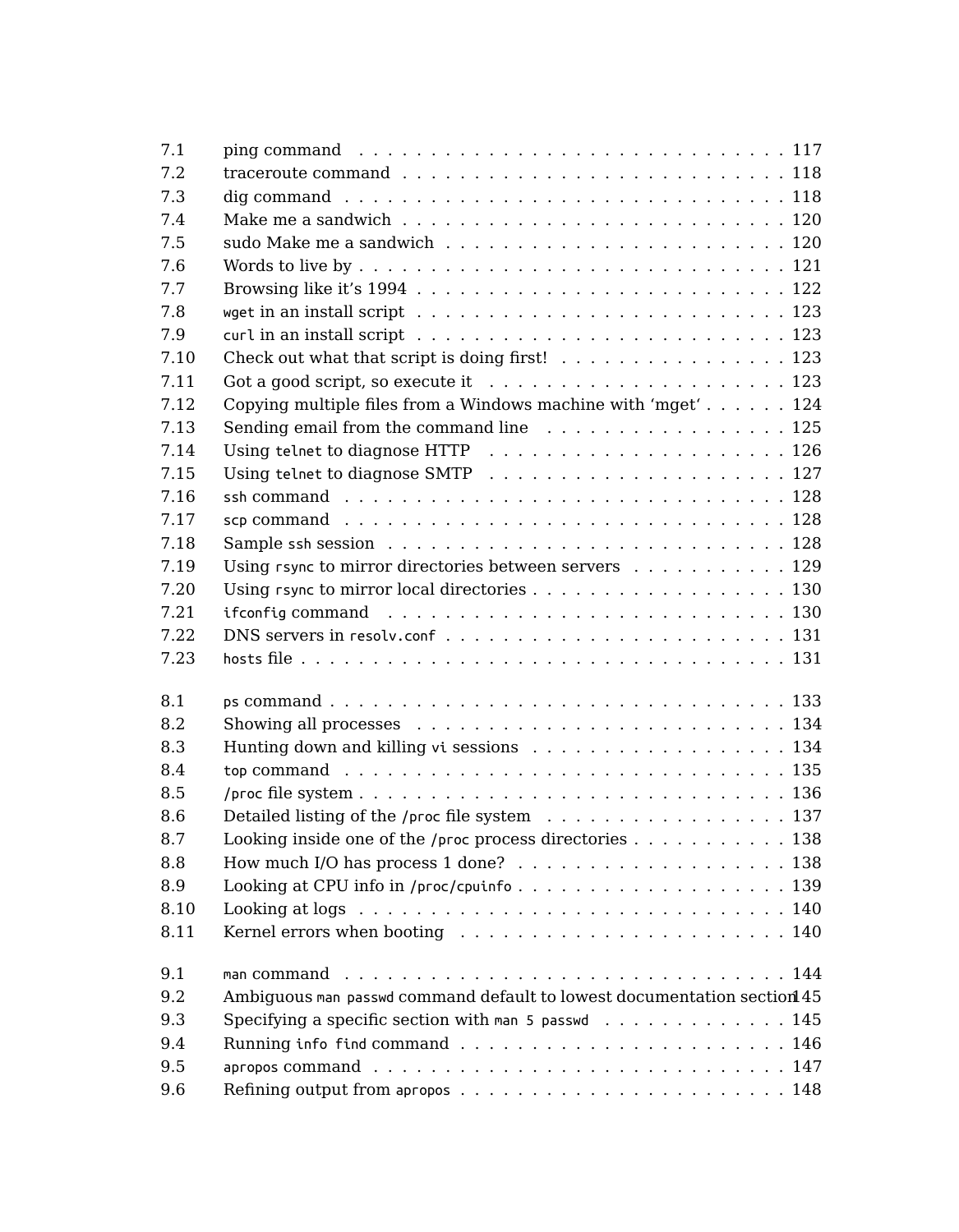| | | |
|---|---|---|
| 7.1 | ping command | 117 |
| 7.2 | traceroute command | 118 |
| 7.3 | dig command | 118 |
| 7.4 | Make me a sandwich | 120 |
| 7.5 | sudo Make me a sandwich | 120 |
| 7.6 | Words to live by | 121 |
| 7.7 | Browsing like it's 1994 | 122 |
| 7.8 | `wget` in an install script | 123 |
| 7.9 | `curl` in an install script | 123 |
| 7.10 | Check out what that script is doing first! | 123 |
| 7.11 | Got a good script, so execute it | 123 |
| 7.12 | Copying multiple files from a Windows machine with 'mget' | 124 |
| 7.13 | Sending email from the command line | 125 |
| 7.14 | Using `telnet` to diagnose HTTP | 126 |
| 7.15 | Using `telnet` to diagnose SMTP | 127 |
| 7.16 | `ssh` command | 128 |
| 7.17 | `scp` command | 128 |
| 7.18 | Sample `ssh` session | 128 |
| 7.19 | Using `rsync` to mirror directories between servers | 129 |
| 7.20 | Using `rsync` to mirror local directories | 130 |
| 7.21 | `ifconfig` command | 130 |
| 7.22 | DNS servers in `resolv.conf` | 131 |
| 7.23 | `hosts` file | 131 |
| 8.1 | `ps` command | 133 |
| 8.2 | Showing all processes | 134 |
| 8.3 | Hunting down and killing `vi` sessions | 134 |
| 8.4 | `top` command | 135 |
| 8.5 | `/proc` file system | 136 |
| 8.6 | Detailed listing of the `/proc` file system | 137 |
| 8.7 | Looking inside one of the `/proc` process directories | 138 |
| 8.8 | How much I/O has process 1 done? | 138 |
| 8.9 | Looking at CPU info in `/proc/cpuinfo` | 139 |
| 8.10 | Looking at logs | 140 |
| 8.11 | Kernel errors when booting | 140 |
| 9.1 | `man` command | 144 |
| 9.2 | Ambiguous `man passwd` command default to lowest documentation section | 145 |
| 9.3 | Specifying a specific section with `man 5 passwd` | 145 |
| 9.4 | Running `info find` command | 146 |
| 9.5 | `apropos` command | 147 |
| 9.6 | Refining output from `apropos` | 148 |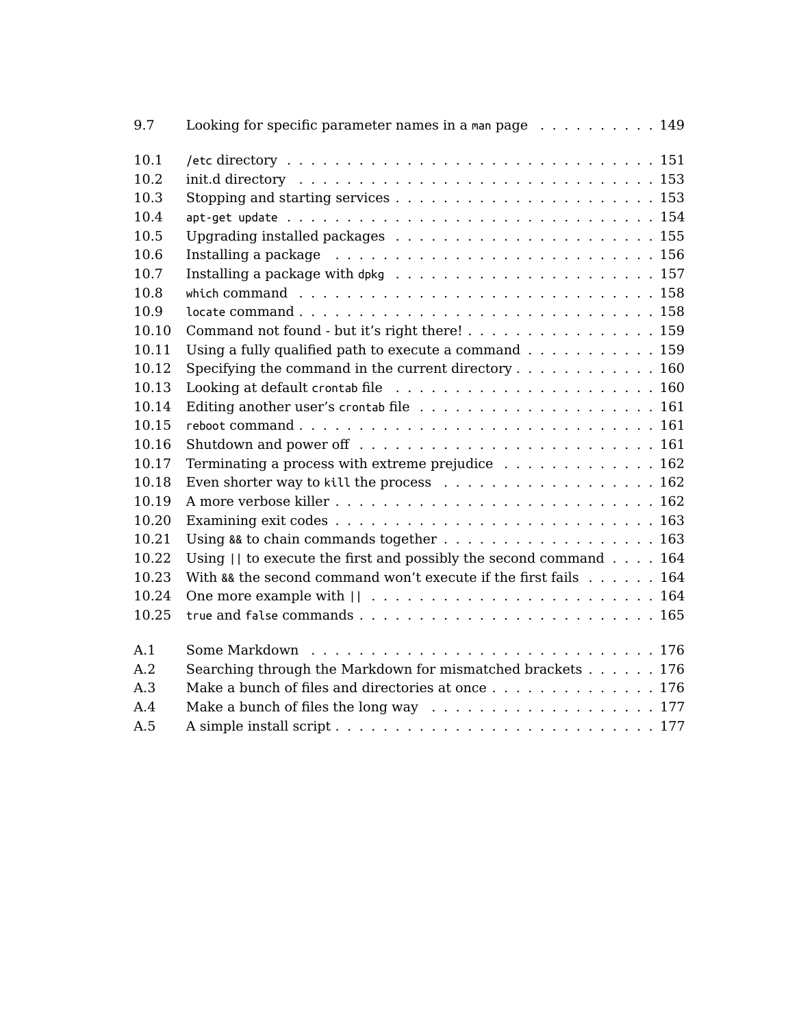9.7 Looking for specific parameter names in a `man` page . . . . . . . . . . 149

10.1 `/etc` directory . . . . . . . . . . . . . . . . . . . . . . . . . . . . . 151
10.2 init.d directory . . . . . . . . . . . . . . . . . . . . . . . . . . . . . 153
10.3 Stopping and starting services . . . . . . . . . . . . . . . . . . . . . . 153
10.4 `apt-get update` . . . . . . . . . . . . . . . . . . . . . . . . . . . . . 154
10.5 Upgrading installed packages . . . . . . . . . . . . . . . . . . . . . . 155
10.6 Installing a package . . . . . . . . . . . . . . . . . . . . . . . . . . . 156
10.7 Installing a package with `dpkg` . . . . . . . . . . . . . . . . . . . . . 157
10.8 `which` command . . . . . . . . . . . . . . . . . . . . . . . . . . . . . 158
10.9 `locate` command . . . . . . . . . . . . . . . . . . . . . . . . . . . . . 158
10.10 Command not found - but it's right there! . . . . . . . . . . . . . . . . 159
10.11 Using a fully qualified path to execute a command . . . . . . . . . . . 159
10.12 Specifying the command in the current directory . . . . . . . . . . . . 160
10.13 Looking at default `crontab` file . . . . . . . . . . . . . . . . . . . . . 160
10.14 Editing another user's `crontab` file . . . . . . . . . . . . . . . . . . . 161
10.15 `reboot` command . . . . . . . . . . . . . . . . . . . . . . . . . . . . . 161
10.16 Shutdown and power off . . . . . . . . . . . . . . . . . . . . . . . . . 161
10.17 Terminating a process with extreme prejudice . . . . . . . . . . . . . . 162
10.18 Even shorter way to `kill` the process . . . . . . . . . . . . . . . . . . 162
10.19 A more verbose killer . . . . . . . . . . . . . . . . . . . . . . . . . . . 162
10.20 Examining exit codes . . . . . . . . . . . . . . . . . . . . . . . . . . . 163
10.21 Using `&&` to chain commands together . . . . . . . . . . . . . . . . . 163
10.22 Using `||` to execute the first and possibly the second command . . . . 164
10.23 With `&&` the second command won't execute if the first fails . . . . . . 164
10.24 One more example with `||` . . . . . . . . . . . . . . . . . . . . . . . . 164
10.25 `true` and `false` commands . . . . . . . . . . . . . . . . . . . . . . . . 165

A.1 Some Markdown . . . . . . . . . . . . . . . . . . . . . . . . . . . . . . 176
A.2 Searching through the Markdown for mismatched brackets . . . . . . 176
A.3 Make a bunch of files and directories at once . . . . . . . . . . . . . . 176
A.4 Make a bunch of files the long way . . . . . . . . . . . . . . . . . . . 177
A.5 A simple install script . . . . . . . . . . . . . . . . . . . . . . . . . . . 177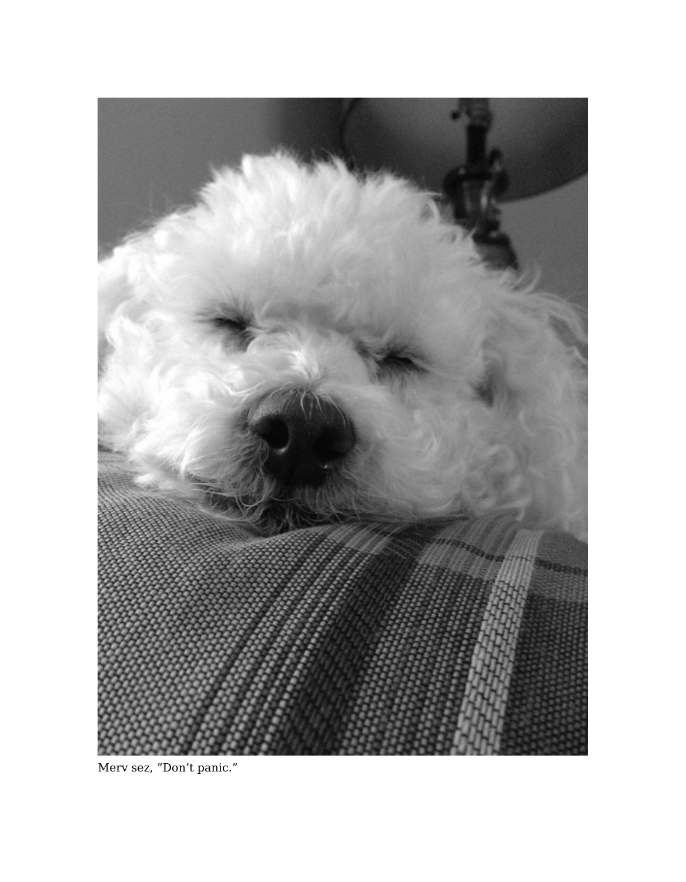Merv sez, ”Don’t panic.”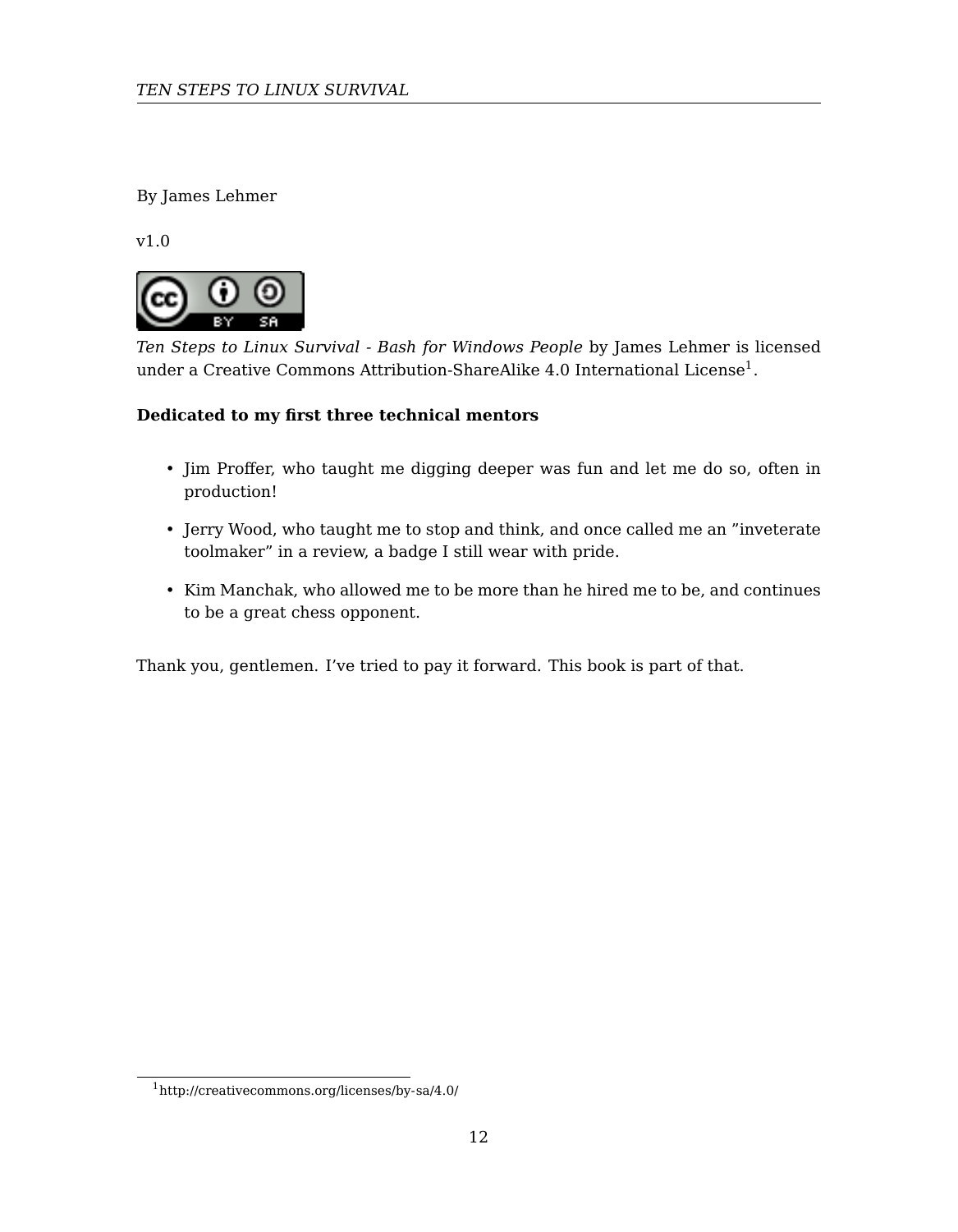By James Lehmer

v1.0

*Ten Steps to Linux Survival - Bash for Windows People* by James Lehmer is licensed under a Creative Commons Attribution-ShareAlike 4.0 International License[1].

**Dedicated to my first three technical mentors**

- Jim Proffer, who taught me digging deeper was fun and let me do so, often in production!
- Jerry Wood, who taught me to stop and think, and once called me an "inveterate toolmaker" in a review, a badge I still wear with pride.
- Kim Manchak, who allowed me to be more than he hired me to be, and continues to be a great chess opponent.

Thank you, gentlemen. I've tried to pay it forward. This book is part of that.

[1] http://creativecommons.org/licenses/by-sa/4.0/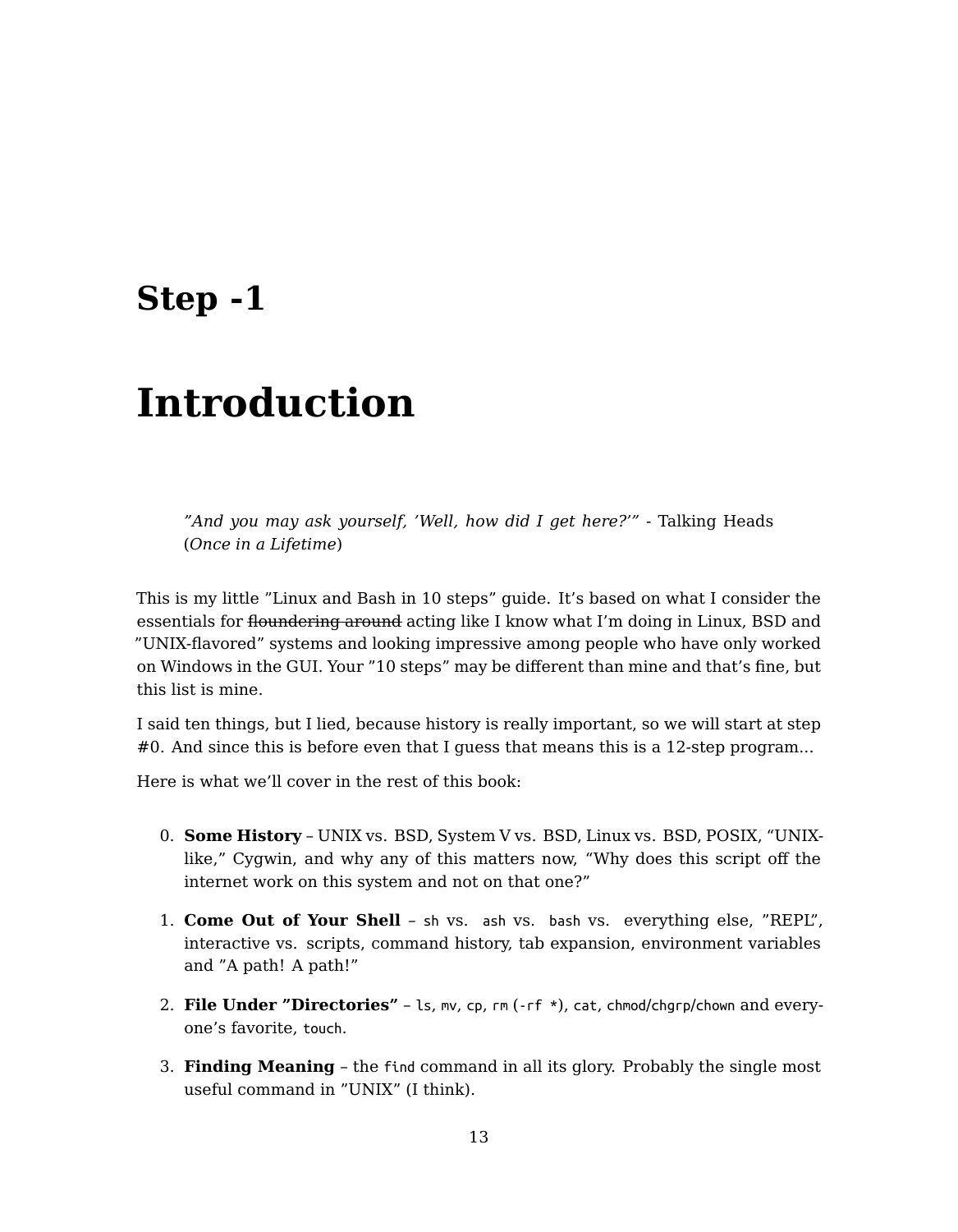# Step -1

# Introduction

> *"And you may ask yourself, 'Well, how did I get here?'"* - Talking Heads (*Once in a Lifetime*)

This is my little "Linux and Bash in 10 steps" guide. It's based on what I consider the essentials for ~~floundering around~~ acting like I know what I'm doing in Linux, BSD and "UNIX-flavored" systems and looking impressive among people who have only worked on Windows in the GUI. Your "10 steps" may be different than mine and that's fine, but this list is mine.

I said ten things, but I lied, because history is really important, so we will start at step #0. And since this is before even that I guess that means this is a 12-step program...

Here is what we'll cover in the rest of this book:

0. **Some History** – UNIX vs. BSD, System V vs. BSD, Linux vs. BSD, POSIX, "UNIX-like," Cygwin, and why any of this matters now, "Why does this script off the internet work on this system and not on that one?"
1. **Come Out of Your Shell** – `sh` vs. `ash` vs. `bash` vs. everything else, "REPL", interactive vs. scripts, command history, tab expansion, environment variables and "A path! A path!"
2. **File Under "Directories"** – `ls`, `mv`, `cp`, `rm` (`-rf *`), `cat`, `chmod`/`chgrp`/`chown` and everyone's favorite, `touch`.
3. **Finding Meaning** – the `find` command in all its glory. Probably the single most useful command in "UNIX" (I think).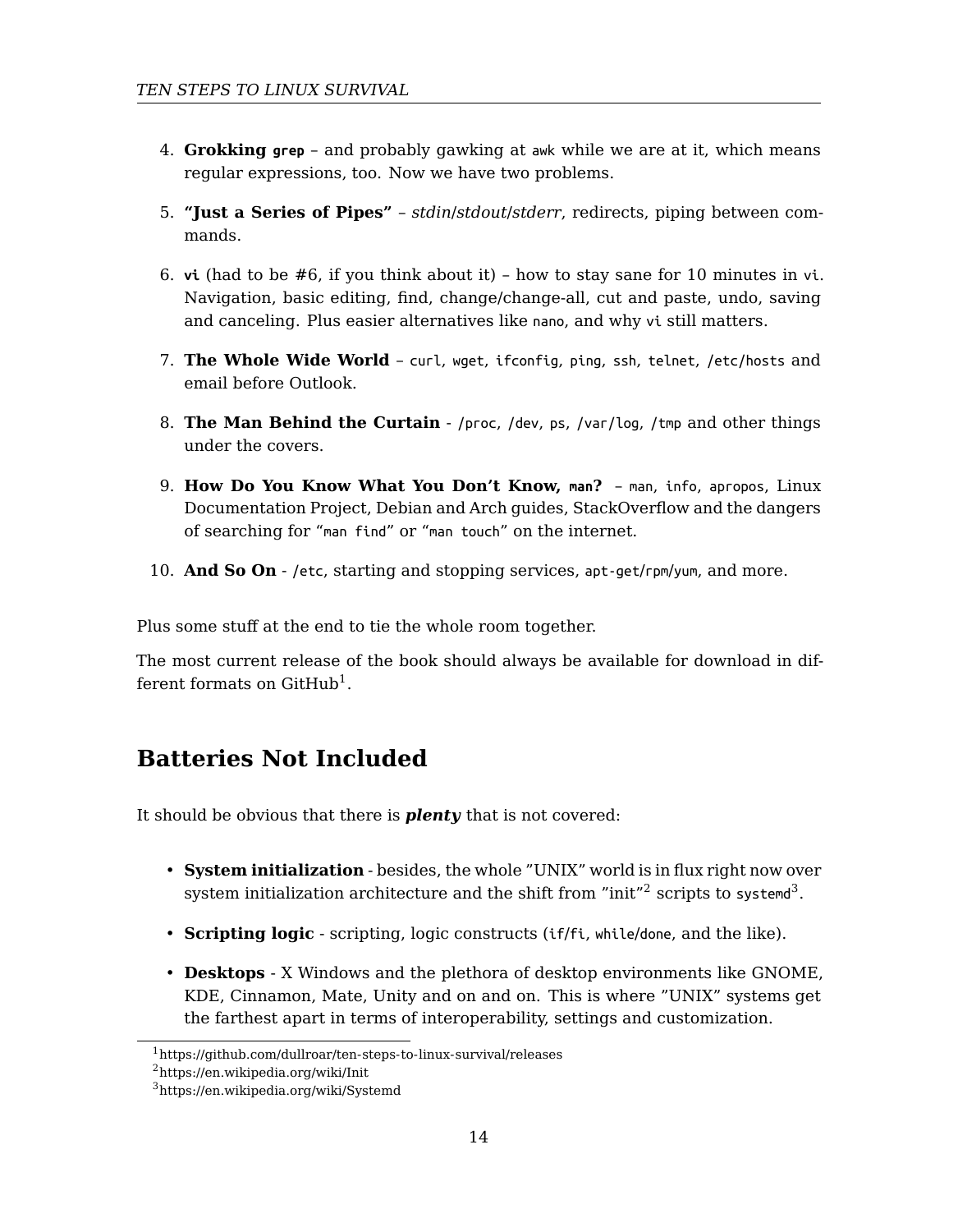4. **Grokking `grep`** – and probably gawking at `awk` while we are at it, which means regular expressions, too. Now we have two problems.

5. **"Just a Series of Pipes"** – *stdin*/*stdout*/*stderr*, redirects, piping between commands.

6. **`vi`** (had to be #6, if you think about it) – how to stay sane for 10 minutes in `vi`. Navigation, basic editing, find, change/change-all, cut and paste, undo, saving and canceling. Plus easier alternatives like `nano`, and why `vi` still matters.

7. **The Whole Wide World** – `curl`, `wget`, `ifconfig`, `ping`, `ssh`, `telnet`, `/etc/hosts` and email before Outlook.

8. **The Man Behind the Curtain** - `/proc`, `/dev`, `ps`, `/var/log`, `/tmp` and other things under the covers.

9. **How Do You Know What You Don't Know, `man`?** – `man`, `info`, `apropos`, Linux Documentation Project, Debian and Arch guides, StackOverflow and the dangers of searching for "`man find`" or "`man touch`" on the internet.

10. **And So On** - `/etc`, starting and stopping services, `apt-get`/`rpm`/`yum`, and more.

Plus some stuff at the end to tie the whole room together.

The most current release of the book should always be available for download in different formats on GitHub[1].

## Batteries Not Included

It should be obvious that there is ***plenty*** that is not covered:

- **System initialization** - besides, the whole "UNIX" world is in flux right now over system initialization architecture and the shift from "init"[2] scripts to `systemd`[3].

- **Scripting logic** - scripting, logic constructs (`if`/`fi`, `while`/`done`, and the like).

- **Desktops** - X Windows and the plethora of desktop environments like GNOME, KDE, Cinnamon, Mate, Unity and on and on. This is where "UNIX" systems get the farthest apart in terms of interoperability, settings and customization.

---

[1] https://github.com/dullroar/ten-steps-to-linux-survival/releases

[2] https://en.wikipedia.org/wiki/Init

[3] https://en.wikipedia.org/wiki/Systemd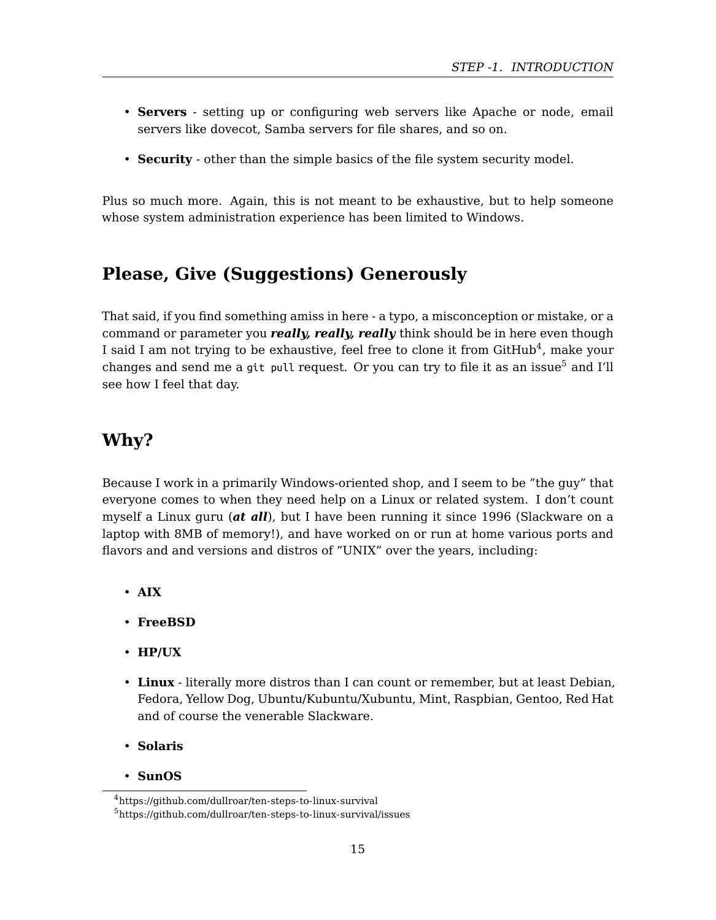- **Servers** - setting up or configuring web servers like Apache or node, email servers like dovecot, Samba servers for file shares, and so on.

- **Security** - other than the simple basics of the file system security model.

Plus so much more. Again, this is not meant to be exhaustive, but to help someone whose system administration experience has been limited to Windows.

## Please, Give (Suggestions) Generously

That said, if you find something amiss in here - a typo, a misconception or mistake, or a command or parameter you ***really, really, really*** think should be in here even though I said I am not trying to be exhaustive, feel free to clone it from GitHub[4], make your changes and send me a `git pull` request. Or you can try to file it as an issue[5] and I'll see how I feel that day.

## Why?

Because I work in a primarily Windows-oriented shop, and I seem to be "the guy" that everyone comes to when they need help on a Linux or related system. I don't count myself a Linux guru (***at all***), but I have been running it since 1996 (Slackware on a laptop with 8MB of memory!), and have worked on or run at home various ports and flavors and and versions and distros of "UNIX" over the years, including:

- **AIX**

- **FreeBSD**

- **HP/UX**

- **Linux** - literally more distros than I can count or remember, but at least Debian, Fedora, Yellow Dog, Ubuntu/Kubuntu/Xubuntu, Mint, Raspbian, Gentoo, Red Hat and of course the venerable Slackware.

- **Solaris**

- **SunOS**

---

[4] https://github.com/dullroar/ten-steps-to-linux-survival

[5] https://github.com/dullroar/ten-steps-to-linux-survival/issues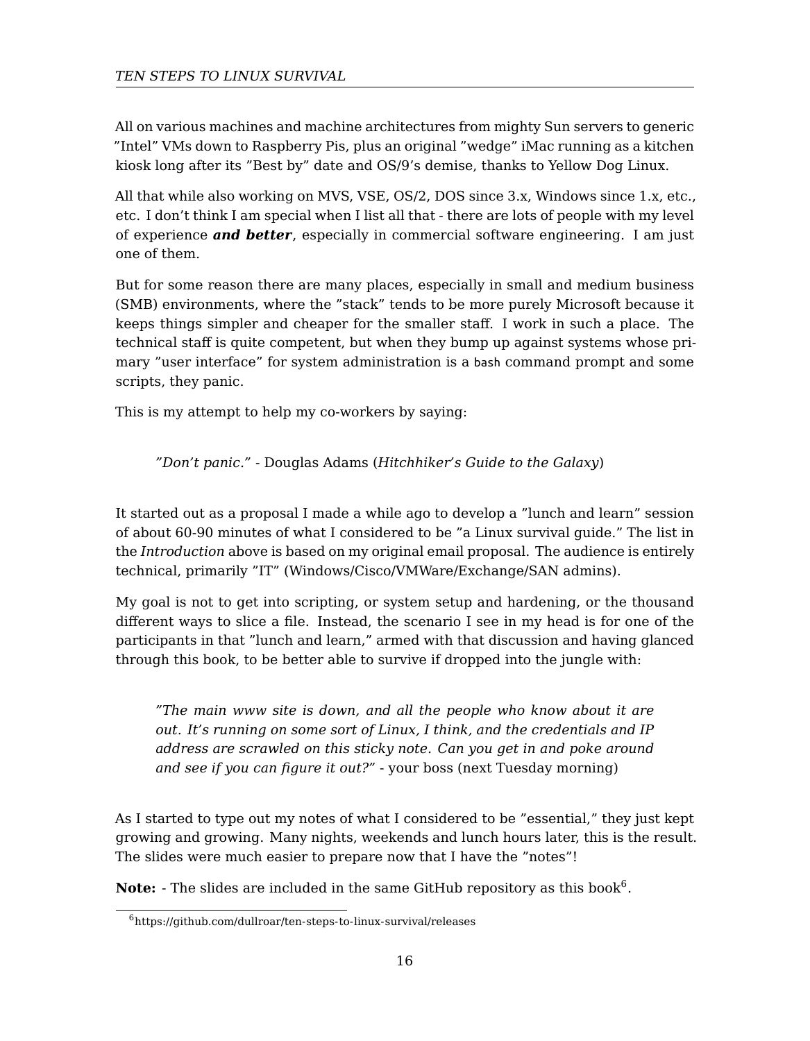All on various machines and machine architectures from mighty Sun servers to generic "Intel" VMs down to Raspberry Pis, plus an original "wedge" iMac running as a kitchen kiosk long after its "Best by" date and OS/9's demise, thanks to Yellow Dog Linux.

All that while also working on MVS, VSE, OS/2, DOS since 3.x, Windows since 1.x, etc., etc. I don't think I am special when I list all that - there are lots of people with my level of experience ***and better***, especially in commercial software engineering. I am just one of them.

But for some reason there are many places, especially in small and medium business (SMB) environments, where the "stack" tends to be more purely Microsoft because it keeps things simpler and cheaper for the smaller staff. I work in such a place. The technical staff is quite competent, but when they bump up against systems whose primary "user interface" for system administration is a `bash` command prompt and some scripts, they panic.

This is my attempt to help my co-workers by saying:

> *"Don't panic."* - Douglas Adams (*Hitchhiker's Guide to the Galaxy*)

It started out as a proposal I made a while ago to develop a "lunch and learn" session of about 60-90 minutes of what I considered to be "a Linux survival guide." The list in the *Introduction* above is based on my original email proposal. The audience is entirely technical, primarily "IT" (Windows/Cisco/VMWare/Exchange/SAN admins).

My goal is not to get into scripting, or system setup and hardening, or the thousand different ways to slice a file. Instead, the scenario I see in my head is for one of the participants in that "lunch and learn," armed with that discussion and having glanced through this book, to be better able to survive if dropped into the jungle with:

> *"The main www site is down, and all the people who know about it are out. It's running on some sort of Linux, I think, and the credentials and IP address are scrawled on this sticky note. Can you get in and poke around and see if you can figure it out?"* - your boss (next Tuesday morning)

As I started to type out my notes of what I considered to be "essential," they just kept growing and growing. Many nights, weekends and lunch hours later, this is the result. The slides were much easier to prepare now that I have the "notes"!

**Note:** - The slides are included in the same GitHub repository as this book[6].

[6] https://github.com/dullroar/ten-steps-to-linux-survival/releases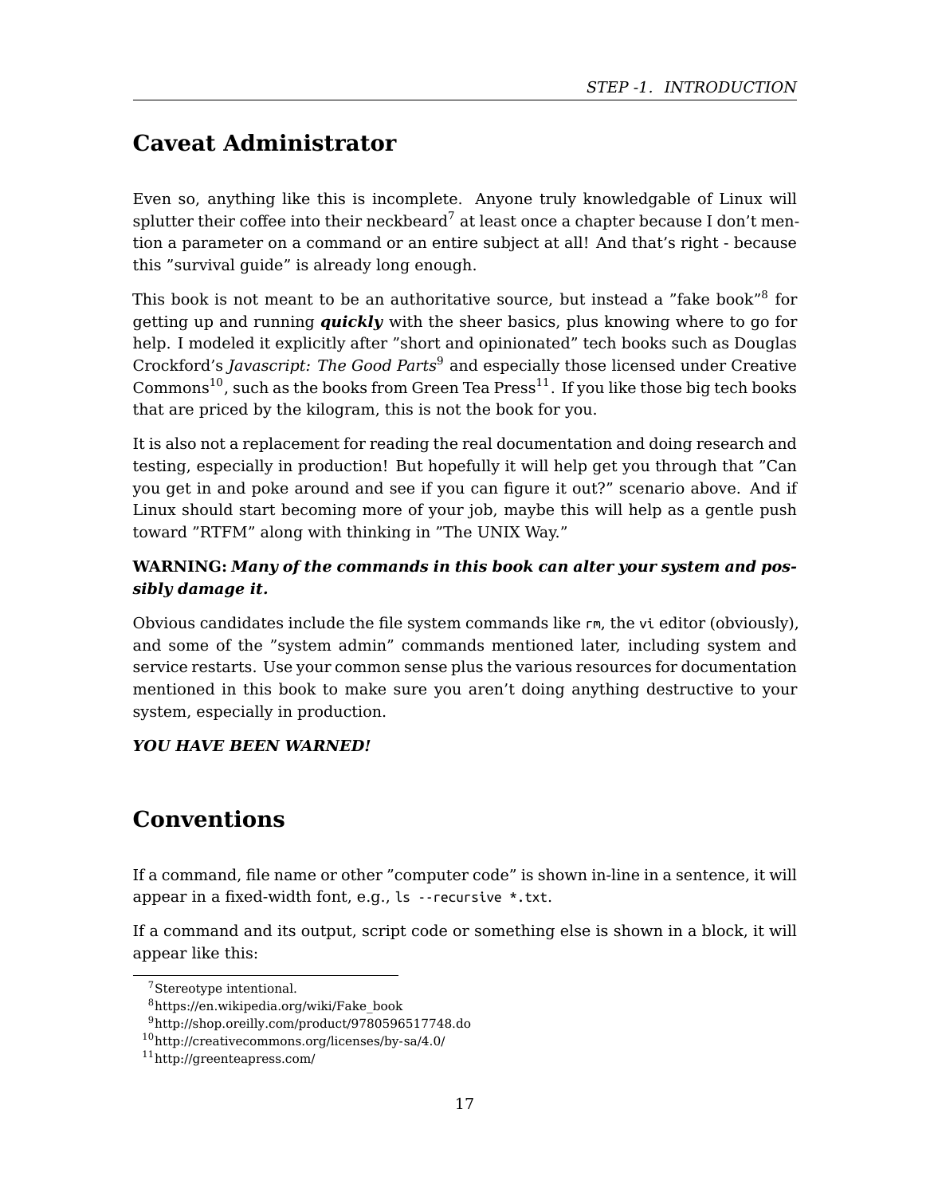## Caveat Administrator

Even so, anything like this is incomplete. Anyone truly knowledgable of Linux will splutter their coffee into their neckbeard[7] at least once a chapter because I don't mention a parameter on a command or an entire subject at all! And that's right - because this "survival guide" is already long enough.

This book is not meant to be an authoritative source, but instead a "fake book"[8] for getting up and running ***quickly*** with the sheer basics, plus knowing where to go for help. I modeled it explicitly after "short and opinionated" tech books such as Douglas Crockford's *Javascript: The Good Parts*[9] and especially those licensed under Creative Commons[10], such as the books from Green Tea Press[11]. If you like those big tech books that are priced by the kilogram, this is not the book for you.

It is also not a replacement for reading the real documentation and doing research and testing, especially in production! But hopefully it will help get you through that "Can you get in and poke around and see if you can figure it out?" scenario above. And if Linux should start becoming more of your job, maybe this will help as a gentle push toward "RTFM" along with thinking in "The UNIX Way."

**WARNING:** ***Many of the commands in this book can alter your system and possibly damage it.***

Obvious candidates include the file system commands like `rm`, the `vi` editor (obviously), and some of the "system admin" commands mentioned later, including system and service restarts. Use your common sense plus the various resources for documentation mentioned in this book to make sure you aren't doing anything destructive to your system, especially in production.

***YOU HAVE BEEN WARNED!***

## Conventions

If a command, file name or other "computer code" is shown in-line in a sentence, it will appear in a fixed-width font, e.g., `ls --recursive *.txt`.

If a command and its output, script code or something else is shown in a block, it will appear like this:

---

[7] Stereotype intentional.

[8] https://en.wikipedia.org/wiki/Fake_book

[9] http://shop.oreilly.com/product/9780596517748.do

[10] http://creativecommons.org/licenses/by-sa/4.0/

[11] http://greenteapress.com/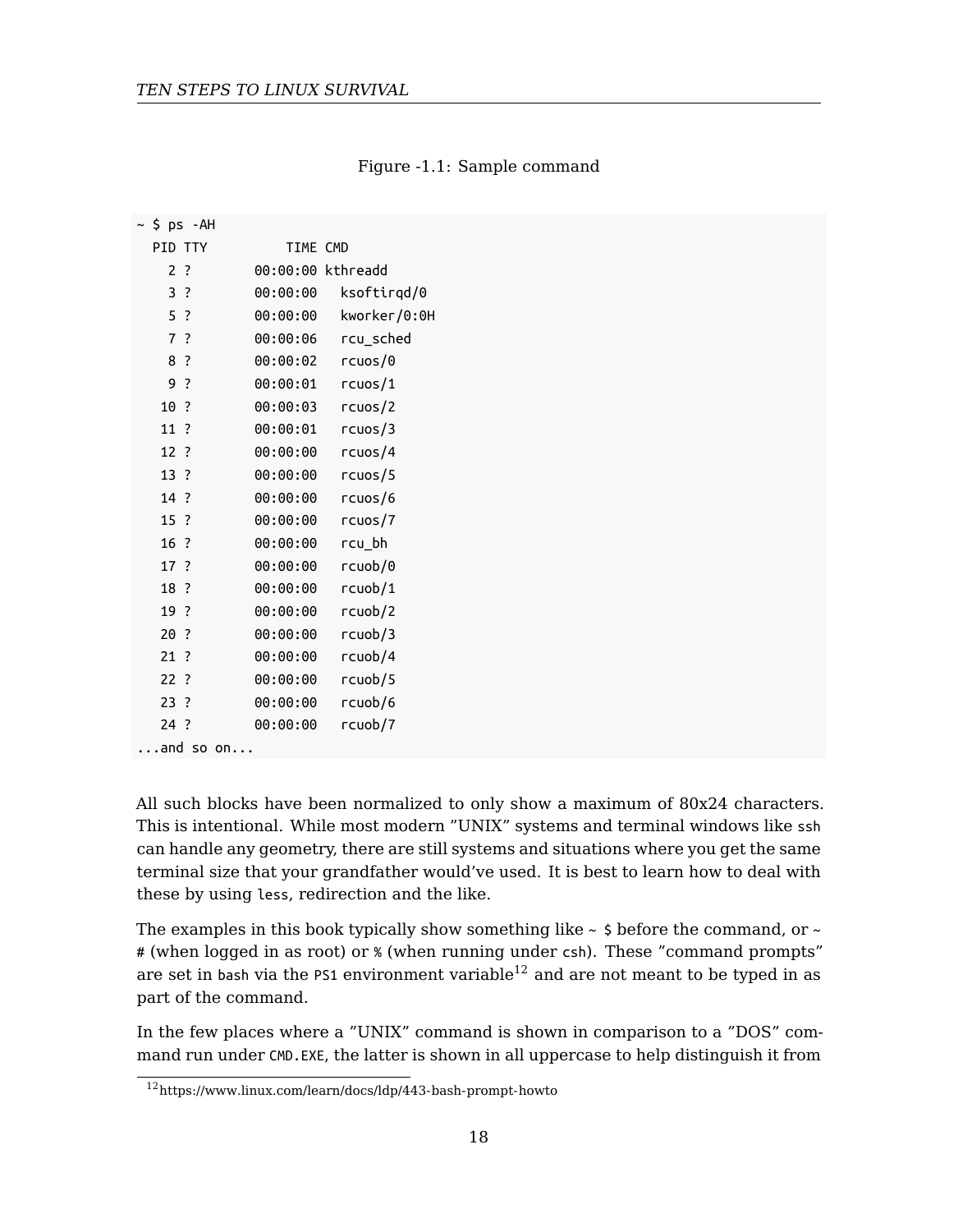Figure -1.1: Sample command

```
~ $ ps -AH
  PID TTY          TIME CMD
    2 ?        00:00:00 kthreadd
    3 ?        00:00:00   ksoftirqd/0
    5 ?        00:00:00   kworker/0:0H
    7 ?        00:00:06   rcu_sched
    8 ?        00:00:02   rcuos/0
    9 ?        00:00:01   rcuos/1
   10 ?        00:00:03   rcuos/2
   11 ?        00:00:01   rcuos/3
   12 ?        00:00:00   rcuos/4
   13 ?        00:00:00   rcuos/5
   14 ?        00:00:00   rcuos/6
   15 ?        00:00:00   rcuos/7
   16 ?        00:00:00   rcu_bh
   17 ?        00:00:00   rcuob/0
   18 ?        00:00:00   rcuob/1
   19 ?        00:00:00   rcuob/2
   20 ?        00:00:00   rcuob/3
   21 ?        00:00:00   rcuob/4
   22 ?        00:00:00   rcuob/5
   23 ?        00:00:00   rcuob/6
   24 ?        00:00:00   rcuob/7
...and so on...
```

All such blocks have been normalized to only show a maximum of 80x24 characters. This is intentional. While most modern "UNIX" systems and terminal windows like `ssh` can handle any geometry, there are still systems and situations where you get the same terminal size that your grandfather would've used. It is best to learn how to deal with these by using `less`, redirection and the like.

The examples in this book typically show something like `~ $` before the command, or `~ #` (when logged in as root) or `%` (when running under `csh`). These "command prompts" are set in `bash` via the `PS1` environment variable[12] and are not meant to be typed in as part of the command.

In the few places where a "UNIX" command is shown in comparison to a "DOS" command run under `CMD.EXE`, the latter is shown in all uppercase to help distinguish it from

[12] https://www.linux.com/learn/docs/ldp/443-bash-prompt-howto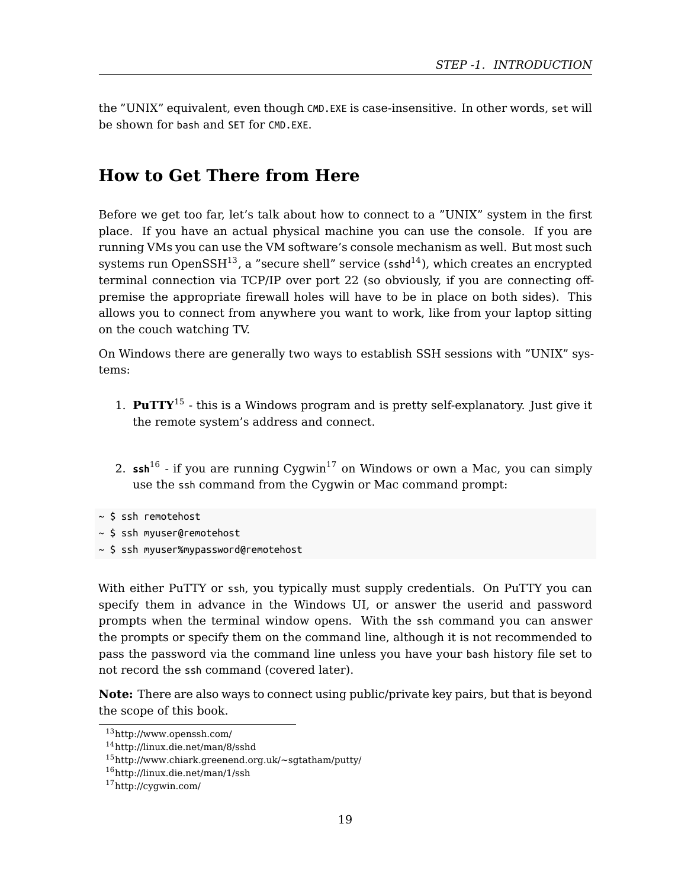the "UNIX" equivalent, even though `CMD.EXE` is case-insensitive. In other words, `set` will be shown for `bash` and `SET` for `CMD.EXE`.

## How to Get There from Here

Before we get too far, let's talk about how to connect to a "UNIX" system in the first place. If you have an actual physical machine you can use the console. If you are running VMs you can use the VM software's console mechanism as well. But most such systems run OpenSSH[13], a "secure shell" service (`sshd`[14]), which creates an encrypted terminal connection via TCP/IP over port 22 (so obviously, if you are connecting off-premise the appropriate firewall holes will have to be in place on both sides). This allows you to connect from anywhere you want to work, like from your laptop sitting on the couch watching TV.

On Windows there are generally two ways to establish SSH sessions with "UNIX" systems:

1. **PuTTY**[15] - this is a Windows program and is pretty self-explanatory. Just give it the remote system's address and connect.

2. **`ssh`**[16] - if you are running Cygwin[17] on Windows or own a Mac, you can simply use the `ssh` command from the Cygwin or Mac command prompt:

```
~ $ ssh remotehost
~ $ ssh myuser@remotehost
~ $ ssh myuser%mypassword@remotehost
```

With either PuTTY or `ssh`, you typically must supply credentials. On PuTTY you can specify them in advance in the Windows UI, or answer the userid and password prompts when the terminal window opens. With the `ssh` command you can answer the prompts or specify them on the command line, although it is not recommended to pass the password via the command line unless you have your `bash` history file set to not record the `ssh` command (covered later).

**Note:** There are also ways to connect using public/private key pairs, but that is beyond the scope of this book.

---

[13] http://www.openssh.com/
[14] http://linux.die.net/man/8/sshd
[15] http://www.chiark.greenend.org.uk/~sgtatham/putty/
[16] http://linux.die.net/man/1/ssh
[17] http://cygwin.com/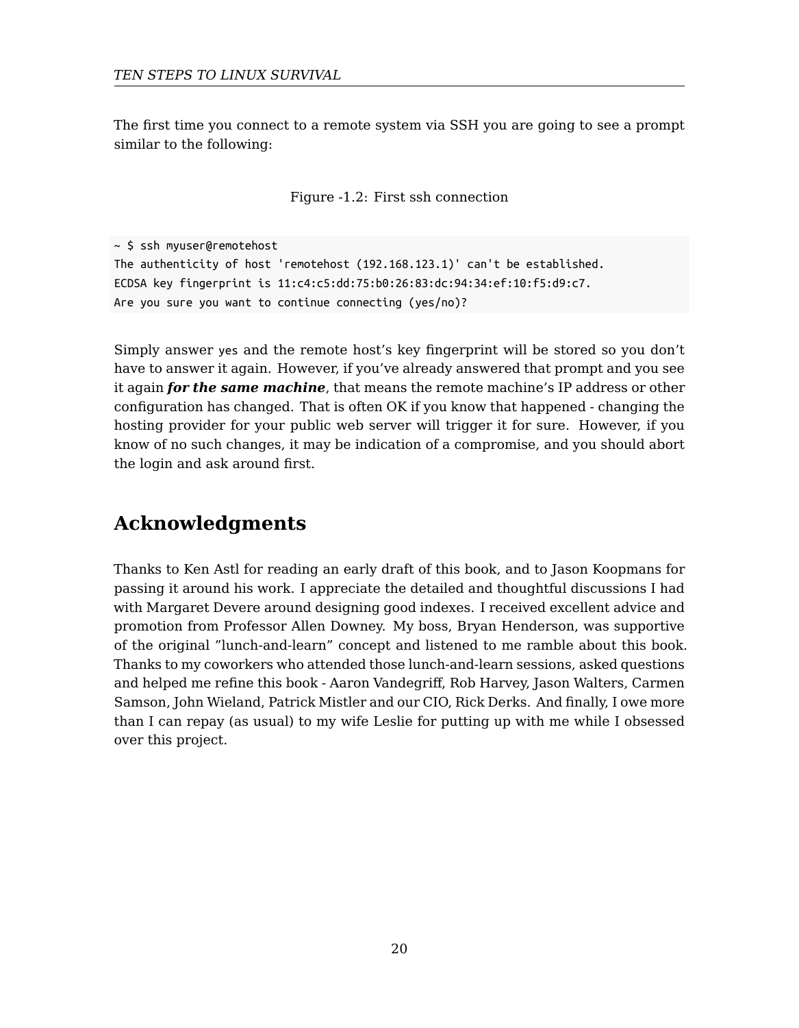The first time you connect to a remote system via SSH you are going to see a prompt similar to the following:

Figure -1.2: First ssh connection

```
~ $ ssh myuser@remotehost
The authenticity of host 'remotehost (192.168.123.1)' can't be established.
ECDSA key fingerprint is 11:c4:c5:dd:75:b0:26:83:dc:94:34:ef:10:f5:d9:c7.
Are you sure you want to continue connecting (yes/no)?
```

Simply answer `yes` and the remote host's key fingerprint will be stored so you don't have to answer it again. However, if you've already answered that prompt and you see it again ***for the same machine***, that means the remote machine's IP address or other configuration has changed. That is often OK if you know that happened - changing the hosting provider for your public web server will trigger it for sure. However, if you know of no such changes, it may be indication of a compromise, and you should abort the login and ask around first.

## Acknowledgments

Thanks to Ken Astl for reading an early draft of this book, and to Jason Koopmans for passing it around his work. I appreciate the detailed and thoughtful discussions I had with Margaret Devere around designing good indexes. I received excellent advice and promotion from Professor Allen Downey. My boss, Bryan Henderson, was supportive of the original "lunch-and-learn" concept and listened to me ramble about this book. Thanks to my coworkers who attended those lunch-and-learn sessions, asked questions and helped me refine this book - Aaron Vandegriff, Rob Harvey, Jason Walters, Carmen Samson, John Wieland, Patrick Mistler and our CIO, Rick Derks. And finally, I owe more than I can repay (as usual) to my wife Leslie for putting up with me while I obsessed over this project.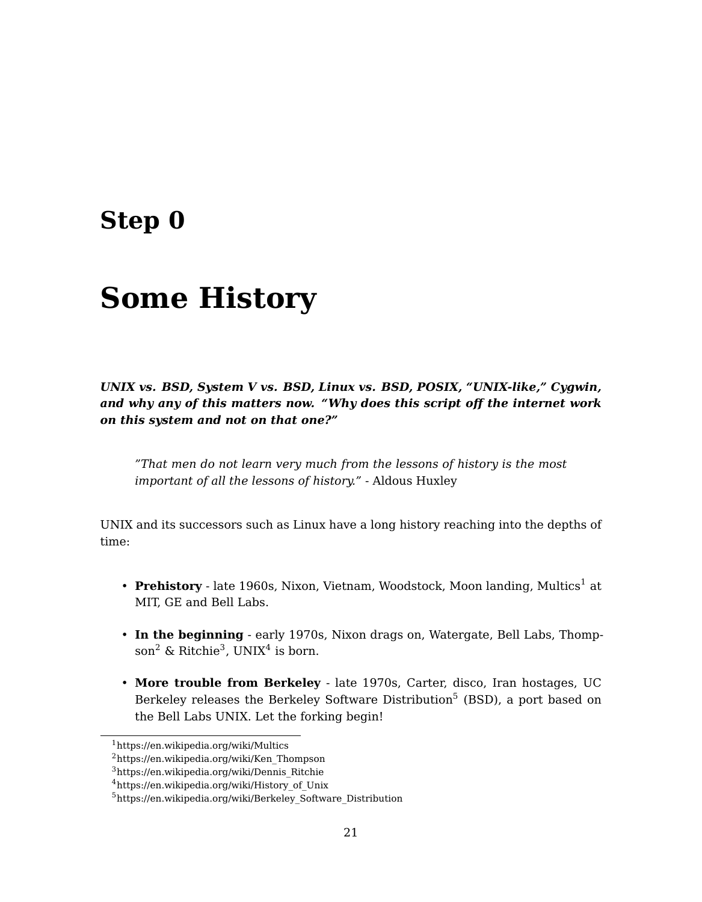# Step 0

# Some History

***UNIX vs. BSD, System V vs. BSD, Linux vs. BSD, POSIX, "UNIX-like," Cygwin, and why any of this matters now. "Why does this script off the internet work on this system and not on that one?"***

> *"That men do not learn very much from the lessons of history is the most important of all the lessons of history."* - Aldous Huxley

UNIX and its successors such as Linux have a long history reaching into the depths of time:

- **Prehistory** - late 1960s, Nixon, Vietnam, Woodstock, Moon landing, Multics[1] at MIT, GE and Bell Labs.
- **In the beginning** - early 1970s, Nixon drags on, Watergate, Bell Labs, Thompson[2] & Ritchie[3], UNIX[4] is born.
- **More trouble from Berkeley** - late 1970s, Carter, disco, Iran hostages, UC Berkeley releases the Berkeley Software Distribution[5] (BSD), a port based on the Bell Labs UNIX. Let the forking begin!

[1] https://en.wikipedia.org/wiki/Multics
[2] https://en.wikipedia.org/wiki/Ken_Thompson
[3] https://en.wikipedia.org/wiki/Dennis_Ritchie
[4] https://en.wikipedia.org/wiki/History_of_Unix
[5] https://en.wikipedia.org/wiki/Berkeley_Software_Distribution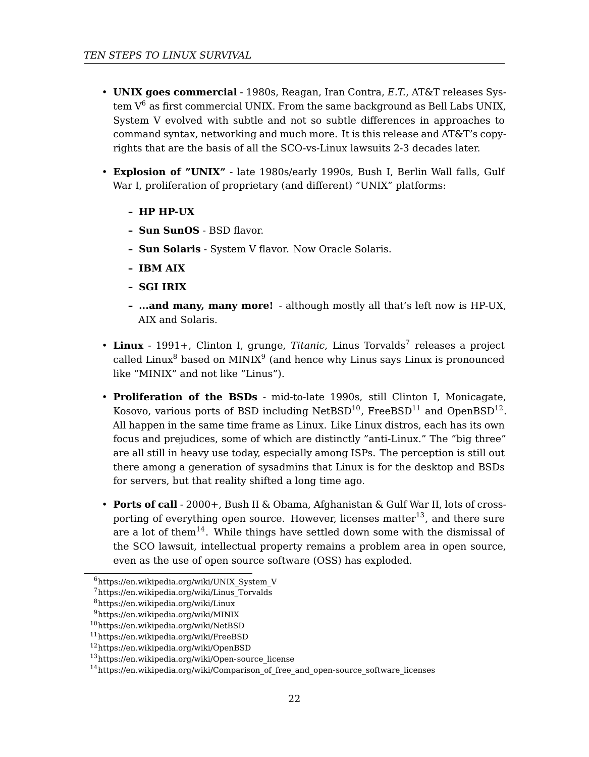- **UNIX goes commercial** - 1980s, Reagan, Iran Contra, *E.T.*, AT&T releases System V[6] as first commercial UNIX. From the same background as Bell Labs UNIX, System V evolved with subtle and not so subtle differences in approaches to command syntax, networking and much more. It is this release and AT&T's copyrights that are the basis of all the SCO-vs-Linux lawsuits 2-3 decades later.

- **Explosion of "UNIX"** - late 1980s/early 1990s, Bush I, Berlin Wall falls, Gulf War I, proliferation of proprietary (and different) "UNIX" platforms:
  - **HP HP-UX**
  - **Sun SunOS** - BSD flavor.
  - **Sun Solaris** - System V flavor. Now Oracle Solaris.
  - **IBM AIX**
  - **SGI IRIX**
  - **...and many, many more!** - although mostly all that's left now is HP-UX, AIX and Solaris.

- **Linux** - 1991+, Clinton I, grunge, *Titanic*, Linus Torvalds[7] releases a project called Linux[8] based on MINIX[9] (and hence why Linus says Linux is pronounced like "MINIX" and not like "Linus").

- **Proliferation of the BSDs** - mid-to-late 1990s, still Clinton I, Monicagate, Kosovo, various ports of BSD including NetBSD[10], FreeBSD[11] and OpenBSD[12]. All happen in the same time frame as Linux. Like Linux distros, each has its own focus and prejudices, some of which are distinctly "anti-Linux." The "big three" are all still in heavy use today, especially among ISPs. The perception is still out there among a generation of sysadmins that Linux is for the desktop and BSDs for servers, but that reality shifted a long time ago.

- **Ports of call** - 2000+, Bush II & Obama, Afghanistan & Gulf War II, lots of cross-porting of everything open source. However, licenses matter[13], and there sure are a lot of them[14]. While things have settled down some with the dismissal of the SCO lawsuit, intellectual property remains a problem area in open source, even as the use of open source software (OSS) has exploded.

---

[6] https://en.wikipedia.org/wiki/UNIX_System_V
[7] https://en.wikipedia.org/wiki/Linus_Torvalds
[8] https://en.wikipedia.org/wiki/Linux
[9] https://en.wikipedia.org/wiki/MINIX
[10] https://en.wikipedia.org/wiki/NetBSD
[11] https://en.wikipedia.org/wiki/FreeBSD
[12] https://en.wikipedia.org/wiki/OpenBSD
[13] https://en.wikipedia.org/wiki/Open-source_license
[14] https://en.wikipedia.org/wiki/Comparison_of_free_and_open-source_software_licenses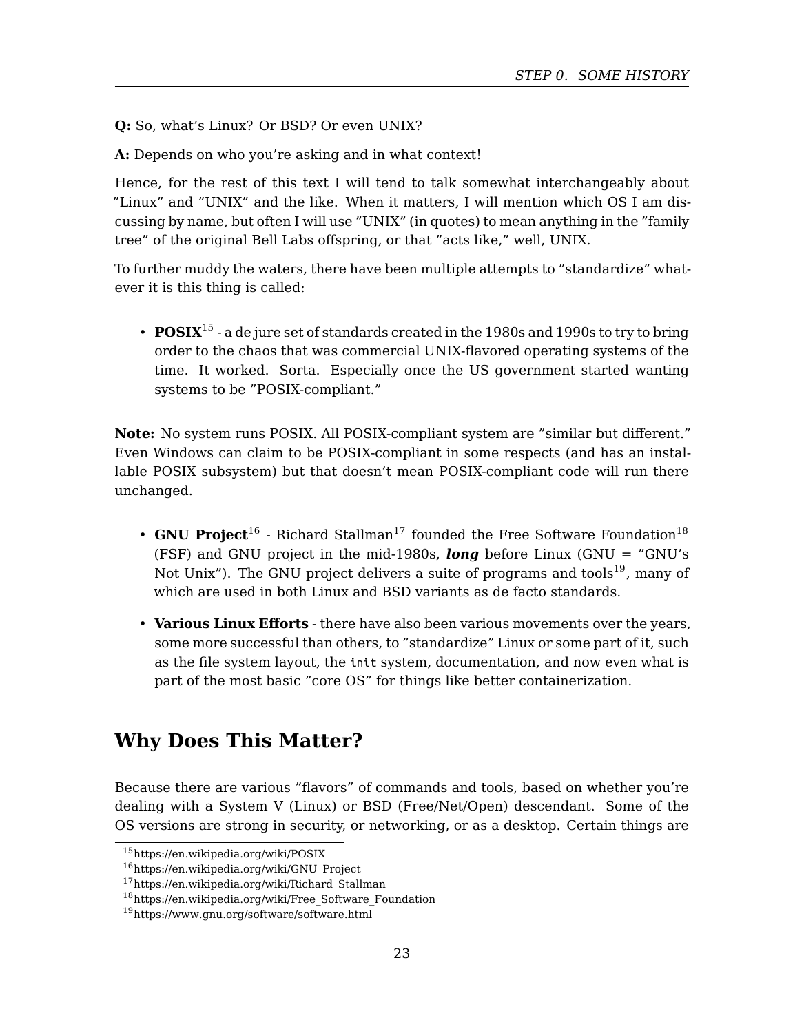**Q:** So, what's Linux? Or BSD? Or even UNIX?

**A:** Depends on who you're asking and in what context!

Hence, for the rest of this text I will tend to talk somewhat interchangeably about "Linux" and "UNIX" and the like. When it matters, I will mention which OS I am discussing by name, but often I will use "UNIX" (in quotes) to mean anything in the "family tree" of the original Bell Labs offspring, or that "acts like," well, UNIX.

To further muddy the waters, there have been multiple attempts to "standardize" whatever it is this thing is called:

- **POSIX**[15] - a de jure set of standards created in the 1980s and 1990s to try to bring order to the chaos that was commercial UNIX-flavored operating systems of the time. It worked. Sorta. Especially once the US government started wanting systems to be "POSIX-compliant."

**Note:** No system runs POSIX. All POSIX-compliant system are "similar but different." Even Windows can claim to be POSIX-compliant in some respects (and has an installable POSIX subsystem) but that doesn't mean POSIX-compliant code will run there unchanged.

- **GNU Project**[16] - Richard Stallman[17] founded the Free Software Foundation[18] (FSF) and GNU project in the mid-1980s, ***long*** before Linux (GNU = "GNU's Not Unix"). The GNU project delivers a suite of programs and tools[19], many of which are used in both Linux and BSD variants as de facto standards.
- **Various Linux Efforts** - there have also been various movements over the years, some more successful than others, to "standardize" Linux or some part of it, such as the file system layout, the `init` system, documentation, and now even what is part of the most basic "core OS" for things like better containerization.

## Why Does This Matter?

Because there are various "flavors" of commands and tools, based on whether you're dealing with a System V (Linux) or BSD (Free/Net/Open) descendant. Some of the OS versions are strong in security, or networking, or as a desktop. Certain things are

[15] https://en.wikipedia.org/wiki/POSIX

[16] https://en.wikipedia.org/wiki/GNU_Project

[17] https://en.wikipedia.org/wiki/Richard_Stallman

[18] https://en.wikipedia.org/wiki/Free_Software_Foundation

[19] https://www.gnu.org/software/software.html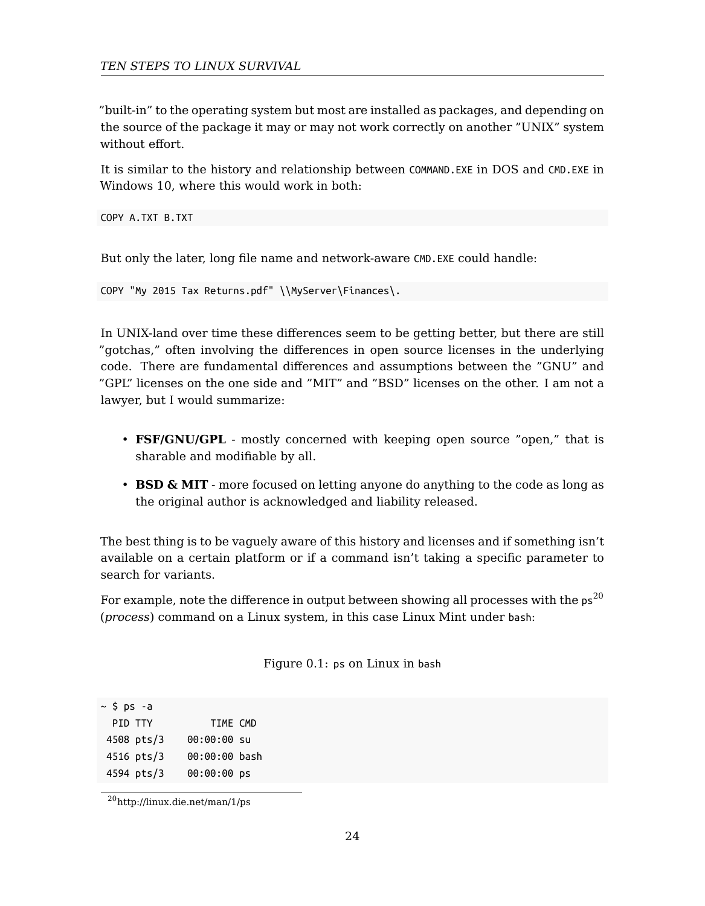”built-in” to the operating system but most are installed as packages, and depending on the source of the package it may or may not work correctly on another ”UNIX” system without effort.

It is similar to the history and relationship between `COMMAND.EXE` in DOS and `CMD.EXE` in Windows 10, where this would work in both:

```
COPY A.TXT B.TXT
```

But only the later, long file name and network-aware `CMD.EXE` could handle:

```
COPY "My 2015 Tax Returns.pdf" \\MyServer\Finances\.
```

In UNIX-land over time these differences seem to be getting better, but there are still ”gotchas,” often involving the differences in open source licenses in the underlying code. There are fundamental differences and assumptions between the ”GNU” and ”GPL” licenses on the one side and ”MIT” and ”BSD” licenses on the other. I am not a lawyer, but I would summarize:

- **FSF/GNU/GPL** - mostly concerned with keeping open source ”open,” that is sharable and modifiable by all.
- **BSD & MIT** - more focused on letting anyone do anything to the code as long as the original author is acknowledged and liability released.

The best thing is to be vaguely aware of this history and licenses and if something isn't available on a certain platform or if a command isn't taking a specific parameter to search for variants.

For example, note the difference in output between showing all processes with the `ps`[20] (*process*) command on a Linux system, in this case Linux Mint under `bash`:

Figure 0.1: `ps` on Linux in `bash`

```
~ $ ps -a
  PID TTY          TIME CMD
 4508 pts/3    00:00:00 su
 4516 pts/3    00:00:00 bash
 4594 pts/3    00:00:00 ps
```

[20] http://linux.die.net/man/1/ps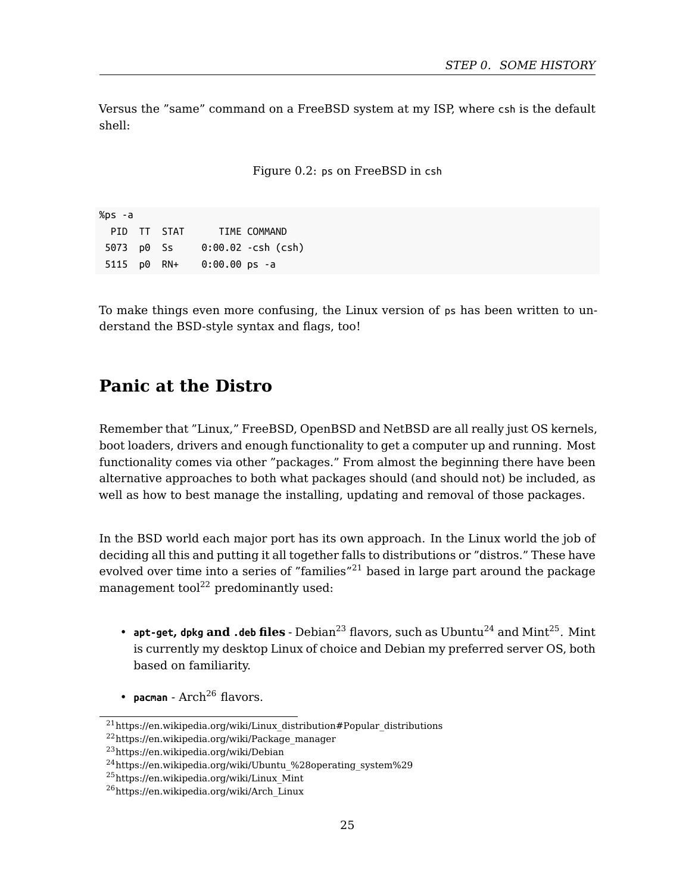Versus the "same" command on a FreeBSD system at my ISP, where `csh` is the default shell:

Figure 0.2: `ps` on FreeBSD in `csh`

```
%ps -a
  PID  TT  STAT      TIME COMMAND
 5073  p0  Ss     0:00.02 -csh (csh)
 5115  p0  RN+    0:00.00 ps -a
```

To make things even more confusing, the Linux version of `ps` has been written to understand the BSD-style syntax and flags, too!

## Panic at the Distro

Remember that "Linux," FreeBSD, OpenBSD and NetBSD are all really just OS kernels, boot loaders, drivers and enough functionality to get a computer up and running. Most functionality comes via other "packages." From almost the beginning there have been alternative approaches to both what packages should (and should not) be included, as well as how to best manage the installing, updating and removal of those packages.

In the BSD world each major port has its own approach. In the Linux world the job of deciding all this and putting it all together falls to distributions or "distros." These have evolved over time into a series of "families"[21] based in large part around the package management tool[22] predominantly used:

- **`apt-get`, `dpkg` and `.deb` files** - Debian[23] flavors, such as Ubuntu[24] and Mint[25]. Mint is currently my desktop Linux of choice and Debian my preferred server OS, both based on familiarity.
- **`pacman`** - Arch[26] flavors.

[21] https://en.wikipedia.org/wiki/Linux_distribution#Popular_distributions
[22] https://en.wikipedia.org/wiki/Package_manager
[23] https://en.wikipedia.org/wiki/Debian
[24] https://en.wikipedia.org/wiki/Ubuntu_%28operating_system%29
[25] https://en.wikipedia.org/wiki/Linux_Mint
[26] https://en.wikipedia.org/wiki/Arch_Linux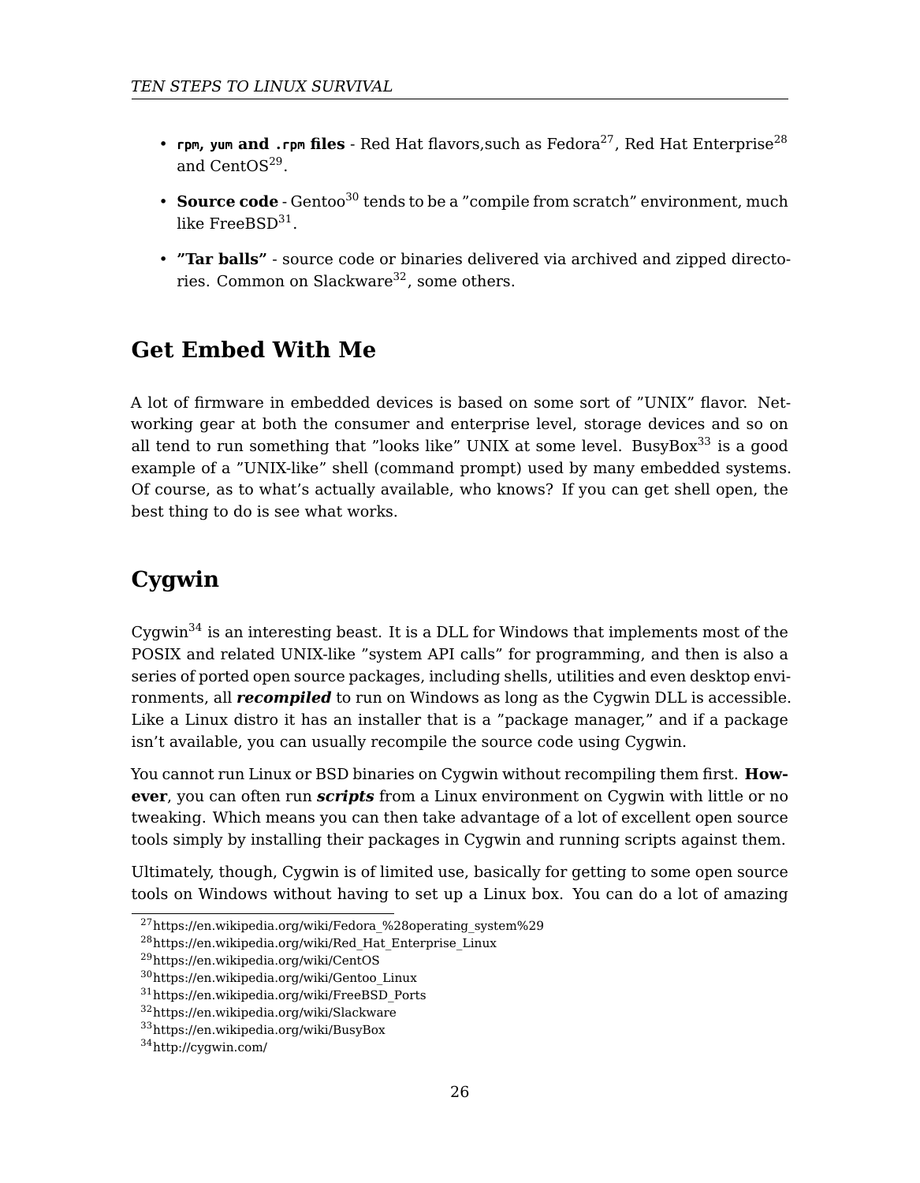- **`rpm`, `yum` and `.rpm` files** - Red Hat flavors,such as Fedora[27], Red Hat Enterprise[28] and CentOS[29].
- **Source code** - Gentoo[30] tends to be a "compile from scratch" environment, much like FreeBSD[31].
- **"Tar balls"** - source code or binaries delivered via archived and zipped directories. Common on Slackware[32], some others.

## Get Embed With Me

A lot of firmware in embedded devices is based on some sort of "UNIX" flavor. Networking gear at both the consumer and enterprise level, storage devices and so on all tend to run something that "looks like" UNIX at some level. BusyBox[33] is a good example of a "UNIX-like" shell (command prompt) used by many embedded systems. Of course, as to what's actually available, who knows? If you can get shell open, the best thing to do is see what works.

## Cygwin

Cygwin[34] is an interesting beast. It is a DLL for Windows that implements most of the POSIX and related UNIX-like "system API calls" for programming, and then is also a series of ported open source packages, including shells, utilities and even desktop environments, all ***recompiled*** to run on Windows as long as the Cygwin DLL is accessible. Like a Linux distro it has an installer that is a "package manager," and if a package isn't available, you can usually recompile the source code using Cygwin.

You cannot run Linux or BSD binaries on Cygwin without recompiling them first. **However**, you can often run ***scripts*** from a Linux environment on Cygwin with little or no tweaking. Which means you can then take advantage of a lot of excellent open source tools simply by installing their packages in Cygwin and running scripts against them.

Ultimately, though, Cygwin is of limited use, basically for getting to some open source tools on Windows without having to set up a Linux box. You can do a lot of amazing

[27] https://en.wikipedia.org/wiki/Fedora_%28operating_system%29
[28] https://en.wikipedia.org/wiki/Red_Hat_Enterprise_Linux
[29] https://en.wikipedia.org/wiki/CentOS
[30] https://en.wikipedia.org/wiki/Gentoo_Linux
[31] https://en.wikipedia.org/wiki/FreeBSD_Ports
[32] https://en.wikipedia.org/wiki/Slackware
[33] https://en.wikipedia.org/wiki/BusyBox
[34] http://cygwin.com/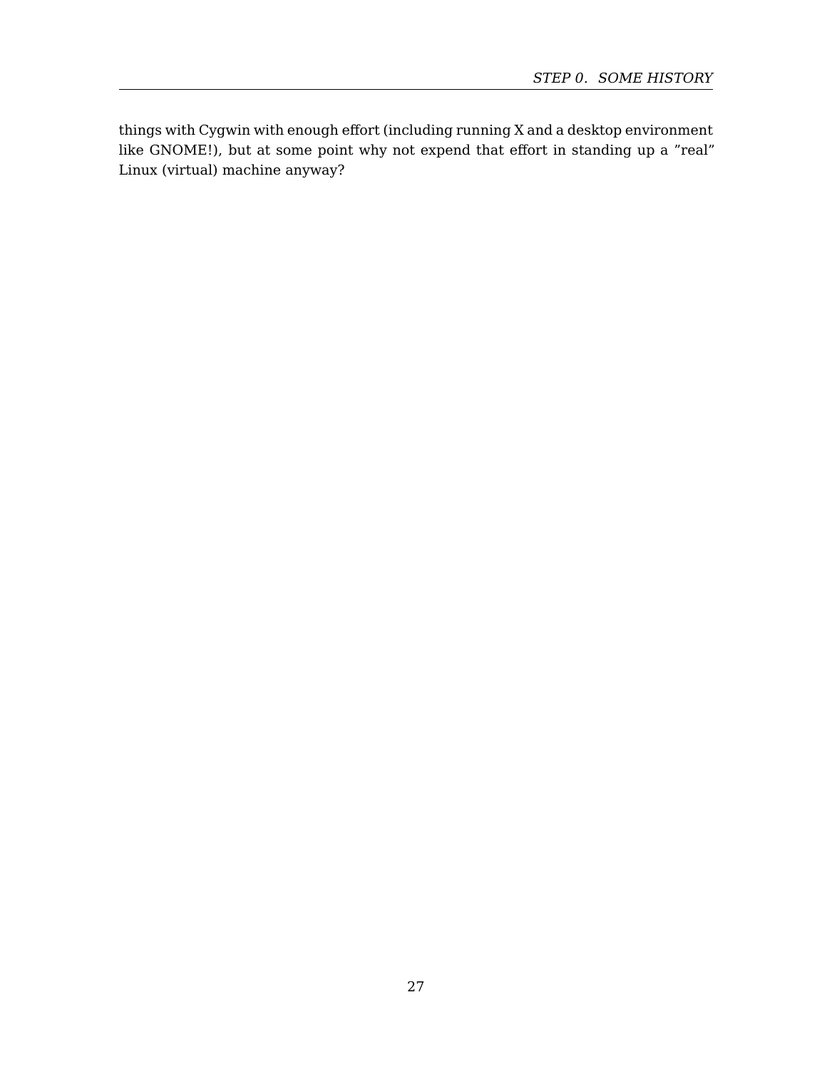things with Cygwin with enough effort (including running X and a desktop environment like GNOME!), but at some point why not expend that effort in standing up a ”real” Linux (virtual) machine anyway?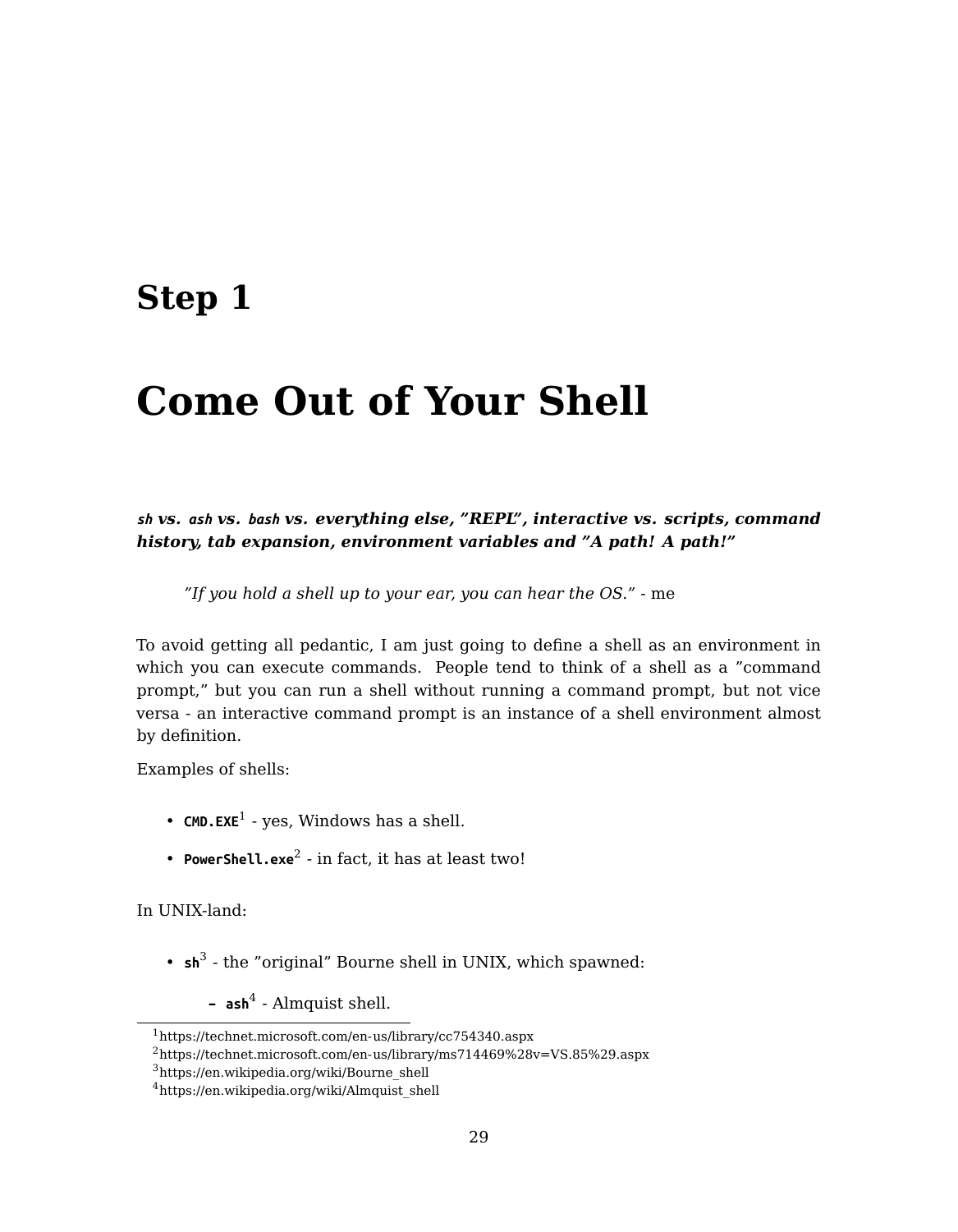# Step 1

# Come Out of Your Shell

***`sh` vs. `ash` vs. `bash` vs. everything else, "REPL", interactive vs. scripts, command history, tab expansion, environment variables and "A path! A path!"***

> *"If you hold a shell up to your ear, you can hear the OS."* - me

To avoid getting all pedantic, I am just going to define a shell as an environment in which you can execute commands. People tend to think of a shell as a "command prompt," but you can run a shell without running a command prompt, but not vice versa - an interactive command prompt is an instance of a shell environment almost by definition.

Examples of shells:

- **`CMD.EXE`**[1] - yes, Windows has a shell.
- **`PowerShell.exe`**[2] - in fact, it has at least two!

In UNIX-land:

- **`sh`**[3] - the "original" Bourne shell in UNIX, which spawned:
  - **`ash`**[4] - Almquist shell.

[1] https://technet.microsoft.com/en-us/library/cc754340.aspx
[2] https://technet.microsoft.com/en-us/library/ms714469%28v=VS.85%29.aspx
[3] https://en.wikipedia.org/wiki/Bourne_shell
[4] https://en.wikipedia.org/wiki/Almquist_shell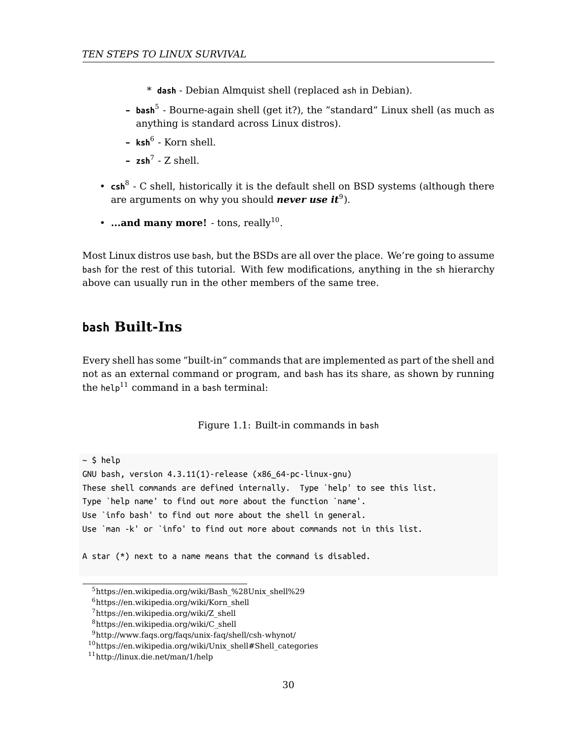* `dash` - Debian Almquist shell (replaced `ash` in Debian).
  - `bash`[5] - Bourne-again shell (get it?), the "standard" Linux shell (as much as anything is standard across Linux distros).
  - `ksh`[6] - Korn shell.
  - `zsh`[7] - Z shell.
- `csh`[8] - C shell, historically it is the default shell on BSD systems (although there are arguments on why you should ***never use it***[9]).
- **...and many more!** - tons, really[10].

Most Linux distros use `bash`, but the BSDs are all over the place. We're going to assume `bash` for the rest of this tutorial. With few modifications, anything in the `sh` hierarchy above can usually run in the other members of the same tree.

## `bash` Built-Ins

Every shell has some "built-in" commands that are implemented as part of the shell and not as an external command or program, and `bash` has its share, as shown by running the `help`[11] command in a `bash` terminal:

Figure 1.1: Built-in commands in `bash`

```
~ $ help
GNU bash, version 4.3.11(1)-release (x86_64-pc-linux-gnu)
These shell commands are defined internally.  Type `help' to see this list.
Type `help name' to find out more about the function `name'.
Use `info bash' to find out more about the shell in general.
Use `man -k' or `info' to find out more about commands not in this list.

A star (*) next to a name means that the command is disabled.
```

[5] https://en.wikipedia.org/wiki/Bash_%28Unix_shell%29
[6] https://en.wikipedia.org/wiki/Korn_shell
[7] https://en.wikipedia.org/wiki/Z_shell
[8] https://en.wikipedia.org/wiki/C_shell
[9] http://www.faqs.org/faqs/unix-faq/shell/csh-whynot/
[10] https://en.wikipedia.org/wiki/Unix_shell#Shell_categories
[11] http://linux.die.net/man/1/help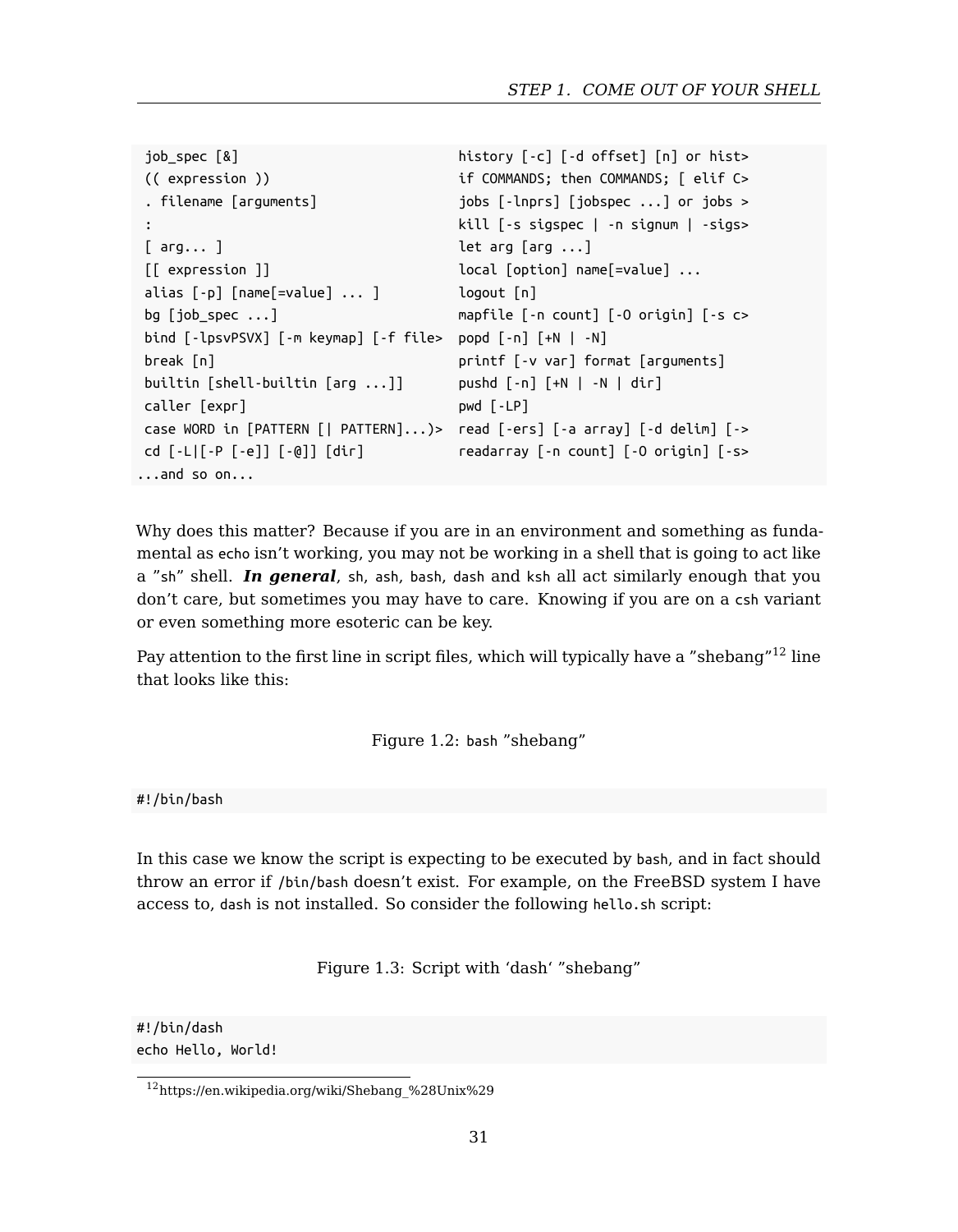```
 job_spec [&]                            history [-c] [-d offset] [n] or hist>
 (( expression ))                        if COMMANDS; then COMMANDS; [ elif C>
 . filename [arguments]                  jobs [-lnprs] [jobspec ...] or jobs >
 :                                       kill [-s sigspec | -n signum | -sigs>
 [ arg... ]                              let arg [arg ...]
 [[ expression ]]                        local [option] name[=value] ...
 alias [-p] [name[=value] ... ]          logout [n]
 bg [job_spec ...]                       mapfile [-n count] [-O origin] [-s c>
 bind [-lpsvPSVX] [-m keymap] [-f file>  popd [-n] [+N | -N]
 break [n]                               printf [-v var] format [arguments]
 builtin [shell-builtin [arg ...]]       pushd [-n] [+N | -N | dir]
 caller [expr]                           pwd [-LP]
 case WORD in [PATTERN [| PATTERN]...)>  read [-ers] [-a array] [-d delim] [->
 cd [-L|[-P [-e]] [-@]] [dir]            readarray [-n count] [-O origin] [-s>
...and so on...
```

Why does this matter? Because if you are in an environment and something as fundamental as `echo` isn't working, you may not be working in a shell that is going to act like a "sh" shell. ***In general***, `sh`, `ash`, `bash`, `dash` and `ksh` all act similarly enough that you don't care, but sometimes you may have to care. Knowing if you are on a `csh` variant or even something more esoteric can be key.

Pay attention to the first line in script files, which will typically have a "shebang"[12] line that looks like this:

Figure 1.2: `bash` "shebang"

```
#!/bin/bash
```

In this case we know the script is expecting to be executed by `bash`, and in fact should throw an error if `/bin/bash` doesn't exist. For example, on the FreeBSD system I have access to, `dash` is not installed. So consider the following `hello.sh` script:

Figure 1.3: Script with 'dash' "shebang"

```
#!/bin/dash
echo Hello, World!
```

[12] https://en.wikipedia.org/wiki/Shebang_%28Unix%29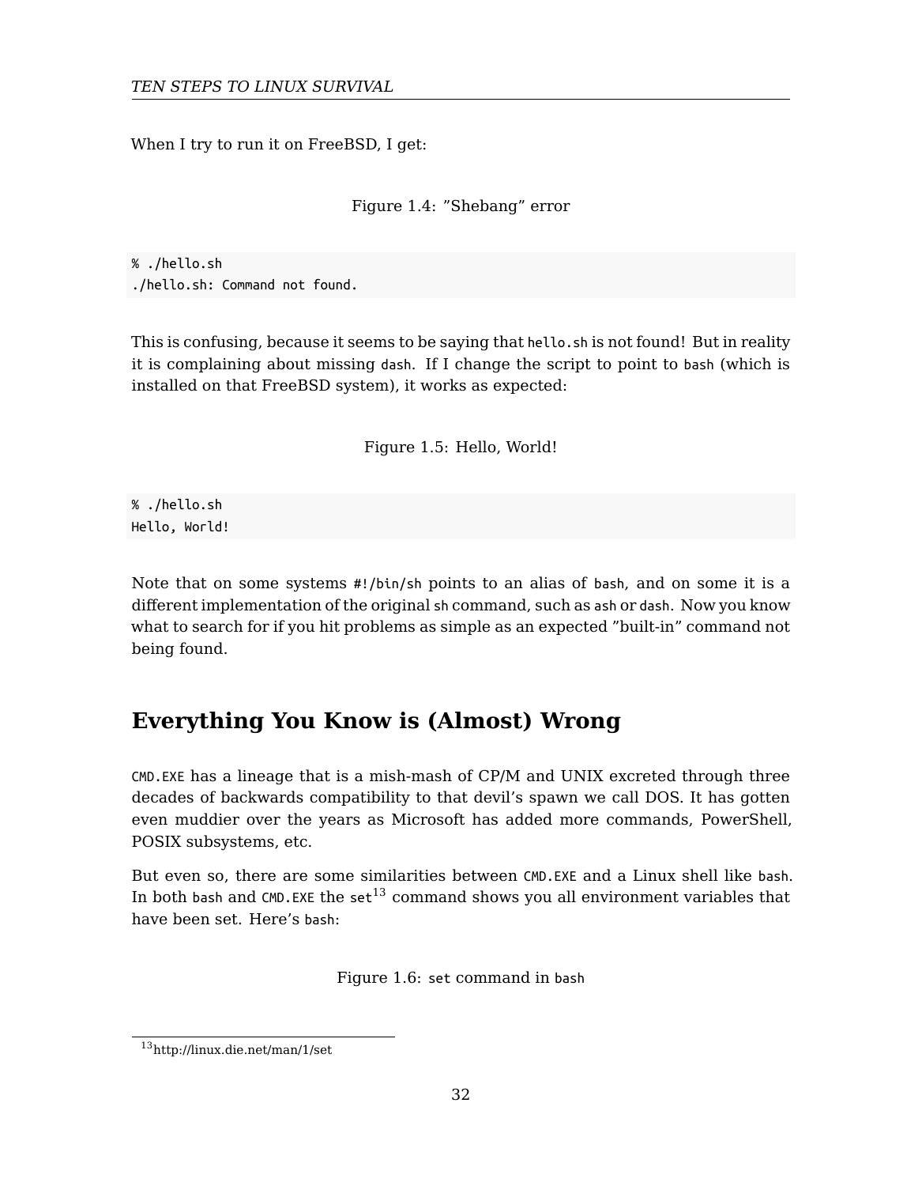When I try to run it on FreeBSD, I get:

Figure 1.4: "Shebang" error

```
% ./hello.sh
./hello.sh: Command not found.
```

This is confusing, because it seems to be saying that `hello.sh` is not found! But in reality it is complaining about missing `dash`. If I change the script to point to `bash` (which is installed on that FreeBSD system), it works as expected:

Figure 1.5: Hello, World!

```
% ./hello.sh
Hello, World!
```

Note that on some systems `#!/bin/sh` points to an alias of `bash`, and on some it is a different implementation of the original `sh` command, such as `ash` or `dash`. Now you know what to search for if you hit problems as simple as an expected "built-in" command not being found.

## Everything You Know is (Almost) Wrong

`CMD.EXE` has a lineage that is a mish-mash of CP/M and UNIX excreted through three decades of backwards compatibility to that devil's spawn we call DOS. It has gotten even muddier over the years as Microsoft has added more commands, PowerShell, POSIX subsystems, etc.

But even so, there are some similarities between `CMD.EXE` and a Linux shell like `bash`. In both `bash` and `CMD.EXE` the `set`[13] command shows you all environment variables that have been set. Here's `bash`:

Figure 1.6: `set` command in `bash`

[13] http://linux.die.net/man/1/set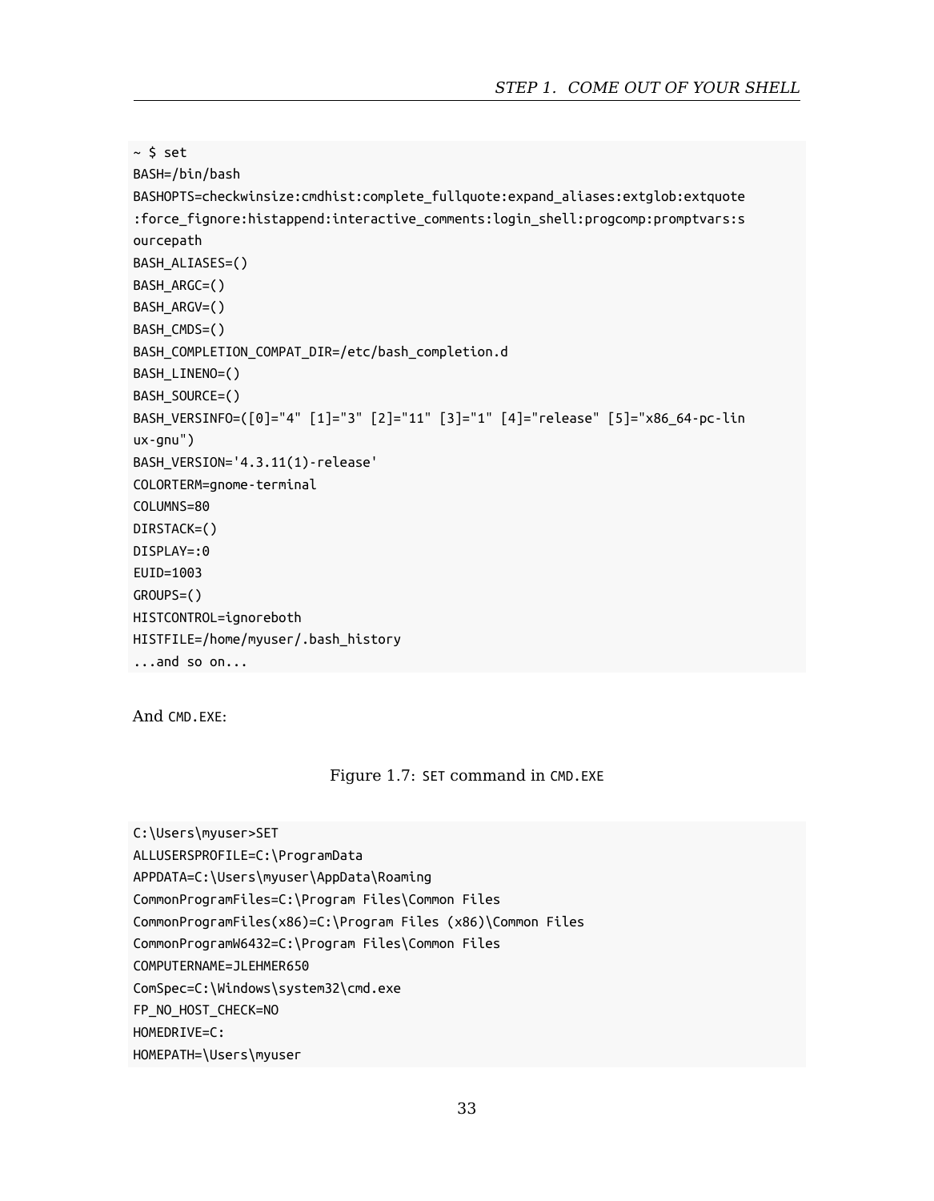```
~ $ set
BASH=/bin/bash
BASHOPTS=checkwinsize:cmdhist:complete_fullquote:expand_aliases:extglob:extquote
:force_fignore:histappend:interactive_comments:login_shell:progcomp:promptvars:s
ourcepath
BASH_ALIASES=()
BASH_ARGC=()
BASH_ARGV=()
BASH_CMDS=()
BASH_COMPLETION_COMPAT_DIR=/etc/bash_completion.d
BASH_LINENO=()
BASH_SOURCE=()
BASH_VERSINFO=([0]="4" [1]="3" [2]="11" [3]="1" [4]="release" [5]="x86_64-pc-lin
ux-gnu")
BASH_VERSION='4.3.11(1)-release'
COLORTERM=gnome-terminal
COLUMNS=80
DIRSTACK=()
DISPLAY=:0
EUID=1003
GROUPS=()
HISTCONTROL=ignoreboth
HISTFILE=/home/myuser/.bash_history
...and so on...
```

And `CMD.EXE`:

Figure 1.7: `SET` command in `CMD.EXE`

```
C:\Users\myuser>SET
ALLUSERSPROFILE=C:\ProgramData
APPDATA=C:\Users\myuser\AppData\Roaming
CommonProgramFiles=C:\Program Files\Common Files
CommonProgramFiles(x86)=C:\Program Files (x86)\Common Files
CommonProgramW6432=C:\Program Files\Common Files
COMPUTERNAME=JLEHMER650
ComSpec=C:\Windows\system32\cmd.exe
FP_NO_HOST_CHECK=NO
HOMEDRIVE=C:
HOMEPATH=\Users\myuser
```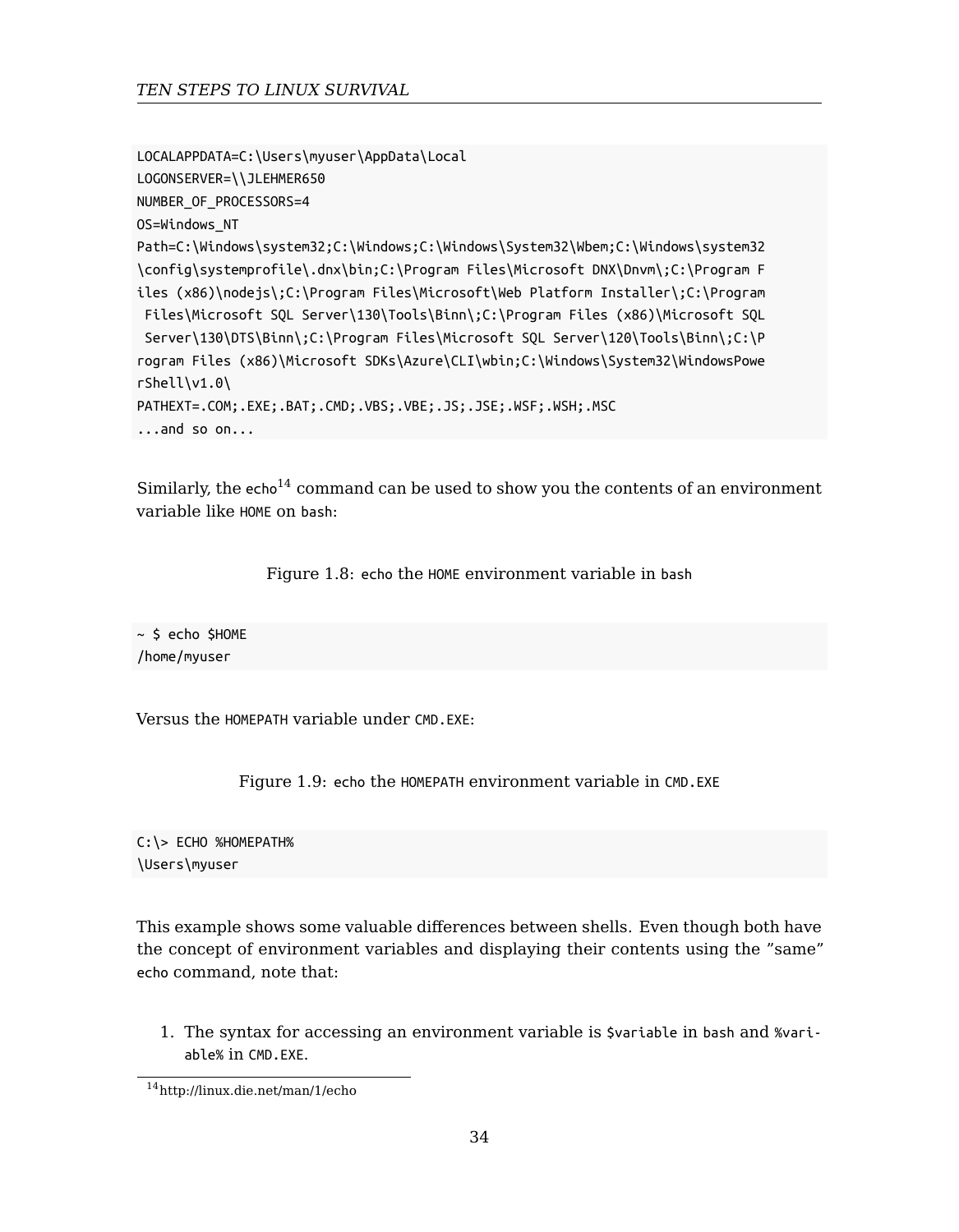```
LOCALAPPDATA=C:\Users\myuser\AppData\Local
LOGONSERVER=\\JLEHMER650
NUMBER_OF_PROCESSORS=4
OS=Windows_NT
Path=C:\Windows\system32;C:\Windows;C:\Windows\System32\Wbem;C:\Windows\system32
\config\systemprofile\.dnx\bin;C:\Program Files\Microsoft DNX\Dnvm\;C:\Program F
iles (x86)\nodejs\;C:\Program Files\Microsoft\Web Platform Installer\;C:\Program
 Files\Microsoft SQL Server\130\Tools\Binn\;C:\Program Files (x86)\Microsoft SQL
 Server\130\DTS\Binn\;C:\Program Files\Microsoft SQL Server\120\Tools\Binn\;C:\P
rogram Files (x86)\Microsoft SDKs\Azure\CLI\wbin;C:\Windows\System32\WindowsPowe
rShell\v1.0\
PATHEXT=.COM;.EXE;.BAT;.CMD;.VBS;.VBE;.JS;.JSE;.WSF;.WSH;.MSC
...and so on...
```

Similarly, the `echo`[14] command can be used to show you the contents of an environment variable like `HOME` on `bash`:

Figure 1.8: `echo` the `HOME` environment variable in `bash`

```
~ $ echo $HOME
/home/myuser
```

Versus the `HOMEPATH` variable under `CMD.EXE`:

Figure 1.9: `echo` the `HOMEPATH` environment variable in `CMD.EXE`

```
C:\> ECHO %HOMEPATH%
\Users\myuser
```

This example shows some valuable differences between shells. Even though both have the concept of environment variables and displaying their contents using the "same" `echo` command, note that:

1. The syntax for accessing an environment variable is `$variable` in `bash` and `%variable%` in `CMD.EXE`.

[14] http://linux.die.net/man/1/echo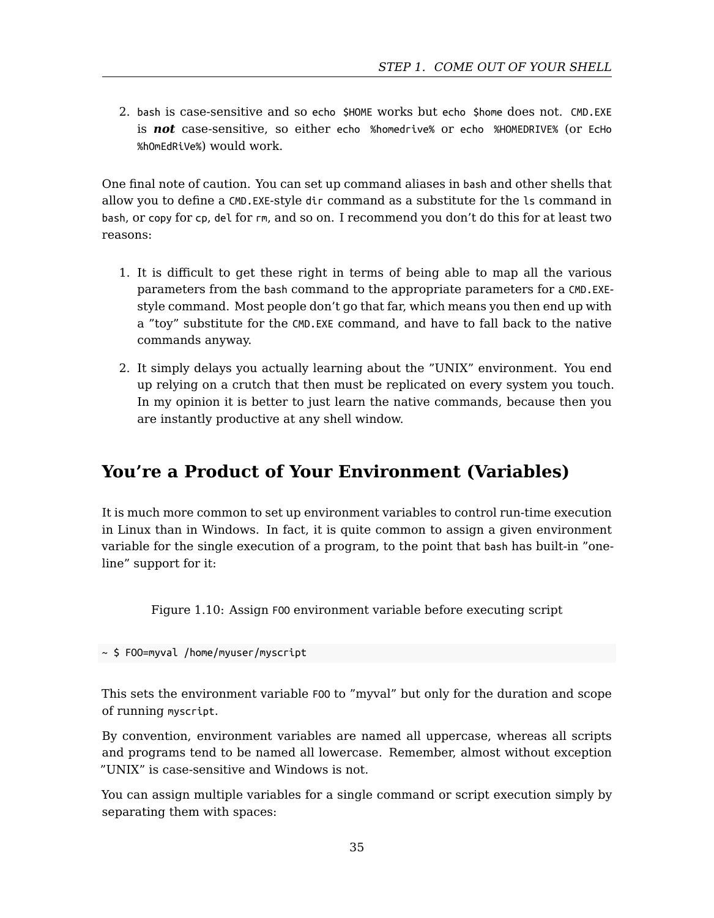2. `bash` is case-sensitive and so `echo $HOME` works but `echo $home` does not. `CMD.EXE` is ***not*** case-sensitive, so either `echo %homedrive%` or `echo %HOMEDRIVE%` (or `EcHo %hOmEdRiVe%`) would work.

One final note of caution. You can set up command aliases in `bash` and other shells that allow you to define a `CMD.EXE`-style `dir` command as a substitute for the `ls` command in `bash`, or `copy` for `cp`, `del` for `rm`, and so on. I recommend you don't do this for at least two reasons:

1. It is difficult to get these right in terms of being able to map all the various parameters from the `bash` command to the appropriate parameters for a `CMD.EXE`-style command. Most people don't go that far, which means you then end up with a "toy" substitute for the `CMD.EXE` command, and have to fall back to the native commands anyway.

2. It simply delays you actually learning about the "UNIX" environment. You end up relying on a crutch that then must be replicated on every system you touch. In my opinion it is better to just learn the native commands, because then you are instantly productive at any shell window.

## You're a Product of Your Environment (Variables)

It is much more common to set up environment variables to control run-time execution in Linux than in Windows. In fact, it is quite common to assign a given environment variable for the single execution of a program, to the point that `bash` has built-in "one-line" support for it:

Figure 1.10: Assign `FOO` environment variable before executing script

```
~ $ FOO=myval /home/myuser/myscript
```

This sets the environment variable `FOO` to "myval" but only for the duration and scope of running `myscript`.

By convention, environment variables are named all uppercase, whereas all scripts and programs tend to be named all lowercase. Remember, almost without exception "UNIX" is case-sensitive and Windows is not.

You can assign multiple variables for a single command or script execution simply by separating them with spaces: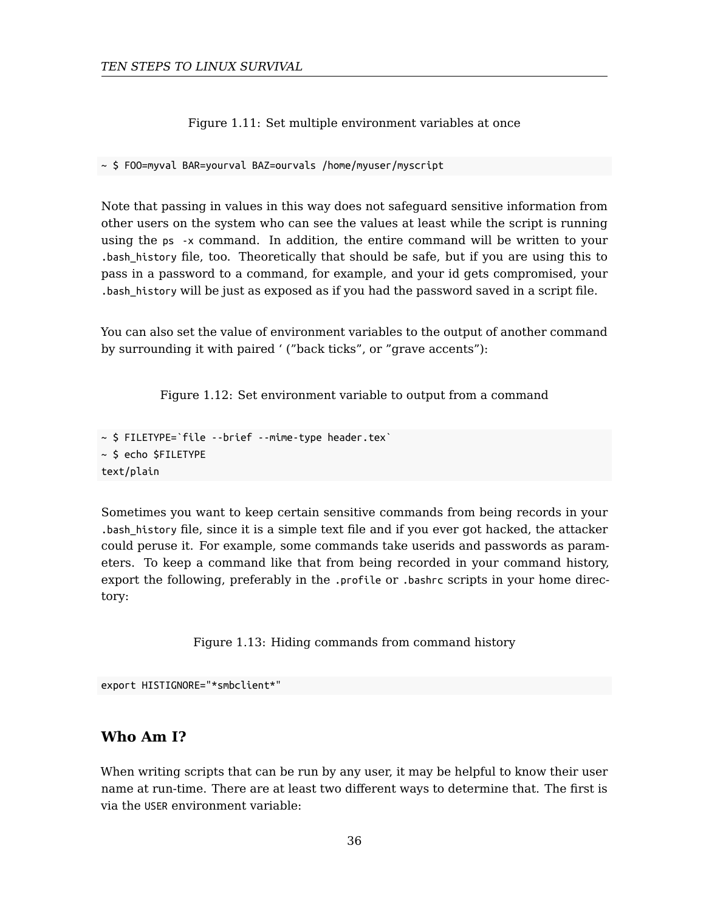Figure 1.11: Set multiple environment variables at once

```
~ $ FOO=myval BAR=yourval BAZ=ourvals /home/myuser/myscript
```

Note that passing in values in this way does not safeguard sensitive information from other users on the system who can see the values at least while the script is running using the `ps -x` command. In addition, the entire command will be written to your `.bash_history` file, too. Theoretically that should be safe, but if you are using this to pass in a password to a command, for example, and your id gets compromised, your `.bash_history` will be just as exposed as if you had the password saved in a script file.

You can also set the value of environment variables to the output of another command by surrounding it with paired ' (”back ticks”, or ”grave accents”):

Figure 1.12: Set environment variable to output from a command

```
~ $ FILETYPE=`file --brief --mime-type header.tex`
~ $ echo $FILETYPE
text/plain
```

Sometimes you want to keep certain sensitive commands from being records in your `.bash_history` file, since it is a simple text file and if you ever got hacked, the attacker could peruse it. For example, some commands take userids and passwords as parameters. To keep a command like that from being recorded in your command history, export the following, preferably in the `.profile` or `.bashrc` scripts in your home directory:

Figure 1.13: Hiding commands from command history

```
export HISTIGNORE="*smbclient*"
```

## Who Am I?

When writing scripts that can be run by any user, it may be helpful to know their user name at run-time. There are at least two different ways to determine that. The first is via the `USER` environment variable: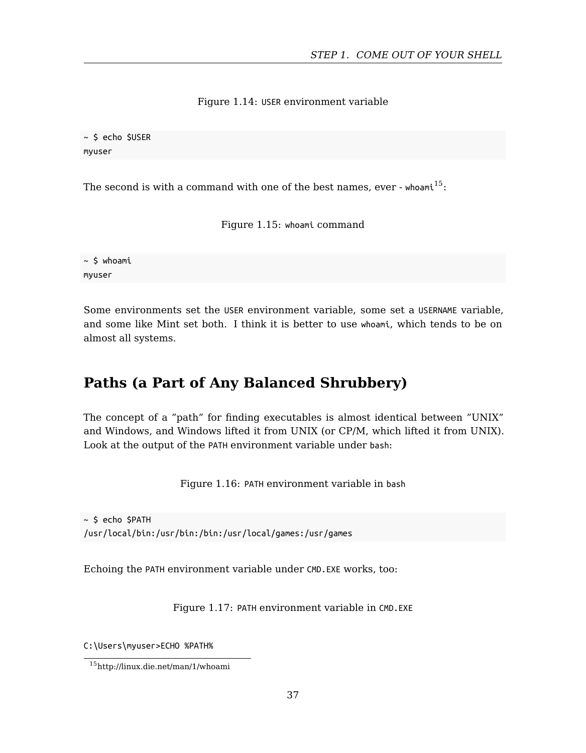Figure 1.14: `USER` environment variable

```
~ $ echo $USER
myuser
```

The second is with a command with one of the best names, ever - `whoami`[15]:

Figure 1.15: `whoami` command

```
~ $ whoami
myuser
```

Some environments set the `USER` environment variable, some set a `USERNAME` variable, and some like Mint set both. I think it is better to use `whoami`, which tends to be on almost all systems.

## Paths (a Part of Any Balanced Shrubbery)

The concept of a "path" for finding executables is almost identical between "UNIX" and Windows, and Windows lifted it from UNIX (or CP/M, which lifted it from UNIX). Look at the output of the `PATH` environment variable under `bash`:

Figure 1.16: `PATH` environment variable in `bash`

```
~ $ echo $PATH
/usr/local/bin:/usr/bin:/bin:/usr/local/games:/usr/games
```

Echoing the `PATH` environment variable under `CMD.EXE` works, too:

Figure 1.17: `PATH` environment variable in `CMD.EXE`

```
C:\Users\myuser>ECHO %PATH%
```

[15] http://linux.die.net/man/1/whoami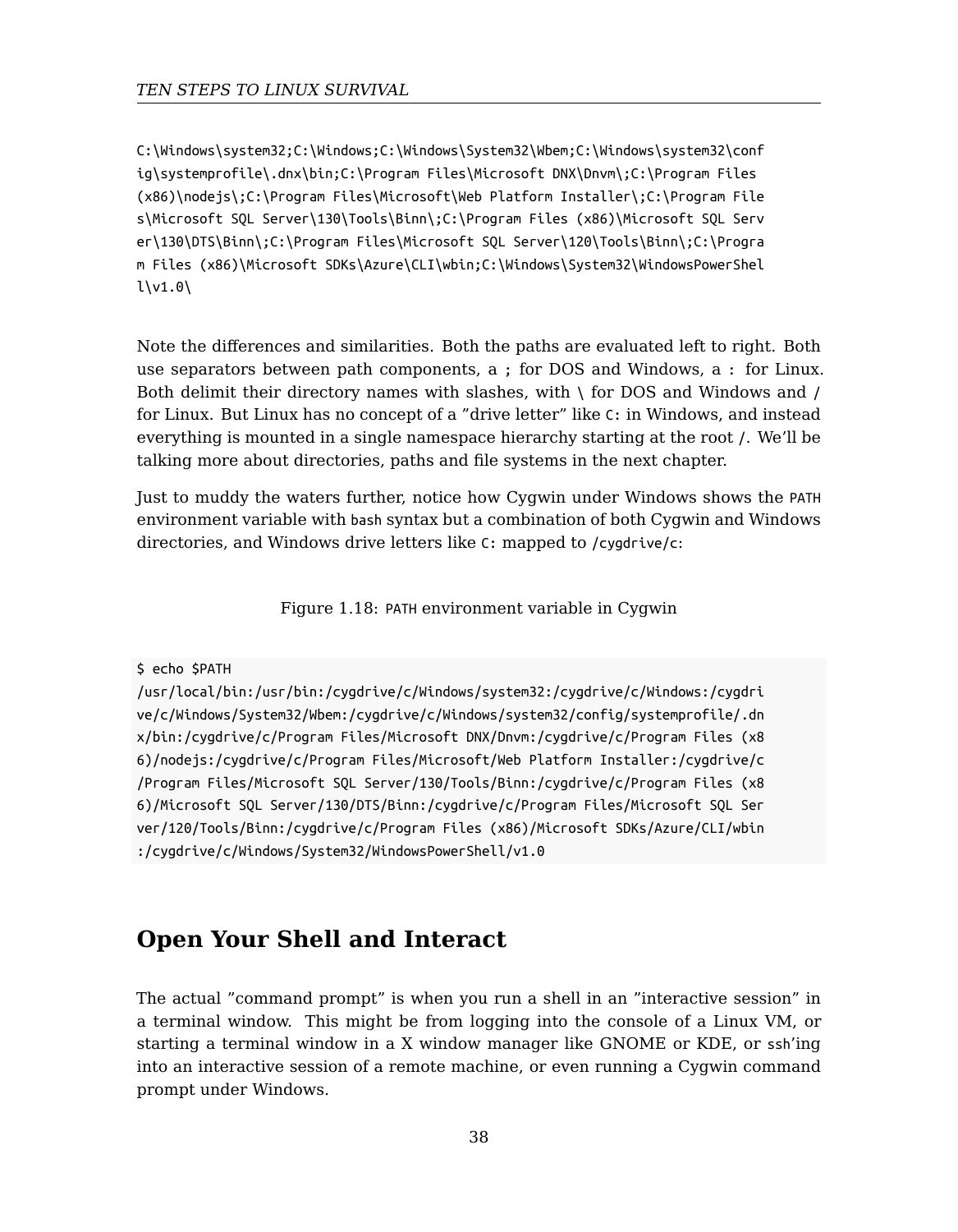```
C:\Windows\system32;C:\Windows;C:\Windows\System32\Wbem;C:\Windows\system32\conf
ig\systemprofile\.dnx\bin;C:\Program Files\Microsoft DNX\Dnvm\;C:\Program Files
(x86)\nodejs\;C:\Program Files\Microsoft\Web Platform Installer\;C:\Program File
s\Microsoft SQL Server\130\Tools\Binn\;C:\Program Files (x86)\Microsoft SQL Serv
er\130\DTS\Binn\;C:\Program Files\Microsoft SQL Server\120\Tools\Binn\;C:\Progra
m Files (x86)\Microsoft SDKs\Azure\CLI\wbin;C:\Windows\System32\WindowsPowerShel
l\v1.0\
```

Note the differences and similarities. Both the paths are evaluated left to right. Both use separators between path components, a `;` for DOS and Windows, a `:` for Linux. Both delimit their directory names with slashes, with `\` for DOS and Windows and `/` for Linux. But Linux has no concept of a "drive letter" like `C:` in Windows, and instead everything is mounted in a single namespace hierarchy starting at the root `/`. We'll be talking more about directories, paths and file systems in the next chapter.

Just to muddy the waters further, notice how Cygwin under Windows shows the `PATH` environment variable with `bash` syntax but a combination of both Cygwin and Windows directories, and Windows drive letters like `C:` mapped to `/cygdrive/c`:

Figure 1.18: `PATH` environment variable in Cygwin

```
$ echo $PATH
/usr/local/bin:/usr/bin:/cygdrive/c/Windows/system32:/cygdrive/c/Windows:/cygdri
ve/c/Windows/System32/Wbem:/cygdrive/c/Windows/system32/config/systemprofile/.dn
x/bin:/cygdrive/c/Program Files/Microsoft DNX/Dnvm:/cygdrive/c/Program Files (x8
6)/nodejs:/cygdrive/c/Program Files/Microsoft/Web Platform Installer:/cygdrive/c
/Program Files/Microsoft SQL Server/130/Tools/Binn:/cygdrive/c/Program Files (x8
6)/Microsoft SQL Server/130/DTS/Binn:/cygdrive/c/Program Files/Microsoft SQL Ser
ver/120/Tools/Binn:/cygdrive/c/Program Files (x86)/Microsoft SDKs/Azure/CLI/wbin
:/cygdrive/c/Windows/System32/WindowsPowerShell/v1.0
```

## Open Your Shell and Interact

The actual "command prompt" is when you run a shell in an "interactive session" in a terminal window. This might be from logging into the console of a Linux VM, or starting a terminal window in a X window manager like GNOME or KDE, or `ssh`'ing into an interactive session of a remote machine, or even running a Cygwin command prompt under Windows.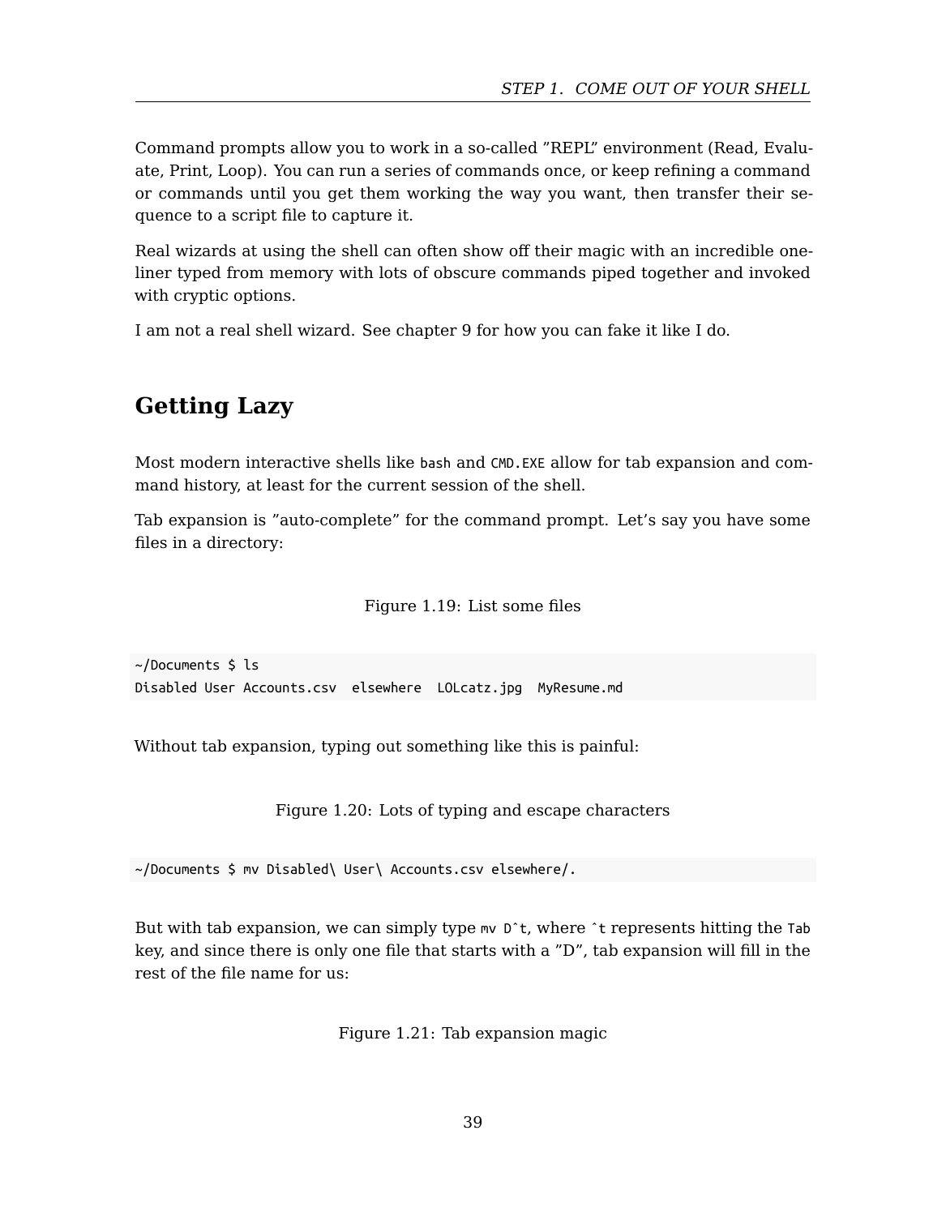Command prompts allow you to work in a so-called "REPL" environment (Read, Evaluate, Print, Loop). You can run a series of commands once, or keep refining a command or commands until you get them working the way you want, then transfer their sequence to a script file to capture it.

Real wizards at using the shell can often show off their magic with an incredible one-liner typed from memory with lots of obscure commands piped together and invoked with cryptic options.

I am not a real shell wizard. See chapter 9 for how you can fake it like I do.

## Getting Lazy

Most modern interactive shells like `bash` and `CMD.EXE` allow for tab expansion and command history, at least for the current session of the shell.

Tab expansion is "auto-complete" for the command prompt. Let's say you have some files in a directory:

Figure 1.19: List some files

```
~/Documents $ ls
Disabled User Accounts.csv  elsewhere  LOLcatz.jpg  MyResume.md
```

Without tab expansion, typing out something like this is painful:

Figure 1.20: Lots of typing and escape characters

```
~/Documents $ mv Disabled\ User\ Accounts.csv elsewhere/.
```

But with tab expansion, we can simply type `mv D^t`, where `^t` represents hitting the `Tab` key, and since there is only one file that starts with a "D", tab expansion will fill in the rest of the file name for us:

Figure 1.21: Tab expansion magic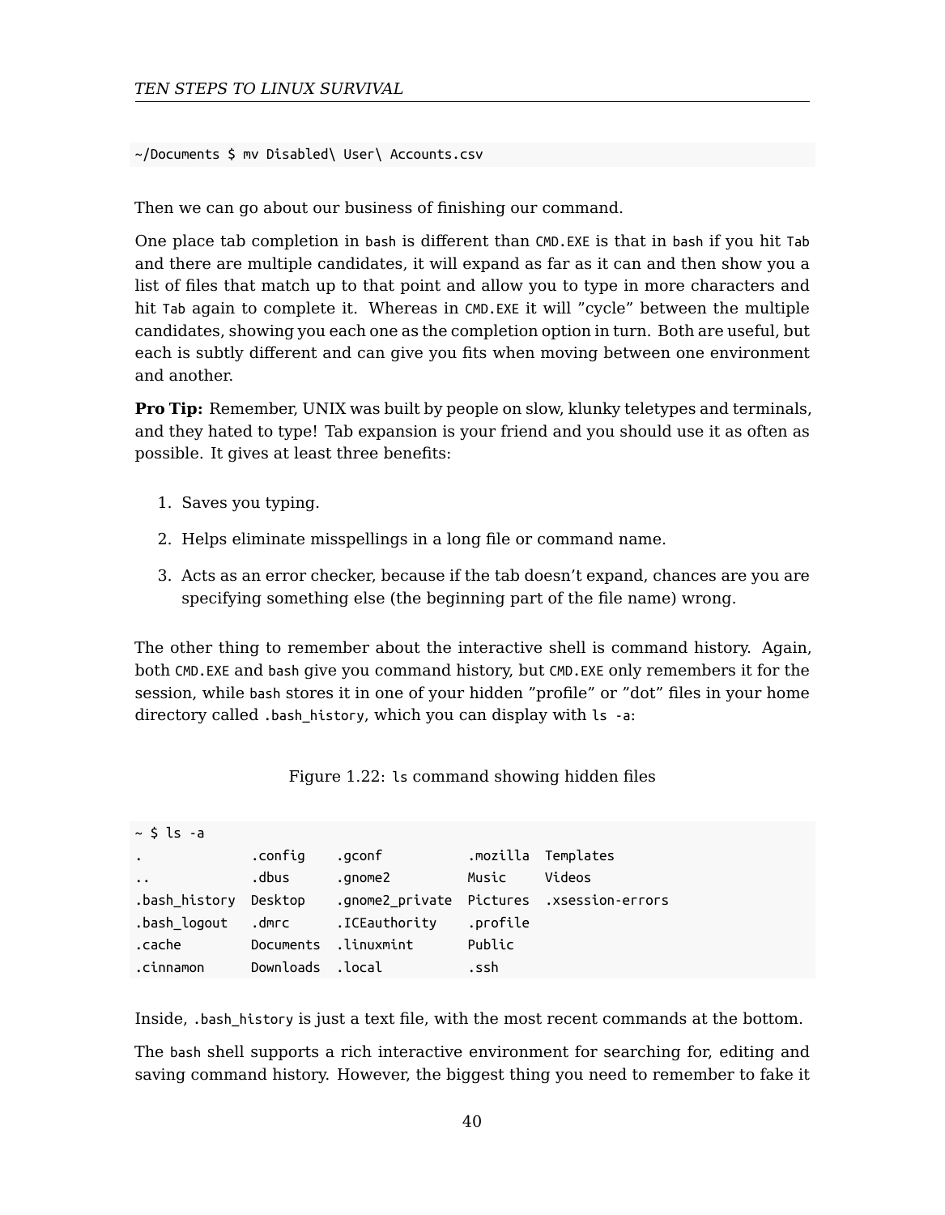```
~/Documents $ mv Disabled\ User\ Accounts.csv
```

Then we can go about our business of finishing our command.

One place tab completion in `bash` is different than `CMD.EXE` is that in `bash` if you hit `Tab` and there are multiple candidates, it will expand as far as it can and then show you a list of files that match up to that point and allow you to type in more characters and hit `Tab` again to complete it. Whereas in `CMD.EXE` it will "cycle" between the multiple candidates, showing you each one as the completion option in turn. Both are useful, but each is subtly different and can give you fits when moving between one environment and another.

**Pro Tip:** Remember, UNIX was built by people on slow, klunky teletypes and terminals, and they hated to type! Tab expansion is your friend and you should use it as often as possible. It gives at least three benefits:

1. Saves you typing.
2. Helps eliminate misspellings in a long file or command name.
3. Acts as an error checker, because if the tab doesn't expand, chances are you are specifying something else (the beginning part of the file name) wrong.

The other thing to remember about the interactive shell is command history. Again, both `CMD.EXE` and `bash` give you command history, but `CMD.EXE` only remembers it for the session, while `bash` stores it in one of your hidden "profile" or "dot" files in your home directory called `.bash_history`, which you can display with `ls -a`:

Figure 1.22: `ls` command showing hidden files

```
~ $ ls -a
.              .config    .gconf          .mozilla  Templates
..             .dbus      .gnome2         Music     Videos
.bash_history  Desktop    .gnome2_private Pictures  .xsession-errors
.bash_logout   .dmrc      .ICEauthority   .profile
.cache         Documents  .linuxmint      Public
.cinnamon      Downloads  .local          .ssh
```

Inside, `.bash_history` is just a text file, with the most recent commands at the bottom.

The `bash` shell supports a rich interactive environment for searching for, editing and saving command history. However, the biggest thing you need to remember to fake it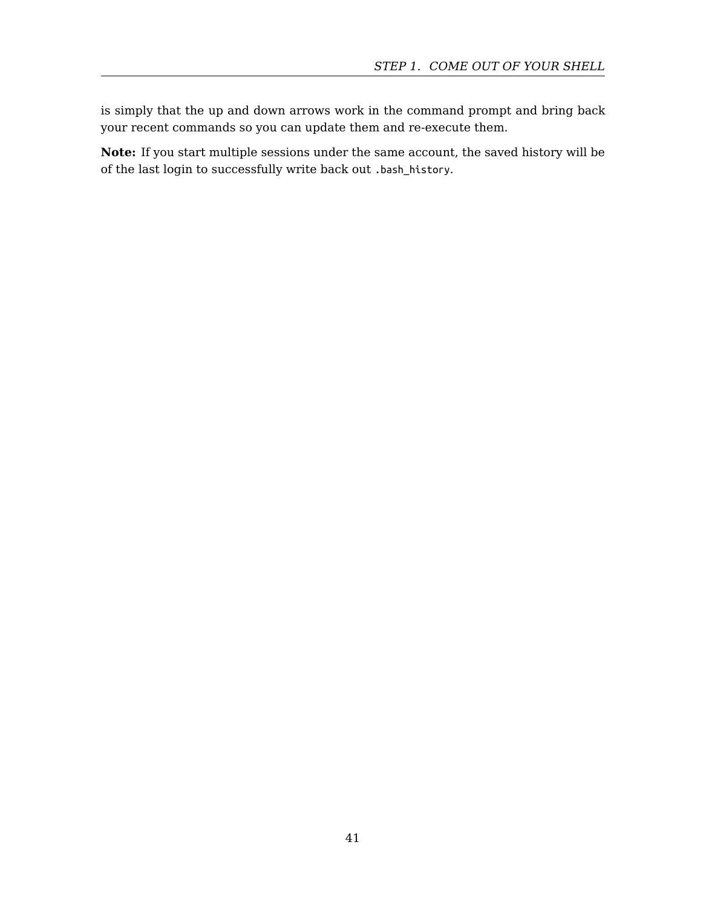is simply that the up and down arrows work in the command prompt and bring back your recent commands so you can update them and re-execute them.

**Note:** If you start multiple sessions under the same account, the saved history will be of the last login to successfully write back out `.bash_history`.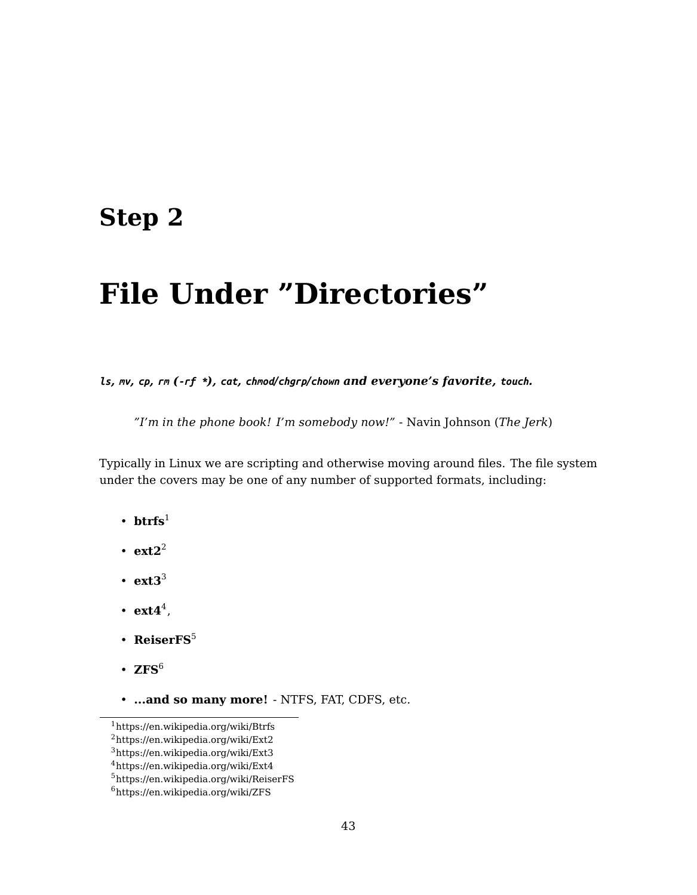# Step 2

# File Under "Directories"

***`ls`, `mv`, `cp`, `rm` (`-rf *`), `cat`, `chmod`/`chgrp`/`chown` and everyone's favorite, `touch`.***

> *"I'm in the phone book! I'm somebody now!"* - Navin Johnson (*The Jerk*)

Typically in Linux we are scripting and otherwise moving around files. The file system under the covers may be one of any number of supported formats, including:

- **btrfs**[1]
- **ext2**[2]
- **ext3**[3]
- **ext4**[4],
- **ReiserFS**[5]
- **ZFS**[6]
- **...and so many more!** - NTFS, FAT, CDFS, etc.

---

[1] https://en.wikipedia.org/wiki/Btrfs
[2] https://en.wikipedia.org/wiki/Ext2
[3] https://en.wikipedia.org/wiki/Ext3
[4] https://en.wikipedia.org/wiki/Ext4
[5] https://en.wikipedia.org/wiki/ReiserFS
[6] https://en.wikipedia.org/wiki/ZFS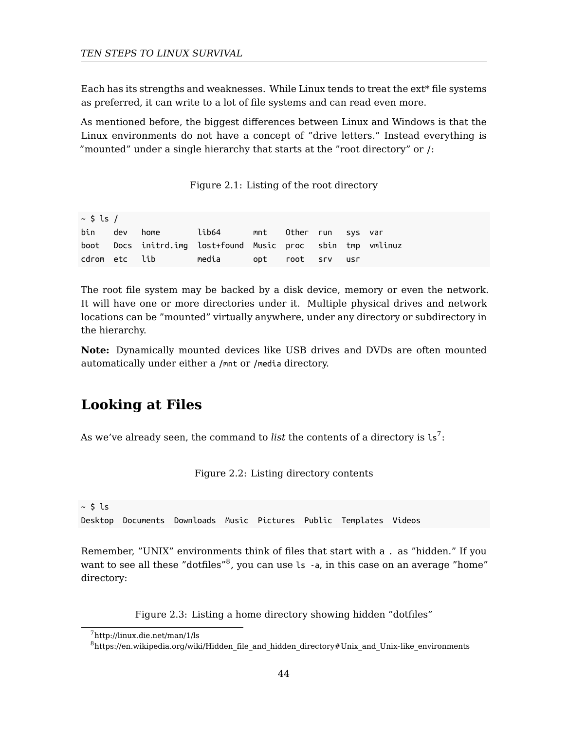Each has its strengths and weaknesses. While Linux tends to treat the ext* file systems as preferred, it can write to a lot of file systems and can read even more.

As mentioned before, the biggest differences between Linux and Windows is that the Linux environments do not have a concept of ”drive letters.” Instead everything is ”mounted” under a single hierarchy that starts at the ”root directory” or `/`:

Figure 2.1: Listing of the root directory

```
~ $ ls /
bin    dev   home        lib64       mnt    Other  run   sys  var
boot   Docs  initrd.img  lost+found  Music  proc   sbin  tmp  vmlinuz
cdrom  etc   lib         media       opt    root   srv   usr
```

The root file system may be backed by a disk device, memory or even the network. It will have one or more directories under it. Multiple physical drives and network locations can be ”mounted” virtually anywhere, under any directory or subdirectory in the hierarchy.

**Note:** Dynamically mounted devices like USB drives and DVDs are often mounted automatically under either a `/mnt` or `/media` directory.

## Looking at Files

As we've already seen, the command to *list* the contents of a directory is `ls`[7]:

Figure 2.2: Listing directory contents

```
~ $ ls
Desktop  Documents  Downloads  Music  Pictures  Public  Templates  Videos
```

Remember, ”UNIX” environments think of files that start with a `.` as ”hidden.” If you want to see all these ”dotfiles”[8], you can use `ls -a`, in this case on an average ”home” directory:

Figure 2.3: Listing a home directory showing hidden ”dotfiles”

[7] http://linux.die.net/man/1/ls

[8] https://en.wikipedia.org/wiki/Hidden_file_and_hidden_directory#Unix_and_Unix-like_environments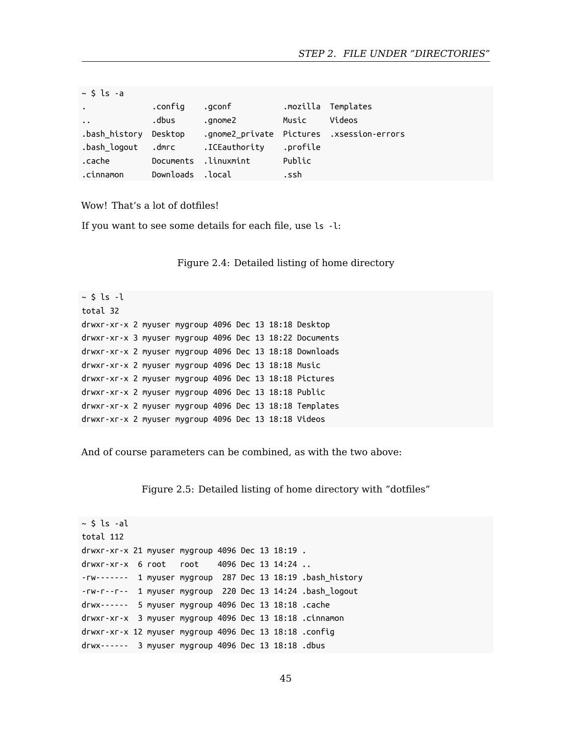```
~ $ ls -a
.             .config    .gconf          .mozilla  Templates
..            .dbus      .gnome2         Music     Videos
.bash_history Desktop    .gnome2_private Pictures  .xsession-errors
.bash_logout  .dmrc      .ICEauthority   .profile
.cache        Documents  .linuxmint      Public
.cinnamon     Downloads  .local          .ssh
```

Wow! That's a lot of dotfiles!

If you want to see some details for each file, use `ls -l`:

Figure 2.4: Detailed listing of home directory

```
~ $ ls -l
total 32
drwxr-xr-x 2 myuser mygroup 4096 Dec 13 18:18 Desktop
drwxr-xr-x 3 myuser mygroup 4096 Dec 13 18:22 Documents
drwxr-xr-x 2 myuser mygroup 4096 Dec 13 18:18 Downloads
drwxr-xr-x 2 myuser mygroup 4096 Dec 13 18:18 Music
drwxr-xr-x 2 myuser mygroup 4096 Dec 13 18:18 Pictures
drwxr-xr-x 2 myuser mygroup 4096 Dec 13 18:18 Public
drwxr-xr-x 2 myuser mygroup 4096 Dec 13 18:18 Templates
drwxr-xr-x 2 myuser mygroup 4096 Dec 13 18:18 Videos
```

And of course parameters can be combined, as with the two above:

Figure 2.5: Detailed listing of home directory with "dotfiles"

```
~ $ ls -al
total 112
drwxr-xr-x 21 myuser mygroup 4096 Dec 13 18:19 .
drwxr-xr-x  6 root   root    4096 Dec 13 14:24 ..
-rw-------  1 myuser mygroup  287 Dec 13 18:19 .bash_history
-rw-r--r--  1 myuser mygroup  220 Dec 13 14:24 .bash_logout
drwx------  5 myuser mygroup 4096 Dec 13 18:18 .cache
drwxr-xr-x  3 myuser mygroup 4096 Dec 13 18:18 .cinnamon
drwxr-xr-x 12 myuser mygroup 4096 Dec 13 18:18 .config
drwx------  3 myuser mygroup 4096 Dec 13 18:18 .dbus
```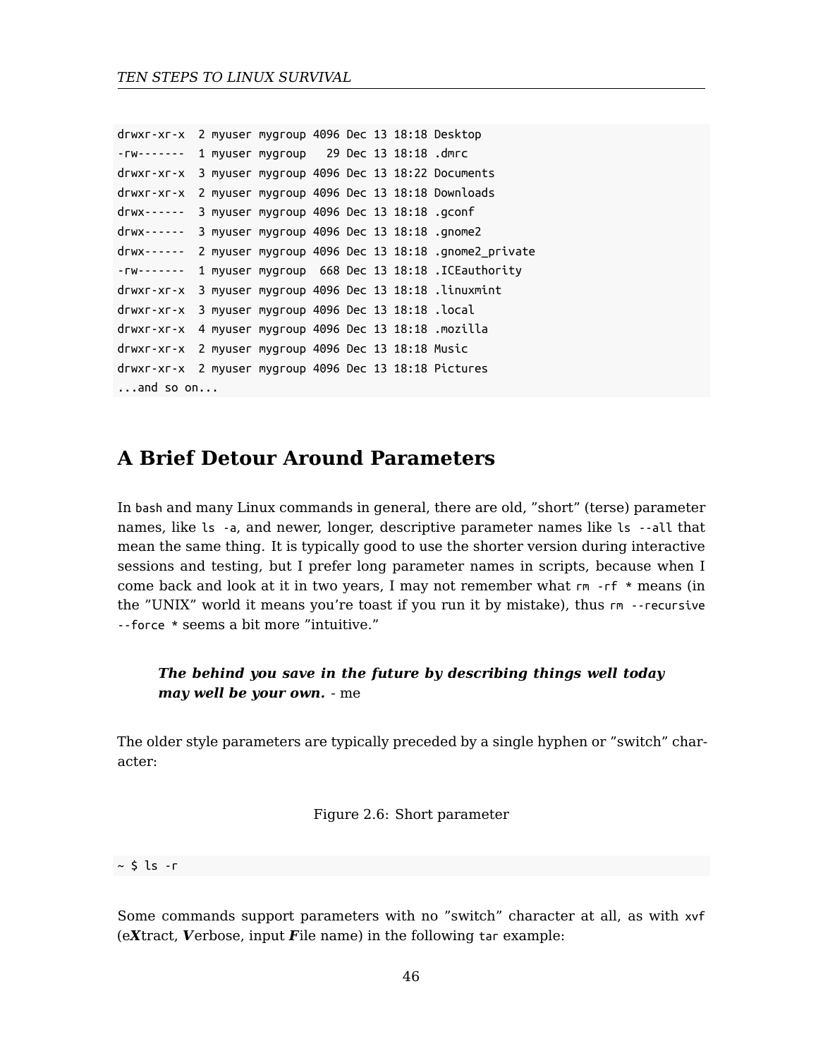```
drwxr-xr-x  2 myuser mygroup 4096 Dec 13 18:18 Desktop
-rw-------  1 myuser mygroup   29 Dec 13 18:18 .dmrc
drwxr-xr-x  3 myuser mygroup 4096 Dec 13 18:22 Documents
drwxr-xr-x  2 myuser mygroup 4096 Dec 13 18:18 Downloads
drwx------  3 myuser mygroup 4096 Dec 13 18:18 .gconf
drwx------  3 myuser mygroup 4096 Dec 13 18:18 .gnome2
drwx------  2 myuser mygroup 4096 Dec 13 18:18 .gnome2_private
-rw-------  1 myuser mygroup  668 Dec 13 18:18 .ICEauthority
drwxr-xr-x  3 myuser mygroup 4096 Dec 13 18:18 .linuxmint
drwxr-xr-x  3 myuser mygroup 4096 Dec 13 18:18 .local
drwxr-xr-x  4 myuser mygroup 4096 Dec 13 18:18 .mozilla
drwxr-xr-x  2 myuser mygroup 4096 Dec 13 18:18 Music
drwxr-xr-x  2 myuser mygroup 4096 Dec 13 18:18 Pictures
...and so on...
```

## A Brief Detour Around Parameters

In `bash` and many Linux commands in general, there are old, "short" (terse) parameter names, like `ls -a`, and newer, longer, descriptive parameter names like `ls --all` that mean the same thing. It is typically good to use the shorter version during interactive sessions and testing, but I prefer long parameter names in scripts, because when I come back and look at it in two years, I may not remember what `rm -rf *` means (in the "UNIX" world it means you're toast if you run it by mistake), thus `rm --recursive --force *` seems a bit more "intuitive."

> ***The behind you save in the future by describing things well today may well be your own.*** - me

The older style parameters are typically preceded by a single hyphen or "switch" character:

Figure 2.6: Short parameter

```
~ $ ls -r
```

Some commands support parameters with no "switch" character at all, as with `xvf` (e***X***tract, ***V***erbose, input ***F***ile name) in the following `tar` example: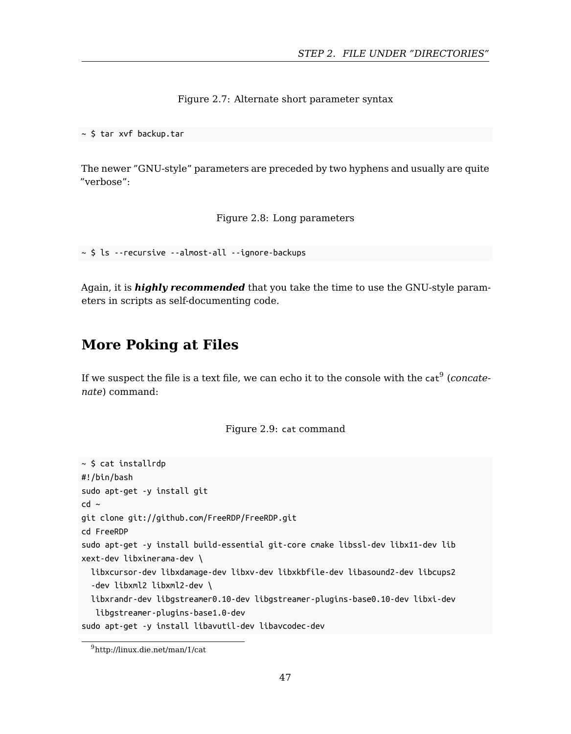Figure 2.7: Alternate short parameter syntax

```
~ $ tar xvf backup.tar
```

The newer ”GNU-style” parameters are preceded by two hyphens and usually are quite ”verbose”:

Figure 2.8: Long parameters

```
~ $ ls --recursive --almost-all --ignore-backups
```

Again, it is ***highly recommended*** that you take the time to use the GNU-style parameters in scripts as self-documenting code.

## More Poking at Files

If we suspect the file is a text file, we can echo it to the console with the `cat`[9] (*concatenate*) command:

Figure 2.9: `cat` command

```
~ $ cat installrdp
#!/bin/bash
sudo apt-get -y install git
cd ~
git clone git://github.com/FreeRDP/FreeRDP.git
cd FreeRDP
sudo apt-get -y install build-essential git-core cmake libssl-dev libx11-dev lib
xext-dev libxinerama-dev \
  libxcursor-dev libxdamage-dev libxv-dev libxkbfile-dev libasound2-dev libcups2
  -dev libxml2 libxml2-dev \
  libxrandr-dev libgstreamer0.10-dev libgstreamer-plugins-base0.10-dev libxi-dev
   libgstreamer-plugins-base1.0-dev
sudo apt-get -y install libavutil-dev libavcodec-dev
```

[9] http://linux.die.net/man/1/cat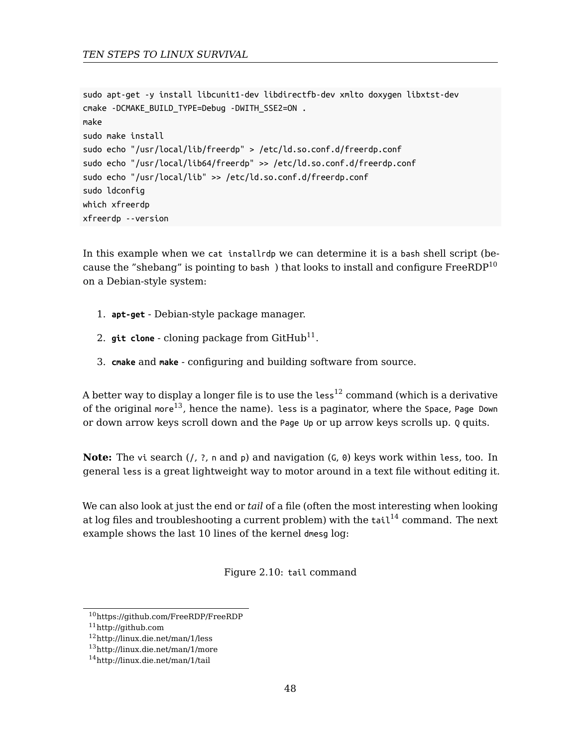```
sudo apt-get -y install libcunit1-dev libdirectfb-dev xmlto doxygen libxtst-dev
cmake -DCMAKE_BUILD_TYPE=Debug -DWITH_SSE2=ON .
make
sudo make install
sudo echo "/usr/local/lib/freerdp" > /etc/ld.so.conf.d/freerdp.conf
sudo echo "/usr/local/lib64/freerdp" >> /etc/ld.so.conf.d/freerdp.conf
sudo echo "/usr/local/lib" >> /etc/ld.so.conf.d/freerdp.conf
sudo ldconfig
which xfreerdp
xfreerdp --version
```

In this example when we `cat installrdp` we can determine it is a `bash` shell script (because the "shebang" is pointing to `bash` ) that looks to install and configure FreeRDP[10] on a Debian-style system:

1. **`apt-get`** - Debian-style package manager.
2. **`git clone`** - cloning package from GitHub[11].
3. **`cmake`** and **`make`** - configuring and building software from source.

A better way to display a longer file is to use the `less`[12] command (which is a derivative of the original `more`[13], hence the name). `less` is a paginator, where the `Space`, `Page Down` or down arrow keys scroll down and the `Page Up` or up arrow keys scrolls up. `Q` quits.

**Note:** The `vi` search (`/`, `?`, `n` and `p`) and navigation (`G`, `0`) keys work within `less`, too. In general `less` is a great lightweight way to motor around in a text file without editing it.

We can also look at just the end or *tail* of a file (often the most interesting when looking at log files and troubleshooting a current problem) with the `tail`[14] command. The next example shows the last 10 lines of the kernel `dmesg` log:

Figure 2.10: `tail` command

[10] https://github.com/FreeRDP/FreeRDP
[11] http://github.com
[12] http://linux.die.net/man/1/less
[13] http://linux.die.net/man/1/more
[14] http://linux.die.net/man/1/tail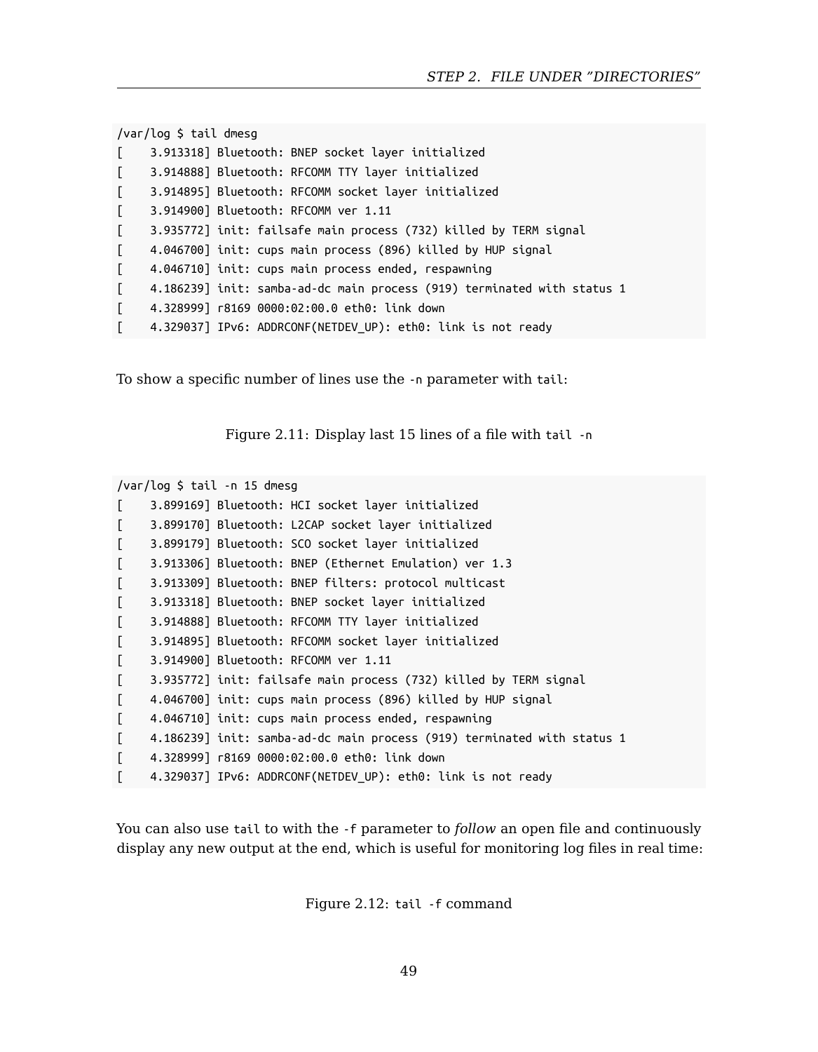```
/var/log $ tail dmesg
[    3.913318] Bluetooth: BNEP socket layer initialized
[    3.914888] Bluetooth: RFCOMM TTY layer initialized
[    3.914895] Bluetooth: RFCOMM socket layer initialized
[    3.914900] Bluetooth: RFCOMM ver 1.11
[    3.935772] init: failsafe main process (732) killed by TERM signal
[    4.046700] init: cups main process (896) killed by HUP signal
[    4.046710] init: cups main process ended, respawning
[    4.186239] init: samba-ad-dc main process (919) terminated with status 1
[    4.328999] r8169 0000:02:00.0 eth0: link down
[    4.329037] IPv6: ADDRCONF(NETDEV_UP): eth0: link is not ready
```

To show a specific number of lines use the `-n` parameter with `tail`:

Figure 2.11: Display last 15 lines of a file with `tail -n`

```
/var/log $ tail -n 15 dmesg
[    3.899169] Bluetooth: HCI socket layer initialized
[    3.899170] Bluetooth: L2CAP socket layer initialized
[    3.899179] Bluetooth: SCO socket layer initialized
[    3.913306] Bluetooth: BNEP (Ethernet Emulation) ver 1.3
[    3.913309] Bluetooth: BNEP filters: protocol multicast
[    3.913318] Bluetooth: BNEP socket layer initialized
[    3.914888] Bluetooth: RFCOMM TTY layer initialized
[    3.914895] Bluetooth: RFCOMM socket layer initialized
[    3.914900] Bluetooth: RFCOMM ver 1.11
[    3.935772] init: failsafe main process (732) killed by TERM signal
[    4.046700] init: cups main process (896) killed by HUP signal
[    4.046710] init: cups main process ended, respawning
[    4.186239] init: samba-ad-dc main process (919) terminated with status 1
[    4.328999] r8169 0000:02:00.0 eth0: link down
[    4.329037] IPv6: ADDRCONF(NETDEV_UP): eth0: link is not ready
```

You can also use `tail` to with the `-f` parameter to *follow* an open file and continuously display any new output at the end, which is useful for monitoring log files in real time:

Figure 2.12: `tail -f` command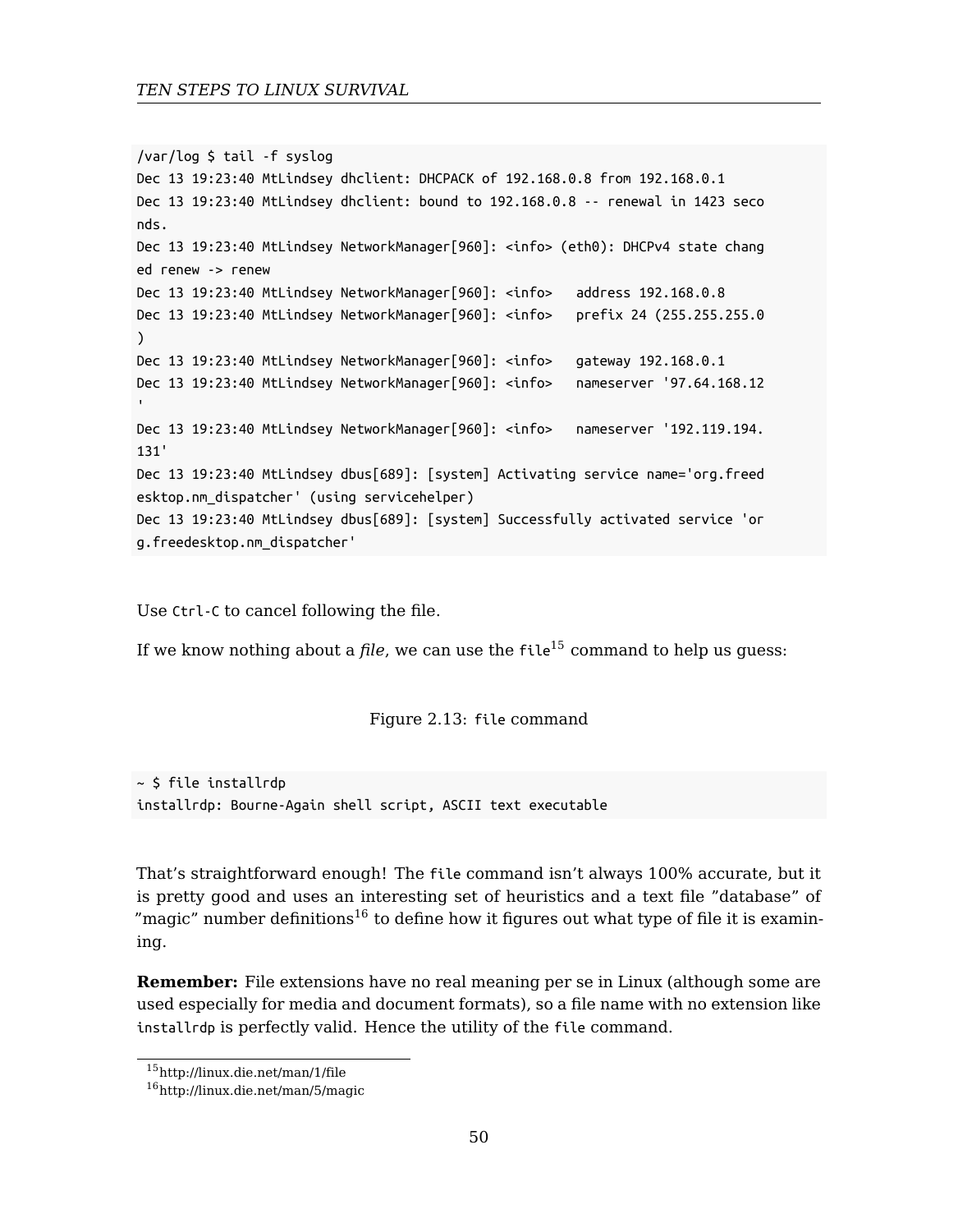```
/var/log $ tail -f syslog
Dec 13 19:23:40 MtLindsey dhclient: DHCPACK of 192.168.0.8 from 192.168.0.1
Dec 13 19:23:40 MtLindsey dhclient: bound to 192.168.0.8 -- renewal in 1423 seco
nds.
Dec 13 19:23:40 MtLindsey NetworkManager[960]: <info> (eth0): DHCPv4 state chang
ed renew -> renew
Dec 13 19:23:40 MtLindsey NetworkManager[960]: <info>   address 192.168.0.8
Dec 13 19:23:40 MtLindsey NetworkManager[960]: <info>   prefix 24 (255.255.255.0
)
Dec 13 19:23:40 MtLindsey NetworkManager[960]: <info>   gateway 192.168.0.1
Dec 13 19:23:40 MtLindsey NetworkManager[960]: <info>   nameserver '97.64.168.12
'
Dec 13 19:23:40 MtLindsey NetworkManager[960]: <info>   nameserver '192.119.194.
131'
Dec 13 19:23:40 MtLindsey dbus[689]: [system] Activating service name='org.freed
esktop.nm_dispatcher' (using servicehelper)
Dec 13 19:23:40 MtLindsey dbus[689]: [system] Successfully activated service 'or
g.freedesktop.nm_dispatcher'
```

Use `Ctrl-C` to cancel following the file.

If we know nothing about a *file*, we can use the `file`[15] command to help us guess:

Figure 2.13: `file` command

```
~ $ file installrdp
installrdp: Bourne-Again shell script, ASCII text executable
```

That's straightforward enough! The `file` command isn't always 100% accurate, but it is pretty good and uses an interesting set of heuristics and a text file "database" of "magic" number definitions[16] to define how it figures out what type of file it is examining.

**Remember:** File extensions have no real meaning per se in Linux (although some are used especially for media and document formats), so a file name with no extension like `installrdp` is perfectly valid. Hence the utility of the `file` command.

[15] http://linux.die.net/man/1/file

[16] http://linux.die.net/man/5/magic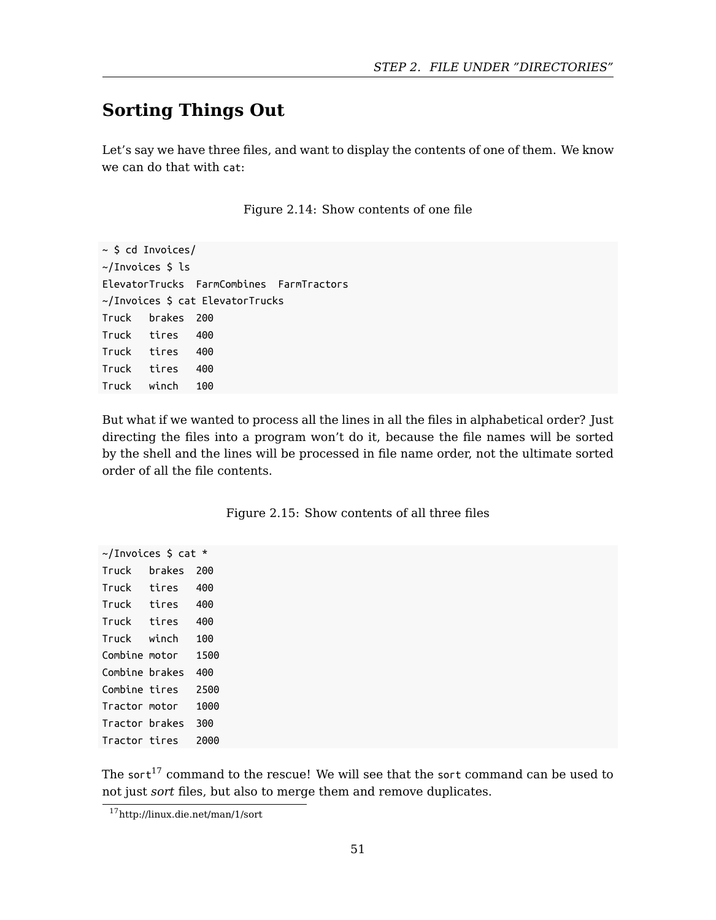## Sorting Things Out

Let's say we have three files, and want to display the contents of one of them. We know we can do that with `cat`:

Figure 2.14: Show contents of one file

```
~ $ cd Invoices/
~/Invoices $ ls
ElevatorTrucks  FarmCombines  FarmTractors
~/Invoices $ cat ElevatorTrucks
Truck   brakes  200
Truck   tires   400
Truck   tires   400
Truck   tires   400
Truck   winch   100
```

But what if we wanted to process all the lines in all the files in alphabetical order? Just directing the files into a program won't do it, because the file names will be sorted by the shell and the lines will be processed in file name order, not the ultimate sorted order of all the file contents.

Figure 2.15: Show contents of all three files

```
~/Invoices $ cat *
Truck   brakes  200
Truck   tires   400
Truck   tires   400
Truck   tires   400
Truck   winch   100
Combine motor   1500
Combine brakes  400
Combine tires   2500
Tractor motor   1000
Tractor brakes  300
Tractor tires   2000
```

The `sort`[17] command to the rescue! We will see that the `sort` command can be used to not just *sort* files, but also to merge them and remove duplicates.

[17] http://linux.die.net/man/1/sort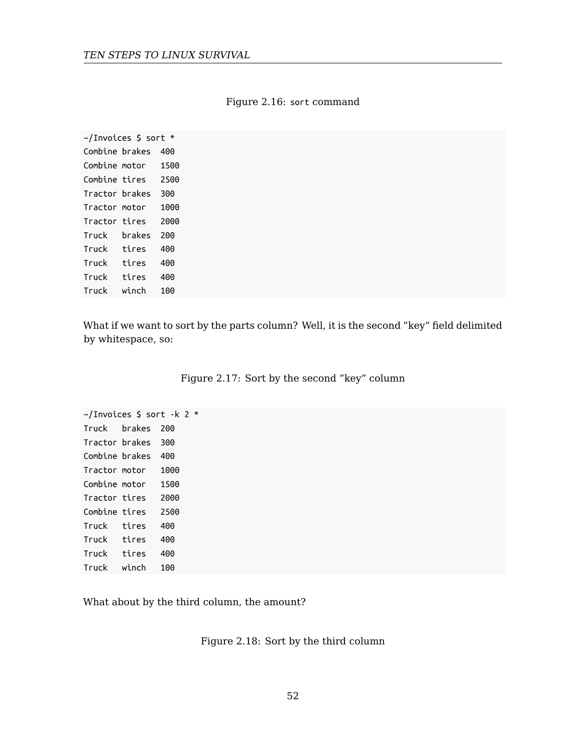Figure 2.16: `sort` command

```
~/Invoices $ sort *
Combine brakes  400
Combine motor   1500
Combine tires   2500
Tractor brakes  300
Tractor motor   1000
Tractor tires   2000
Truck   brakes  200
Truck   tires   400
Truck   tires   400
Truck   tires   400
Truck   winch   100
```

What if we want to sort by the parts column? Well, it is the second ”key” field delimited by whitespace, so:

Figure 2.17: Sort by the second ”key” column

```
~/Invoices $ sort -k 2 *
Truck   brakes  200
Tractor brakes  300
Combine brakes  400
Tractor motor   1000
Combine motor   1500
Tractor tires   2000
Combine tires   2500
Truck   tires   400
Truck   tires   400
Truck   tires   400
Truck   winch   100
```

What about by the third column, the amount?

Figure 2.18: Sort by the third column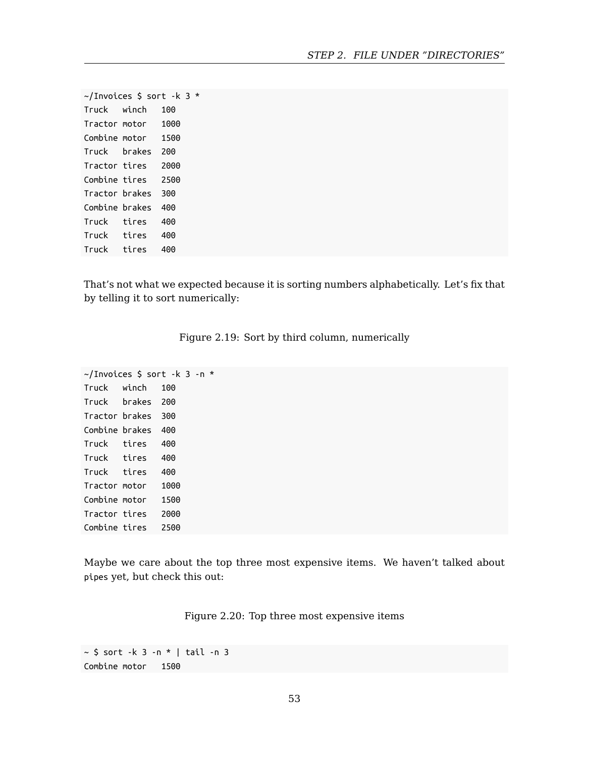```
~/Invoices $ sort -k 3 *
Truck   winch   100
Tractor motor   1000
Combine motor   1500
Truck   brakes  200
Tractor tires   2000
Combine tires   2500
Tractor brakes  300
Combine brakes  400
Truck   tires   400
Truck   tires   400
Truck   tires   400
```

That's not what we expected because it is sorting numbers alphabetically. Let's fix that by telling it to sort numerically:

Figure 2.19: Sort by third column, numerically

```
~/Invoices $ sort -k 3 -n *
Truck   winch   100
Truck   brakes  200
Tractor brakes  300
Combine brakes  400
Truck   tires   400
Truck   tires   400
Truck   tires   400
Tractor motor   1000
Combine motor   1500
Tractor tires   2000
Combine tires   2500
```

Maybe we care about the top three most expensive items. We haven't talked about `pipes` yet, but check this out:

Figure 2.20: Top three most expensive items

```
~ $ sort -k 3 -n * | tail -n 3
Combine motor   1500
```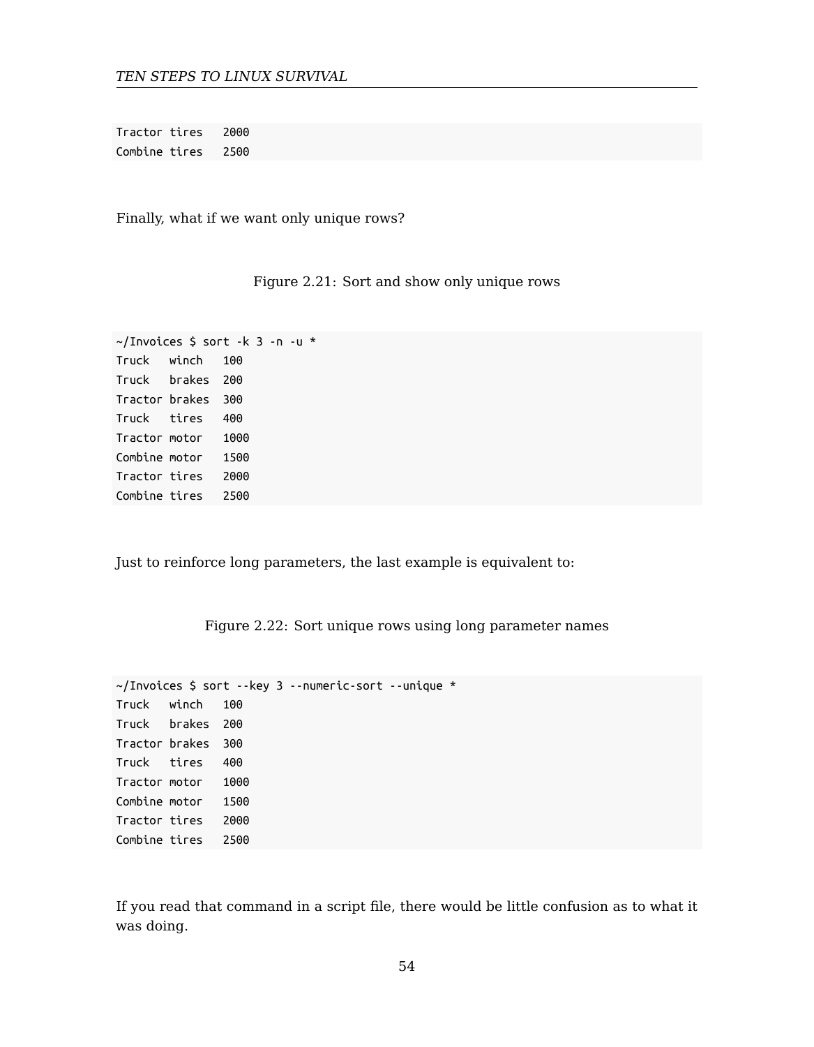```
Tractor tires   2000
Combine tires   2500
```

Finally, what if we want only unique rows?

Figure 2.21: Sort and show only unique rows

```
~/Invoices $ sort -k 3 -n -u *
Truck   winch   100
Truck   brakes  200
Tractor brakes  300
Truck   tires   400
Tractor motor   1000
Combine motor   1500
Tractor tires   2000
Combine tires   2500
```

Just to reinforce long parameters, the last example is equivalent to:

Figure 2.22: Sort unique rows using long parameter names

```
~/Invoices $ sort --key 3 --numeric-sort --unique *
Truck   winch   100
Truck   brakes  200
Tractor brakes  300
Truck   tires   400
Tractor motor   1000
Combine motor   1500
Tractor tires   2000
Combine tires   2500
```

If you read that command in a script file, there would be little confusion as to what it was doing.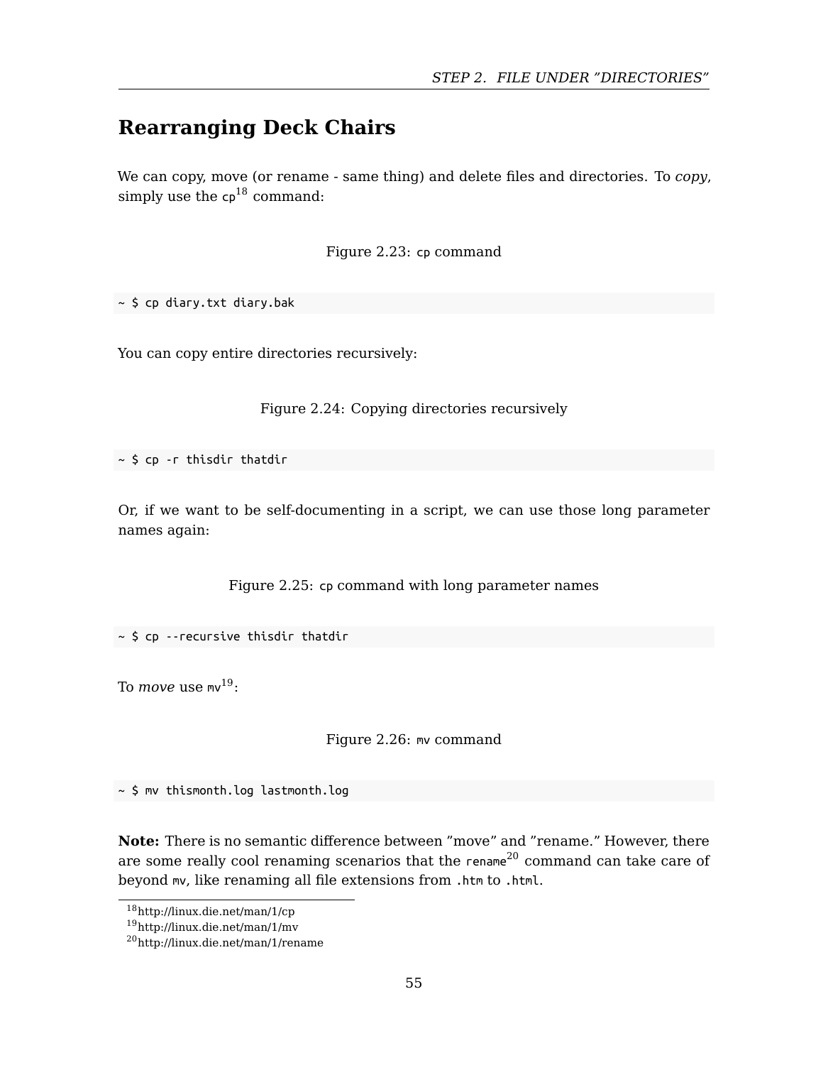## Rearranging Deck Chairs

We can copy, move (or rename - same thing) and delete files and directories. To *copy*, simply use the `cp`[18] command:

Figure 2.23: `cp` command

```
~ $ cp diary.txt diary.bak
```

You can copy entire directories recursively:

Figure 2.24: Copying directories recursively

```
~ $ cp -r thisdir thatdir
```

Or, if we want to be self-documenting in a script, we can use those long parameter names again:

Figure 2.25: `cp` command with long parameter names

```
~ $ cp --recursive thisdir thatdir
```

To *move* use `mv`[19]:

Figure 2.26: `mv` command

```
~ $ mv thismonth.log lastmonth.log
```

**Note:** There is no semantic difference between "move" and "rename." However, there are some really cool renaming scenarios that the `rename`[20] command can take care of beyond `mv`, like renaming all file extensions from `.htm` to `.html`.

[18] http://linux.die.net/man/1/cp
[19] http://linux.die.net/man/1/mv
[20] http://linux.die.net/man/1/rename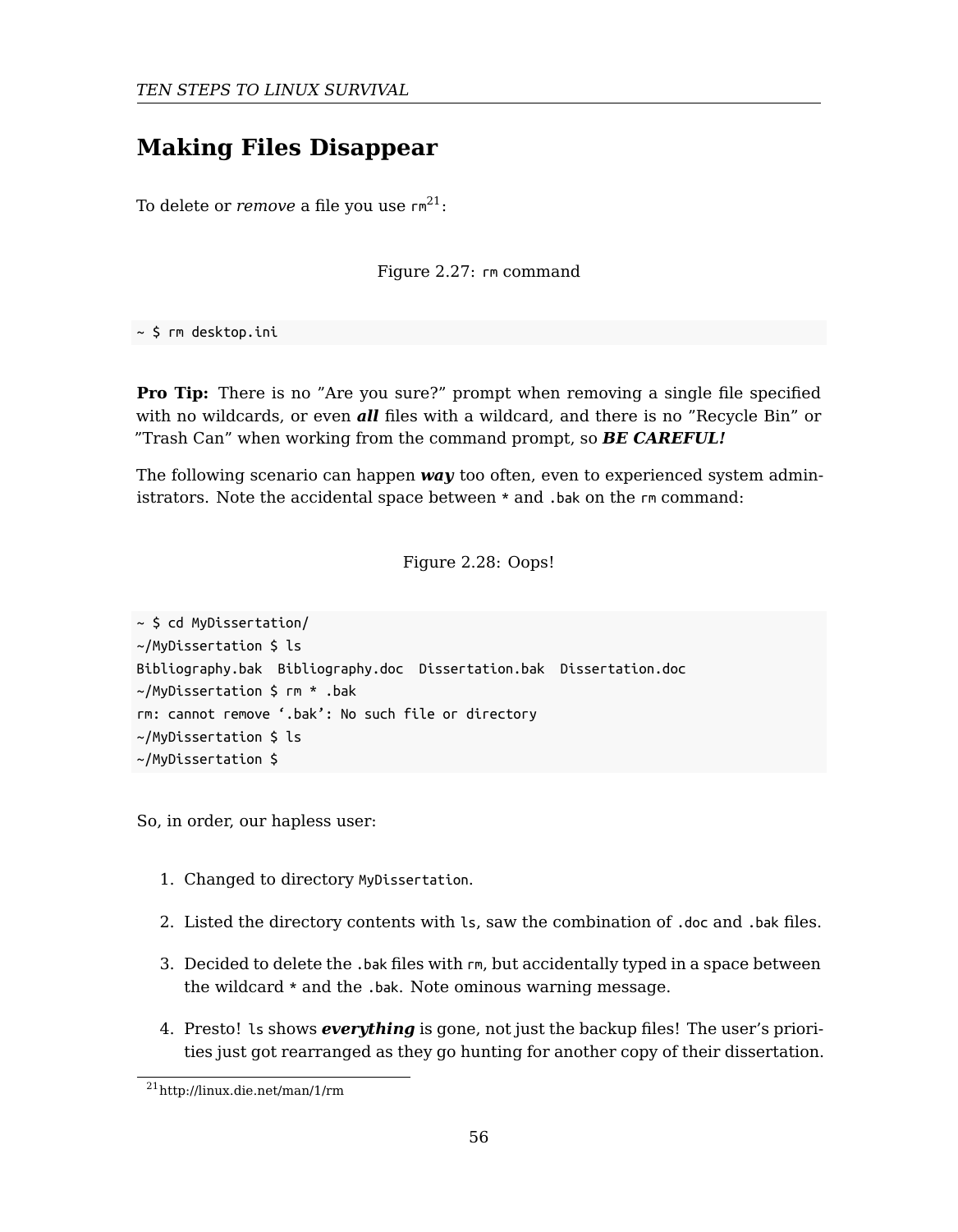## Making Files Disappear

To delete or *remove* a file you use `rm`[21]:

Figure 2.27: `rm` command

```
~ $ rm desktop.ini
```

**Pro Tip:** There is no "Are you sure?" prompt when removing a single file specified with no wildcards, or even ***all*** files with a wildcard, and there is no "Recycle Bin" or "Trash Can" when working from the command prompt, so ***BE CAREFUL!***

The following scenario can happen ***way*** too often, even to experienced system administrators. Note the accidental space between `*` and `.bak` on the `rm` command:

Figure 2.28: Oops!

```
~ $ cd MyDissertation/
~/MyDissertation $ ls
Bibliography.bak  Bibliography.doc  Dissertation.bak  Dissertation.doc
~/MyDissertation $ rm * .bak
rm: cannot remove '.bak': No such file or directory
~/MyDissertation $ ls
~/MyDissertation $
```

So, in order, our hapless user:

1. Changed to directory `MyDissertation`.
2. Listed the directory contents with `ls`, saw the combination of `.doc` and `.bak` files.
3. Decided to delete the `.bak` files with `rm`, but accidentally typed in a space between the wildcard `*` and the `.bak`. Note ominous warning message.
4. Presto! `ls` shows ***everything*** is gone, not just the backup files! The user's priorities just got rearranged as they go hunting for another copy of their dissertation.

[21] http://linux.die.net/man/1/rm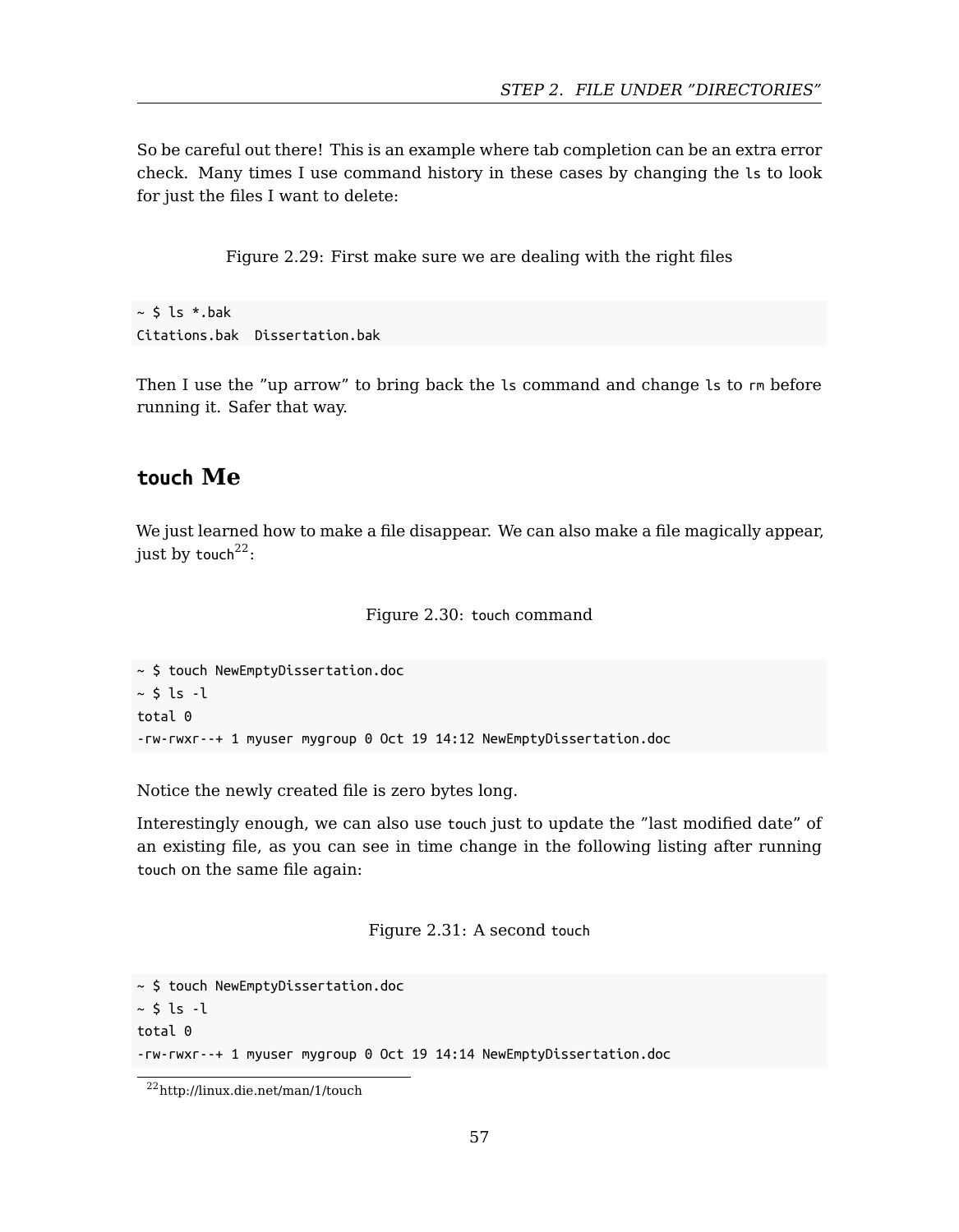So be careful out there! This is an example where tab completion can be an extra error check. Many times I use command history in these cases by changing the `ls` to look for just the files I want to delete:

Figure 2.29: First make sure we are dealing with the right files

```
~ $ ls *.bak
Citations.bak  Dissertation.bak
```

Then I use the "up arrow" to bring back the `ls` command and change `ls` to `rm` before running it. Safer that way.

## `touch` Me

We just learned how to make a file disappear. We can also make a file magically appear, just by `touch`[22]:

Figure 2.30: `touch` command

```
~ $ touch NewEmptyDissertation.doc
~ $ ls -l
total 0
-rw-rwxr--+ 1 myuser mygroup 0 Oct 19 14:12 NewEmptyDissertation.doc
```

Notice the newly created file is zero bytes long.

Interestingly enough, we can also use `touch` just to update the "last modified date" of an existing file, as you can see in time change in the following listing after running `touch` on the same file again:

Figure 2.31: A second `touch`

```
~ $ touch NewEmptyDissertation.doc
~ $ ls -l
total 0
-rw-rwxr--+ 1 myuser mygroup 0 Oct 19 14:14 NewEmptyDissertation.doc
```

[22] http://linux.die.net/man/1/touch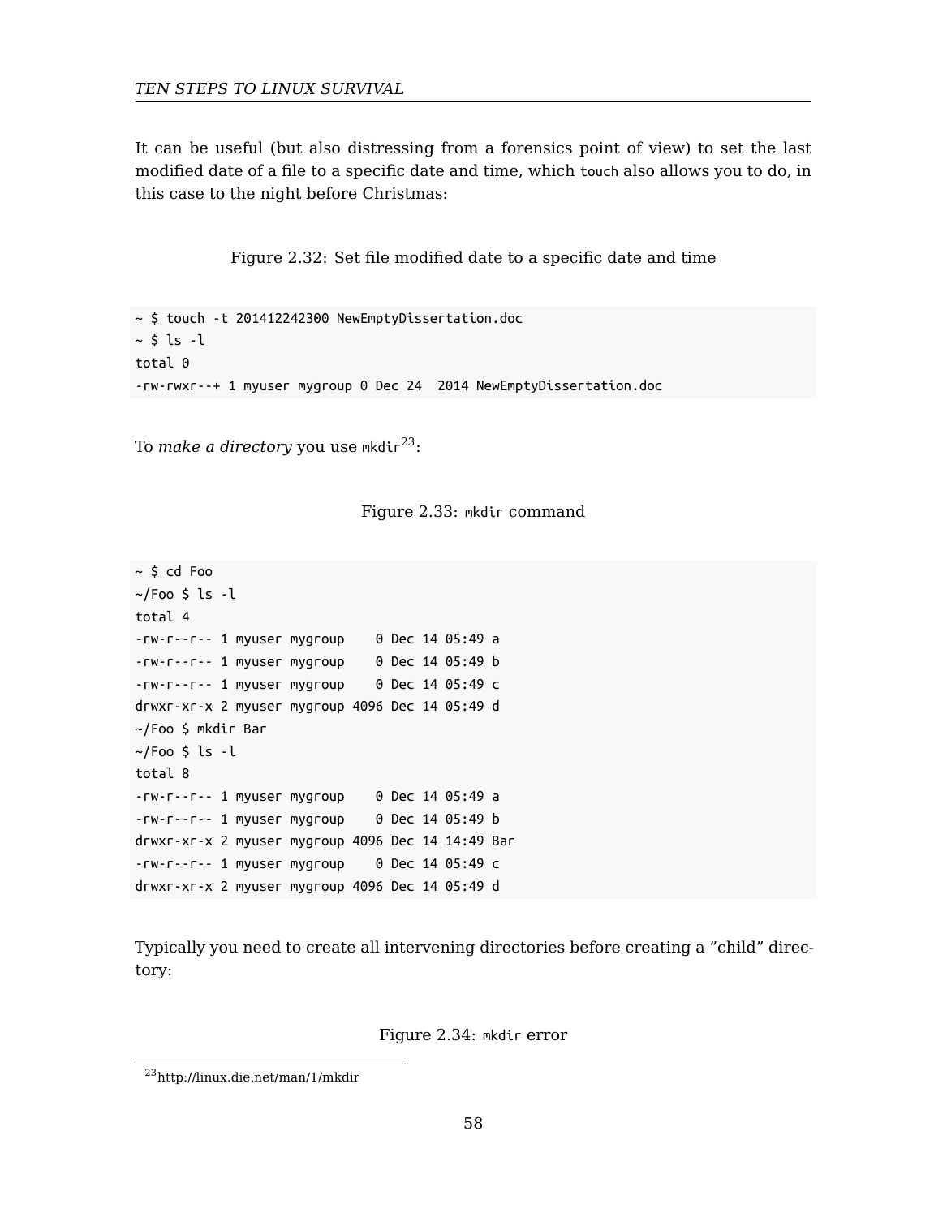It can be useful (but also distressing from a forensics point of view) to set the last modified date of a file to a specific date and time, which `touch` also allows you to do, in this case to the night before Christmas:

Figure 2.32: Set file modified date to a specific date and time

```
~ $ touch -t 201412242300 NewEmptyDissertation.doc
~ $ ls -l
total 0
-rw-rwxr--+ 1 myuser mygroup 0 Dec 24  2014 NewEmptyDissertation.doc
```

To *make a directory* you use `mkdir`[23]:

Figure 2.33: `mkdir` command

```
~ $ cd Foo
~/Foo $ ls -l
total 4
-rw-r--r-- 1 myuser mygroup    0 Dec 14 05:49 a
-rw-r--r-- 1 myuser mygroup    0 Dec 14 05:49 b
-rw-r--r-- 1 myuser mygroup    0 Dec 14 05:49 c
drwxr-xr-x 2 myuser mygroup 4096 Dec 14 05:49 d
~/Foo $ mkdir Bar
~/Foo $ ls -l
total 8
-rw-r--r-- 1 myuser mygroup    0 Dec 14 05:49 a
-rw-r--r-- 1 myuser mygroup    0 Dec 14 05:49 b
drwxr-xr-x 2 myuser mygroup 4096 Dec 14 14:49 Bar
-rw-r--r-- 1 myuser mygroup    0 Dec 14 05:49 c
drwxr-xr-x 2 myuser mygroup 4096 Dec 14 05:49 d
```

Typically you need to create all intervening directories before creating a "child" directory:

Figure 2.34: `mkdir` error

[23] http://linux.die.net/man/1/mkdir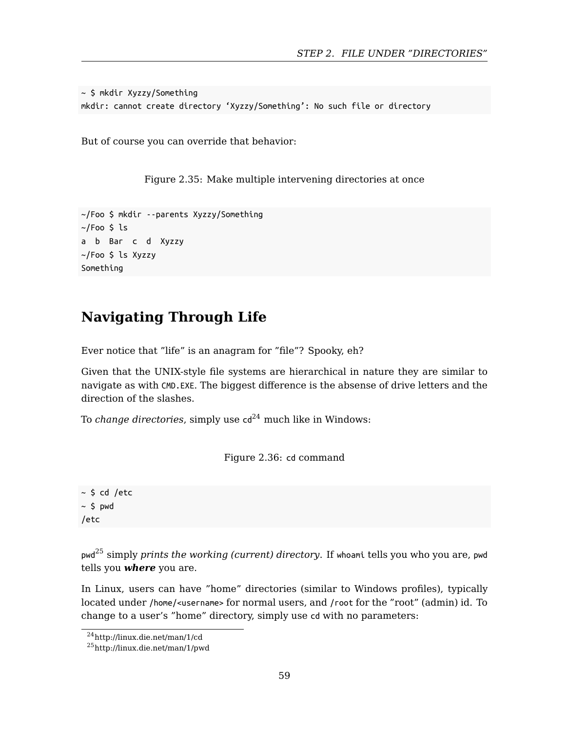```
~ $ mkdir Xyzzy/Something
mkdir: cannot create directory ‘Xyzzy/Something’: No such file or directory
```

But of course you can override that behavior:

Figure 2.35: Make multiple intervening directories at once

```
~/Foo $ mkdir --parents Xyzzy/Something
~/Foo $ ls
a  b  Bar  c  d  Xyzzy
~/Foo $ ls Xyzzy
Something
```

## Navigating Through Life

Ever notice that ”life” is an anagram for ”file”? Spooky, eh?

Given that the UNIX-style file systems are hierarchical in nature they are similar to navigate as with `CMD.EXE`. The biggest difference is the absense of drive letters and the direction of the slashes.

To *change directories*, simply use `cd`[24] much like in Windows:

Figure 2.36: `cd` command

```
~ $ cd /etc
~ $ pwd
/etc
```

`pwd`[25] simply *prints the working (current) directory*. If `whoami` tells you who you are, `pwd` tells you ***where*** you are.

In Linux, users can have ”home” directories (similar to Windows profiles), typically located under `/home/<username>` for normal users, and `/root` for the ”root” (admin) id. To change to a user’s ”home” directory, simply use `cd` with no parameters:

[24] http://linux.die.net/man/1/cd

[25] http://linux.die.net/man/1/pwd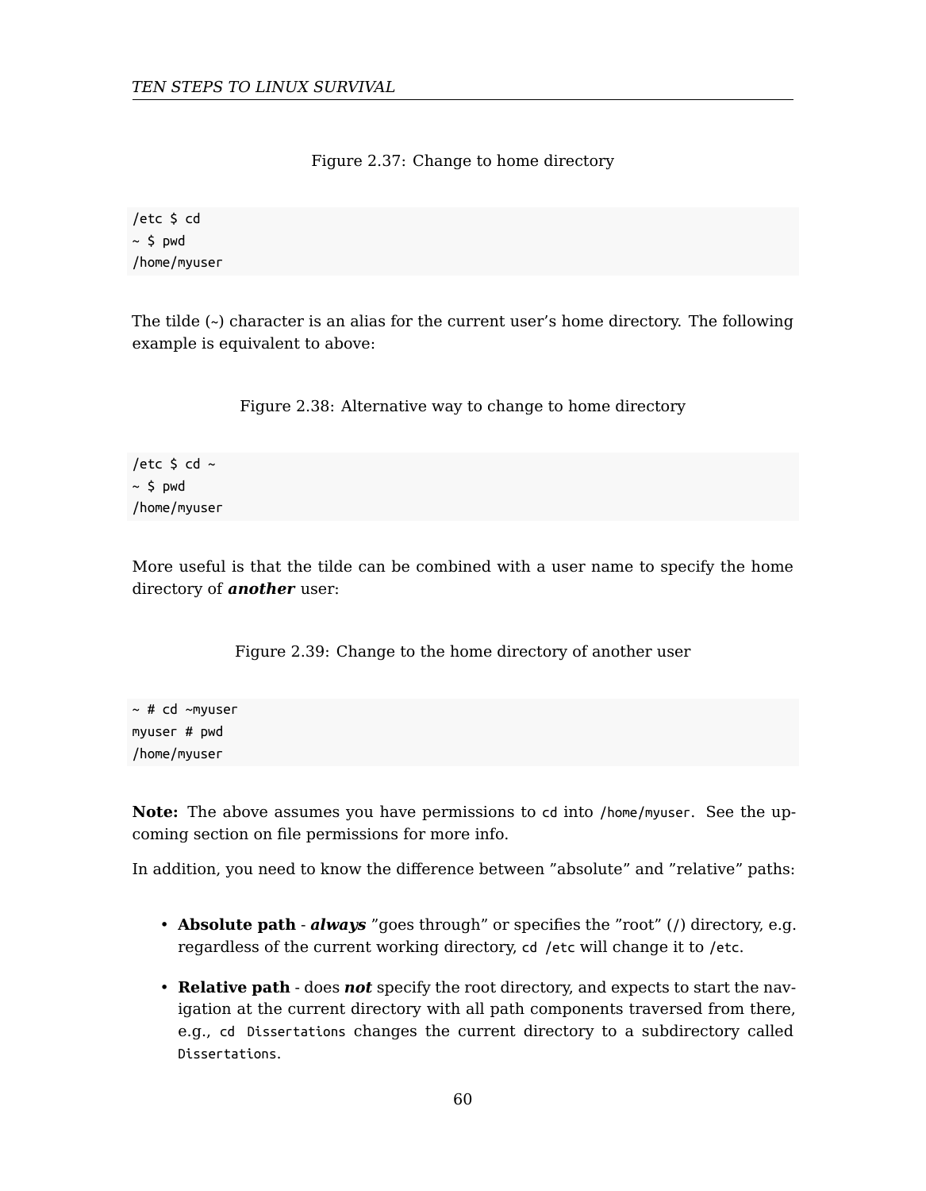Figure 2.37: Change to home directory

```
/etc $ cd
~ $ pwd
/home/myuser
```

The tilde (~) character is an alias for the current user's home directory. The following example is equivalent to above:

Figure 2.38: Alternative way to change to home directory

```
/etc $ cd ~
~ $ pwd
/home/myuser
```

More useful is that the tilde can be combined with a user name to specify the home directory of ***another*** user:

Figure 2.39: Change to the home directory of another user

```
~ # cd ~myuser
myuser # pwd
/home/myuser
```

**Note:** The above assumes you have permissions to `cd` into `/home/myuser`. See the upcoming section on file permissions for more info.

In addition, you need to know the difference between "absolute" and "relative" paths:

- **Absolute path** - ***always*** "goes through" or specifies the "root" (`/`) directory, e.g. regardless of the current working directory, `cd /etc` will change it to `/etc`.
- **Relative path** - does ***not*** specify the root directory, and expects to start the navigation at the current directory with all path components traversed from there, e.g., `cd Dissertations` changes the current directory to a subdirectory called `Dissertations`.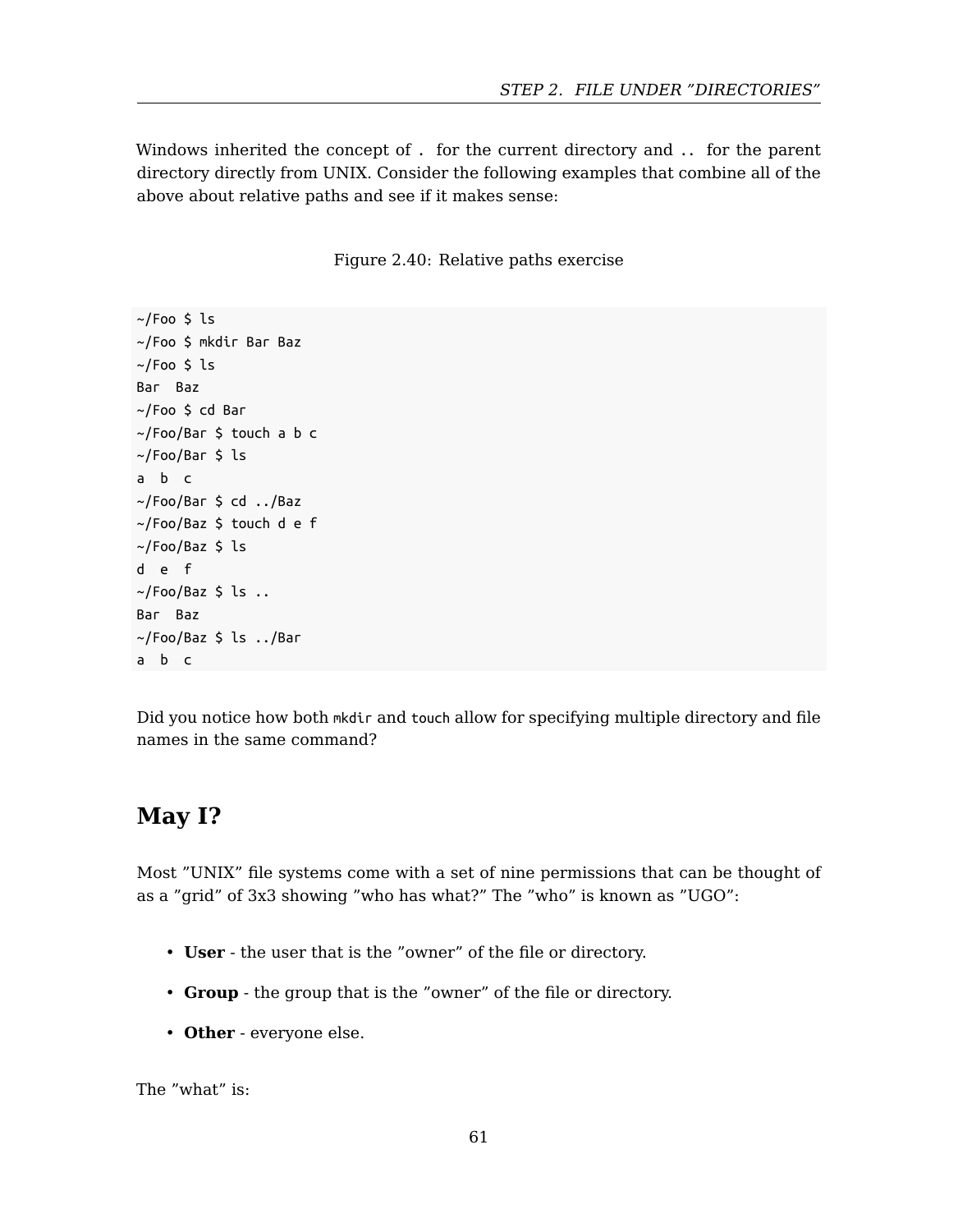Windows inherited the concept of `.` for the current directory and `..` for the parent directory directly from UNIX. Consider the following examples that combine all of the above about relative paths and see if it makes sense:

Figure 2.40: Relative paths exercise

```
~/Foo $ ls
~/Foo $ mkdir Bar Baz
~/Foo $ ls
Bar  Baz
~/Foo $ cd Bar
~/Foo/Bar $ touch a b c
~/Foo/Bar $ ls
a  b  c
~/Foo/Bar $ cd ../Baz
~/Foo/Baz $ touch d e f
~/Foo/Baz $ ls
d  e  f
~/Foo/Baz $ ls ..
Bar  Baz
~/Foo/Baz $ ls ../Bar
a  b  c
```

Did you notice how both `mkdir` and `touch` allow for specifying multiple directory and file names in the same command?

## May I?

Most "UNIX" file systems come with a set of nine permissions that can be thought of as a "grid" of 3x3 showing "who has what?" The "who" is known as "UGO":

- **User** - the user that is the "owner" of the file or directory.
- **Group** - the group that is the "owner" of the file or directory.
- **Other** - everyone else.

The "what" is: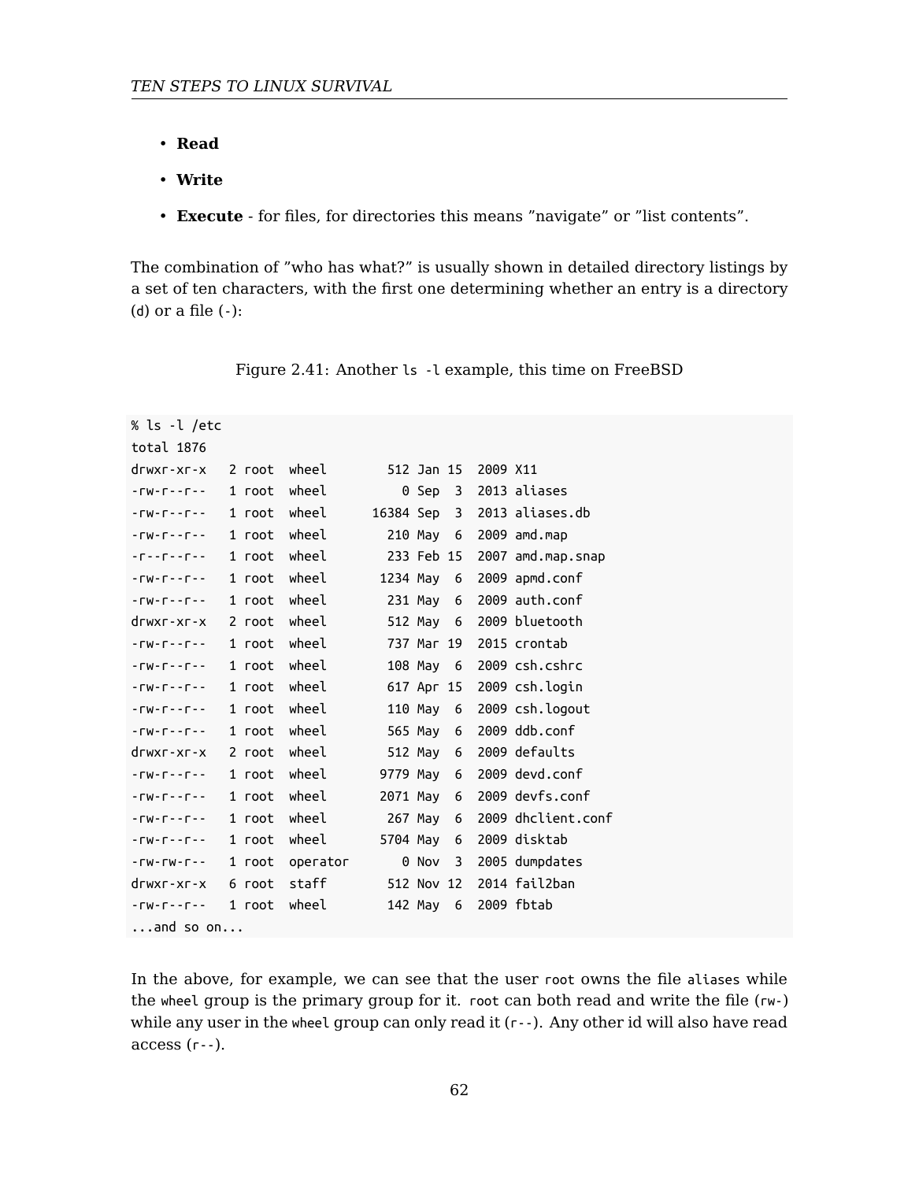- **Read**
- **Write**
- **Execute** - for files, for directories this means "navigate" or "list contents".

The combination of "who has what?" is usually shown in detailed directory listings by a set of ten characters, with the first one determining whether an entry is a directory (`d`) or a file (`-`):

Figure 2.41: Another `ls -l` example, this time on FreeBSD

```
% ls -l /etc
total 1876
drwxr-xr-x   2 root  wheel        512 Jan 15  2009 X11
-rw-r--r--   1 root  wheel          0 Sep  3  2013 aliases
-rw-r--r--   1 root  wheel      16384 Sep  3  2013 aliases.db
-rw-r--r--   1 root  wheel        210 May  6  2009 amd.map
-r--r--r--   1 root  wheel        233 Feb 15  2007 amd.map.snap
-rw-r--r--   1 root  wheel       1234 May  6  2009 apmd.conf
-rw-r--r--   1 root  wheel        231 May  6  2009 auth.conf
drwxr-xr-x   2 root  wheel        512 May  6  2009 bluetooth
-rw-r--r--   1 root  wheel        737 Mar 19  2015 crontab
-rw-r--r--   1 root  wheel        108 May  6  2009 csh.cshrc
-rw-r--r--   1 root  wheel        617 Apr 15  2009 csh.login
-rw-r--r--   1 root  wheel        110 May  6  2009 csh.logout
-rw-r--r--   1 root  wheel        565 May  6  2009 ddb.conf
drwxr-xr-x   2 root  wheel        512 May  6  2009 defaults
-rw-r--r--   1 root  wheel       9779 May  6  2009 devd.conf
-rw-r--r--   1 root  wheel       2071 May  6  2009 devfs.conf
-rw-r--r--   1 root  wheel        267 May  6  2009 dhclient.conf
-rw-r--r--   1 root  wheel       5704 May  6  2009 disktab
-rw-rw-r--   1 root  operator       0 Nov  3  2005 dumpdates
drwxr-xr-x   6 root  staff        512 Nov 12  2014 fail2ban
-rw-r--r--   1 root  wheel        142 May  6  2009 fbtab
...and so on...
```

In the above, for example, we can see that the user `root` owns the file `aliases` while the `wheel` group is the primary group for it. `root` can both read and write the file (`rw-`) while any user in the `wheel` group can only read it (`r--`). Any other id will also have read access (`r--`).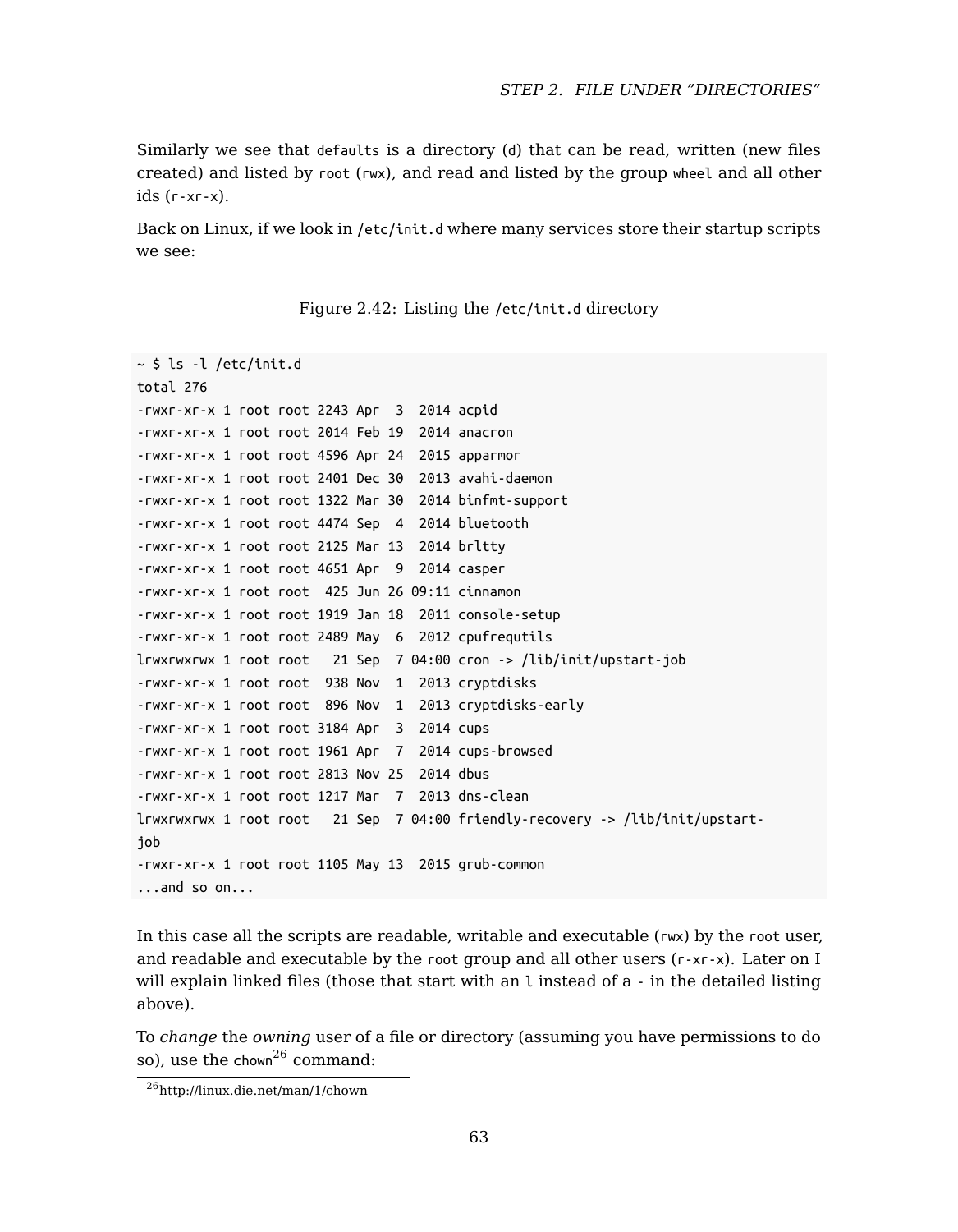Similarly we see that `defaults` is a directory (`d`) that can be read, written (new files created) and listed by `root` (`rwx`), and read and listed by the group `wheel` and all other ids (`r-xr-x`).

Back on Linux, if we look in `/etc/init.d` where many services store their startup scripts we see:

Figure 2.42: Listing the `/etc/init.d` directory

```
~ $ ls -l /etc/init.d
total 276
-rwxr-xr-x 1 root root 2243 Apr  3  2014 acpid
-rwxr-xr-x 1 root root 2014 Feb 19  2014 anacron
-rwxr-xr-x 1 root root 4596 Apr 24  2015 apparmor
-rwxr-xr-x 1 root root 2401 Dec 30  2013 avahi-daemon
-rwxr-xr-x 1 root root 1322 Mar 30  2014 binfmt-support
-rwxr-xr-x 1 root root 4474 Sep  4  2014 bluetooth
-rwxr-xr-x 1 root root 2125 Mar 13  2014 brltty
-rwxr-xr-x 1 root root 4651 Apr  9  2014 casper
-rwxr-xr-x 1 root root  425 Jun 26 09:11 cinnamon
-rwxr-xr-x 1 root root 1919 Jan 18  2011 console-setup
-rwxr-xr-x 1 root root 2489 May  6  2012 cpufrequtils
lrwxrwxrwx 1 root root   21 Sep  7 04:00 cron -> /lib/init/upstart-job
-rwxr-xr-x 1 root root  938 Nov  1  2013 cryptdisks
-rwxr-xr-x 1 root root  896 Nov  1  2013 cryptdisks-early
-rwxr-xr-x 1 root root 3184 Apr  3  2014 cups
-rwxr-xr-x 1 root root 1961 Apr  7  2014 cups-browsed
-rwxr-xr-x 1 root root 2813 Nov 25  2014 dbus
-rwxr-xr-x 1 root root 1217 Mar  7  2013 dns-clean
lrwxrwxrwx 1 root root   21 Sep  7 04:00 friendly-recovery -> /lib/init/upstart-
job
-rwxr-xr-x 1 root root 1105 May 13  2015 grub-common
...and so on...
```

In this case all the scripts are readable, writable and executable (`rwx`) by the `root` user, and readable and executable by the `root` group and all other users (`r-xr-x`). Later on I will explain linked files (those that start with an `l` instead of a `-` in the detailed listing above).

To *change* the *owning* user of a file or directory (assuming you have permissions to do so), use the `chown`[26] command:

[26] http://linux.die.net/man/1/chown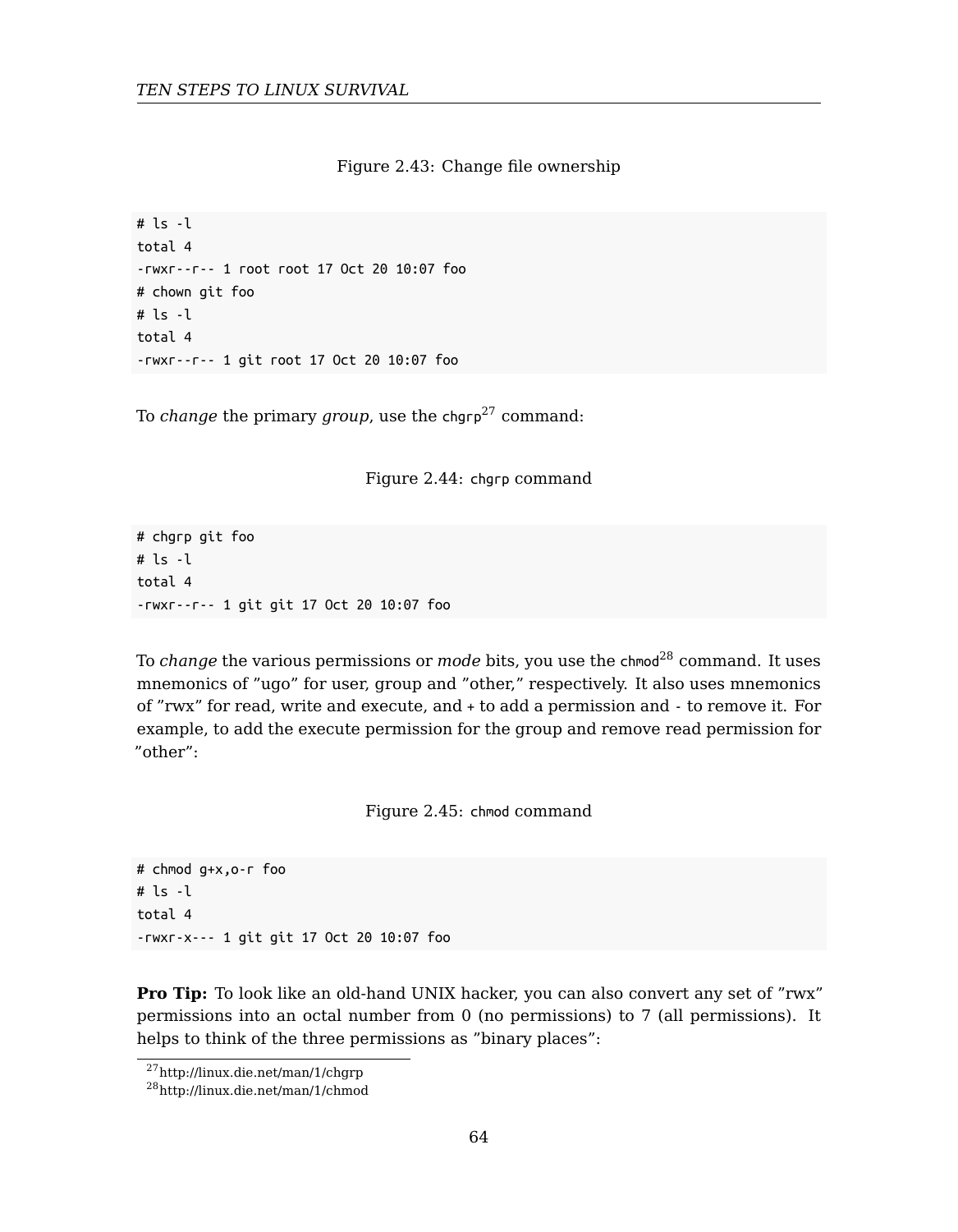Figure 2.43: Change file ownership

```
# ls -l
total 4
-rwxr--r-- 1 root root 17 Oct 20 10:07 foo
# chown git foo
# ls -l
total 4
-rwxr--r-- 1 git root 17 Oct 20 10:07 foo
```

To *change* the primary *group*, use the `chgrp`[27] command:

Figure 2.44: `chgrp` command

```
# chgrp git foo
# ls -l
total 4
-rwxr--r-- 1 git git 17 Oct 20 10:07 foo
```

To *change* the various permissions or *mode* bits, you use the `chmod`[28] command. It uses mnemonics of "ugo" for user, group and "other," respectively. It also uses mnemonics of "rwx" for read, write and execute, and `+` to add a permission and `-` to remove it. For example, to add the execute permission for the group and remove read permission for "other":

Figure 2.45: `chmod` command

```
# chmod g+x,o-r foo
# ls -l
total 4
-rwxr-x--- 1 git git 17 Oct 20 10:07 foo
```

**Pro Tip:** To look like an old-hand UNIX hacker, you can also convert any set of "rwx" permissions into an octal number from 0 (no permissions) to 7 (all permissions). It helps to think of the three permissions as "binary places":

[27] http://linux.die.net/man/1/chgrp

[28] http://linux.die.net/man/1/chmod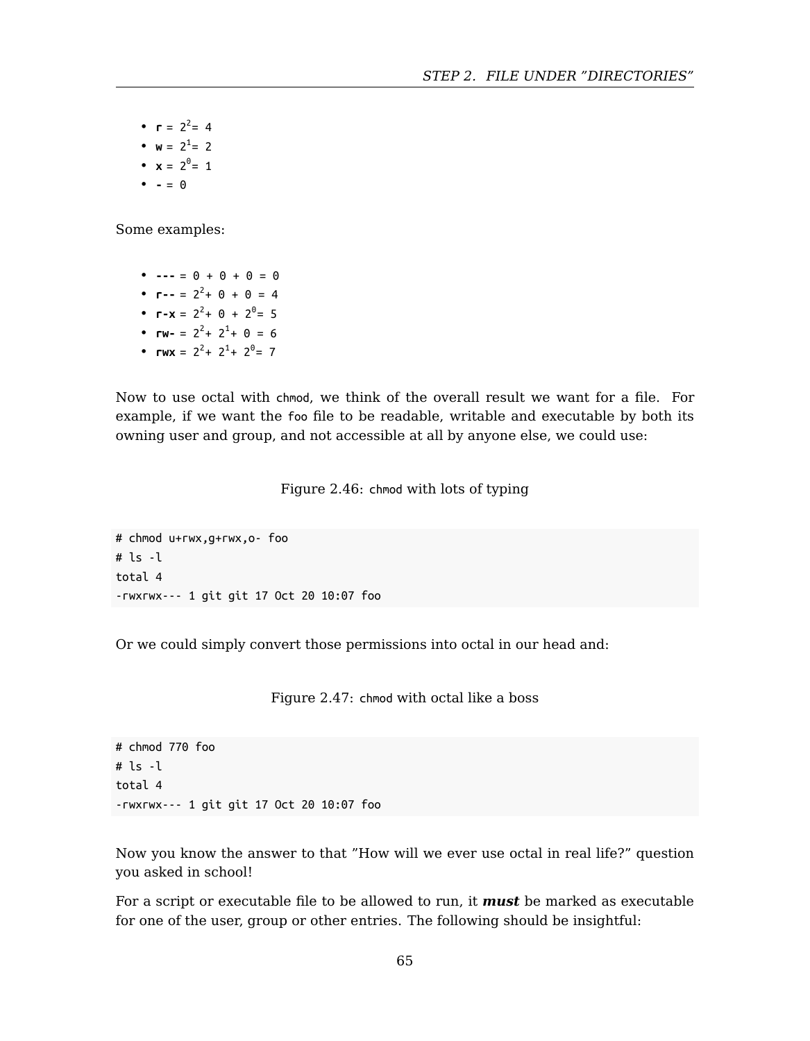- **r** = $2^2$= 4
- **w** = $2^1$= 2
- **x** = $2^0$= 1
- **-** = 0

Some examples:

- **---** = 0 + 0 + 0 = 0
- **r--** = $2^2$+ 0 + 0 = 4
- **r-x** = $2^2$+ 0 + $2^0$= 5
- **rw-** = $2^2$+ $2^1$+ 0 = 6
- **rwx** = $2^2$+ $2^1$+ $2^0$= 7

Now to use octal with `chmod`, we think of the overall result we want for a file. For example, if we want the `foo` file to be readable, writable and executable by both its owning user and group, and not accessible at all by anyone else, we could use:

Figure 2.46: `chmod` with lots of typing

```
# chmod u+rwx,g+rwx,o- foo
# ls -l
total 4
-rwxrwx--- 1 git git 17 Oct 20 10:07 foo
```

Or we could simply convert those permissions into octal in our head and:

Figure 2.47: `chmod` with octal like a boss

```
# chmod 770 foo
# ls -l
total 4
-rwxrwx--- 1 git git 17 Oct 20 10:07 foo
```

Now you know the answer to that "How will we ever use octal in real life?" question you asked in school!

For a script or executable file to be allowed to run, it ***must*** be marked as executable for one of the user, group or other entries. The following should be insightful: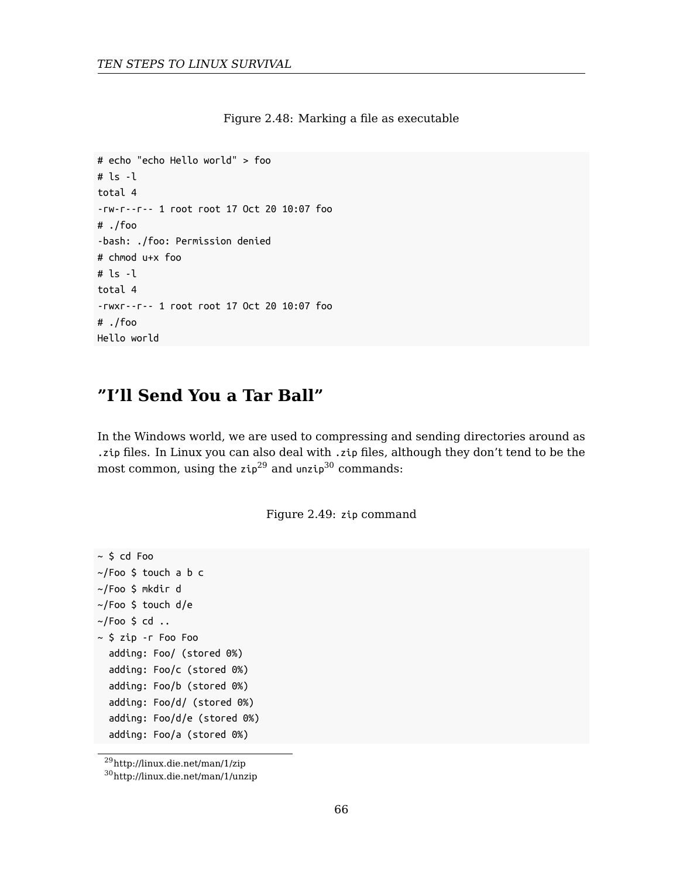Figure 2.48: Marking a file as executable

```
# echo "echo Hello world" > foo
# ls -l
total 4
-rw-r--r-- 1 root root 17 Oct 20 10:07 foo
# ./foo
-bash: ./foo: Permission denied
# chmod u+x foo
# ls -l
total 4
-rwxr--r-- 1 root root 17 Oct 20 10:07 foo
# ./foo
Hello world
```

## ”I’ll Send You a Tar Ball”

In the Windows world, we are used to compressing and sending directories around as `.zip` files. In Linux you can also deal with `.zip` files, although they don’t tend to be the most common, using the `zip`[29] and `unzip`[30] commands:

Figure 2.49: `zip` command

```
~ $ cd Foo
~/Foo $ touch a b c
~/Foo $ mkdir d
~/Foo $ touch d/e
~/Foo $ cd ..
~ $ zip -r Foo Foo
  adding: Foo/ (stored 0%)
  adding: Foo/c (stored 0%)
  adding: Foo/b (stored 0%)
  adding: Foo/d/ (stored 0%)
  adding: Foo/d/e (stored 0%)
  adding: Foo/a (stored 0%)
```

[29] http://linux.die.net/man/1/zip

[30] http://linux.die.net/man/1/unzip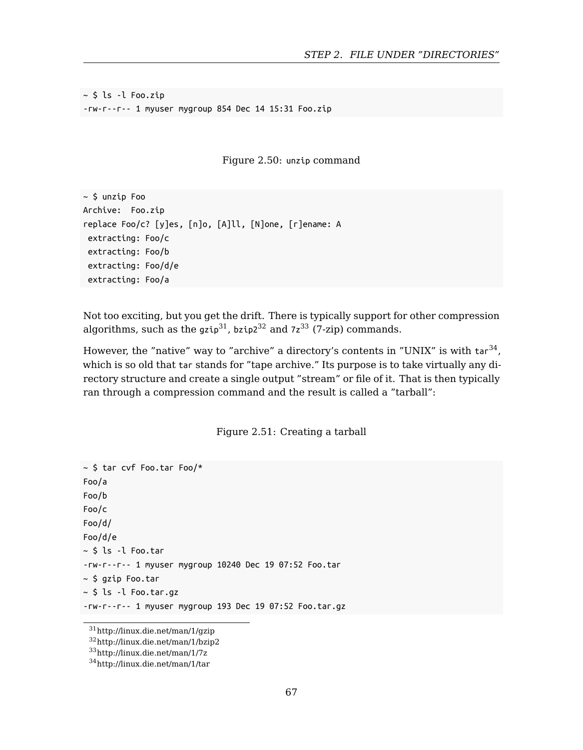```
~ $ ls -l Foo.zip
-rw-r--r-- 1 myuser mygroup 854 Dec 14 15:31 Foo.zip
```

Figure 2.50: `unzip` command

```
~ $ unzip Foo
Archive:  Foo.zip
replace Foo/c? [y]es, [n]o, [A]ll, [N]one, [r]ename: A
 extracting: Foo/c
 extracting: Foo/b
 extracting: Foo/d/e
 extracting: Foo/a
```

Not too exciting, but you get the drift. There is typically support for other compression algorithms, such as the `gzip`[31], `bzip2`[32] and `7z`[33] (7-zip) commands.

However, the "native" way to "archive" a directory's contents in "UNIX" is with `tar`[34], which is so old that `tar` stands for "tape archive." Its purpose is to take virtually any directory structure and create a single output "stream" or file of it. That is then typically ran through a compression command and the result is called a "tarball":

Figure 2.51: Creating a tarball

```
~ $ tar cvf Foo.tar Foo/*
Foo/a
Foo/b
Foo/c
Foo/d/
Foo/d/e
~ $ ls -l Foo.tar
-rw-r--r-- 1 myuser mygroup 10240 Dec 19 07:52 Foo.tar
~ $ gzip Foo.tar
~ $ ls -l Foo.tar.gz
-rw-r--r-- 1 myuser mygroup 193 Dec 19 07:52 Foo.tar.gz
```

[31] http://linux.die.net/man/1/gzip
[32] http://linux.die.net/man/1/bzip2
[33] http://linux.die.net/man/1/7z
[34] http://linux.die.net/man/1/tar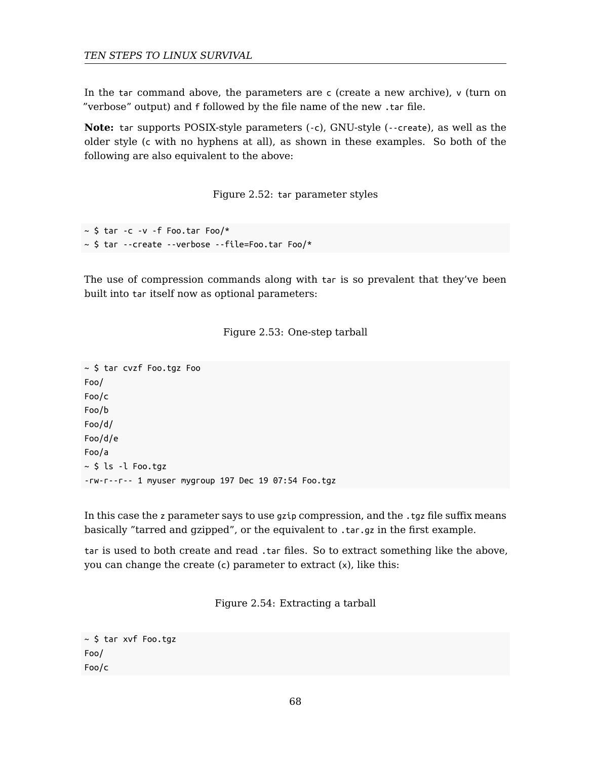In the `tar` command above, the parameters are `c` (create a new archive), `v` (turn on "verbose" output) and `f` followed by the file name of the new `.tar` file.

**Note:** `tar` supports POSIX-style parameters (`-c`), GNU-style (`--create`), as well as the older style (`c` with no hyphens at all), as shown in these examples. So both of the following are also equivalent to the above:

Figure 2.52: `tar` parameter styles

```
~ $ tar -c -v -f Foo.tar Foo/*
~ $ tar --create --verbose --file=Foo.tar Foo/*
```

The use of compression commands along with `tar` is so prevalent that they've been built into `tar` itself now as optional parameters:

Figure 2.53: One-step tarball

```
~ $ tar cvzf Foo.tgz Foo
Foo/
Foo/c
Foo/b
Foo/d/
Foo/d/e
Foo/a
~ $ ls -l Foo.tgz
-rw-r--r-- 1 myuser mygroup 197 Dec 19 07:54 Foo.tgz
```

In this case the `z` parameter says to use `gzip` compression, and the `.tgz` file suffix means basically "tarred and gzipped", or the equivalent to `.tar.gz` in the first example.

`tar` is used to both create and read `.tar` files. So to extract something like the above, you can change the create (`c`) parameter to extract (`x`), like this:

Figure 2.54: Extracting a tarball

```
~ $ tar xvf Foo.tgz
Foo/
Foo/c
```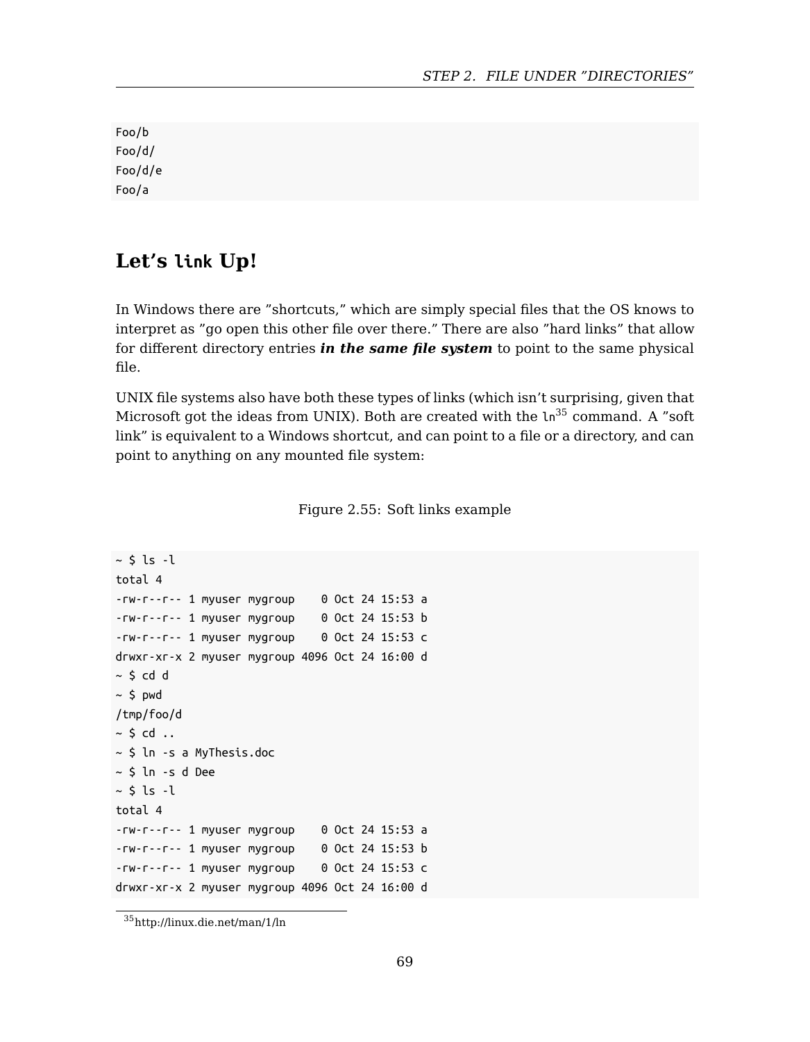```
Foo/b
Foo/d/
Foo/d/e
Foo/a
```

## Let's `link` Up!

In Windows there are "shortcuts," which are simply special files that the OS knows to interpret as "go open this other file over there." There are also "hard links" that allow for different directory entries ***in the same file system*** to point to the same physical file.

UNIX file systems also have both these types of links (which isn't surprising, given that Microsoft got the ideas from UNIX). Both are created with the `ln`[35] command. A "soft link" is equivalent to a Windows shortcut, and can point to a file or a directory, and can point to anything on any mounted file system:

Figure 2.55: Soft links example

```
~ $ ls -l
total 4
-rw-r--r-- 1 myuser mygroup    0 Oct 24 15:53 a
-rw-r--r-- 1 myuser mygroup    0 Oct 24 15:53 b
-rw-r--r-- 1 myuser mygroup    0 Oct 24 15:53 c
drwxr-xr-x 2 myuser mygroup 4096 Oct 24 16:00 d
~ $ cd d
~ $ pwd
/tmp/foo/d
~ $ cd ..
~ $ ln -s a MyThesis.doc
~ $ ln -s d Dee
~ $ ls -l
total 4
-rw-r--r-- 1 myuser mygroup    0 Oct 24 15:53 a
-rw-r--r-- 1 myuser mygroup    0 Oct 24 15:53 b
-rw-r--r-- 1 myuser mygroup    0 Oct 24 15:53 c
drwxr-xr-x 2 myuser mygroup 4096 Oct 24 16:00 d
```

[35] http://linux.die.net/man/1/ln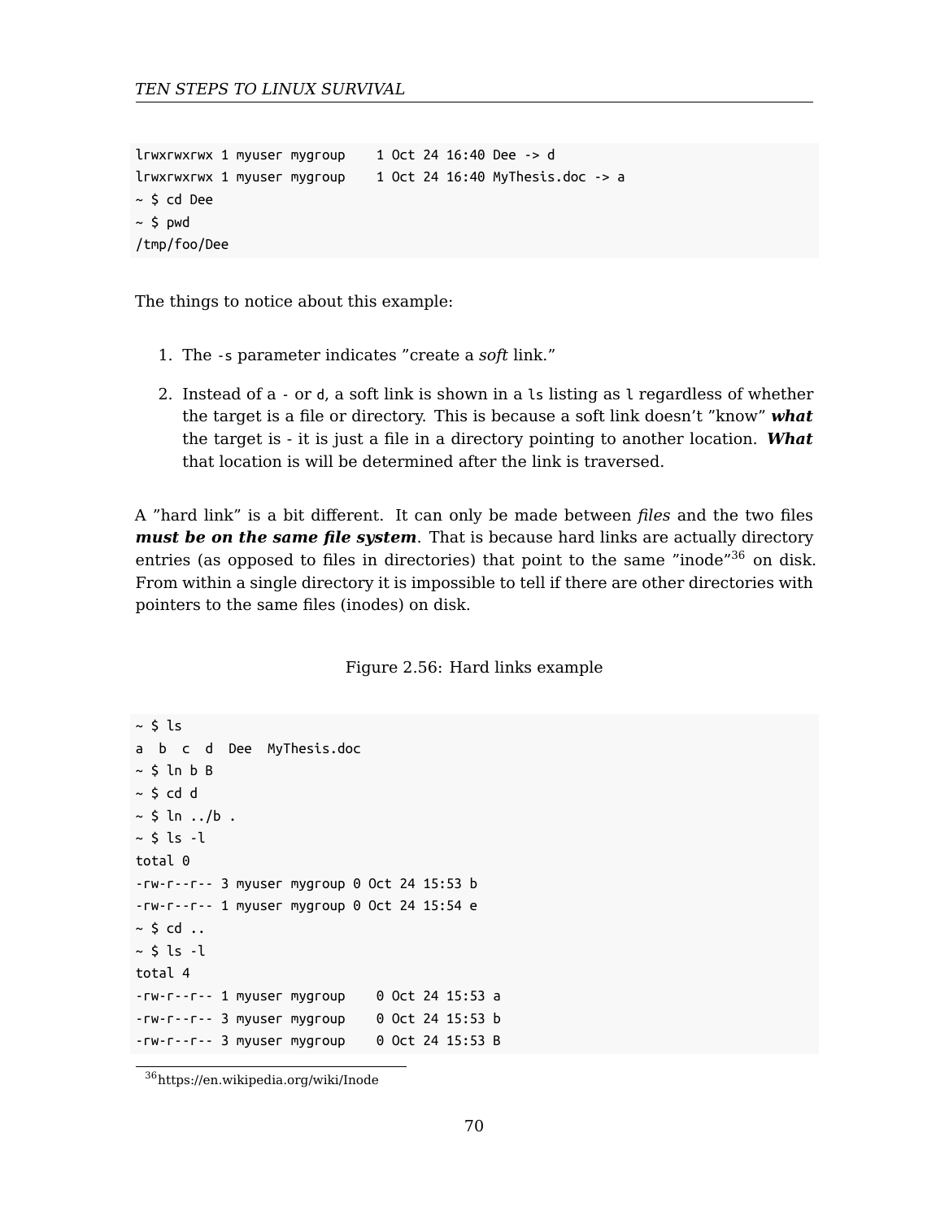```
lrwxrwxrwx 1 myuser mygroup    1 Oct 24 16:40 Dee -> d
lrwxrwxrwx 1 myuser mygroup    1 Oct 24 16:40 MyThesis.doc -> a
~ $ cd Dee
~ $ pwd
/tmp/foo/Dee
```

The things to notice about this example:

1. The `-s` parameter indicates ”create a *soft* link.”

2. Instead of a `-` or `d`, a soft link is shown in a `ls` listing as `l` regardless of whether the target is a file or directory. This is because a soft link doesn't ”know” ***what*** the target is - it is just a file in a directory pointing to another location. ***What*** that location is will be determined after the link is traversed.

A ”hard link” is a bit different. It can only be made between *files* and the two files ***must be on the same file system***. That is because hard links are actually directory entries (as opposed to files in directories) that point to the same ”inode”[36] on disk. From within a single directory it is impossible to tell if there are other directories with pointers to the same files (inodes) on disk.

Figure 2.56: Hard links example

```
~ $ ls
a  b  c  d  Dee  MyThesis.doc
~ $ ln b B
~ $ cd d
~ $ ln ../b .
~ $ ls -l
total 0
-rw-r--r-- 3 myuser mygroup 0 Oct 24 15:53 b
-rw-r--r-- 1 myuser mygroup 0 Oct 24 15:54 e
~ $ cd ..
~ $ ls -l
total 4
-rw-r--r-- 1 myuser mygroup    0 Oct 24 15:53 a
-rw-r--r-- 3 myuser mygroup    0 Oct 24 15:53 b
-rw-r--r-- 3 myuser mygroup    0 Oct 24 15:53 B
```

[36] https://en.wikipedia.org/wiki/Inode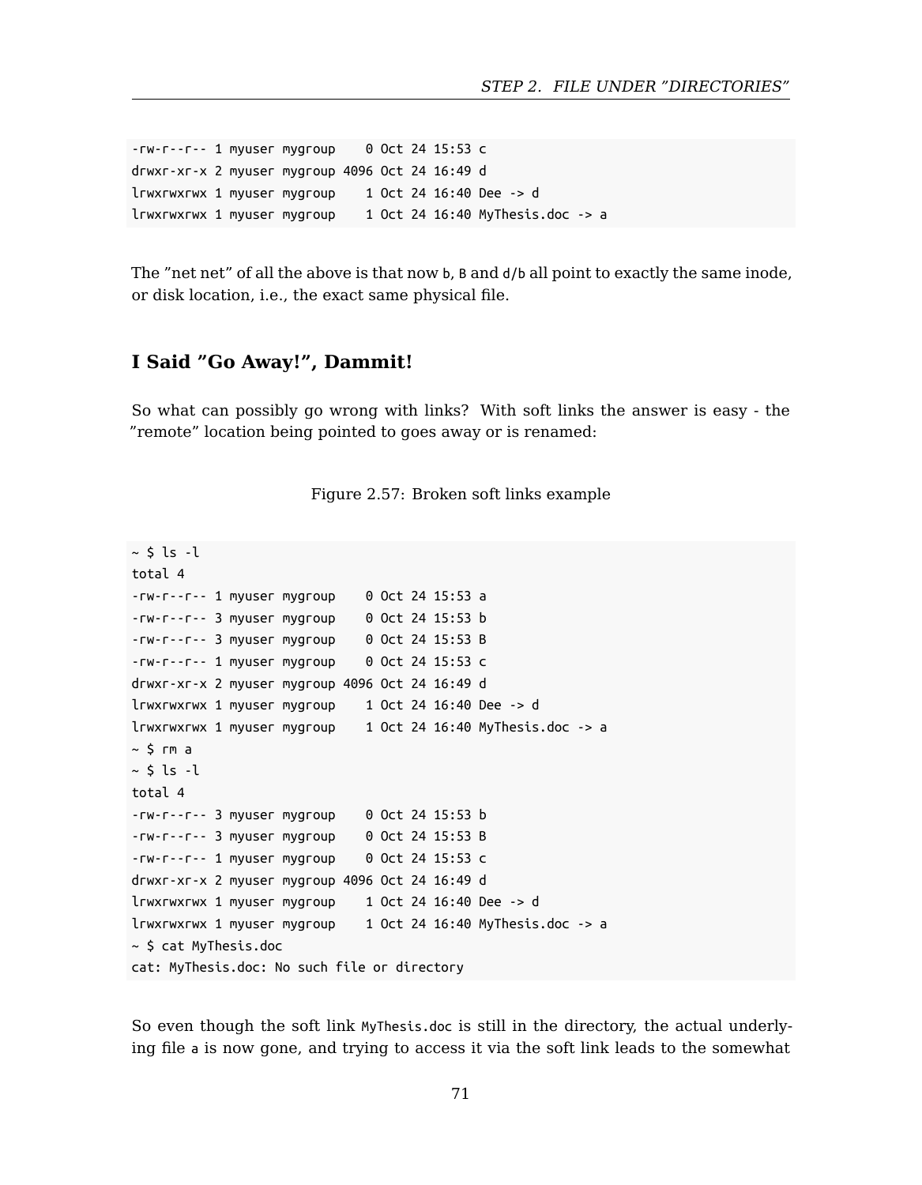```
-rw-r--r-- 1 myuser mygroup    0 Oct 24 15:53 c
drwxr-xr-x 2 myuser mygroup 4096 Oct 24 16:49 d
lrwxrwxrwx 1 myuser mygroup    1 Oct 24 16:40 Dee -> d
lrwxrwxrwx 1 myuser mygroup    1 Oct 24 16:40 MyThesis.doc -> a
```

The "net net" of all the above is that now `b`, `B` and `d/b` all point to exactly the same inode, or disk location, i.e., the exact same physical file.

### I Said "Go Away!", Dammit!

So what can possibly go wrong with links? With soft links the answer is easy - the "remote" location being pointed to goes away or is renamed:

Figure 2.57: Broken soft links example

```
~ $ ls -l
total 4
-rw-r--r-- 1 myuser mygroup    0 Oct 24 15:53 a
-rw-r--r-- 3 myuser mygroup    0 Oct 24 15:53 b
-rw-r--r-- 3 myuser mygroup    0 Oct 24 15:53 B
-rw-r--r-- 1 myuser mygroup    0 Oct 24 15:53 c
drwxr-xr-x 2 myuser mygroup 4096 Oct 24 16:49 d
lrwxrwxrwx 1 myuser mygroup    1 Oct 24 16:40 Dee -> d
lrwxrwxrwx 1 myuser mygroup    1 Oct 24 16:40 MyThesis.doc -> a
~ $ rm a
~ $ ls -l
total 4
-rw-r--r-- 3 myuser mygroup    0 Oct 24 15:53 b
-rw-r--r-- 3 myuser mygroup    0 Oct 24 15:53 B
-rw-r--r-- 1 myuser mygroup    0 Oct 24 15:53 c
drwxr-xr-x 2 myuser mygroup 4096 Oct 24 16:49 d
lrwxrwxrwx 1 myuser mygroup    1 Oct 24 16:40 Dee -> d
lrwxrwxrwx 1 myuser mygroup    1 Oct 24 16:40 MyThesis.doc -> a
~ $ cat MyThesis.doc
cat: MyThesis.doc: No such file or directory
```

So even though the soft link `MyThesis.doc` is still in the directory, the actual underlying file `a` is now gone, and trying to access it via the soft link leads to the somewhat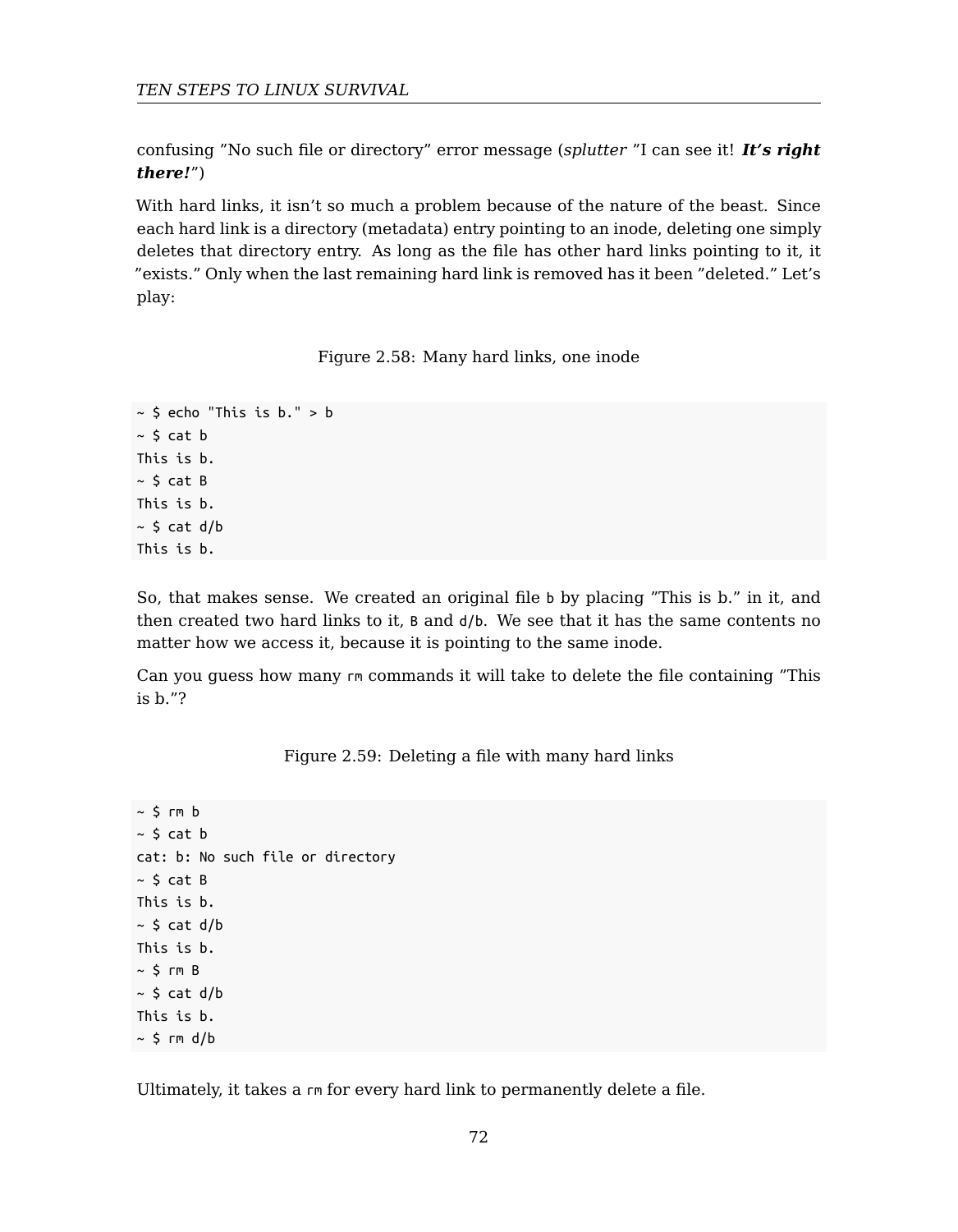confusing ”No such file or directory” error message (*splutter* ”I can see it! ***It’s right there!***”)

With hard links, it isn’t so much a problem because of the nature of the beast. Since each hard link is a directory (metadata) entry pointing to an inode, deleting one simply deletes that directory entry. As long as the file has other hard links pointing to it, it ”exists.” Only when the last remaining hard link is removed has it been ”deleted.” Let’s play:

Figure 2.58: Many hard links, one inode

```
~ $ echo "This is b." > b
~ $ cat b
This is b.
~ $ cat B
This is b.
~ $ cat d/b
This is b.
```

So, that makes sense. We created an original file `b` by placing ”This is b.” in it, and then created two hard links to it, `B` and `d/b`. We see that it has the same contents no matter how we access it, because it is pointing to the same inode.

Can you guess how many `rm` commands it will take to delete the file containing ”This is b.”?

Figure 2.59: Deleting a file with many hard links

```
~ $ rm b
~ $ cat b
cat: b: No such file or directory
~ $ cat B
This is b.
~ $ cat d/b
This is b.
~ $ rm B
~ $ cat d/b
This is b.
~ $ rm d/b
```

Ultimately, it takes a `rm` for every hard link to permanently delete a file.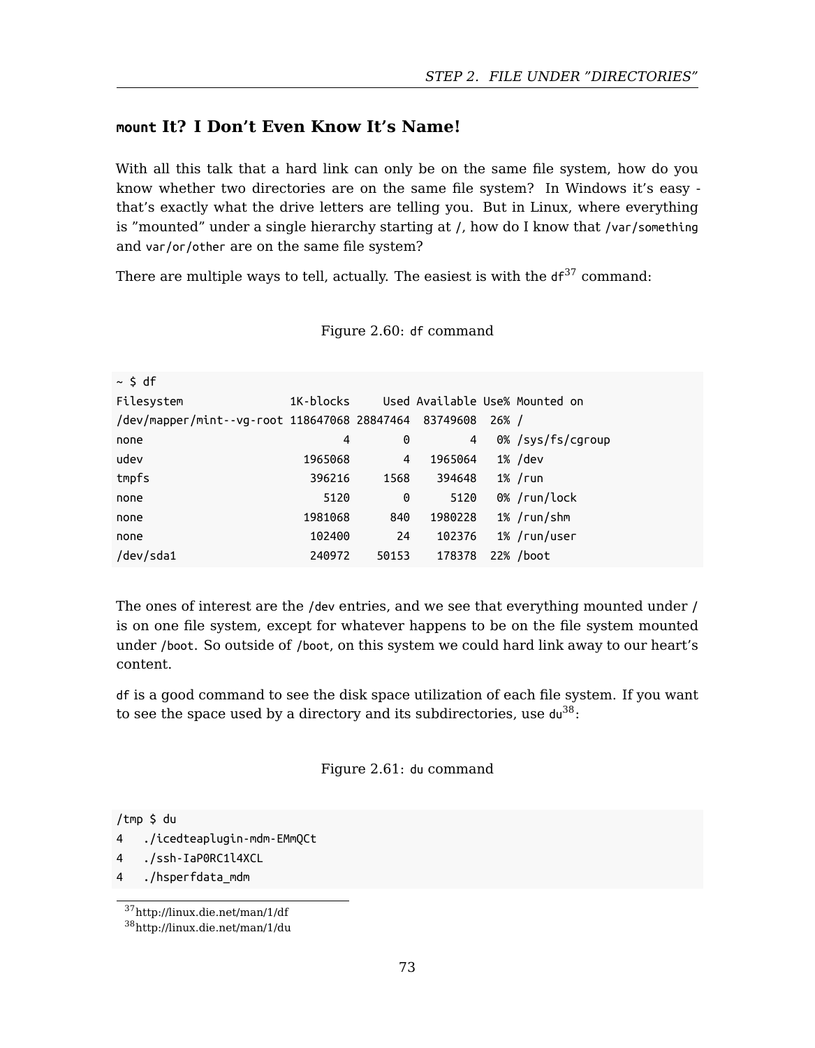## `mount` It? I Don't Even Know It's Name!

With all this talk that a hard link can only be on the same file system, how do you know whether two directories are on the same file system? In Windows it's easy - that's exactly what the drive letters are telling you. But in Linux, where everything is "mounted" under a single hierarchy starting at `/`, how do I know that `/var/something` and `var/or/other` are on the same file system?

There are multiple ways to tell, actually. The easiest is with the `df`[37] command:

Figure 2.60: `df` command

```
~ $ df
Filesystem                1K-blocks     Used Available Use% Mounted on
/dev/mapper/mint--vg-root 118647068 28847464  83749608  26% /
none                              4        0         4   0% /sys/fs/cgroup
udev                        1965068        4   1965064   1% /dev
tmpfs                        396216     1568    394648   1% /run
none                           5120        0      5120   0% /run/lock
none                        1981068      840   1980228   1% /run/shm
none                         102400       24    102376   1% /run/user
/dev/sda1                    240972    50153    178378  22% /boot
```

The ones of interest are the `/dev` entries, and we see that everything mounted under `/` is on one file system, except for whatever happens to be on the file system mounted under `/boot`. So outside of `/boot`, on this system we could hard link away to our heart's content.

`df` is a good command to see the disk space utilization of each file system. If you want to see the space used by a directory and its subdirectories, use `du`[38]:

Figure 2.61: `du` command

```
/tmp $ du
4   ./icedteaplugin-mdm-EMmQCt
4   ./ssh-IaP0RC1l4XCL
4   ./hsperfdata_mdm
```

[37] http://linux.die.net/man/1/df
[38] http://linux.die.net/man/1/du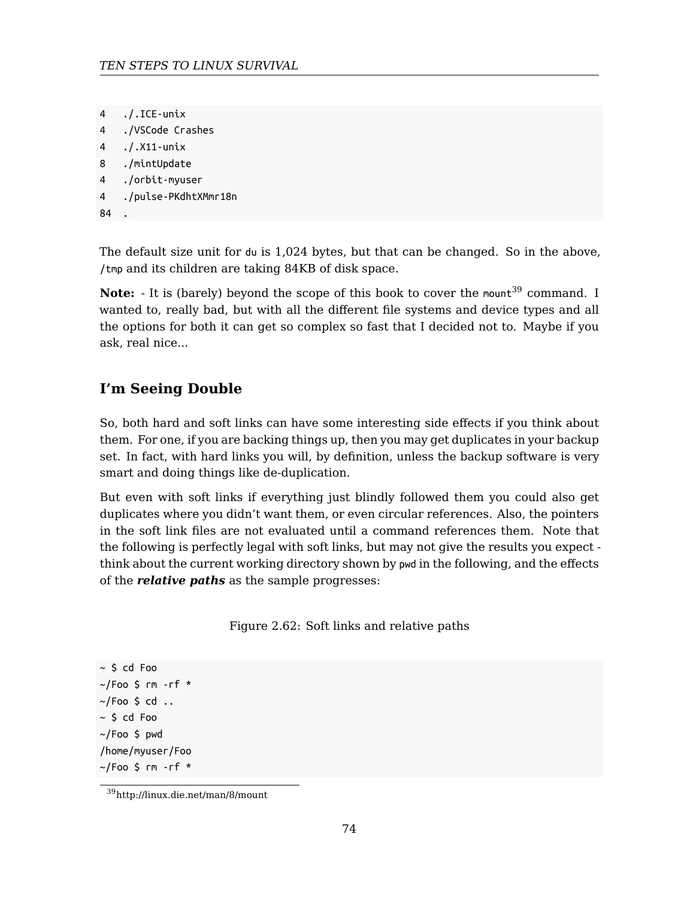```
4   ./.ICE-unix
4   ./VSCode Crashes
4   ./.X11-unix
8   ./mintUpdate
4   ./orbit-myuser
4   ./pulse-PKdhtXMmr18n
84  .
```

The default size unit for `du` is 1,024 bytes, but that can be changed. So in the above, `/tmp` and its children are taking 84KB of disk space.

**Note:** - It is (barely) beyond the scope of this book to cover the `mount`[39] command. I wanted to, really bad, but with all the different file systems and device types and all the options for both it can get so complex so fast that I decided not to. Maybe if you ask, real nice...

## I'm Seeing Double

So, both hard and soft links can have some interesting side effects if you think about them. For one, if you are backing things up, then you may get duplicates in your backup set. In fact, with hard links you will, by definition, unless the backup software is very smart and doing things like de-duplication.

But even with soft links if everything just blindly followed them you could also get duplicates where you didn't want them, or even circular references. Also, the pointers in the soft link files are not evaluated until a command references them. Note that the following is perfectly legal with soft links, but may not give the results you expect - think about the current working directory shown by `pwd` in the following, and the effects of the ***relative paths*** as the sample progresses:

Figure 2.62: Soft links and relative paths

```
~ $ cd Foo
~/Foo $ rm -rf *
~/Foo $ cd ..
~ $ cd Foo
~/Foo $ pwd
/home/myuser/Foo
~/Foo $ rm -rf *
```

[39] http://linux.die.net/man/8/mount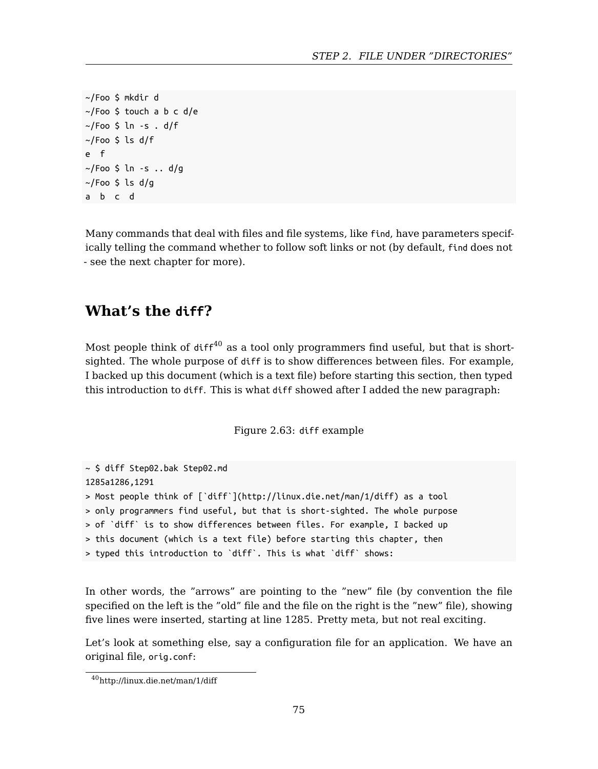```
~/Foo $ mkdir d
~/Foo $ touch a b c d/e
~/Foo $ ln -s . d/f
~/Foo $ ls d/f
e  f
~/Foo $ ln -s .. d/g
~/Foo $ ls d/g
a  b  c  d
```

Many commands that deal with files and file systems, like `find`, have parameters specifically telling the command whether to follow soft links or not (by default, `find` does not - see the next chapter for more).

## What's the `diff`?

Most people think of `diff`[40] as a tool only programmers find useful, but that is short-sighted. The whole purpose of `diff` is to show differences between files. For example, I backed up this document (which is a text file) before starting this section, then typed this introduction to `diff`. This is what `diff` showed after I added the new paragraph:

Figure 2.63: `diff` example

```
~ $ diff Step02.bak Step02.md
1285a1286,1291
> Most people think of [`diff`](http://linux.die.net/man/1/diff) as a tool
> only programmers find useful, but that is short-sighted. The whole purpose
> of `diff` is to show differences between files. For example, I backed up
> this document (which is a text file) before starting this chapter, then
> typed this introduction to `diff`. This is what `diff` shows:
```

In other words, the "arrows" are pointing to the "new" file (by convention the file specified on the left is the "old" file and the file on the right is the "new" file), showing five lines were inserted, starting at line 1285. Pretty meta, but not real exciting.

Let's look at something else, say a configuration file for an application. We have an original file, `orig.conf`:

[40] http://linux.die.net/man/1/diff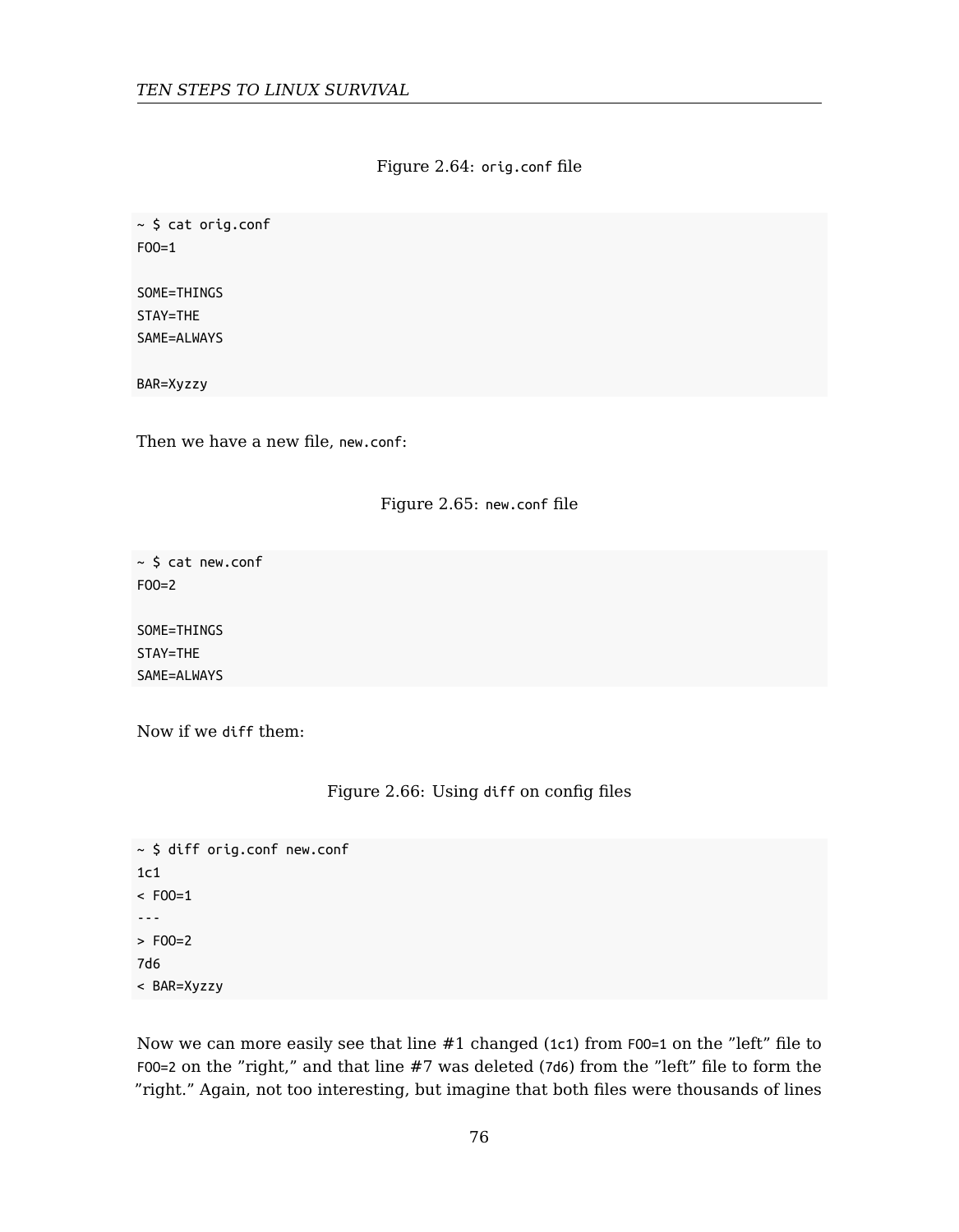Figure 2.64: `orig.conf` file

```
~ $ cat orig.conf
FOO=1

SOME=THINGS
STAY=THE
SAME=ALWAYS

BAR=Xyzzy
```

Then we have a new file, `new.conf`:

Figure 2.65: `new.conf` file

```
~ $ cat new.conf
FOO=2

SOME=THINGS
STAY=THE
SAME=ALWAYS
```

Now if we `diff` them:

Figure 2.66: Using `diff` on config files

```
~ $ diff orig.conf new.conf
1c1
< FOO=1
---
> FOO=2
7d6
< BAR=Xyzzy
```

Now we can more easily see that line #1 changed (`1c1`) from `FOO=1` on the "left" file to `FOO=2` on the "right," and that line #7 was deleted (`7d6`) from the "left" file to form the "right." Again, not too interesting, but imagine that both files were thousands of lines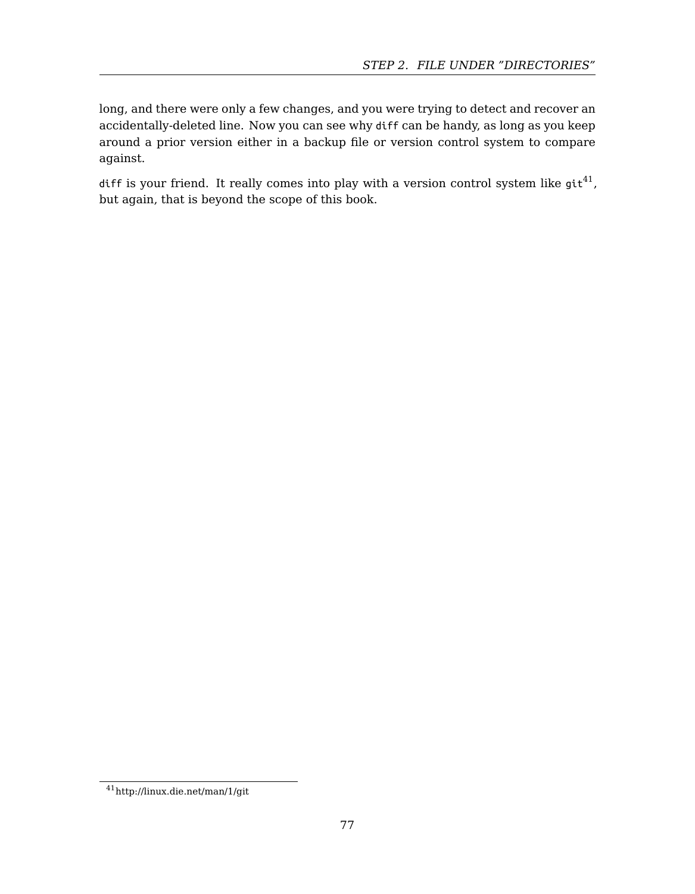long, and there were only a few changes, and you were trying to detect and recover an accidentally-deleted line. Now you can see why `diff` can be handy, as long as you keep around a prior version either in a backup file or version control system to compare against.

`diff` is your friend. It really comes into play with a version control system like `git`[41], but again, that is beyond the scope of this book.

[41] http://linux.die.net/man/1/git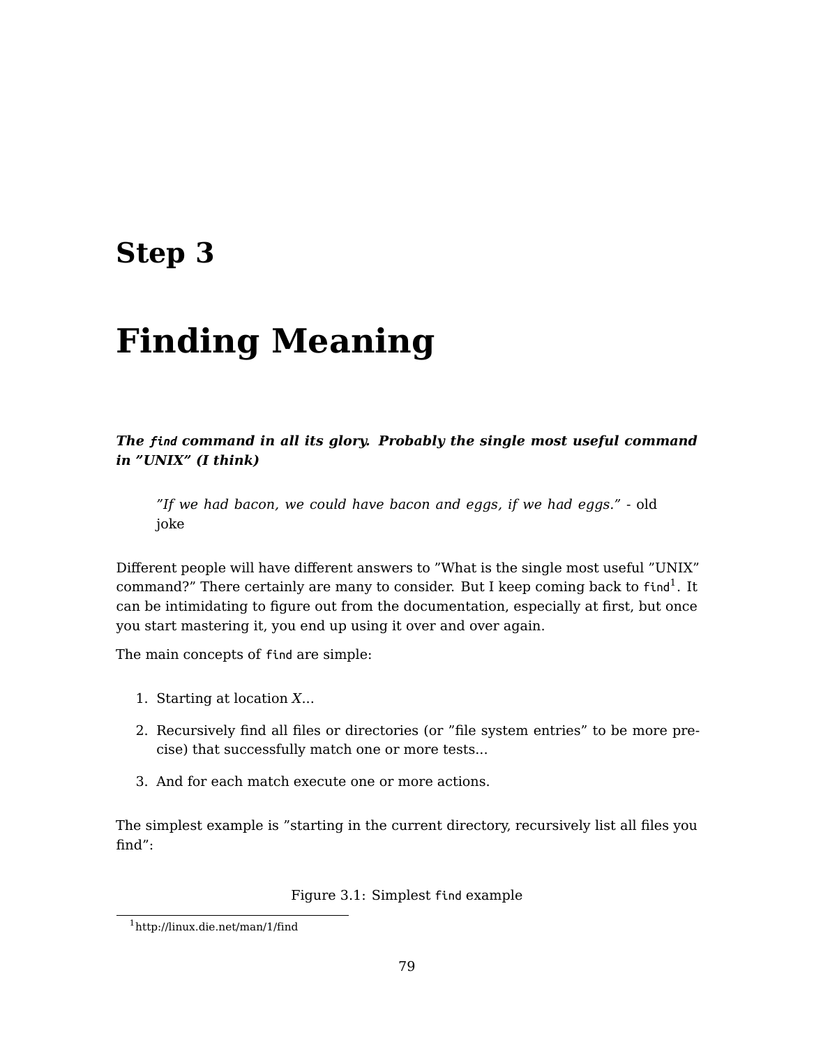# Step 3

# Finding Meaning

***The `find` command in all its glory. Probably the single most useful command in "UNIX" (I think)***

> *"If we had bacon, we could have bacon and eggs, if we had eggs."* - old joke

Different people will have different answers to "What is the single most useful "UNIX" command?" There certainly are many to consider. But I keep coming back to `find`[1]. It can be intimidating to figure out from the documentation, especially at first, but once you start mastering it, you end up using it over and over again.

The main concepts of `find` are simple:

1. Starting at location *X*...
2. Recursively find all files or directories (or "file system entries" to be more precise) that successfully match one or more tests...
3. And for each match execute one or more actions.

The simplest example is "starting in the current directory, recursively list all files you find":

Figure 3.1: Simplest `find` example

[1] http://linux.die.net/man/1/find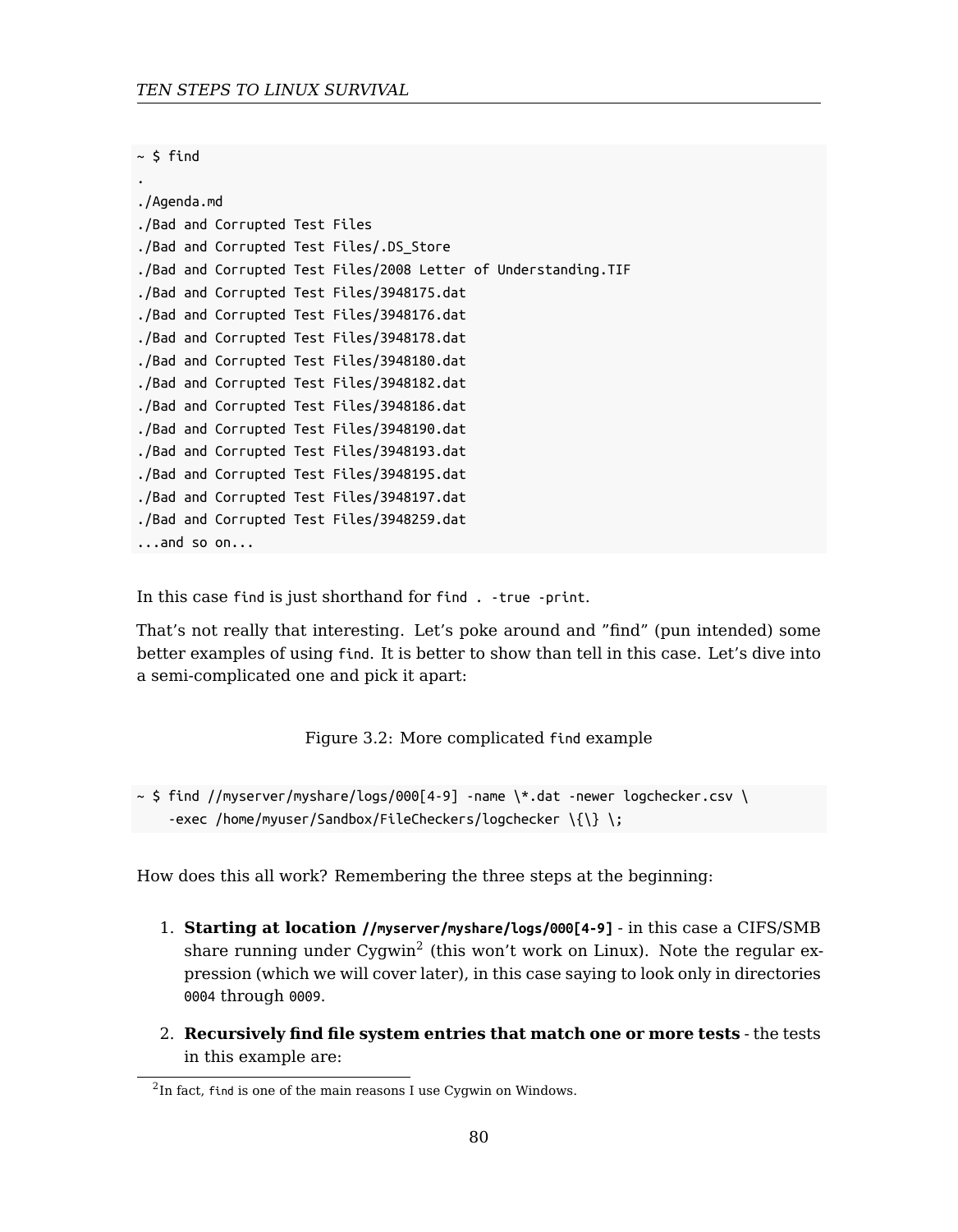```
~ $ find
.
./Agenda.md
./Bad and Corrupted Test Files
./Bad and Corrupted Test Files/.DS_Store
./Bad and Corrupted Test Files/2008 Letter of Understanding.TIF
./Bad and Corrupted Test Files/3948175.dat
./Bad and Corrupted Test Files/3948176.dat
./Bad and Corrupted Test Files/3948178.dat
./Bad and Corrupted Test Files/3948180.dat
./Bad and Corrupted Test Files/3948182.dat
./Bad and Corrupted Test Files/3948186.dat
./Bad and Corrupted Test Files/3948190.dat
./Bad and Corrupted Test Files/3948193.dat
./Bad and Corrupted Test Files/3948195.dat
./Bad and Corrupted Test Files/3948197.dat
./Bad and Corrupted Test Files/3948259.dat
...and so on...
```

In this case `find` is just shorthand for `find . -true -print`.

That's not really that interesting. Let's poke around and "find" (pun intended) some better examples of using `find`. It is better to show than tell in this case. Let's dive into a semi-complicated one and pick it apart:

Figure 3.2: More complicated `find` example

```
~ $ find //myserver/myshare/logs/000[4-9] -name \*.dat -newer logchecker.csv \
    -exec /home/myuser/Sandbox/FileCheckers/logchecker \{\} \;
```

How does this all work? Remembering the three steps at the beginning:

1. **Starting at location `//myserver/myshare/logs/000[4-9]`** - in this case a CIFS/SMB share running under Cygwin[2] (this won't work on Linux). Note the regular expression (which we will cover later), in this case saying to look only in directories `0004` through `0009`.

2. **Recursively find file system entries that match one or more tests** - the tests in this example are:

[2]In fact, `find` is one of the main reasons I use Cygwin on Windows.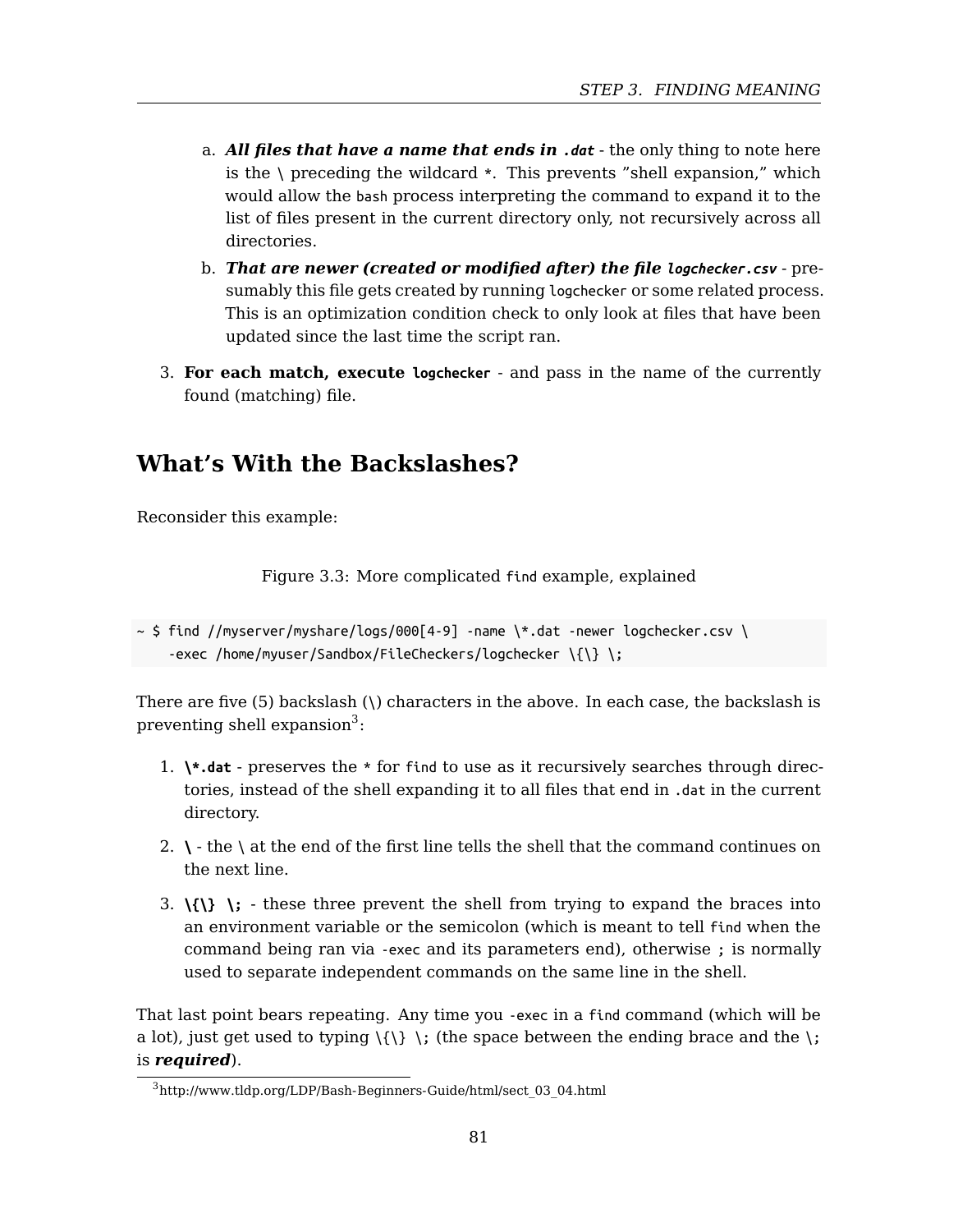a. ***All files that have a name that ends in `.dat`*** - the only thing to note here is the `\` preceding the wildcard `*`. This prevents "shell expansion," which would allow the `bash` process interpreting the command to expand it to the list of files present in the current directory only, not recursively across all directories.

b. ***That are newer (created or modified after) the file `logchecker.csv`*** - presumably this file gets created by running `logchecker` or some related process. This is an optimization condition check to only look at files that have been updated since the last time the script ran.

3. **For each match, execute `logchecker`** - and pass in the name of the currently found (matching) file.

## What's With the Backslashes?

Reconsider this example:

Figure 3.3: More complicated `find` example, explained

```
~ $ find //myserver/myshare/logs/000[4-9] -name \*.dat -newer logchecker.csv \
    -exec /home/myuser/Sandbox/FileCheckers/logchecker \{\} \;
```

There are five (5) backslash (\) characters in the above. In each case, the backslash is preventing shell expansion[3]:

1. **`\*.dat`** - preserves the `*` for `find` to use as it recursively searches through directories, instead of the shell expanding it to all files that end in `.dat` in the current directory.
2. **`\`** - the \ at the end of the first line tells the shell that the command continues on the next line.
3. **`\{\} \;`** - these three prevent the shell from trying to expand the braces into an environment variable or the semicolon (which is meant to tell `find` when the command being ran via `-exec` and its parameters end), otherwise `;` is normally used to separate independent commands on the same line in the shell.

That last point bears repeating. Any time you `-exec` in a `find` command (which will be a lot), just get used to typing `\{\} \;` (the space between the ending brace and the `\;` is ***required***).

[3] http://www.tldp.org/LDP/Bash-Beginners-Guide/html/sect_03_04.html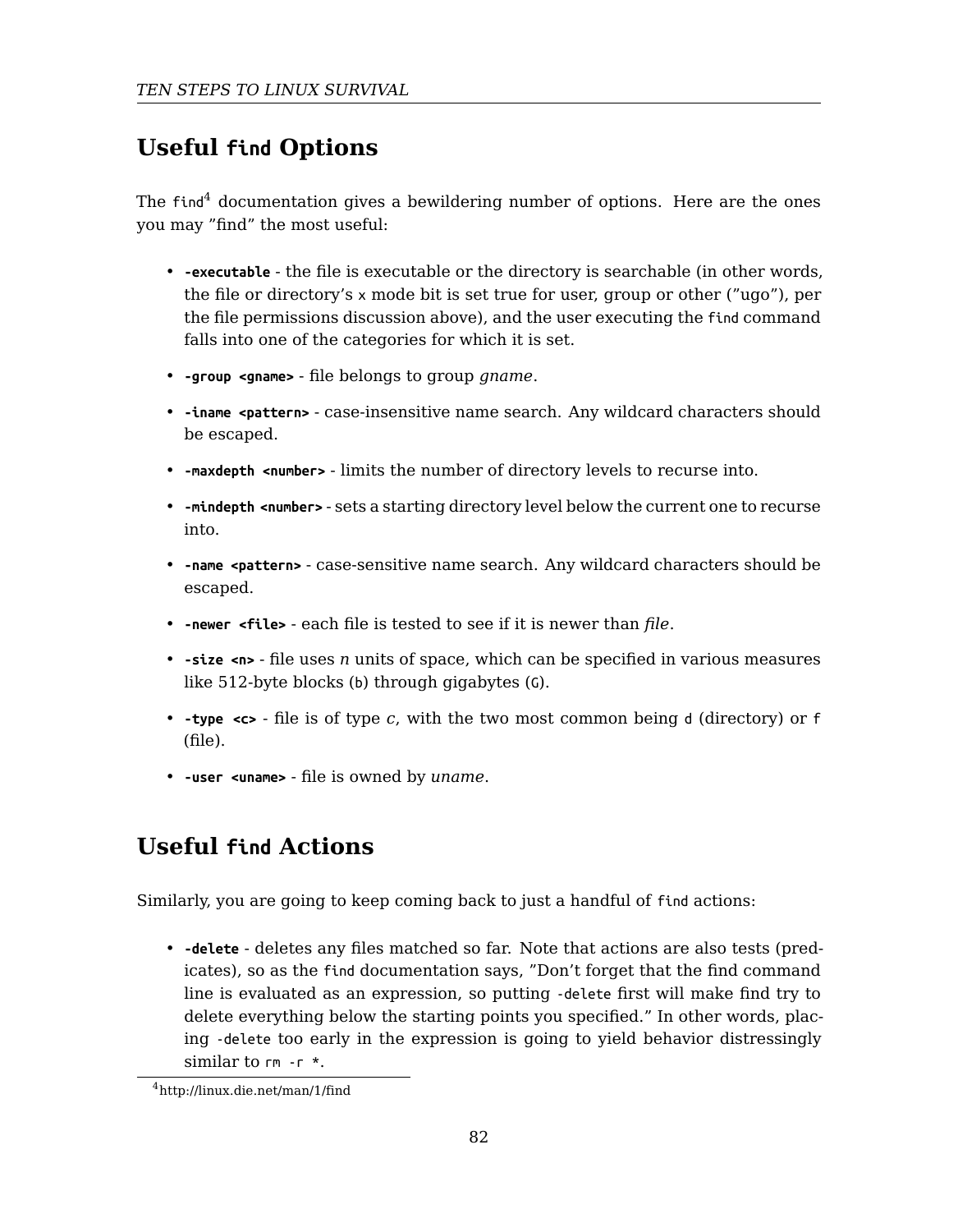## Useful `find` Options

The `find`[4] documentation gives a bewildering number of options. Here are the ones you may "find" the most useful:

- **`-executable`** - the file is executable or the directory is searchable (in other words, the file or directory's `x` mode bit is set true for user, group or other ("ugo"), per the file permissions discussion above), and the user executing the `find` command falls into one of the categories for which it is set.
- **`-group <gname>`** - file belongs to group *gname*.
- **`-iname <pattern>`** - case-insensitive name search. Any wildcard characters should be escaped.
- **`-maxdepth <number>`** - limits the number of directory levels to recurse into.
- **`-mindepth <number>`** - sets a starting directory level below the current one to recurse into.
- **`-name <pattern>`** - case-sensitive name search. Any wildcard characters should be escaped.
- **`-newer <file>`** - each file is tested to see if it is newer than *file*.
- **`-size <n>`** - file uses *n* units of space, which can be specified in various measures like 512-byte blocks (`b`) through gigabytes (`G`).
- **`-type <c>`** - file is of type *c*, with the two most common being `d` (directory) or `f` (file).
- **`-user <uname>`** - file is owned by *uname*.

## Useful `find` Actions

Similarly, you are going to keep coming back to just a handful of `find` actions:

- **`-delete`** - deletes any files matched so far. Note that actions are also tests (predicates), so as the `find` documentation says, "Don't forget that the find command line is evaluated as an expression, so putting `-delete` first will make find try to delete everything below the starting points you specified." In other words, placing `-delete` too early in the expression is going to yield behavior distressingly similar to `rm -r *`.

[4] http://linux.die.net/man/1/find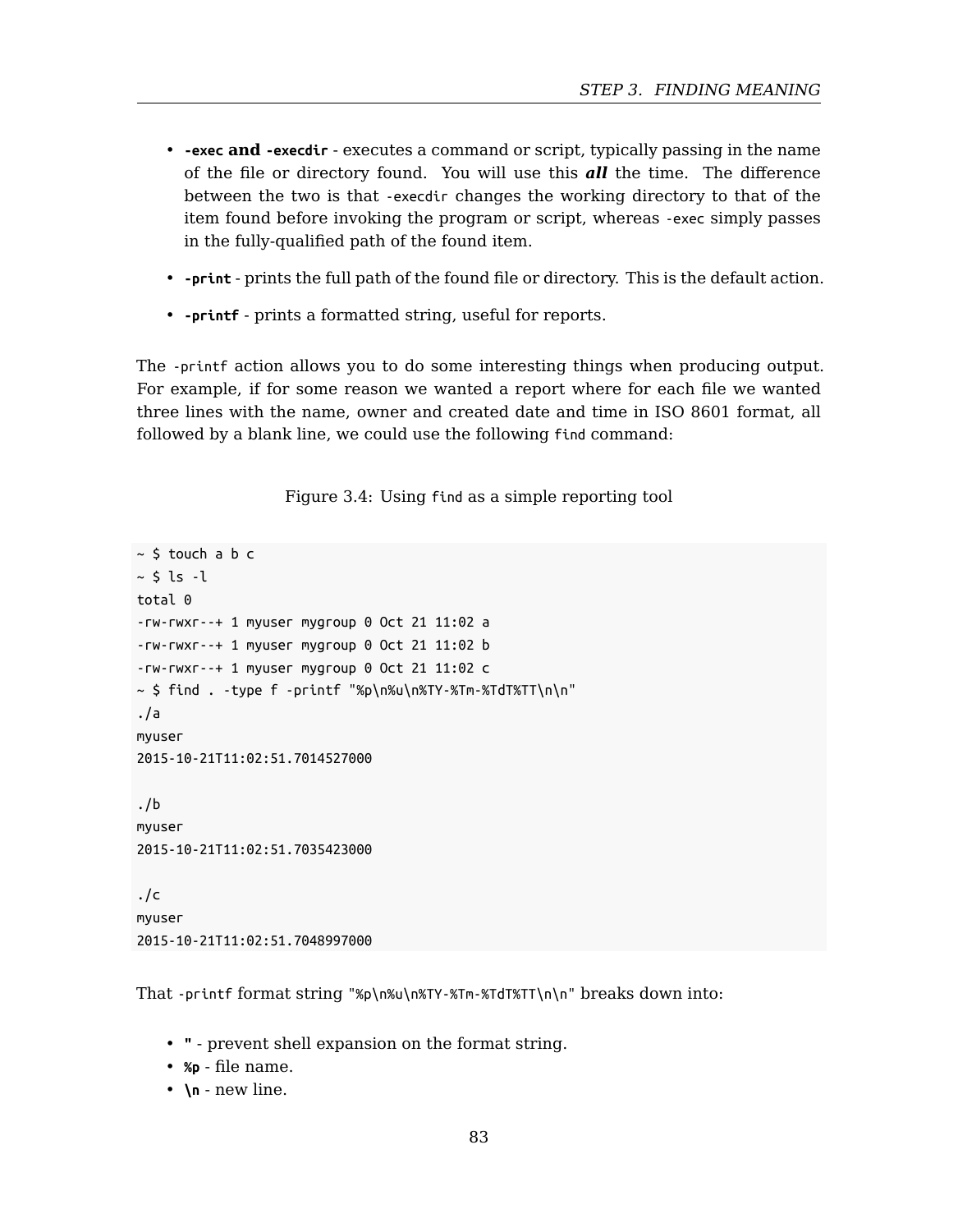- **`-exec` and `-execdir`** - executes a command or script, typically passing in the name of the file or directory found. You will use this ***all*** the time. The difference between the two is that `-execdir` changes the working directory to that of the item found before invoking the program or script, whereas `-exec` simply passes in the fully-qualified path of the found item.
- **`-print`** - prints the full path of the found file or directory. This is the default action.
- **`-printf`** - prints a formatted string, useful for reports.

The `-printf` action allows you to do some interesting things when producing output. For example, if for some reason we wanted a report where for each file we wanted three lines with the name, owner and created date and time in ISO 8601 format, all followed by a blank line, we could use the following `find` command:

Figure 3.4: Using `find` as a simple reporting tool

```
~ $ touch a b c
~ $ ls -l
total 0
-rw-rwxr--+ 1 myuser mygroup 0 Oct 21 11:02 a
-rw-rwxr--+ 1 myuser mygroup 0 Oct 21 11:02 b
-rw-rwxr--+ 1 myuser mygroup 0 Oct 21 11:02 c
~ $ find . -type f -printf "%p\n%u\n%TY-%Tm-%TdT%TT\n\n"
./a
myuser
2015-10-21T11:02:51.7014527000

./b
myuser
2015-10-21T11:02:51.7035423000

./c
myuser
2015-10-21T11:02:51.7048997000
```

That `-printf` format string `"%p\n%u\n%TY-%Tm-%TdT%TT\n\n"` breaks down into:

- **`"`** - prevent shell expansion on the format string.
- **`%p`** - file name.
- **`\n`** - new line.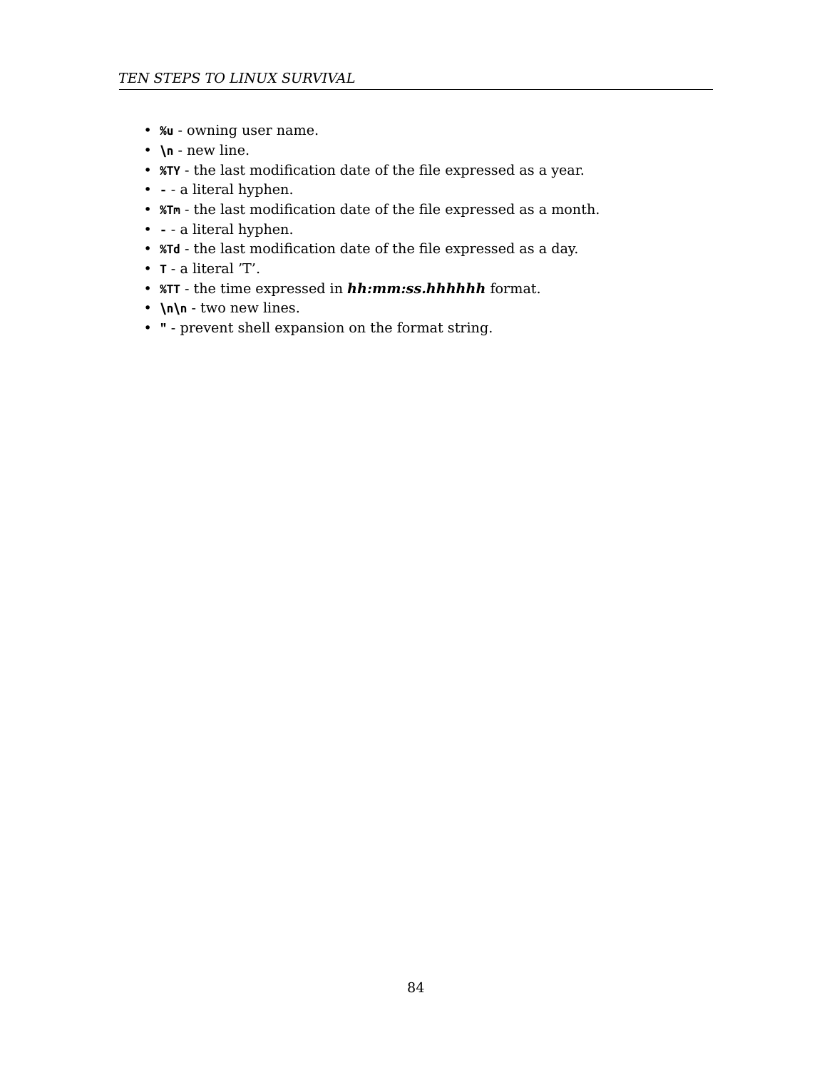- **%u** - owning user name.
- **\n** - new line.
- **%TY** - the last modification date of the file expressed as a year.
- **-** - a literal hyphen.
- **%Tm** - the last modification date of the file expressed as a month.
- **-** - a literal hyphen.
- **%Td** - the last modification date of the file expressed as a day.
- **T** - a literal 'T'.
- **%TT** - the time expressed in ***hh:mm:ss.hhhhhh*** format.
- **\n\n** - two new lines.
- **"** - prevent shell expansion on the format string.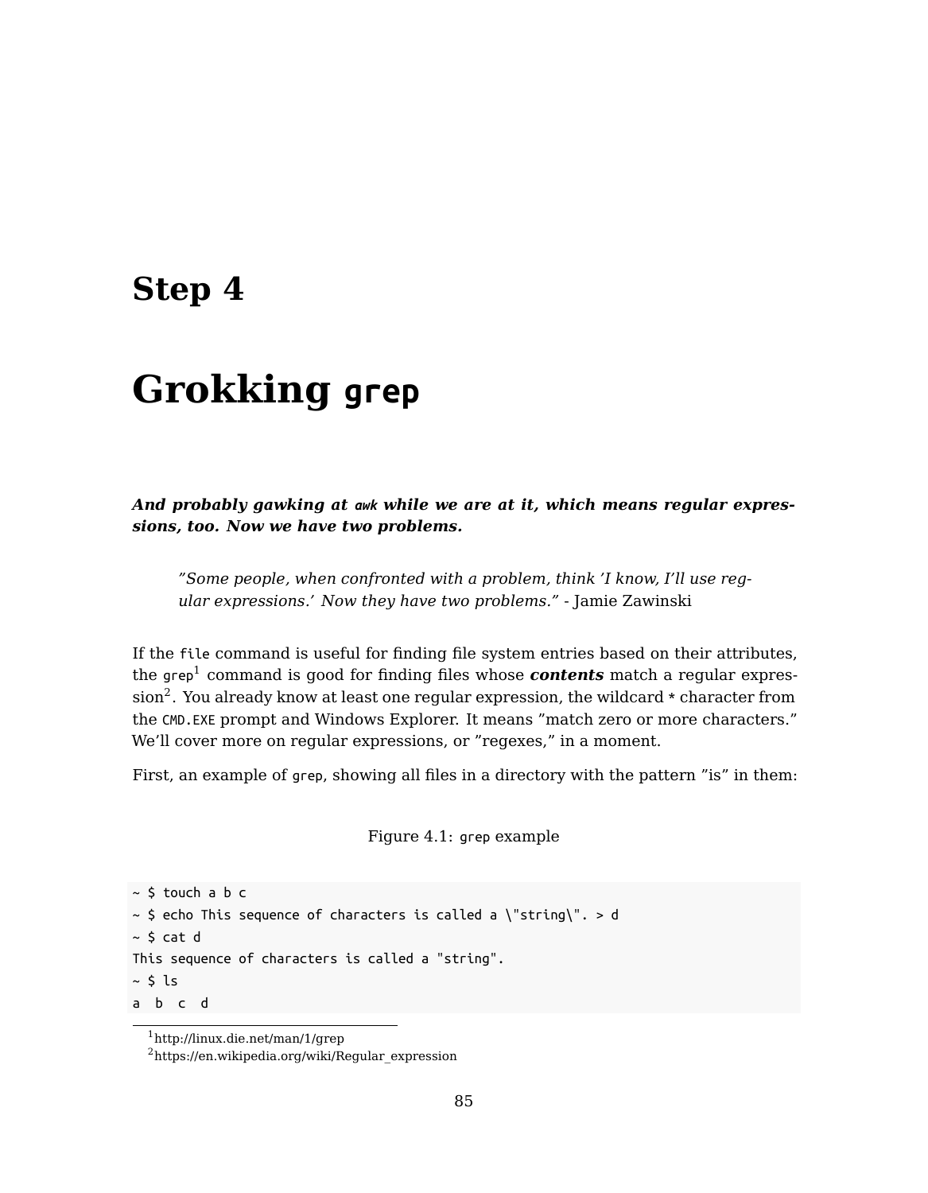# Step 4

# Grokking `grep`

***And probably gawking at `awk` while we are at it, which means regular expressions, too. Now we have two problems.***

> *"Some people, when confronted with a problem, think 'I know, I'll use regular expressions.' Now they have two problems."* - Jamie Zawinski

If the `file` command is useful for finding file system entries based on their attributes, the `grep`[1] command is good for finding files whose ***contents*** match a regular expression[2]. You already know at least one regular expression, the wildcard `*` character from the `CMD.EXE` prompt and Windows Explorer. It means "match zero or more characters." We'll cover more on regular expressions, or "regexes," in a moment.

First, an example of `grep`, showing all files in a directory with the pattern "is" in them:

Figure 4.1: `grep` example

```
~ $ touch a b c
~ $ echo This sequence of characters is called a \"string\". > d
~ $ cat d
This sequence of characters is called a "string".
~ $ ls
a  b  c  d
```

[1] http://linux.die.net/man/1/grep

[2] https://en.wikipedia.org/wiki/Regular_expression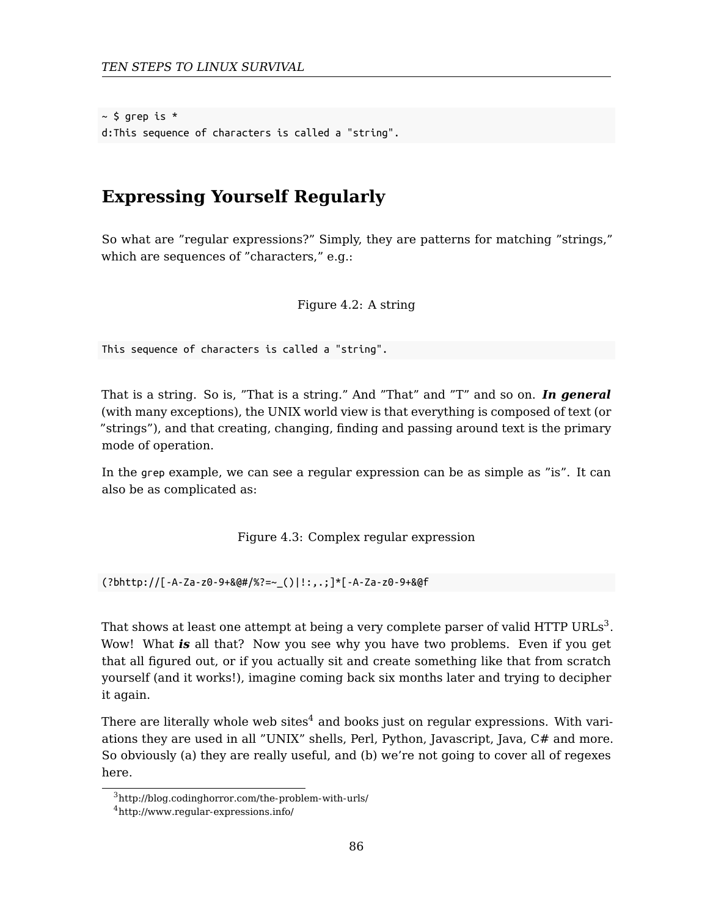```
~ $ grep is *
d:This sequence of characters is called a "string".
```

## Expressing Yourself Regularly

So what are ”regular expressions?” Simply, they are patterns for matching ”strings,” which are sequences of ”characters,” e.g.:

Figure 4.2: A string

```
This sequence of characters is called a "string".
```

That is a string. So is, ”That is a string.” And ”That” and ”T” and so on. ***In general*** (with many exceptions), the UNIX world view is that everything is composed of text (or ”strings”), and that creating, changing, finding and passing around text is the primary mode of operation.

In the `grep` example, we can see a regular expression can be as simple as ”is”. It can also be as complicated as:

Figure 4.3: Complex regular expression

```
(?bhttp://[-A-Za-z0-9+&@#/%?=~_()|!:,.;]*[-A-Za-z0-9+&@f
```

That shows at least one attempt at being a very complete parser of valid HTTP URLs[3]. Wow! What ***is*** all that? Now you see why you have two problems. Even if you get that all figured out, or if you actually sit and create something like that from scratch yourself (and it works!), imagine coming back six months later and trying to decipher it again.

There are literally whole web sites[4] and books just on regular expressions. With variations they are used in all ”UNIX” shells, Perl, Python, Javascript, Java, C# and more. So obviously (a) they are really useful, and (b) we’re not going to cover all of regexes here.

[3] http://blog.codinghorror.com/the-problem-with-urls/

[4] http://www.regular-expressions.info/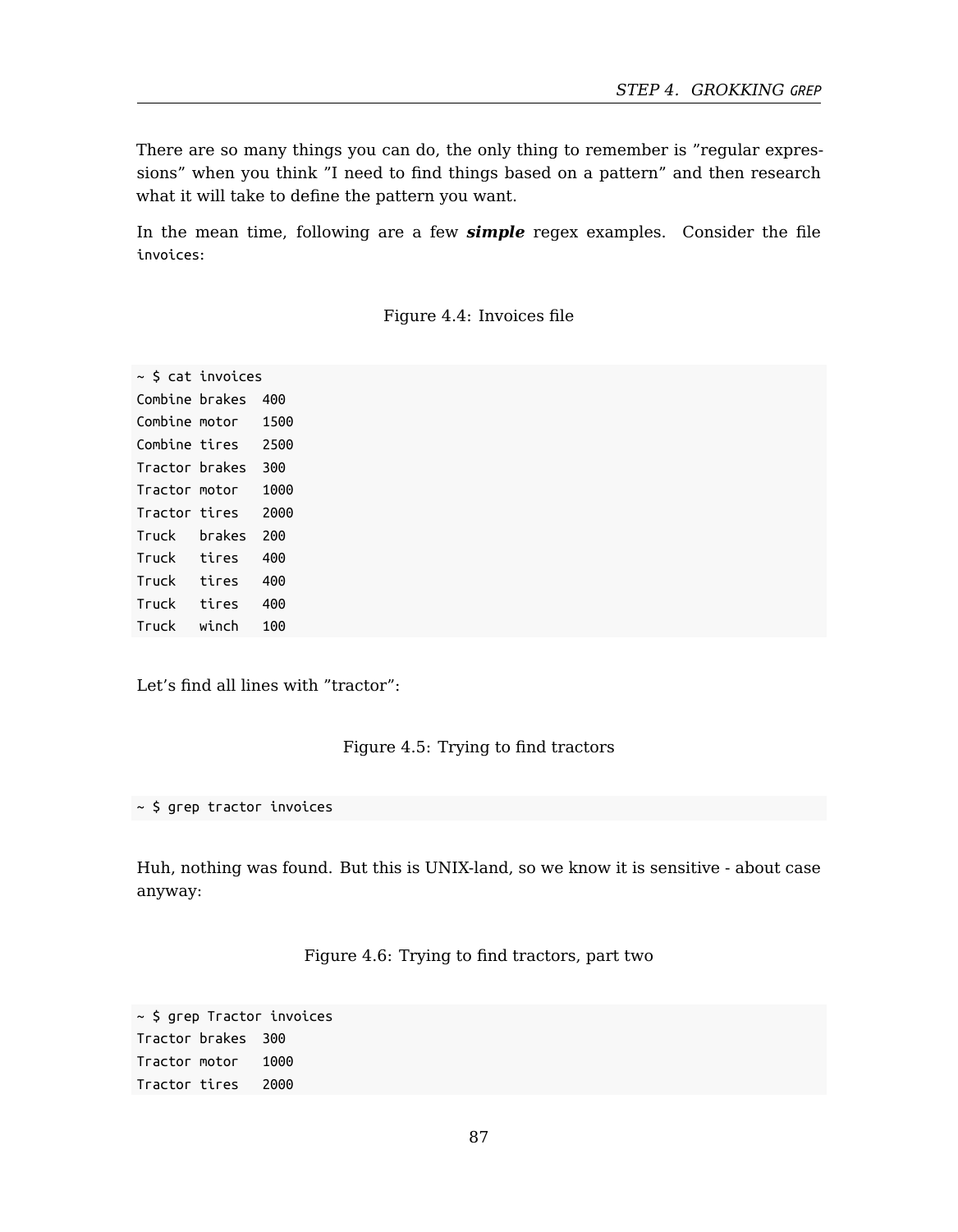There are so many things you can do, the only thing to remember is "regular expressions" when you think "I need to find things based on a pattern" and then research what it will take to define the pattern you want.

In the mean time, following are a few ***simple*** regex examples. Consider the file `invoices`:

Figure 4.4: Invoices file

```
~ $ cat invoices
Combine brakes  400
Combine motor   1500
Combine tires   2500
Tractor brakes  300
Tractor motor   1000
Tractor tires   2000
Truck   brakes  200
Truck   tires   400
Truck   tires   400
Truck   tires   400
Truck   winch   100
```

Let's find all lines with "tractor":

Figure 4.5: Trying to find tractors

```
~ $ grep tractor invoices
```

Huh, nothing was found. But this is UNIX-land, so we know it is sensitive - about case anyway:

Figure 4.6: Trying to find tractors, part two

```
~ $ grep Tractor invoices
Tractor brakes  300
Tractor motor   1000
Tractor tires   2000
```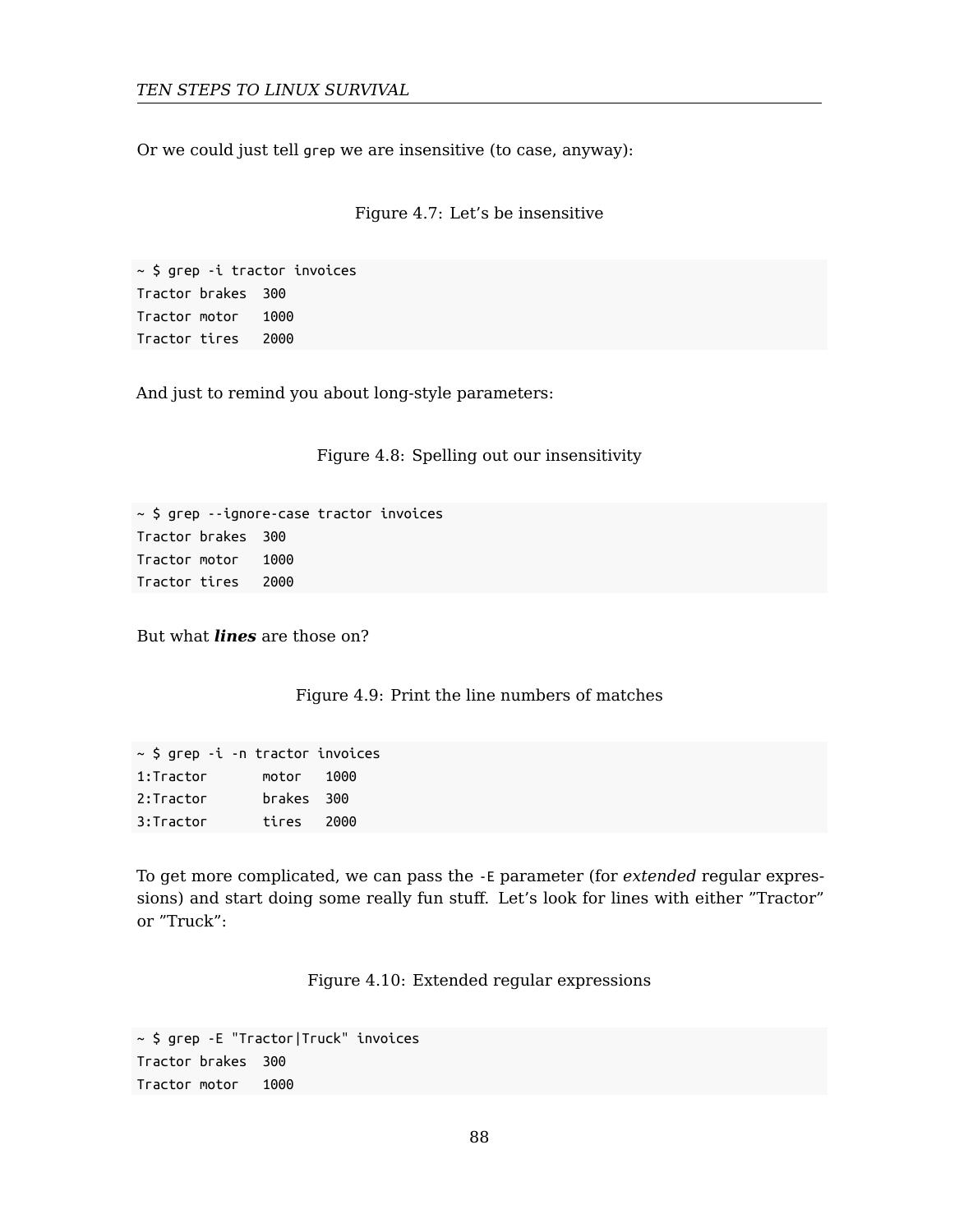Or we could just tell `grep` we are insensitive (to case, anyway):

Figure 4.7: Let's be insensitive

```
~ $ grep -i tractor invoices
Tractor brakes  300
Tractor motor   1000
Tractor tires   2000
```

And just to remind you about long-style parameters:

Figure 4.8: Spelling out our insensitivity

```
~ $ grep --ignore-case tractor invoices
Tractor brakes  300
Tractor motor   1000
Tractor tires   2000
```

But what ***lines*** are those on?

Figure 4.9: Print the line numbers of matches

```
~ $ grep -i -n tractor invoices
1:Tractor       motor   1000
2:Tractor       brakes  300
3:Tractor       tires   2000
```

To get more complicated, we can pass the `-E` parameter (for *extended* regular expressions) and start doing some really fun stuff. Let's look for lines with either "Tractor" or "Truck":

Figure 4.10: Extended regular expressions

```
~ $ grep -E "Tractor|Truck" invoices
Tractor brakes  300
Tractor motor   1000
```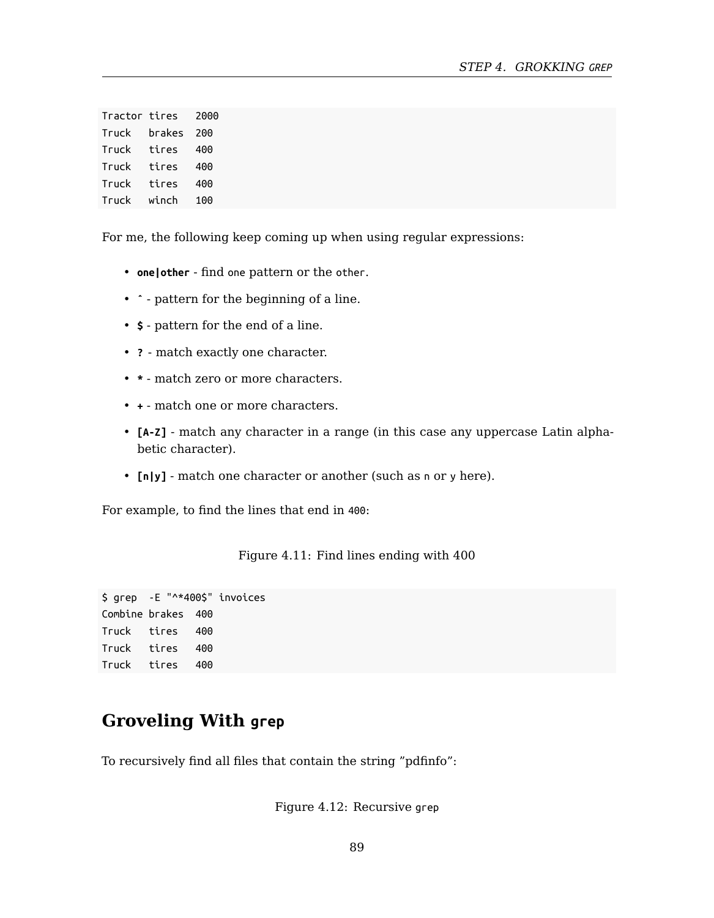```
Tractor tires   2000
Truck   brakes  200
Truck   tires   400
Truck   tires   400
Truck   tires   400
Truck   winch   100
```

For me, the following keep coming up when using regular expressions:

- **`one|other`** - find `one` pattern or the `other`.
- **`^`** - pattern for the beginning of a line.
- **`$`** - pattern for the end of a line.
- **`?`** - match exactly one character.
- **`*`** - match zero or more characters.
- **`+`** - match one or more characters.
- **`[A-Z]`** - match any character in a range (in this case any uppercase Latin alphabetic character).
- **`[n|y]`** - match one character or another (such as `n` or `y` here).

For example, to find the lines that end in `400`:

Figure 4.11: Find lines ending with 400

```
$ grep  -E "^*400$" invoices
Combine brakes  400
Truck   tires   400
Truck   tires   400
Truck   tires   400
```

## Groveling With `grep`

To recursively find all files that contain the string "pdfinfo":

Figure 4.12: Recursive `grep`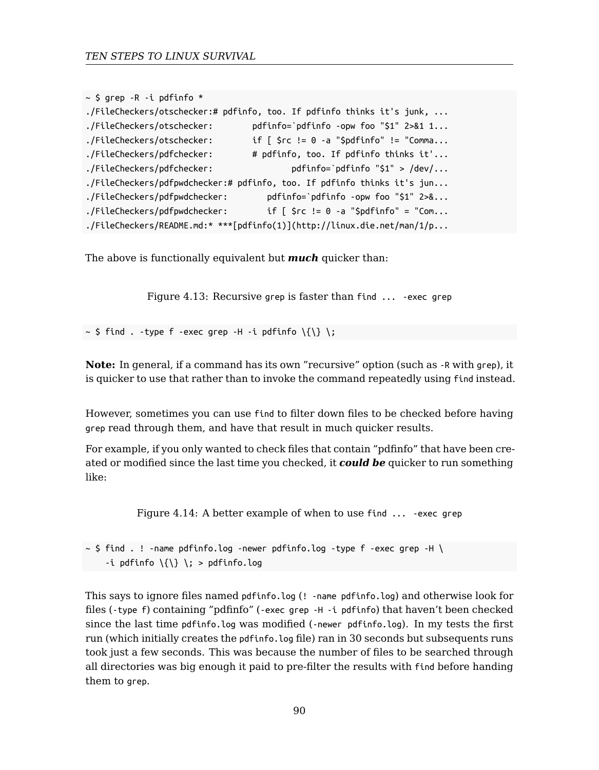```
~ $ grep -R -i pdfinfo *
./FileCheckers/otschecker:# pdfinfo, too. If pdfinfo thinks it's junk, ...
./FileCheckers/otschecker:        pdfinfo=`pdfinfo -opw foo "$1" 2>&1 1...
./FileCheckers/otschecker:        if [ $rc != 0 -a "$pdfinfo" != "Comma...
./FileCheckers/pdfchecker:        # pdfinfo, too. If pdfinfo thinks it'...
./FileCheckers/pdfchecker:                pdfinfo=`pdfinfo "$1" > /dev/...
./FileCheckers/pdfpwdchecker:# pdfinfo, too. If pdfinfo thinks it's jun...
./FileCheckers/pdfpwdchecker:        pdfinfo=`pdfinfo -opw foo "$1" 2>&...
./FileCheckers/pdfpwdchecker:        if [ $rc != 0 -a "$pdfinfo" = "Com...
./FileCheckers/README.md:* ***[pdfinfo(1)](http://linux.die.net/man/1/p...
```

The above is functionally equivalent but ***much*** quicker than:

Figure 4.13: Recursive `grep` is faster than `find ... -exec grep`

```
~ $ find . -type f -exec grep -H -i pdfinfo \{\} \;
```

**Note:** In general, if a command has its own "recursive" option (such as `-R` with `grep`), it is quicker to use that rather than to invoke the command repeatedly using `find` instead.

However, sometimes you can use `find` to filter down files to be checked before having `grep` read through them, and have that result in much quicker results.

For example, if you only wanted to check files that contain "pdfinfo" that have been created or modified since the last time you checked, it ***could be*** quicker to run something like:

Figure 4.14: A better example of when to use `find ... -exec grep`

```
~ $ find . ! -name pdfinfo.log -newer pdfinfo.log -type f -exec grep -H \
    -i pdfinfo \{\} \; > pdfinfo.log
```

This says to ignore files named `pdfinfo.log` (`! -name pdfinfo.log`) and otherwise look for files (`-type f`) containing "pdfinfo" (`-exec grep -H -i pdfinfo`) that haven't been checked since the last time `pdfinfo.log` was modified (`-newer pdfinfo.log`). In my tests the first run (which initially creates the `pdfinfo.log` file) ran in 30 seconds but subsequents runs took just a few seconds. This was because the number of files to be searched through all directories was big enough it paid to pre-filter the results with `find` before handing them to `grep`.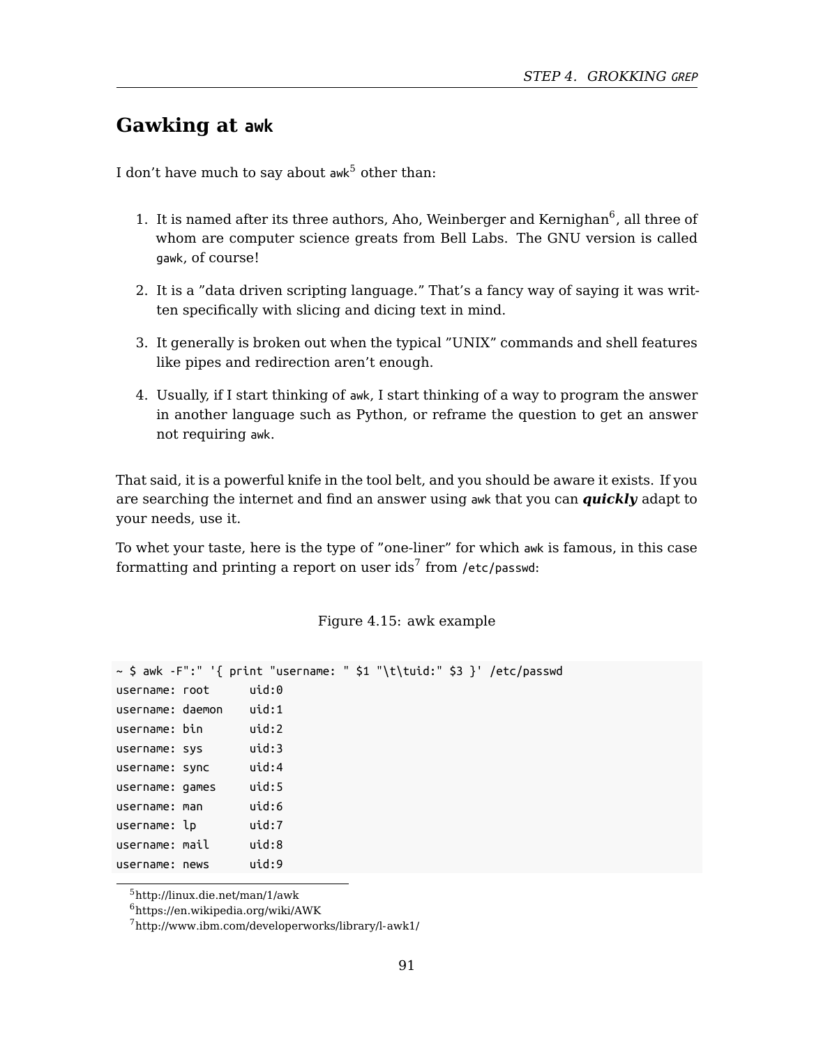## Gawking at `awk`

I don't have much to say about `awk`[5] other than:

1. It is named after its three authors, Aho, Weinberger and Kernighan[6], all three of whom are computer science greats from Bell Labs. The GNU version is called `gawk`, of course!

2. It is a "data driven scripting language." That's a fancy way of saying it was written specifically with slicing and dicing text in mind.

3. It generally is broken out when the typical "UNIX" commands and shell features like pipes and redirection aren't enough.

4. Usually, if I start thinking of `awk`, I start thinking of a way to program the answer in another language such as Python, or reframe the question to get an answer not requiring `awk`.

That said, it is a powerful knife in the tool belt, and you should be aware it exists. If you are searching the internet and find an answer using `awk` that you can ***quickly*** adapt to your needs, use it.

To whet your taste, here is the type of "one-liner" for which `awk` is famous, in this case formatting and printing a report on user ids[7] from `/etc/passwd`:

Figure 4.15: awk example

```
~ $ awk -F":" '{ print "username: " $1 "\t\tuid:" $3 }' /etc/passwd
username: root      uid:0
username: daemon    uid:1
username: bin       uid:2
username: sys       uid:3
username: sync      uid:4
username: games     uid:5
username: man       uid:6
username: lp        uid:7
username: mail      uid:8
username: news      uid:9
```

[5] http://linux.die.net/man/1/awk

[6] https://en.wikipedia.org/wiki/AWK

[7] http://www.ibm.com/developerworks/library/l-awk1/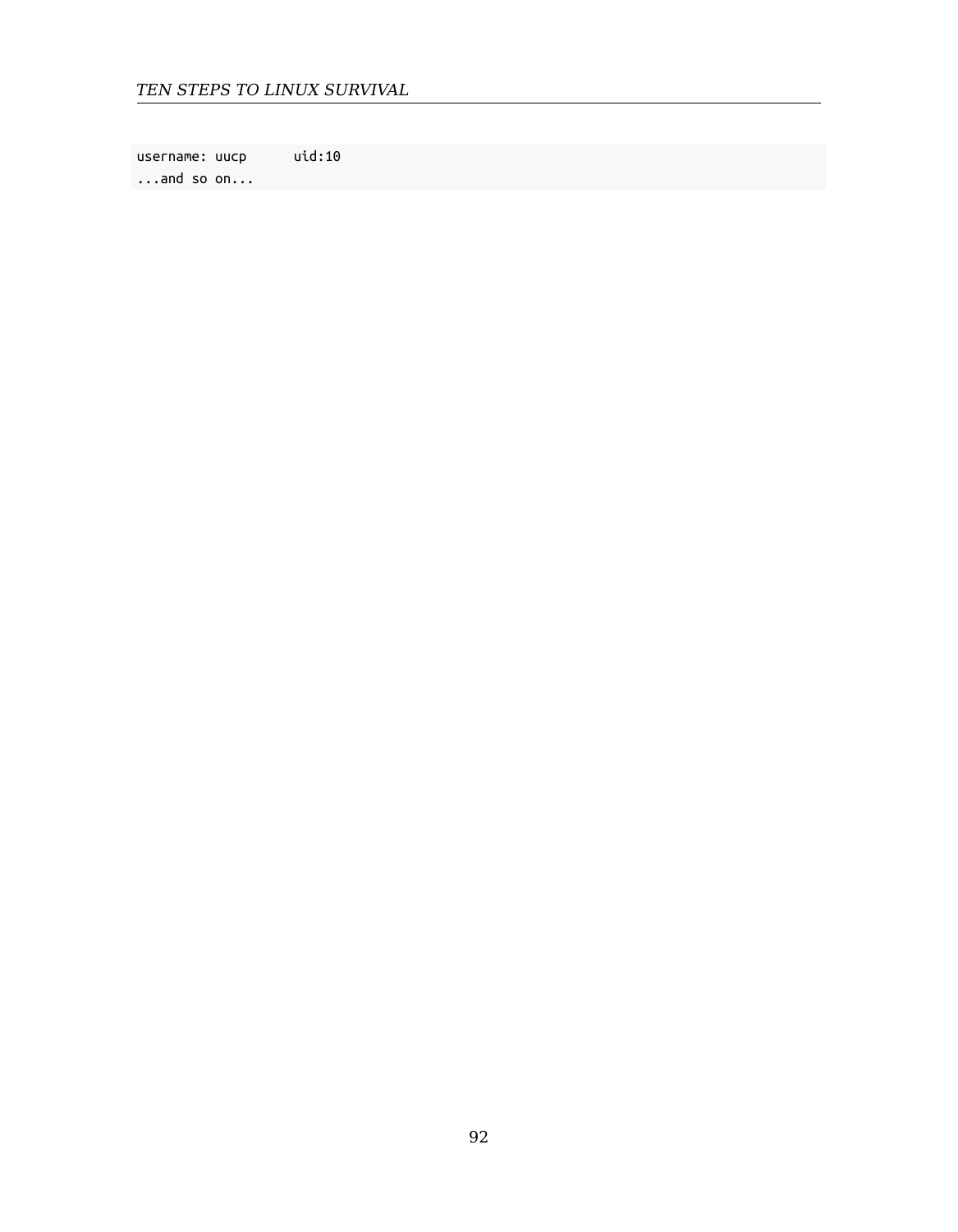```
username: uucp      uid:10
...and so on...
```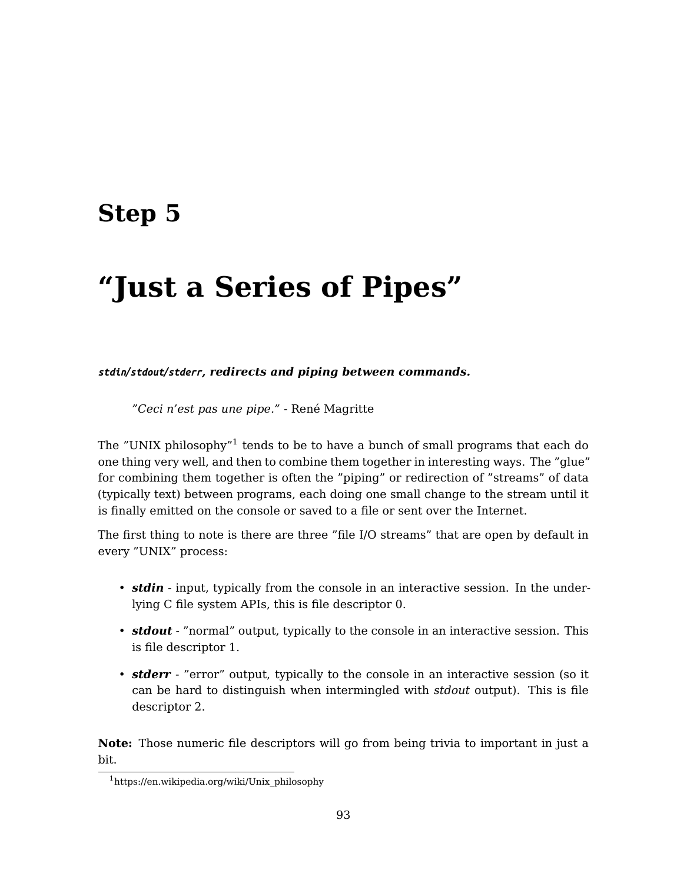# Step 5

# "Just a Series of Pipes"

***stdin/stdout/stderr*, redirects and piping between commands.**

> *"Ceci n'est pas une pipe."* - René Magritte

The "UNIX philosophy"[1] tends to be to have a bunch of small programs that each do one thing very well, and then to combine them together in interesting ways. The "glue" for combining them together is often the "piping" or redirection of "streams" of data (typically text) between programs, each doing one small change to the stream until it is finally emitted on the console or saved to a file or sent over the Internet.

The first thing to note is there are three "file I/O streams" that are open by default in every "UNIX" process:

- ***stdin*** - input, typically from the console in an interactive session. In the underlying C file system APIs, this is file descriptor 0.
- ***stdout*** - "normal" output, typically to the console in an interactive session. This is file descriptor 1.
- ***stderr*** - "error" output, typically to the console in an interactive session (so it can be hard to distinguish when intermingled with *stdout* output). This is file descriptor 2.

**Note:** Those numeric file descriptors will go from being trivia to important in just a bit.

[1] https://en.wikipedia.org/wiki/Unix_philosophy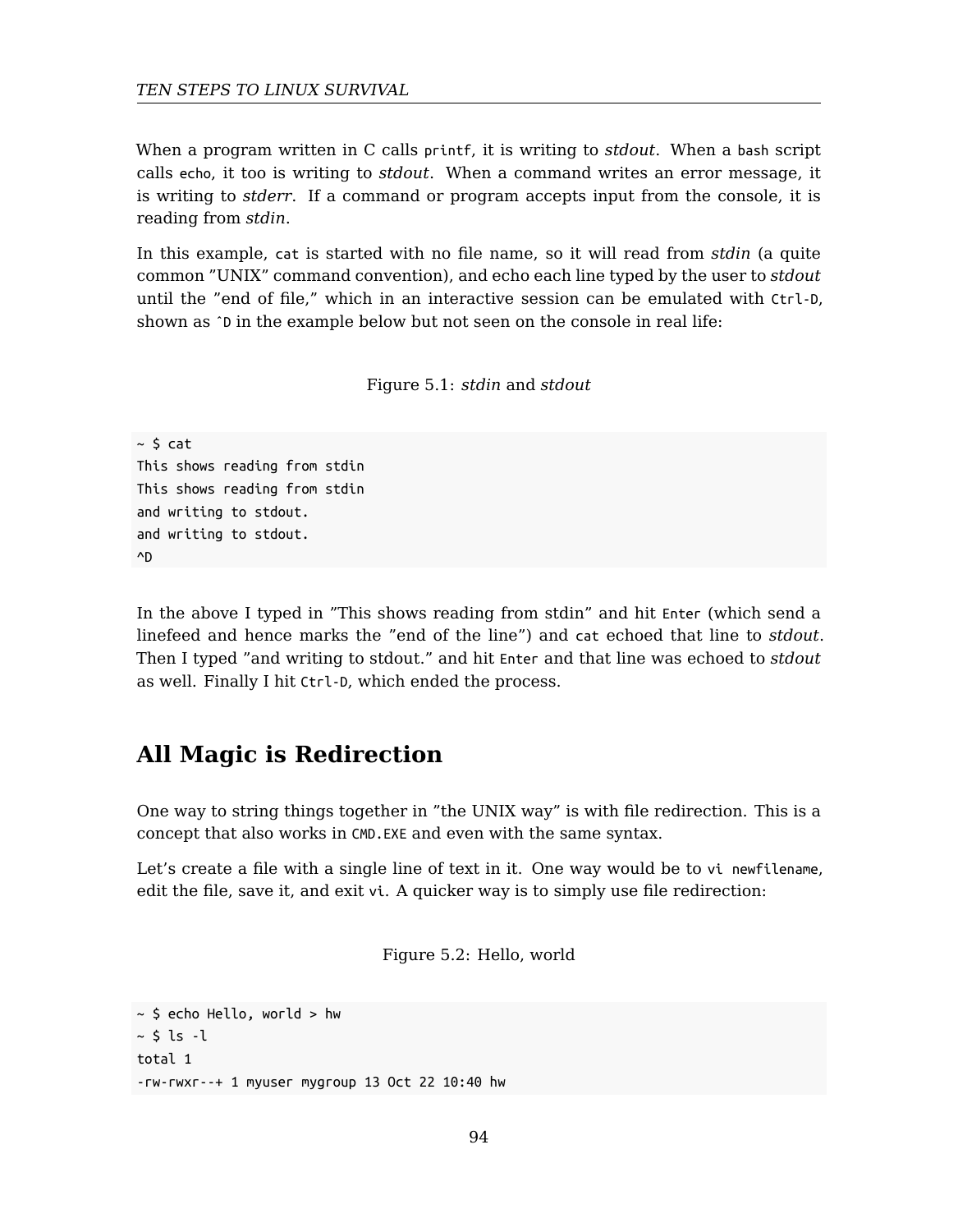When a program written in C calls `printf`, it is writing to *stdout*. When a `bash` script calls `echo`, it too is writing to *stdout*. When a command writes an error message, it is writing to *stderr*. If a command or program accepts input from the console, it is reading from *stdin*.

In this example, `cat` is started with no file name, so it will read from *stdin* (a quite common "UNIX" command convention), and echo each line typed by the user to *stdout* until the "end of file," which in an interactive session can be emulated with `Ctrl-D`, shown as `^D` in the example below but not seen on the console in real life:

Figure 5.1: *stdin* and *stdout*

```
~ $ cat
This shows reading from stdin
This shows reading from stdin
and writing to stdout.
and writing to stdout.
^D
```

In the above I typed in "This shows reading from stdin" and hit `Enter` (which send a linefeed and hence marks the "end of the line") and `cat` echoed that line to *stdout*. Then I typed "and writing to stdout." and hit `Enter` and that line was echoed to *stdout* as well. Finally I hit `Ctrl-D`, which ended the process.

## All Magic is Redirection

One way to string things together in "the UNIX way" is with file redirection. This is a concept that also works in `CMD.EXE` and even with the same syntax.

Let's create a file with a single line of text in it. One way would be to `vi newfilename`, edit the file, save it, and exit `vi`. A quicker way is to simply use file redirection:

Figure 5.2: Hello, world

```
~ $ echo Hello, world > hw
~ $ ls -l
total 1
-rw-rwxr--+ 1 myuser mygroup 13 Oct 22 10:40 hw
```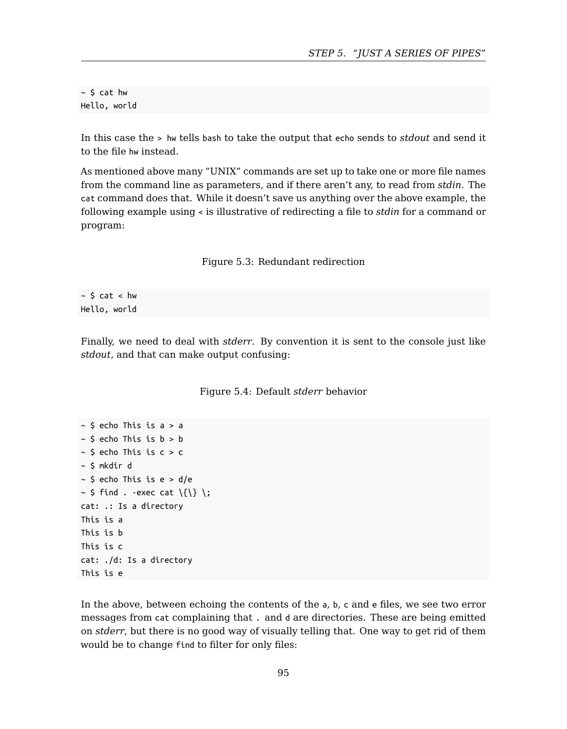```
~ $ cat hw
Hello, world
```

In this case the `> hw` tells `bash` to take the output that `echo` sends to *stdout* and send it to the file `hw` instead.

As mentioned above many ”UNIX” commands are set up to take one or more file names from the command line as parameters, and if there aren’t any, to read from *stdin*. The `cat` command does that. While it doesn’t save us anything over the above example, the following example using `<` is illustrative of redirecting a file to *stdin* for a command or program:

Figure 5.3: Redundant redirection

```
~ $ cat < hw
Hello, world
```

Finally, we need to deal with *stderr*. By convention it is sent to the console just like *stdout*, and that can make output confusing:

Figure 5.4: Default *stderr* behavior

```
~ $ echo This is a > a
~ $ echo This is b > b
~ $ echo This is c > c
~ $ mkdir d
~ $ echo This is e > d/e
~ $ find . -exec cat \{\} \;
cat: .: Is a directory
This is a
This is b
This is c
cat: ./d: Is a directory
This is e
```

In the above, between echoing the contents of the `a`, `b`, `c` and `e` files, we see two error messages from `cat` complaining that `.` and `d` are directories. These are being emitted on *stderr*, but there is no good way of visually telling that. One way to get rid of them would be to change `find` to filter for only files: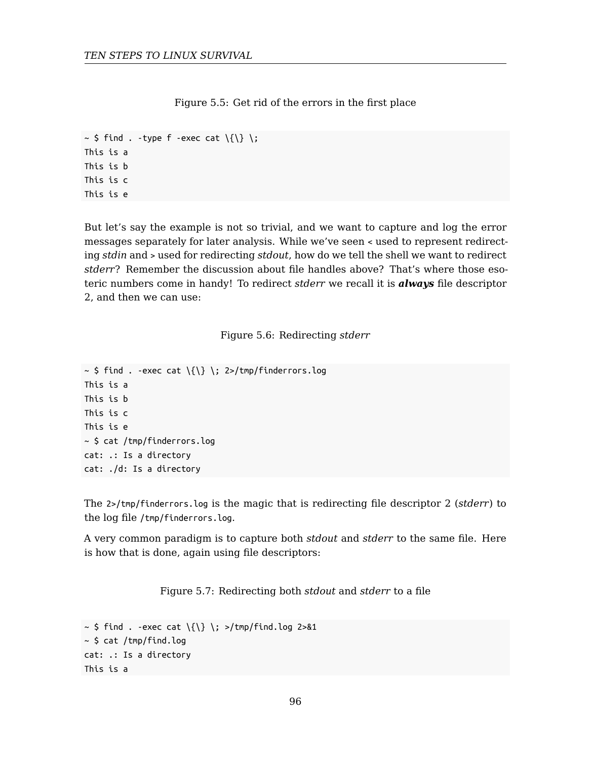Figure 5.5: Get rid of the errors in the first place

```
~ $ find . -type f -exec cat \{\} \;
This is a
This is b
This is c
This is e
```

But let's say the example is not so trivial, and we want to capture and log the error messages separately for later analysis. While we've seen `<` used to represent redirecting *stdin* and `>` used for redirecting *stdout*, how do we tell the shell we want to redirect *stderr*? Remember the discussion about file handles above? That's where those esoteric numbers come in handy! To redirect *stderr* we recall it is ***always*** file descriptor 2, and then we can use:

Figure 5.6: Redirecting *stderr*

```
~ $ find . -exec cat \{\} \; 2>/tmp/finderrors.log
This is a
This is b
This is c
This is e
~ $ cat /tmp/finderrors.log
cat: .: Is a directory
cat: ./d: Is a directory
```

The `2>/tmp/finderrors.log` is the magic that is redirecting file descriptor 2 (*stderr*) to the log file `/tmp/finderrors.log`.

A very common paradigm is to capture both *stdout* and *stderr* to the same file. Here is how that is done, again using file descriptors:

Figure 5.7: Redirecting both *stdout* and *stderr* to a file

```
~ $ find . -exec cat \{\} \; >/tmp/find.log 2>&1
~ $ cat /tmp/find.log
cat: .: Is a directory
This is a
```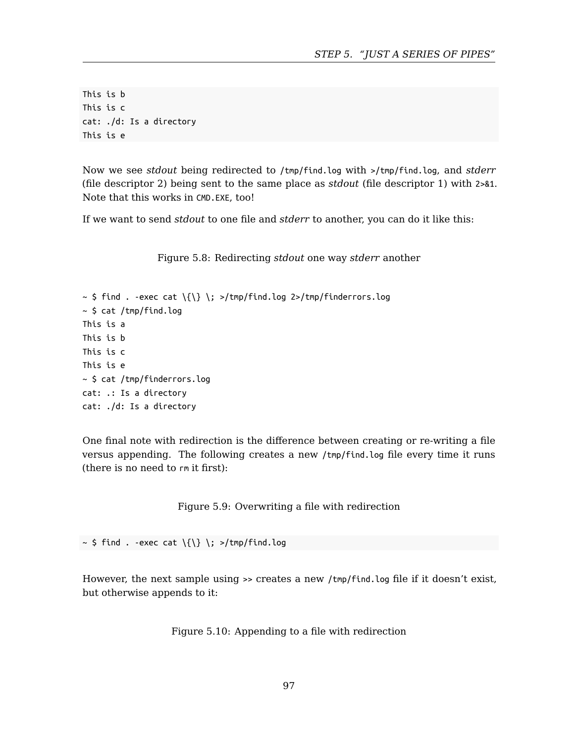```
This is b
This is c
cat: ./d: Is a directory
This is e
```

Now we see *stdout* being redirected to `/tmp/find.log` with `>/tmp/find.log`, and *stderr* (file descriptor 2) being sent to the same place as *stdout* (file descriptor 1) with `2>&1`. Note that this works in `CMD.EXE`, too!

If we want to send *stdout* to one file and *stderr* to another, you can do it like this:

Figure 5.8: Redirecting *stdout* one way *stderr* another

```
~ $ find . -exec cat \{\} \; >/tmp/find.log 2>/tmp/finderrors.log
~ $ cat /tmp/find.log
This is a
This is b
This is c
This is e
~ $ cat /tmp/finderrors.log
cat: .: Is a directory
cat: ./d: Is a directory
```

One final note with redirection is the difference between creating or re-writing a file versus appending. The following creates a new `/tmp/find.log` file every time it runs (there is no need to `rm` it first):

Figure 5.9: Overwriting a file with redirection

```
~ $ find . -exec cat \{\} \; >/tmp/find.log
```

However, the next sample using `>>` creates a new `/tmp/find.log` file if it doesn't exist, but otherwise appends to it:

Figure 5.10: Appending to a file with redirection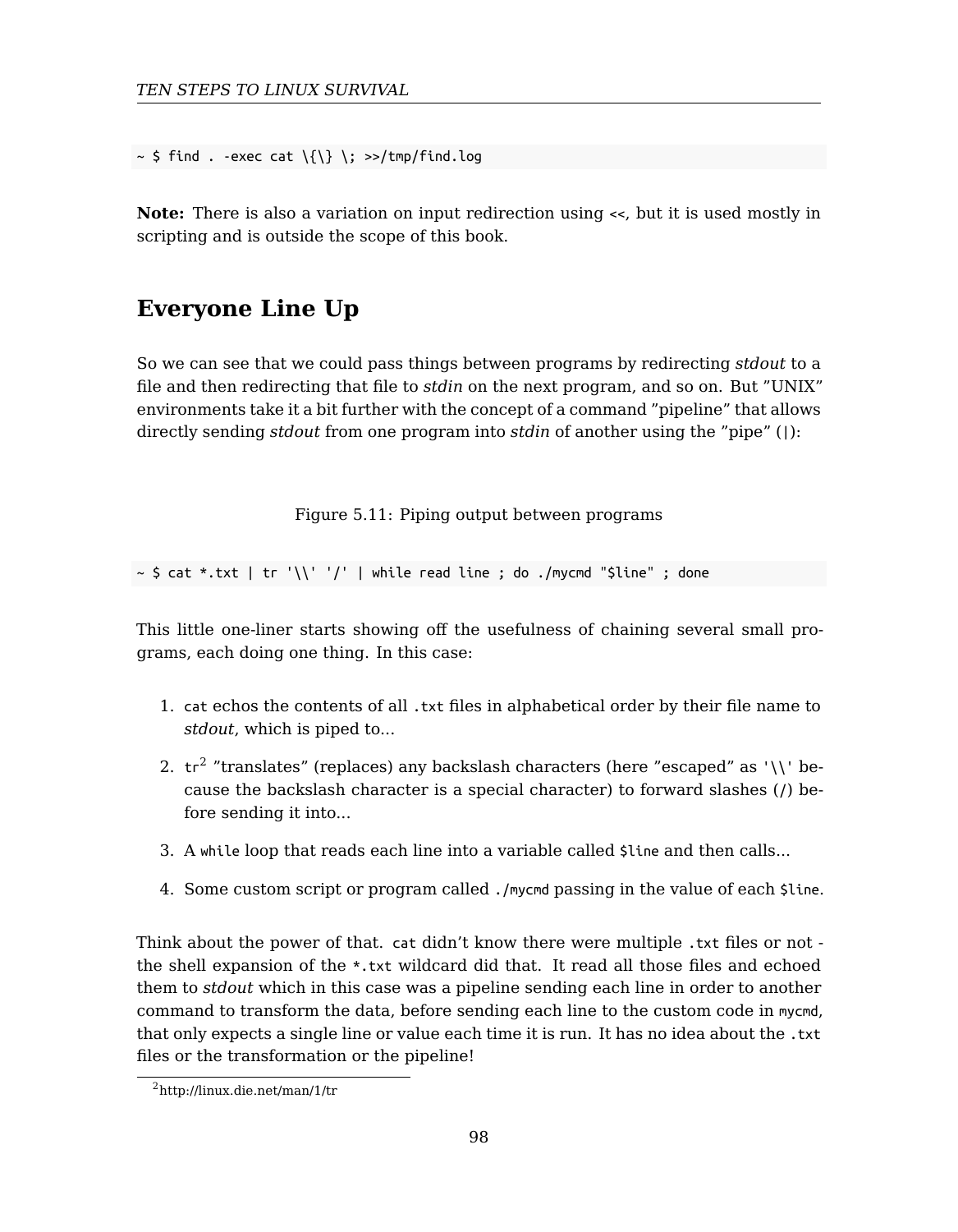```
~ $ find . -exec cat \{\} \; >>/tmp/find.log
```

**Note:** There is also a variation on input redirection using `<<`, but it is used mostly in scripting and is outside the scope of this book.

## Everyone Line Up

So we can see that we could pass things between programs by redirecting *stdout* to a file and then redirecting that file to *stdin* on the next program, and so on. But "UNIX" environments take it a bit further with the concept of a command "pipeline" that allows directly sending *stdout* from one program into *stdin* of another using the "pipe" (`|`):

Figure 5.11: Piping output between programs

```
~ $ cat *.txt | tr '\\' '/' | while read line ; do ./mycmd "$line" ; done
```

This little one-liner starts showing off the usefulness of chaining several small programs, each doing one thing. In this case:

1. `cat` echos the contents of all `.txt` files in alphabetical order by their file name to *stdout*, which is piped to...
2. `tr`[2] "translates" (replaces) any backslash characters (here "escaped" as `'\\'` because the backslash character is a special character) to forward slashes (`/`) before sending it into...
3. A `while` loop that reads each line into a variable called `$line` and then calls...
4. Some custom script or program called `./mycmd` passing in the value of each `$line`.

Think about the power of that. `cat` didn't know there were multiple `.txt` files or not - the shell expansion of the `*.txt` wildcard did that. It read all those files and echoed them to *stdout* which in this case was a pipeline sending each line in order to another command to transform the data, before sending each line to the custom code in `mycmd`, that only expects a single line or value each time it is run. It has no idea about the `.txt` files or the transformation or the pipeline!

[2] http://linux.die.net/man/1/tr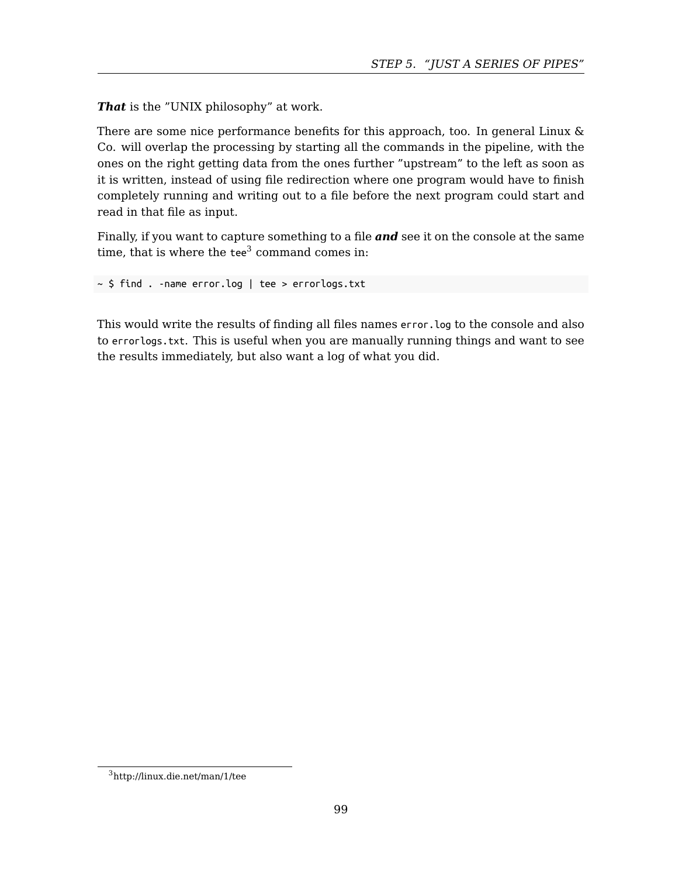***That*** is the ”UNIX philosophy” at work.

There are some nice performance benefits for this approach, too. In general Linux & Co. will overlap the processing by starting all the commands in the pipeline, with the ones on the right getting data from the ones further ”upstream” to the left as soon as it is written, instead of using file redirection where one program would have to finish completely running and writing out to a file before the next program could start and read in that file as input.

Finally, if you want to capture something to a file ***and*** see it on the console at the same time, that is where the `tee`[3] command comes in:

```
~ $ find . -name error.log | tee > errorlogs.txt
```

This would write the results of finding all files names `error.log` to the console and also to `errorlogs.txt`. This is useful when you are manually running things and want to see the results immediately, but also want a log of what you did.

[3] http://linux.die.net/man/1/tee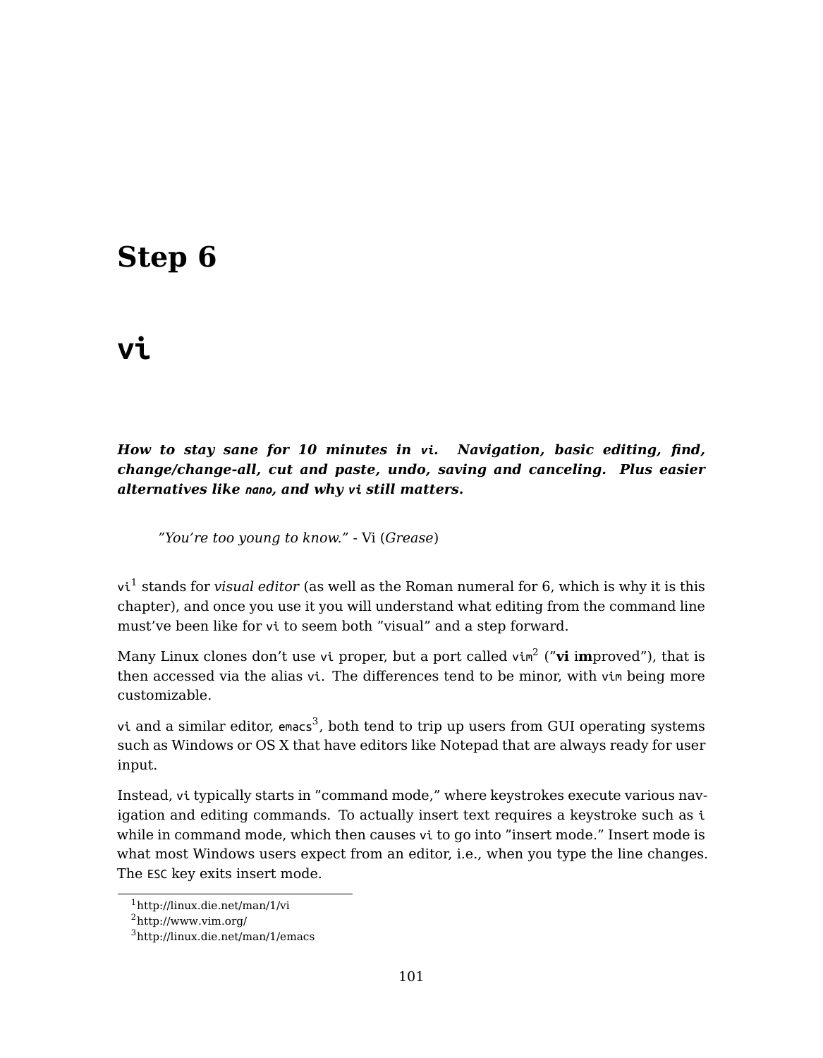# Step 6

# vi

***How to stay sane for 10 minutes in `vi`. Navigation, basic editing, find, change/change-all, cut and paste, undo, saving and canceling. Plus easier alternatives like `nano`, and why `vi` still matters.***

> *"You're too young to know."* - Vi (*Grease*)

`vi`[1] stands for *visual editor* (as well as the Roman numeral for 6, which is why it is this chapter), and once you use it you will understand what editing from the command line must've been like for `vi` to seem both "visual" and a step forward.

Many Linux clones don't use `vi` proper, but a port called `vim`[2] ("**vi** i**m**proved"), that is then accessed via the alias `vi`. The differences tend to be minor, with `vim` being more customizable.

`vi` and a similar editor, `emacs`[3], both tend to trip up users from GUI operating systems such as Windows or OS X that have editors like Notepad that are always ready for user input.

Instead, `vi` typically starts in "command mode," where keystrokes execute various navigation and editing commands. To actually insert text requires a keystroke such as `i` while in command mode, which then causes `vi` to go into "insert mode." Insert mode is what most Windows users expect from an editor, i.e., when you type the line changes. The `ESC` key exits insert mode.

---

[1] http://linux.die.net/man/1/vi

[2] http://www.vim.org/

[3] http://linux.die.net/man/1/emacs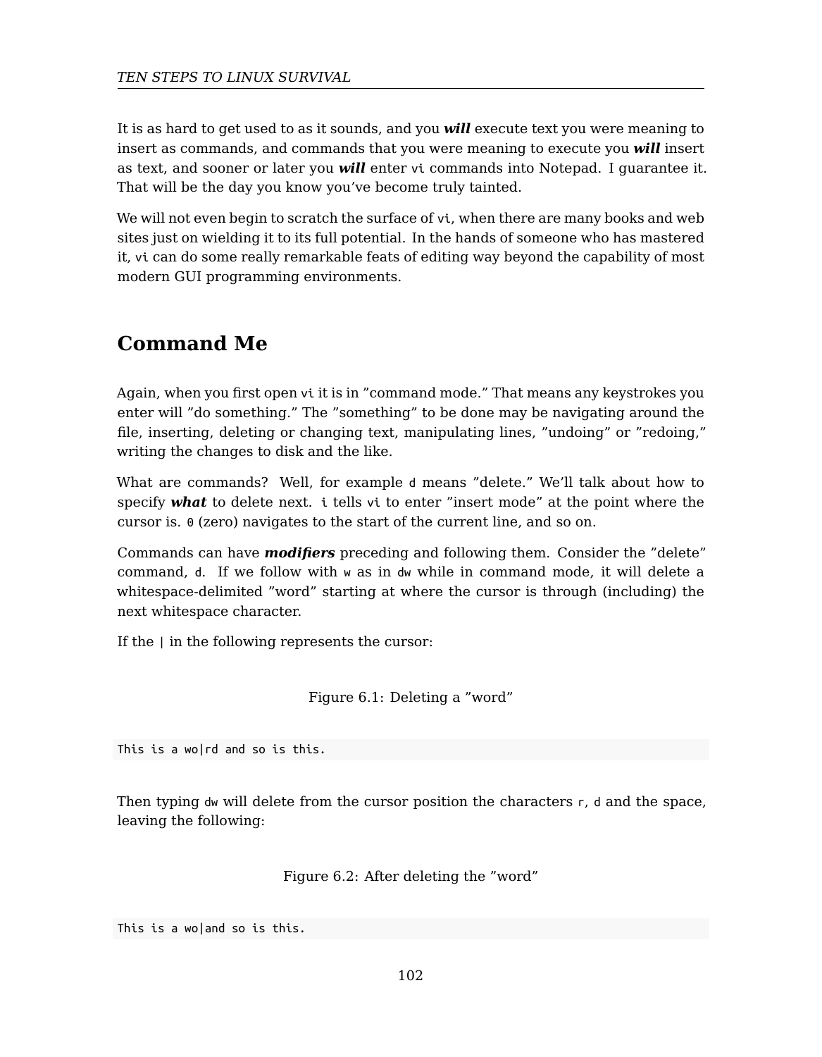It is as hard to get used to as it sounds, and you ***will*** execute text you were meaning to insert as commands, and commands that you were meaning to execute you ***will*** insert as text, and sooner or later you ***will*** enter `vi` commands into Notepad. I guarantee it. That will be the day you know you've become truly tainted.

We will not even begin to scratch the surface of `vi`, when there are many books and web sites just on wielding it to its full potential. In the hands of someone who has mastered it, `vi` can do some really remarkable feats of editing way beyond the capability of most modern GUI programming environments.

## Command Me

Again, when you first open `vi` it is in "command mode." That means any keystrokes you enter will "do something." The "something" to be done may be navigating around the file, inserting, deleting or changing text, manipulating lines, "undoing" or "redoing," writing the changes to disk and the like.

What are commands? Well, for example `d` means "delete." We'll talk about how to specify ***what*** to delete next. `i` tells `vi` to enter "insert mode" at the point where the cursor is. `0` (zero) navigates to the start of the current line, and so on.

Commands can have ***modifiers*** preceding and following them. Consider the "delete" command, `d`. If we follow with `w` as in `dw` while in command mode, it will delete a whitespace-delimited "word" starting at where the cursor is through (including) the next whitespace character.

If the `|` in the following represents the cursor:

Figure 6.1: Deleting a "word"

```
This is a wo|rd and so is this.
```

Then typing `dw` will delete from the cursor position the characters `r`, `d` and the space, leaving the following:

Figure 6.2: After deleting the "word"

```
This is a wo|and so is this.
```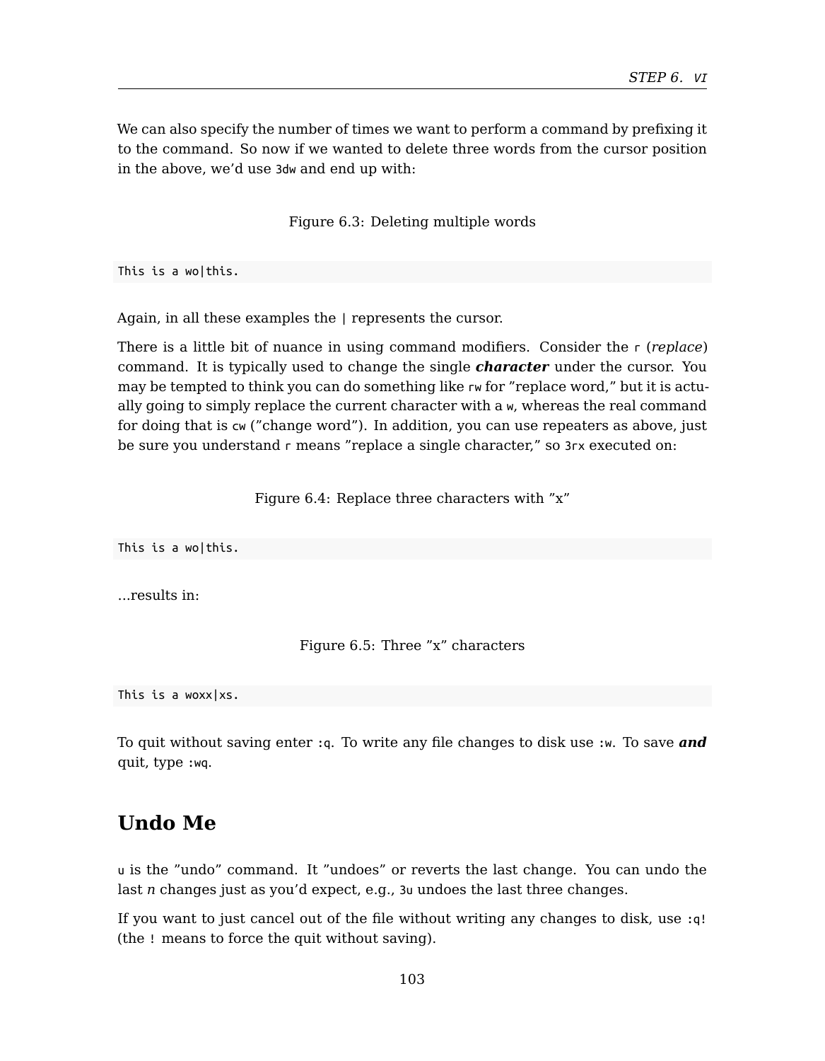We can also specify the number of times we want to perform a command by prefixing it to the command. So now if we wanted to delete three words from the cursor position in the above, we'd use `3dw` and end up with:

Figure 6.3: Deleting multiple words

```
This is a wo|this.
```

Again, in all these examples the `|` represents the cursor.

There is a little bit of nuance in using command modifiers. Consider the `r` (*replace*) command. It is typically used to change the single ***character*** under the cursor. You may be tempted to think you can do something like `rw` for "replace word," but it is actually going to simply replace the current character with a `w`, whereas the real command for doing that is `cw` ("change word"). In addition, you can use repeaters as above, just be sure you understand `r` means "replace a single character," so `3rx` executed on:

Figure 6.4: Replace three characters with "x"

```
This is a wo|this.
```

...results in:

Figure 6.5: Three "x" characters

```
This is a woxx|xs.
```

To quit without saving enter `:q`. To write any file changes to disk use `:w`. To save ***and*** quit, type `:wq`.

## Undo Me

`u` is the "undo" command. It "undoes" or reverts the last change. You can undo the last *n* changes just as you'd expect, e.g., `3u` undoes the last three changes.

If you want to just cancel out of the file without writing any changes to disk, use `:q!` (the `!` means to force the quit without saving).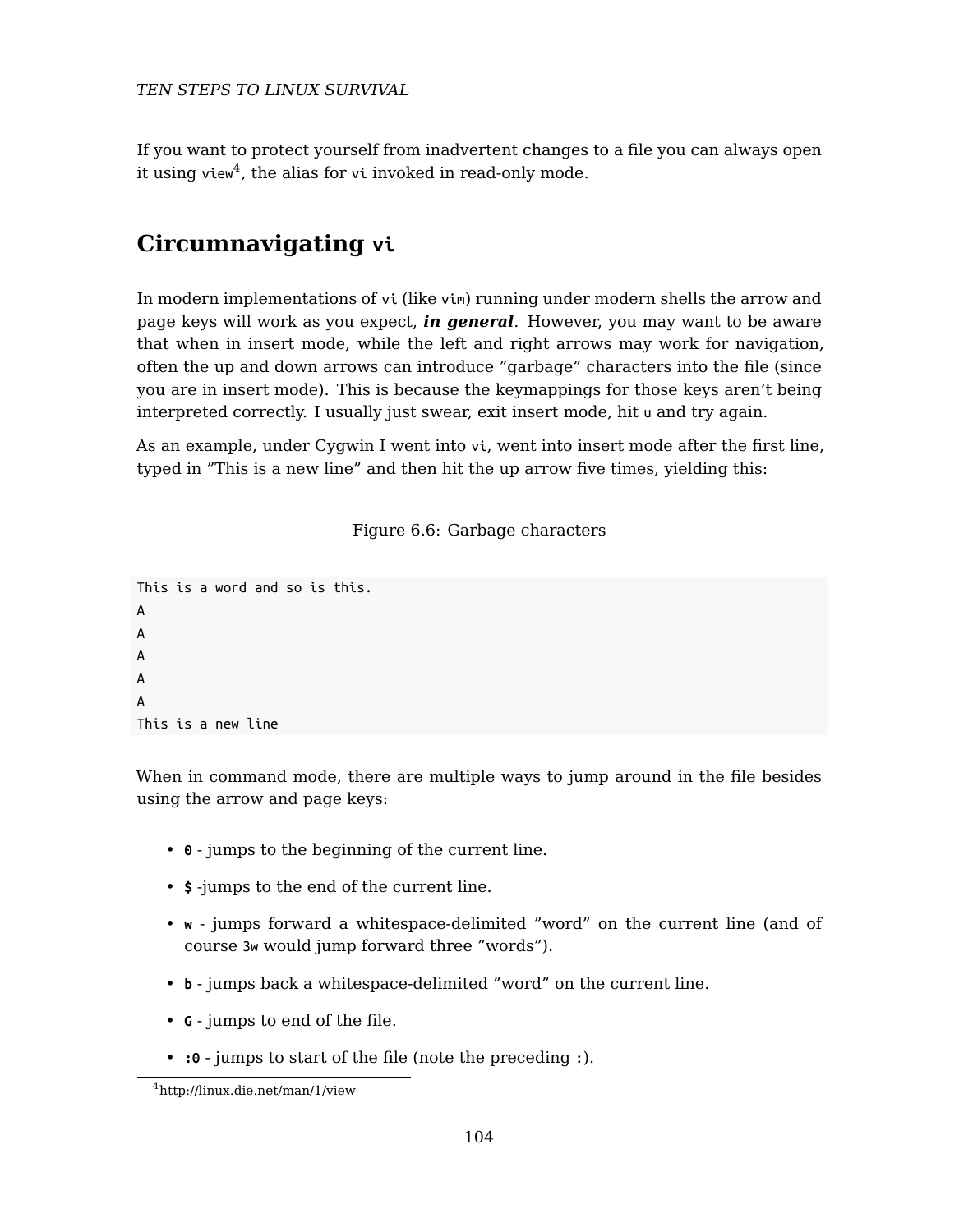If you want to protect yourself from inadvertent changes to a file you can always open it using `view`[4], the alias for `vi` invoked in read-only mode.

## Circumnavigating `vi`

In modern implementations of `vi` (like `vim`) running under modern shells the arrow and page keys will work as you expect, ***in general***. However, you may want to be aware that when in insert mode, while the left and right arrows may work for navigation, often the up and down arrows can introduce "garbage" characters into the file (since you are in insert mode). This is because the keymappings for those keys aren't being interpreted correctly. I usually just swear, exit insert mode, hit `u` and try again.

As an example, under Cygwin I went into `vi`, went into insert mode after the first line, typed in "This is a new line" and then hit the up arrow five times, yielding this:

Figure 6.6: Garbage characters

```
This is a word and so is this.
A
A
A
A
A
This is a new line
```

When in command mode, there are multiple ways to jump around in the file besides using the arrow and page keys:

- **`0`** - jumps to the beginning of the current line.
- **`$`** -jumps to the end of the current line.
- **`w`** - jumps forward a whitespace-delimited "word" on the current line (and of course `3w` would jump forward three "words").
- **`b`** - jumps back a whitespace-delimited "word" on the current line.
- **`G`** - jumps to end of the file.
- **`:0`** - jumps to start of the file (note the preceding `:`).

[4] http://linux.die.net/man/1/view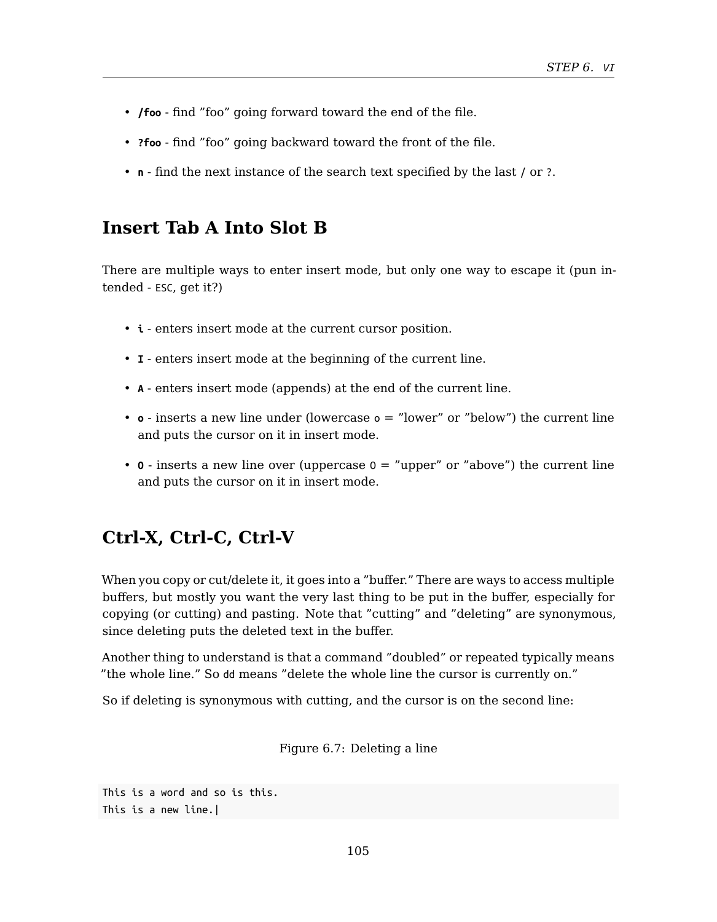- **/foo** - find ”foo” going forward toward the end of the file.
- **?foo** - find ”foo” going backward toward the front of the file.
- **n** - find the next instance of the search text specified by the last `/` or `?`.

## Insert Tab A Into Slot B

There are multiple ways to enter insert mode, but only one way to escape it (pun intended - `ESC`, get it?)

- **i** - enters insert mode at the current cursor position.
- **I** - enters insert mode at the beginning of the current line.
- **A** - enters insert mode (appends) at the end of the current line.
- **o** - inserts a new line under (lowercase `o` = ”lower” or ”below”) the current line and puts the cursor on it in insert mode.
- **O** - inserts a new line over (uppercase `O` = ”upper” or ”above”) the current line and puts the cursor on it in insert mode.

## Ctrl-X, Ctrl-C, Ctrl-V

When you copy or cut/delete it, it goes into a ”buffer.” There are ways to access multiple buffers, but mostly you want the very last thing to be put in the buffer, especially for copying (or cutting) and pasting. Note that ”cutting” and ”deleting” are synonymous, since deleting puts the deleted text in the buffer.

Another thing to understand is that a command ”doubled” or repeated typically means ”the whole line.” So `dd` means ”delete the whole line the cursor is currently on.”

So if deleting is synonymous with cutting, and the cursor is on the second line:

Figure 6.7: Deleting a line

```
This is a word and so is this.
This is a new line.|
```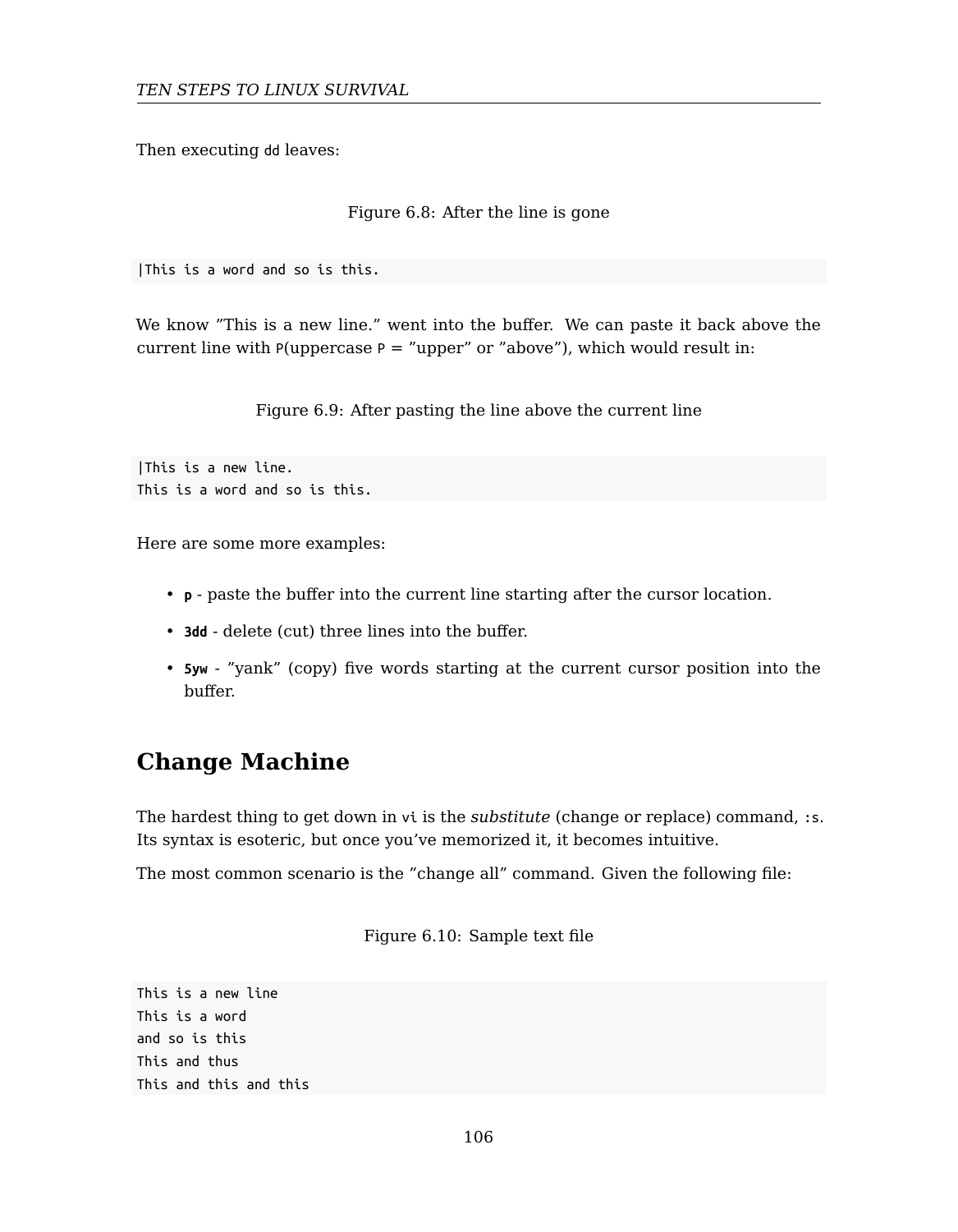Then executing `dd` leaves:

Figure 6.8: After the line is gone

```
|This is a word and so is this.
```

We know ”This is a new line.” went into the buffer. We can paste it back above the current line with `P`(uppercase `P` = ”upper” or ”above”), which would result in:

Figure 6.9: After pasting the line above the current line

```
|This is a new line.
This is a word and so is this.
```

Here are some more examples:

- **`p`** - paste the buffer into the current line starting after the cursor location.
- **`3dd`** - delete (cut) three lines into the buffer.
- **`5yw`** - ”yank” (copy) five words starting at the current cursor position into the buffer.

## Change Machine

The hardest thing to get down in `vi` is the *substitute* (change or replace) command, `:s`. Its syntax is esoteric, but once you’ve memorized it, it becomes intuitive.

The most common scenario is the ”change all” command. Given the following file:

Figure 6.10: Sample text file

```
This is a new line
This is a word
and so is this
This and thus
This and this and this
```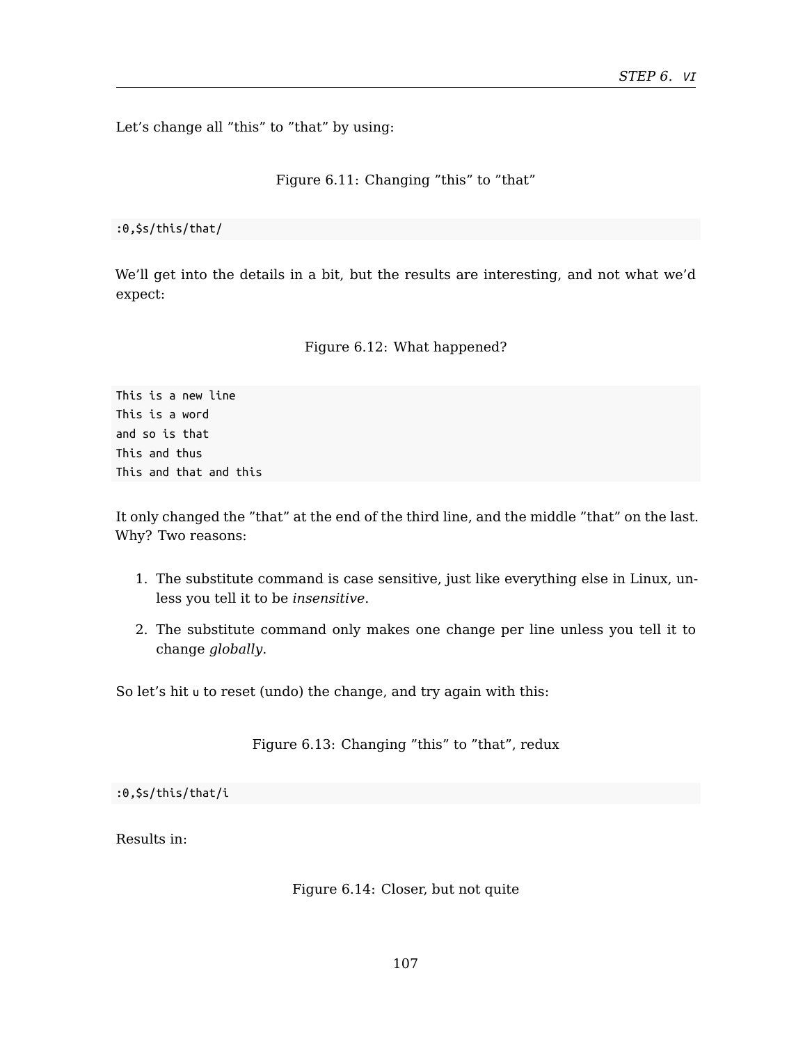Let's change all "this" to "that" by using:

Figure 6.11: Changing "this" to "that"

```
:0,$s/this/that/
```

We'll get into the details in a bit, but the results are interesting, and not what we'd expect:

Figure 6.12: What happened?

```
This is a new line
This is a word
and so is that
This and thus
This and that and this
```

It only changed the "that" at the end of the third line, and the middle "that" on the last. Why? Two reasons:

1. The substitute command is case sensitive, just like everything else in Linux, unless you tell it to be *insensitive*.
2. The substitute command only makes one change per line unless you tell it to change *globally*.

So let's hit `u` to reset (undo) the change, and try again with this:

Figure 6.13: Changing "this" to "that", redux

```
:0,$s/this/that/i
```

Results in:

Figure 6.14: Closer, but not quite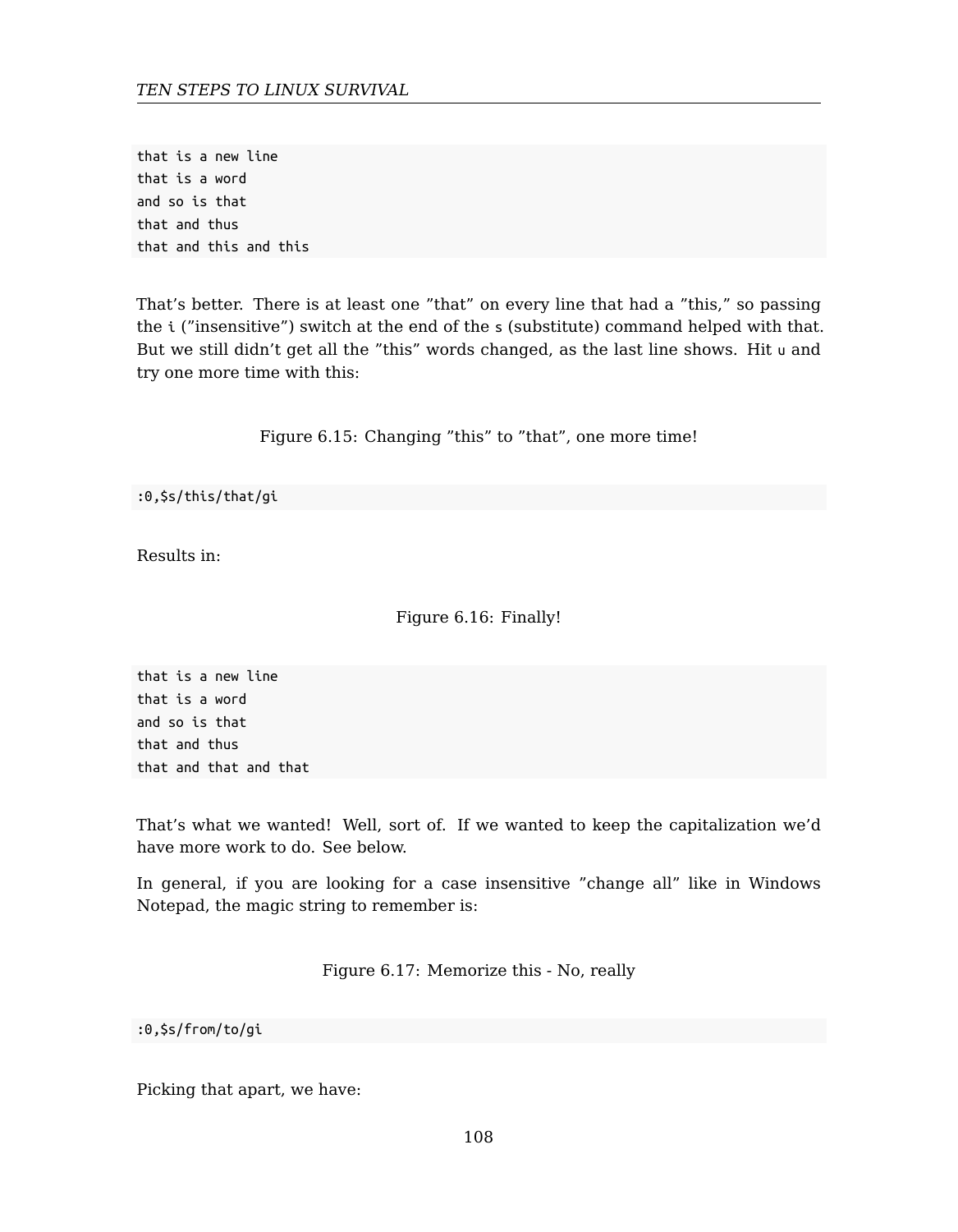```
that is a new line
that is a word
and so is that
that and thus
that and this and this
```

That's better. There is at least one "that" on every line that had a "this," so passing the `i` ("insensitive") switch at the end of the `s` (substitute) command helped with that. But we still didn't get all the "this" words changed, as the last line shows. Hit `u` and try one more time with this:

Figure 6.15: Changing "this" to "that", one more time!

```
:0,$s/this/that/gi
```

Results in:

Figure 6.16: Finally!

```
that is a new line
that is a word
and so is that
that and thus
that and that and that
```

That's what we wanted! Well, sort of. If we wanted to keep the capitalization we'd have more work to do. See below.

In general, if you are looking for a case insensitive "change all" like in Windows Notepad, the magic string to remember is:

Figure 6.17: Memorize this - No, really

```
:0,$s/from/to/gi
```

Picking that apart, we have: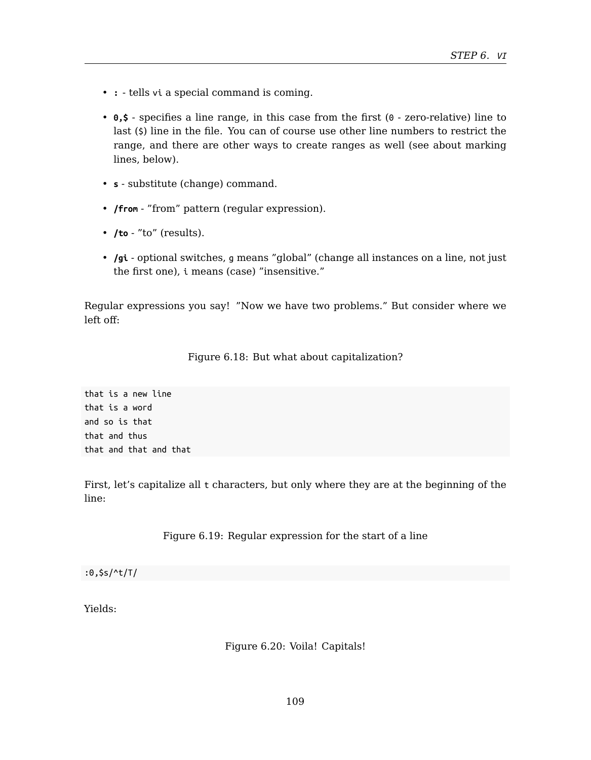- **:** - tells `vi` a special command is coming.
- **0,$** - specifies a line range, in this case from the first (`0` - zero-relative) line to last (`$`) line in the file. You can of course use other line numbers to restrict the range, and there are other ways to create ranges as well (see about marking lines, below).
- **s** - substitute (change) command.
- **/from** - "from" pattern (regular expression).
- **/to** - "to" (results).
- **/gi** - optional switches, `g` means "global" (change all instances on a line, not just the first one), `i` means (case) "insensitive."

Regular expressions you say! "Now we have two problems." But consider where we left off:

Figure 6.18: But what about capitalization?

```
that is a new line
that is a word
and so is that
that and thus
that and that and that
```

First, let's capitalize all `t` characters, but only where they are at the beginning of the line:

Figure 6.19: Regular expression for the start of a line

```
:0,$s/^t/T/
```

Yields:

Figure 6.20: Voila! Capitals!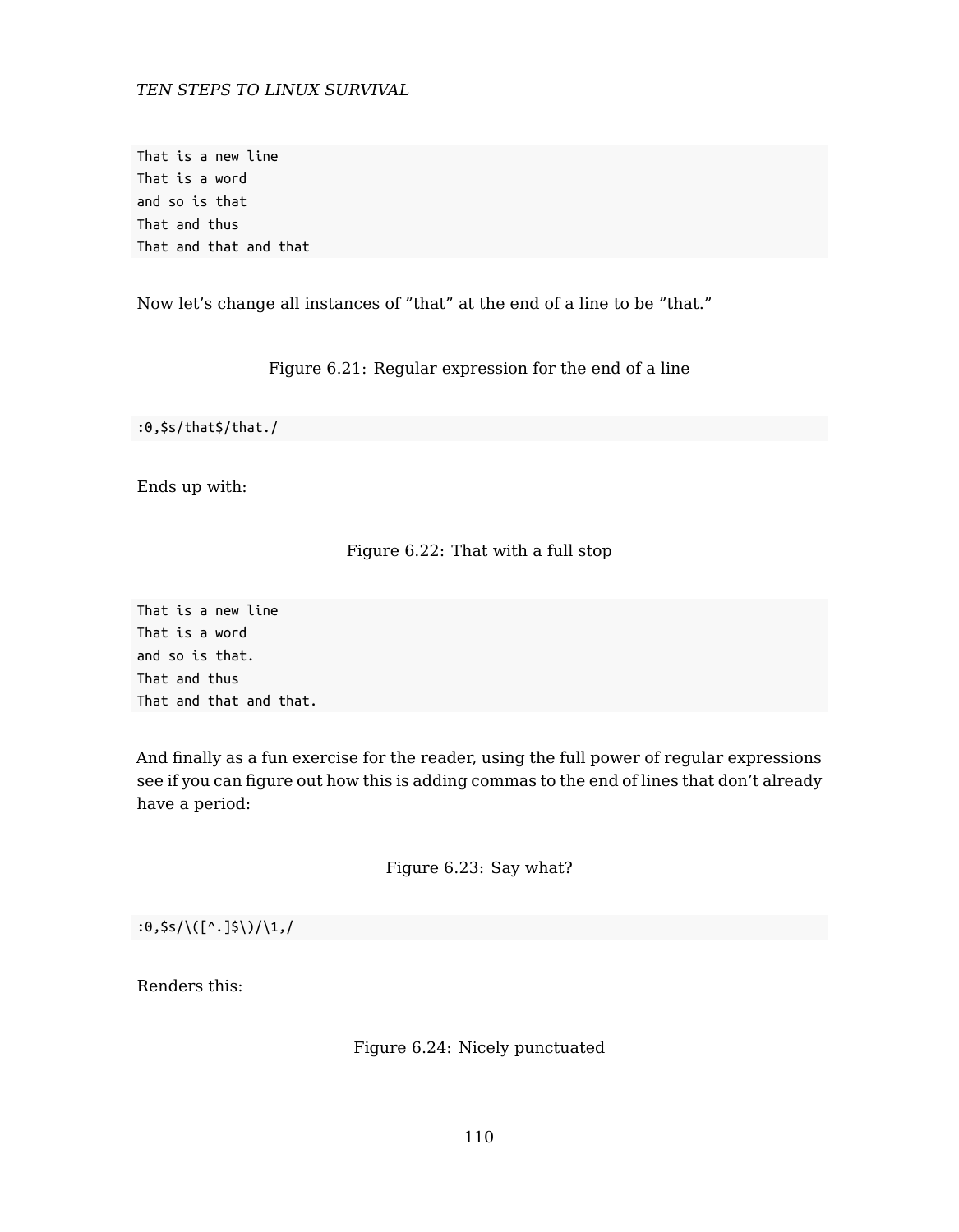```
That is a new line
That is a word
and so is that
That and thus
That and that and that
```

Now let's change all instances of ”that” at the end of a line to be ”that.”

Figure 6.21: Regular expression for the end of a line

```
:0,$s/that$/that./
```

Ends up with:

Figure 6.22: That with a full stop

```
That is a new line
That is a word
and so is that.
That and thus
That and that and that.
```

And finally as a fun exercise for the reader, using the full power of regular expressions see if you can figure out how this is adding commas to the end of lines that don't already have a period:

Figure 6.23: Say what?

```
:0,$s/\([^.]$\)/\1,/
```

Renders this:

Figure 6.24: Nicely punctuated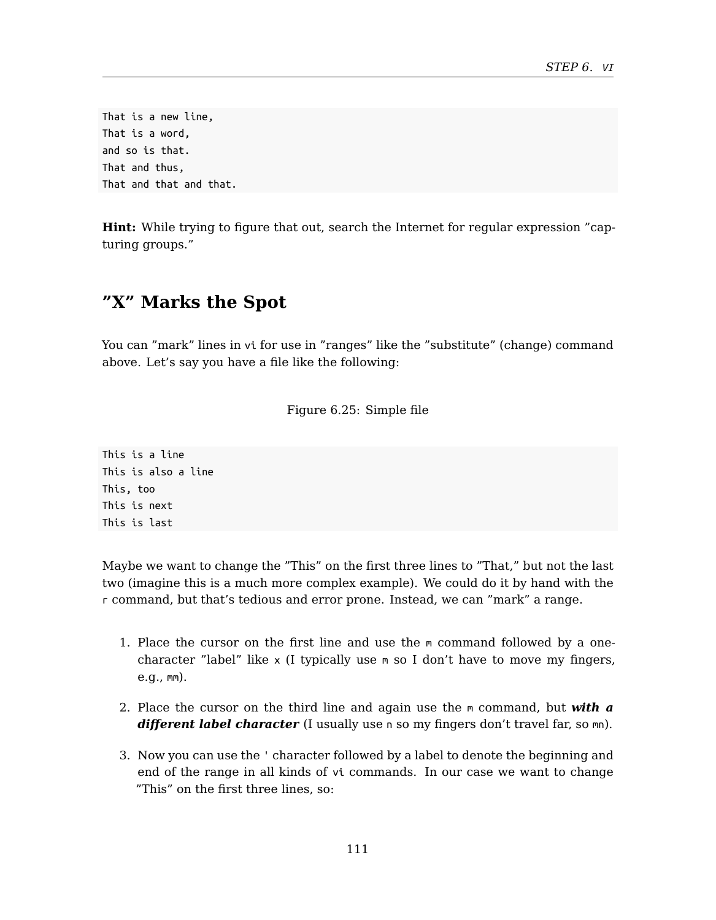```
That is a new line,
That is a word,
and so is that.
That and thus,
That and that and that.
```

**Hint:** While trying to figure that out, search the Internet for regular expression ”capturing groups.”

## ”X” Marks the Spot

You can ”mark” lines in `vi` for use in ”ranges” like the ”substitute” (change) command above. Let’s say you have a file like the following:

Figure 6.25: Simple file

```
This is a line
This is also a line
This, too
This is next
This is last
```

Maybe we want to change the ”This” on the first three lines to ”That,” but not the last two (imagine this is a much more complex example). We could do it by hand with the `r` command, but that’s tedious and error prone. Instead, we can ”mark” a range.

1. Place the cursor on the first line and use the `m` command followed by a one-character ”label” like `x` (I typically use `m` so I don’t have to move my fingers, e.g., `mm`).
2. Place the cursor on the third line and again use the `m` command, but ***with a different label character*** (I usually use `n` so my fingers don’t travel far, so `mn`).
3. Now you can use the `'` character followed by a label to denote the beginning and end of the range in all kinds of `vi` commands. In our case we want to change ”This” on the first three lines, so: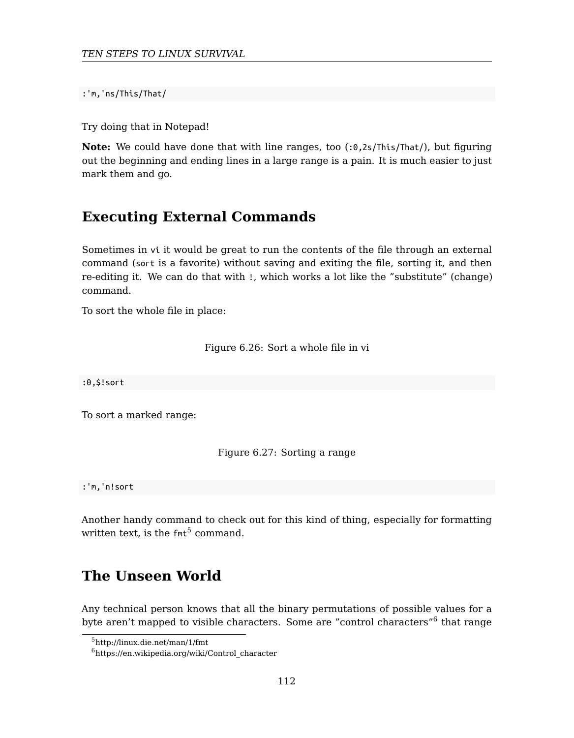```
:'m,'ns/This/That/
```

Try doing that in Notepad!

**Note:** We could have done that with line ranges, too (`:0,2s/This/That/`), but figuring out the beginning and ending lines in a large range is a pain. It is much easier to just mark them and go.

## Executing External Commands

Sometimes in `vi` it would be great to run the contents of the file through an external command (`sort` is a favorite) without saving and exiting the file, sorting it, and then re-editing it. We can do that with `!`, which works a lot like the "substitute" (change) command.

To sort the whole file in place:

Figure 6.26: Sort a whole file in vi

```
:0,$!sort
```

To sort a marked range:

Figure 6.27: Sorting a range

```
:'m,'n!sort
```

Another handy command to check out for this kind of thing, especially for formatting written text, is the `fmt`[5] command.

## The Unseen World

Any technical person knows that all the binary permutations of possible values for a byte aren't mapped to visible characters. Some are "control characters"[6] that range

[5] http://linux.die.net/man/1/fmt

[6] https://en.wikipedia.org/wiki/Control_character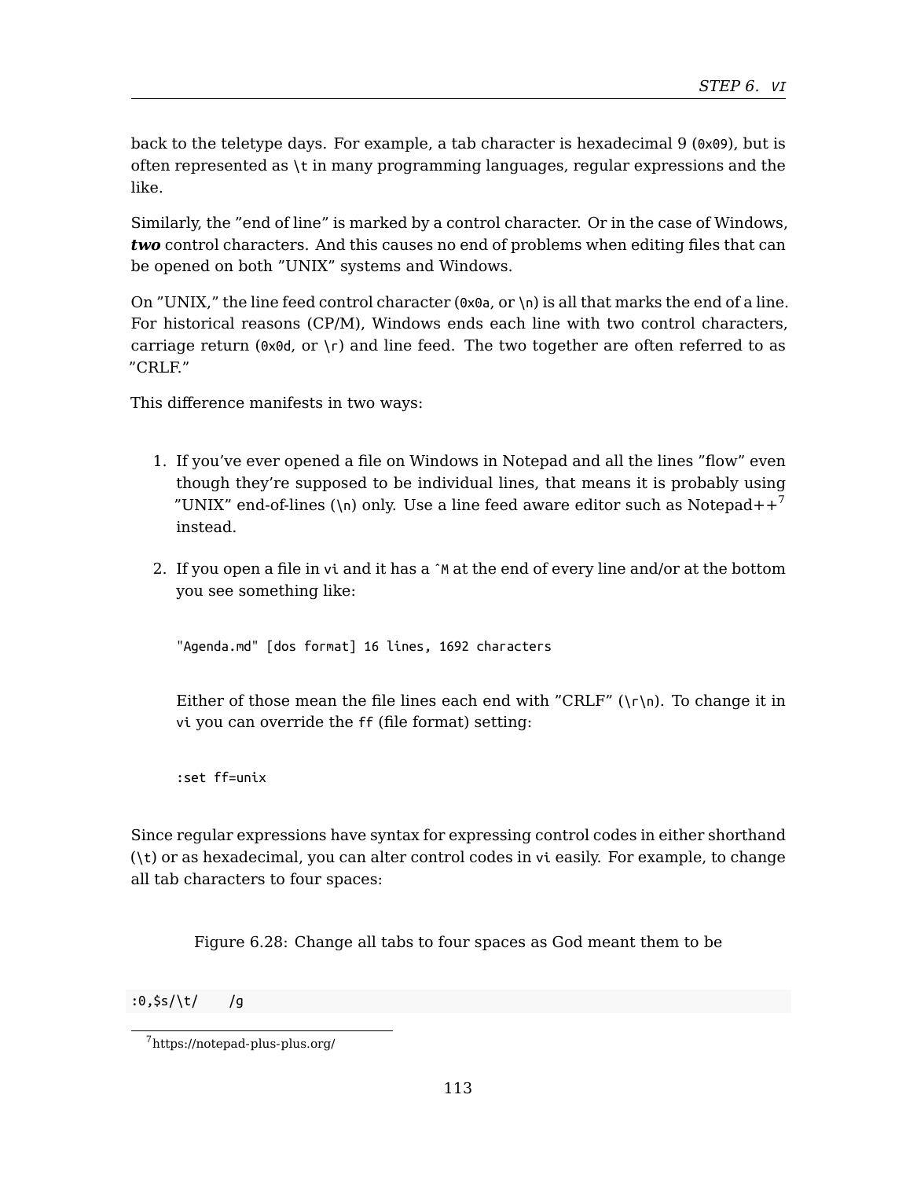back to the teletype days. For example, a tab character is hexadecimal 9 (`0x09`), but is often represented as `\t` in many programming languages, regular expressions and the like.

Similarly, the "end of line" is marked by a control character. Or in the case of Windows, ***two*** control characters. And this causes no end of problems when editing files that can be opened on both "UNIX" systems and Windows.

On "UNIX," the line feed control character (`0x0a`, or `\n`) is all that marks the end of a line. For historical reasons (CP/M), Windows ends each line with two control characters, carriage return (`0x0d`, or `\r`) and line feed. The two together are often referred to as "CRLF."

This difference manifests in two ways:

1. If you've ever opened a file on Windows in Notepad and all the lines "flow" even though they're supposed to be individual lines, that means it is probably using "UNIX" end-of-lines (`\n`) only. Use a line feed aware editor such as Notepad++[7] instead.

2. If you open a file in `vi` and it has a `^M` at the end of every line and/or at the bottom you see something like:

   ```
   "Agenda.md" [dos format] 16 lines, 1692 characters
   ```

   Either of those mean the file lines each end with "CRLF" (`\r\n`). To change it in `vi` you can override the `ff` (file format) setting:

   ```
   :set ff=unix
   ```

Since regular expressions have syntax for expressing control codes in either shorthand (`\t`) or as hexadecimal, you can alter control codes in `vi` easily. For example, to change all tab characters to four spaces:

Figure 6.28: Change all tabs to four spaces as God meant them to be

```
:0,$s/\t/    /g
```

[7] https://notepad-plus-plus.org/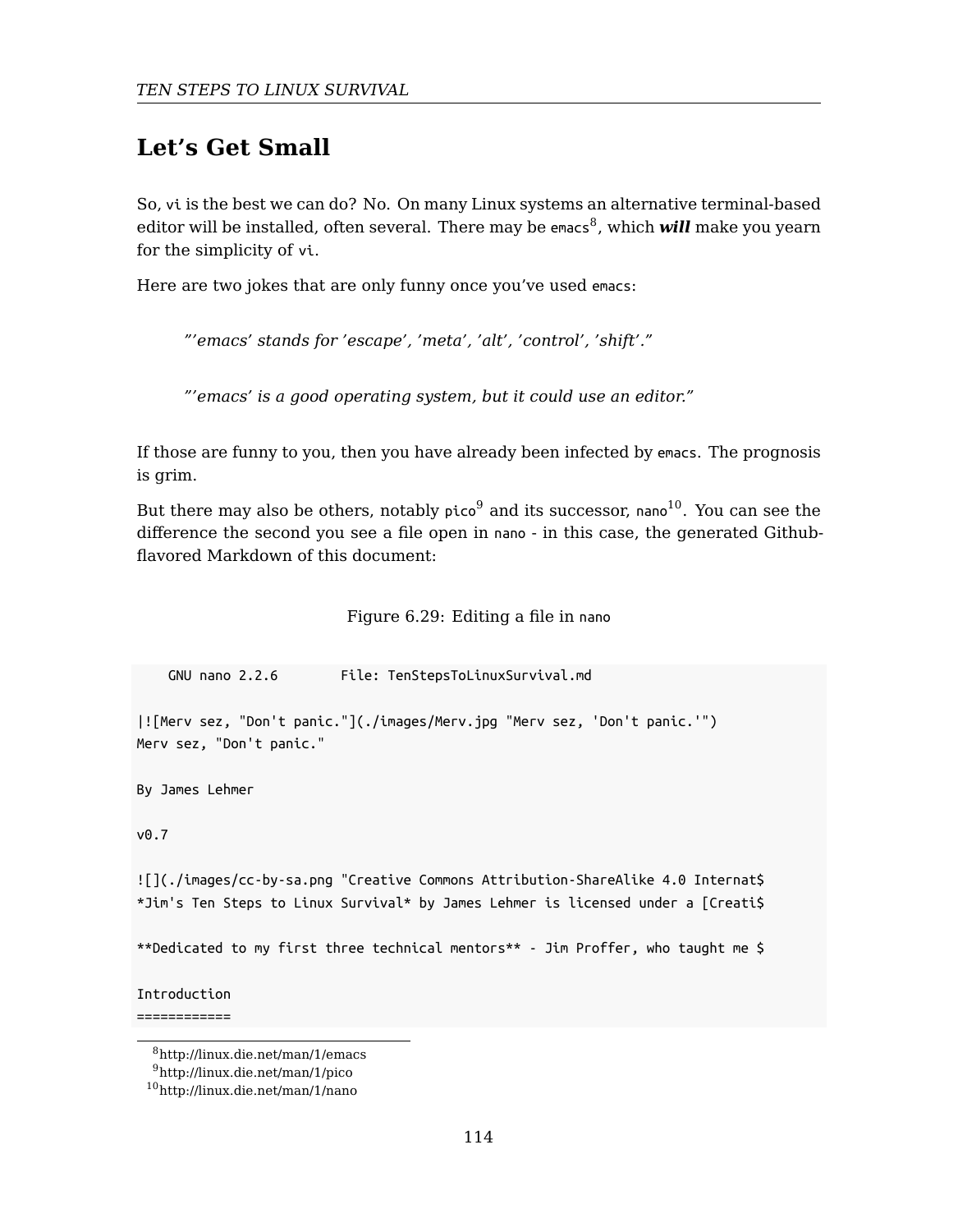## Let's Get Small

So, `vi` is the best we can do? No. On many Linux systems an alternative terminal-based editor will be installed, often several. There may be `emacs`[8], which ***will*** make you yearn for the simplicity of `vi`.

Here are two jokes that are only funny once you've used `emacs`:

> *"'emacs' stands for 'escape', 'meta', 'alt', 'control', 'shift'."*

> *"'emacs' is a good operating system, but it could use an editor."*

If those are funny to you, then you have already been infected by `emacs`. The prognosis is grim.

But there may also be others, notably `pico`[9] and its successor, `nano`[10]. You can see the difference the second you see a file open in `nano` - in this case, the generated Github-flavored Markdown of this document:

Figure 6.29: Editing a file in `nano`

```
    GNU nano 2.2.6        File: TenStepsToLinuxSurvival.md

|![Merv sez, "Don't panic."](./images/Merv.jpg "Merv sez, 'Don't panic.'")
Merv sez, "Don't panic."

By James Lehmer

v0.7

![](./images/cc-by-sa.png "Creative Commons Attribution-ShareAlike 4.0 Internat$
*Jim's Ten Steps to Linux Survival* by James Lehmer is licensed under a [Creati$

**Dedicated to my first three technical mentors** - Jim Proffer, who taught me $

Introduction
============
```

[8] http://linux.die.net/man/1/emacs

[9] http://linux.die.net/man/1/pico

[10] http://linux.die.net/man/1/nano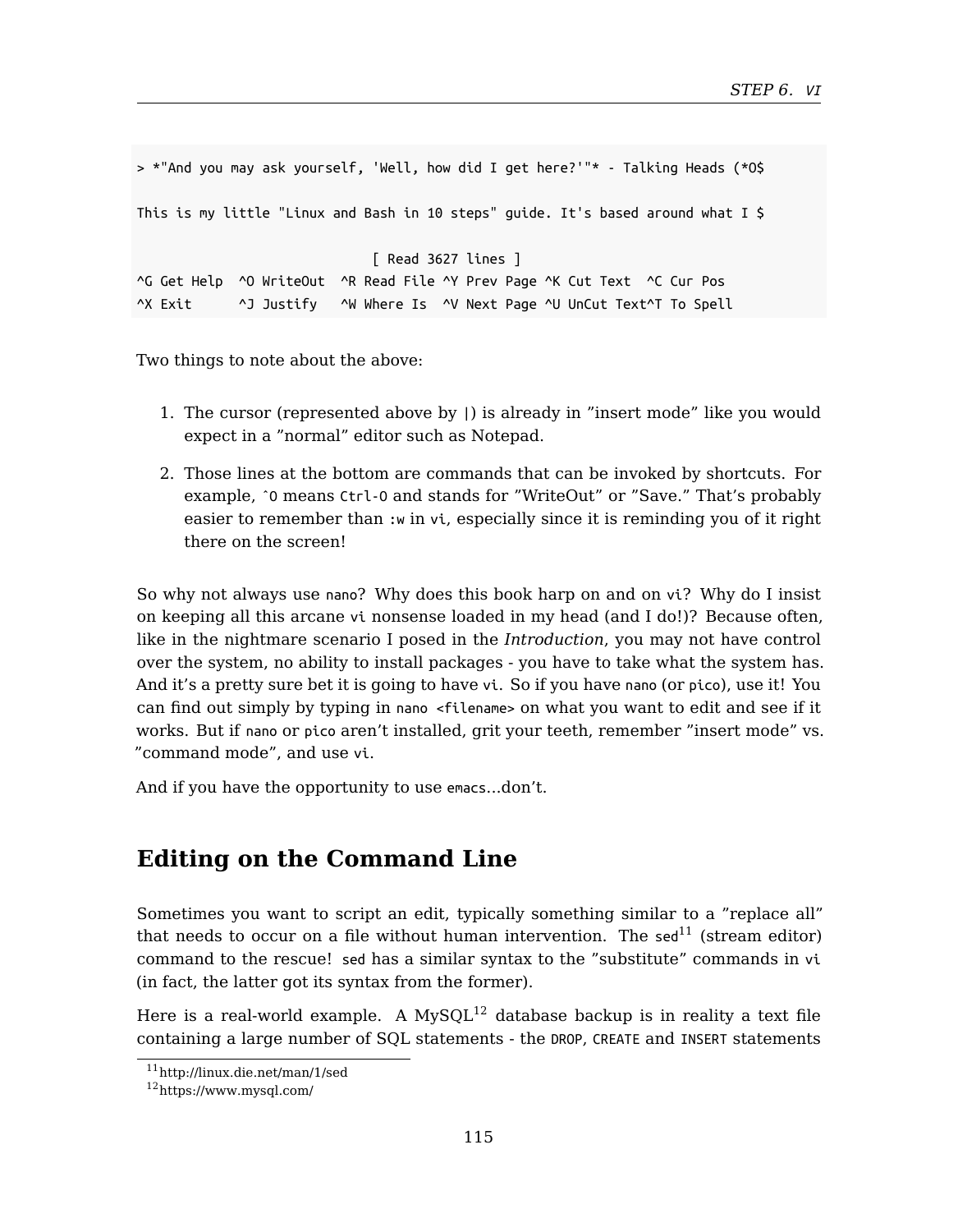```
> *"And you may ask yourself, 'Well, how did I get here?'"* - Talking Heads (*O$

This is my little "Linux and Bash in 10 steps" guide. It's based around what I $

                              [ Read 3627 lines ]
^G Get Help  ^O WriteOut  ^R Read File ^Y Prev Page ^K Cut Text  ^C Cur Pos
^X Exit      ^J Justify   ^W Where Is  ^V Next Page ^U UnCut Text^T To Spell
```

Two things to note about the above:

1. The cursor (represented above by `|`) is already in "insert mode" like you would expect in a "normal" editor such as Notepad.

2. Those lines at the bottom are commands that can be invoked by shortcuts. For example, `^O` means `Ctrl-O` and stands for "WriteOut" or "Save." That's probably easier to remember than `:w` in `vi`, especially since it is reminding you of it right there on the screen!

So why not always use `nano`? Why does this book harp on and on `vi`? Why do I insist on keeping all this arcane `vi` nonsense loaded in my head (and I do!)? Because often, like in the nightmare scenario I posed in the *Introduction*, you may not have control over the system, no ability to install packages - you have to take what the system has. And it's a pretty sure bet it is going to have `vi`. So if you have `nano` (or `pico`), use it! You can find out simply by typing in `nano <filename>` on what you want to edit and see if it works. But if `nano` or `pico` aren't installed, grit your teeth, remember "insert mode" vs. "command mode", and use `vi`.

And if you have the opportunity to use `emacs`…don't.

## Editing on the Command Line

Sometimes you want to script an edit, typically something similar to a "replace all" that needs to occur on a file without human intervention. The `sed`[11] (stream editor) command to the rescue! `sed` has a similar syntax to the "substitute" commands in `vi` (in fact, the latter got its syntax from the former).

Here is a real-world example. A MySQL[12] database backup is in reality a text file containing a large number of SQL statements - the `DROP`, `CREATE` and `INSERT` statements

[11] http://linux.die.net/man/1/sed

[12] https://www.mysql.com/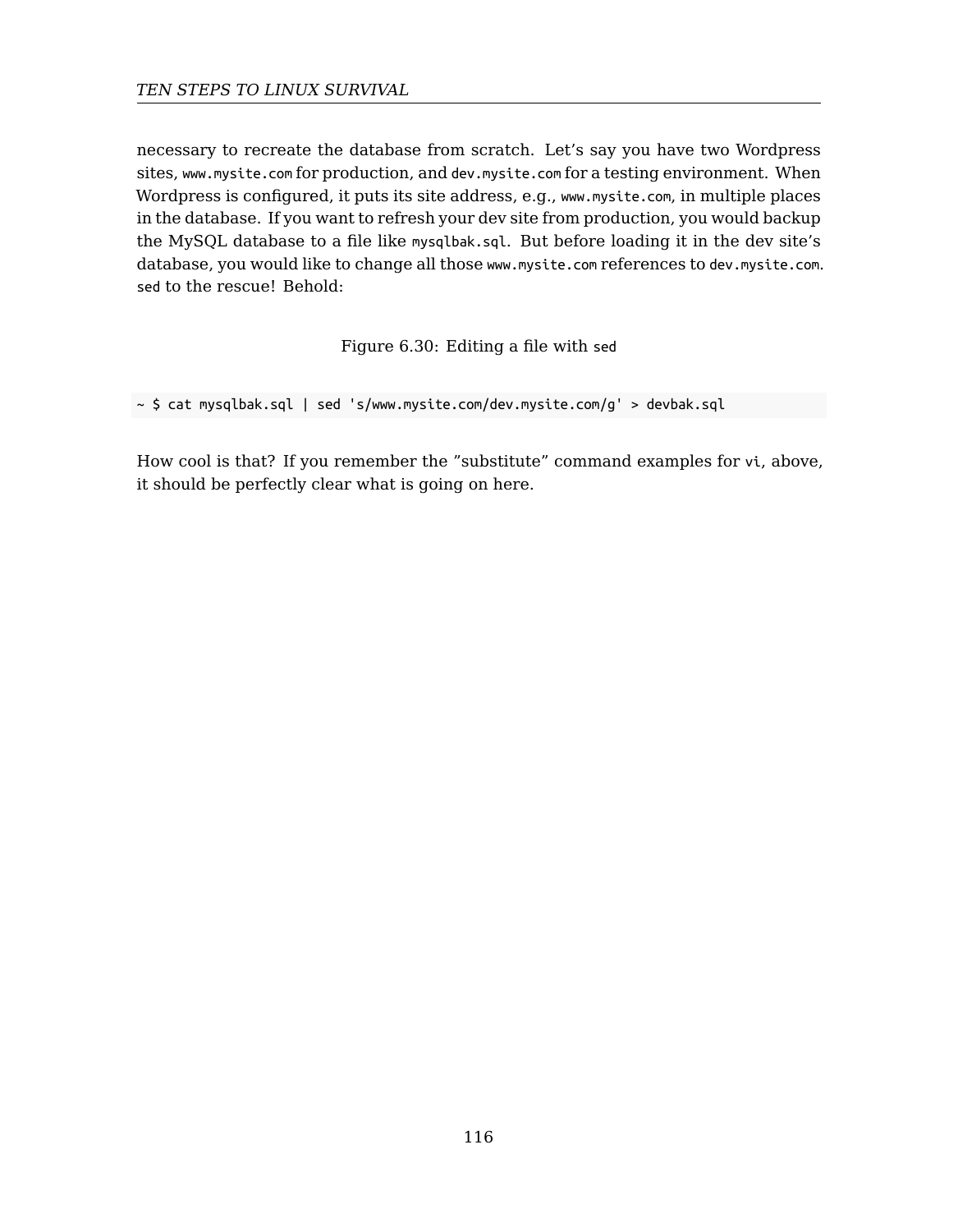necessary to recreate the database from scratch. Let's say you have two Wordpress sites, `www.mysite.com` for production, and `dev.mysite.com` for a testing environment. When Wordpress is configured, it puts its site address, e.g., `www.mysite.com`, in multiple places in the database. If you want to refresh your dev site from production, you would backup the MySQL database to a file like `mysqlbak.sql`. But before loading it in the dev site's database, you would like to change all those `www.mysite.com` references to `dev.mysite.com`. `sed` to the rescue! Behold:

Figure 6.30: Editing a file with `sed`

```
~ $ cat mysqlbak.sql | sed 's/www.mysite.com/dev.mysite.com/g' > devbak.sql
```

How cool is that? If you remember the "substitute" command examples for `vi`, above, it should be perfectly clear what is going on here.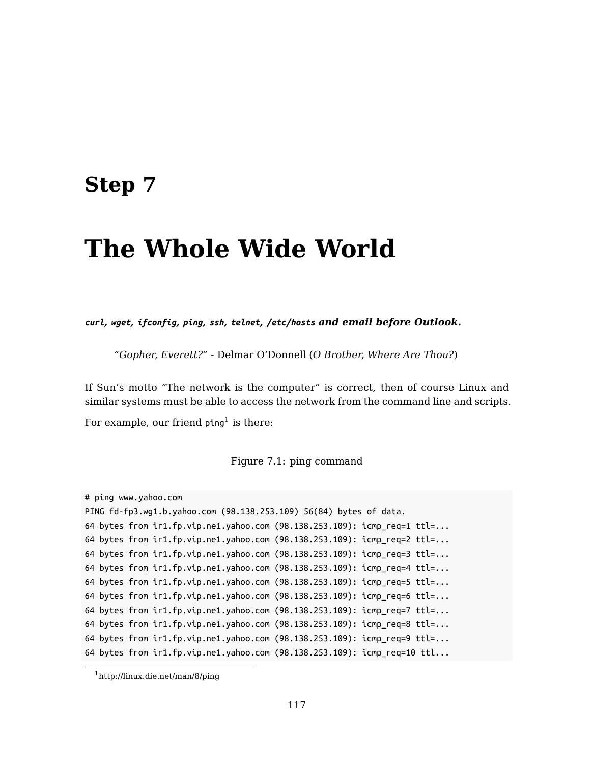# Step 7

# The Whole Wide World

***`curl`, `wget`, `ifconfig`, `ping`, `ssh`, `telnet`, `/etc/hosts` and email before Outlook.***

> *"Gopher, Everett?"* - Delmar O'Donnell (*O Brother, Where Are Thou?*)

If Sun's motto "The network is the computer" is correct, then of course Linux and similar systems must be able to access the network from the command line and scripts.

For example, our friend `ping`[1] is there:

Figure 7.1: ping command

```
# ping www.yahoo.com
PING fd-fp3.wg1.b.yahoo.com (98.138.253.109) 56(84) bytes of data.
64 bytes from ir1.fp.vip.ne1.yahoo.com (98.138.253.109): icmp_req=1 ttl=...
64 bytes from ir1.fp.vip.ne1.yahoo.com (98.138.253.109): icmp_req=2 ttl=...
64 bytes from ir1.fp.vip.ne1.yahoo.com (98.138.253.109): icmp_req=3 ttl=...
64 bytes from ir1.fp.vip.ne1.yahoo.com (98.138.253.109): icmp_req=4 ttl=...
64 bytes from ir1.fp.vip.ne1.yahoo.com (98.138.253.109): icmp_req=5 ttl=...
64 bytes from ir1.fp.vip.ne1.yahoo.com (98.138.253.109): icmp_req=6 ttl=...
64 bytes from ir1.fp.vip.ne1.yahoo.com (98.138.253.109): icmp_req=7 ttl=...
64 bytes from ir1.fp.vip.ne1.yahoo.com (98.138.253.109): icmp_req=8 ttl=...
64 bytes from ir1.fp.vip.ne1.yahoo.com (98.138.253.109): icmp_req=9 ttl=...
64 bytes from ir1.fp.vip.ne1.yahoo.com (98.138.253.109): icmp_req=10 ttl...
```

[1] http://linux.die.net/man/8/ping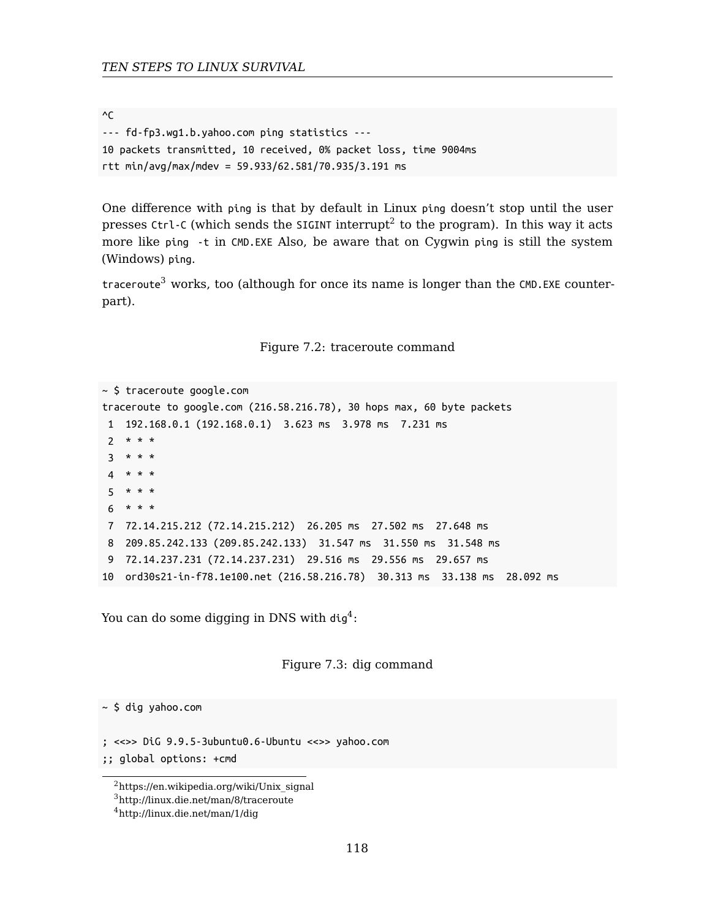```
^C
--- fd-fp3.wg1.b.yahoo.com ping statistics ---
10 packets transmitted, 10 received, 0% packet loss, time 9004ms
rtt min/avg/max/mdev = 59.933/62.581/70.935/3.191 ms
```

One difference with `ping` is that by default in Linux `ping` doesn't stop until the user presses `Ctrl-C` (which sends the `SIGINT` interrupt[2] to the program). In this way it acts more like `ping -t` in `CMD.EXE` Also, be aware that on Cygwin `ping` is still the system (Windows) `ping`.

`traceroute`[3] works, too (although for once its name is longer than the `CMD.EXE` counterpart).

Figure 7.2: traceroute command

```
~ $ traceroute google.com
traceroute to google.com (216.58.216.78), 30 hops max, 60 byte packets
 1  192.168.0.1 (192.168.0.1)  3.623 ms  3.978 ms  7.231 ms
 2  * * *
 3  * * *
 4  * * *
 5  * * *
 6  * * *
 7  72.14.215.212 (72.14.215.212)  26.205 ms  27.502 ms  27.648 ms
 8  209.85.242.133 (209.85.242.133)  31.547 ms  31.550 ms  31.548 ms
 9  72.14.237.231 (72.14.237.231)  29.516 ms  29.556 ms  29.657 ms
10  ord30s21-in-f78.1e100.net (216.58.216.78)  30.313 ms  33.138 ms  28.092 ms
```

You can do some digging in DNS with `dig`[4]:

Figure 7.3: dig command

```
~ $ dig yahoo.com

; <<>> DiG 9.9.5-3ubuntu0.6-Ubuntu <<>> yahoo.com
;; global options: +cmd
```

[2] https://en.wikipedia.org/wiki/Unix_signal
[3] http://linux.die.net/man/8/traceroute
[4] http://linux.die.net/man/1/dig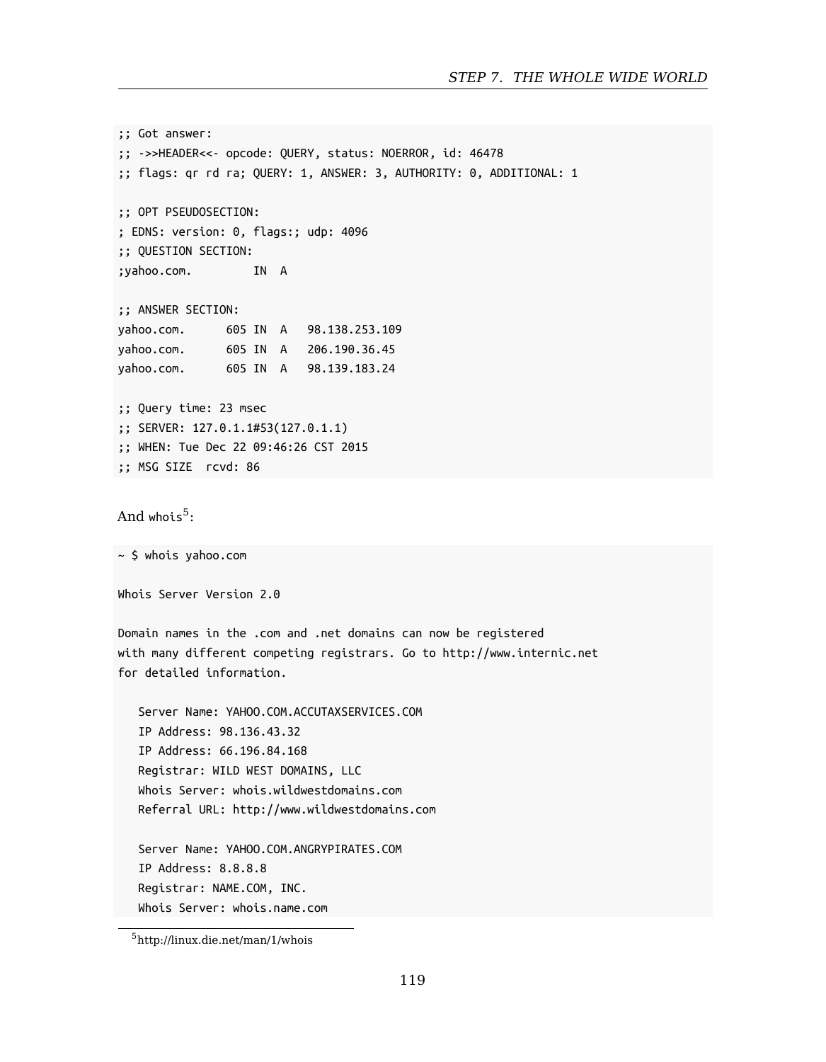```
;; Got answer:
;; ->>HEADER<<- opcode: QUERY, status: NOERROR, id: 46478
;; flags: qr rd ra; QUERY: 1, ANSWER: 3, AUTHORITY: 0, ADDITIONAL: 1

;; OPT PSEUDOSECTION:
; EDNS: version: 0, flags:; udp: 4096
;; QUESTION SECTION:
;yahoo.com.         IN  A

;; ANSWER SECTION:
yahoo.com.      605 IN  A   98.138.253.109
yahoo.com.      605 IN  A   206.190.36.45
yahoo.com.      605 IN  A   98.139.183.24

;; Query time: 23 msec
;; SERVER: 127.0.1.1#53(127.0.1.1)
;; WHEN: Tue Dec 22 09:46:26 CST 2015
;; MSG SIZE  rcvd: 86
```

And `whois`[5]:

```
~ $ whois yahoo.com

Whois Server Version 2.0

Domain names in the .com and .net domains can now be registered
with many different competing registrars. Go to http://www.internic.net
for detailed information.

   Server Name: YAHOO.COM.ACCUTAXSERVICES.COM
   IP Address: 98.136.43.32
   IP Address: 66.196.84.168
   Registrar: WILD WEST DOMAINS, LLC
   Whois Server: whois.wildwestdomains.com
   Referral URL: http://www.wildwestdomains.com

   Server Name: YAHOO.COM.ANGRYPIRATES.COM
   IP Address: 8.8.8.8
   Registrar: NAME.COM, INC.
   Whois Server: whois.name.com
```

[5] http://linux.die.net/man/1/whois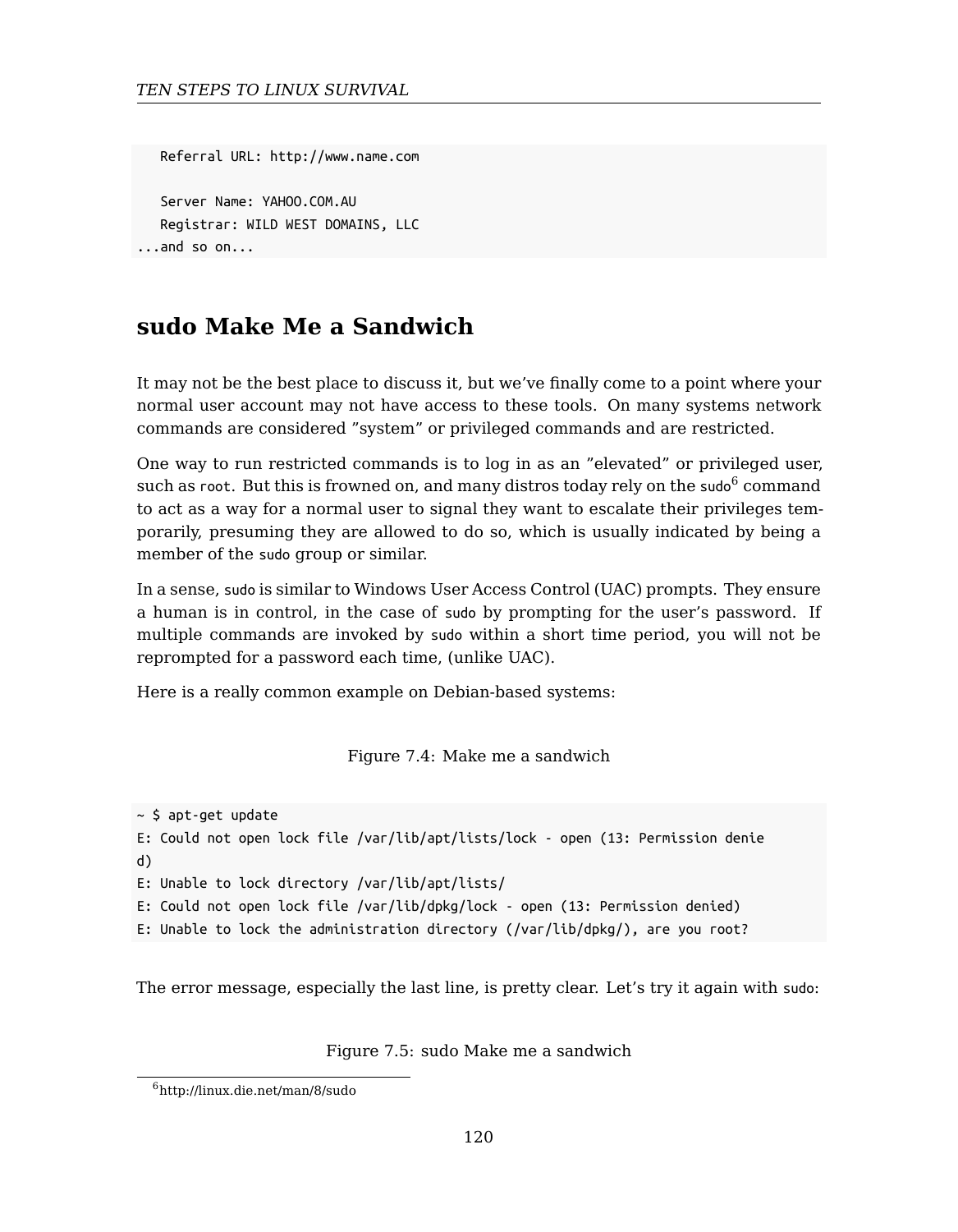```
   Referral URL: http://www.name.com

   Server Name: YAHOO.COM.AU
   Registrar: WILD WEST DOMAINS, LLC
...and so on...
```

## sudo Make Me a Sandwich

It may not be the best place to discuss it, but we've finally come to a point where your normal user account may not have access to these tools. On many systems network commands are considered "system" or privileged commands and are restricted.

One way to run restricted commands is to log in as an "elevated" or privileged user, such as `root`. But this is frowned on, and many distros today rely on the `sudo`[6] command to act as a way for a normal user to signal they want to escalate their privileges temporarily, presuming they are allowed to do so, which is usually indicated by being a member of the `sudo` group or similar.

In a sense, `sudo` is similar to Windows User Access Control (UAC) prompts. They ensure a human is in control, in the case of `sudo` by prompting for the user's password. If multiple commands are invoked by `sudo` within a short time period, you will not be reprompted for a password each time, (unlike UAC).

Here is a really common example on Debian-based systems:

Figure 7.4: Make me a sandwich

```
~ $ apt-get update
E: Could not open lock file /var/lib/apt/lists/lock - open (13: Permission denie
d)
E: Unable to lock directory /var/lib/apt/lists/
E: Could not open lock file /var/lib/dpkg/lock - open (13: Permission denied)
E: Unable to lock the administration directory (/var/lib/dpkg/), are you root?
```

The error message, especially the last line, is pretty clear. Let's try it again with `sudo`:

Figure 7.5: sudo Make me a sandwich

[6] http://linux.die.net/man/8/sudo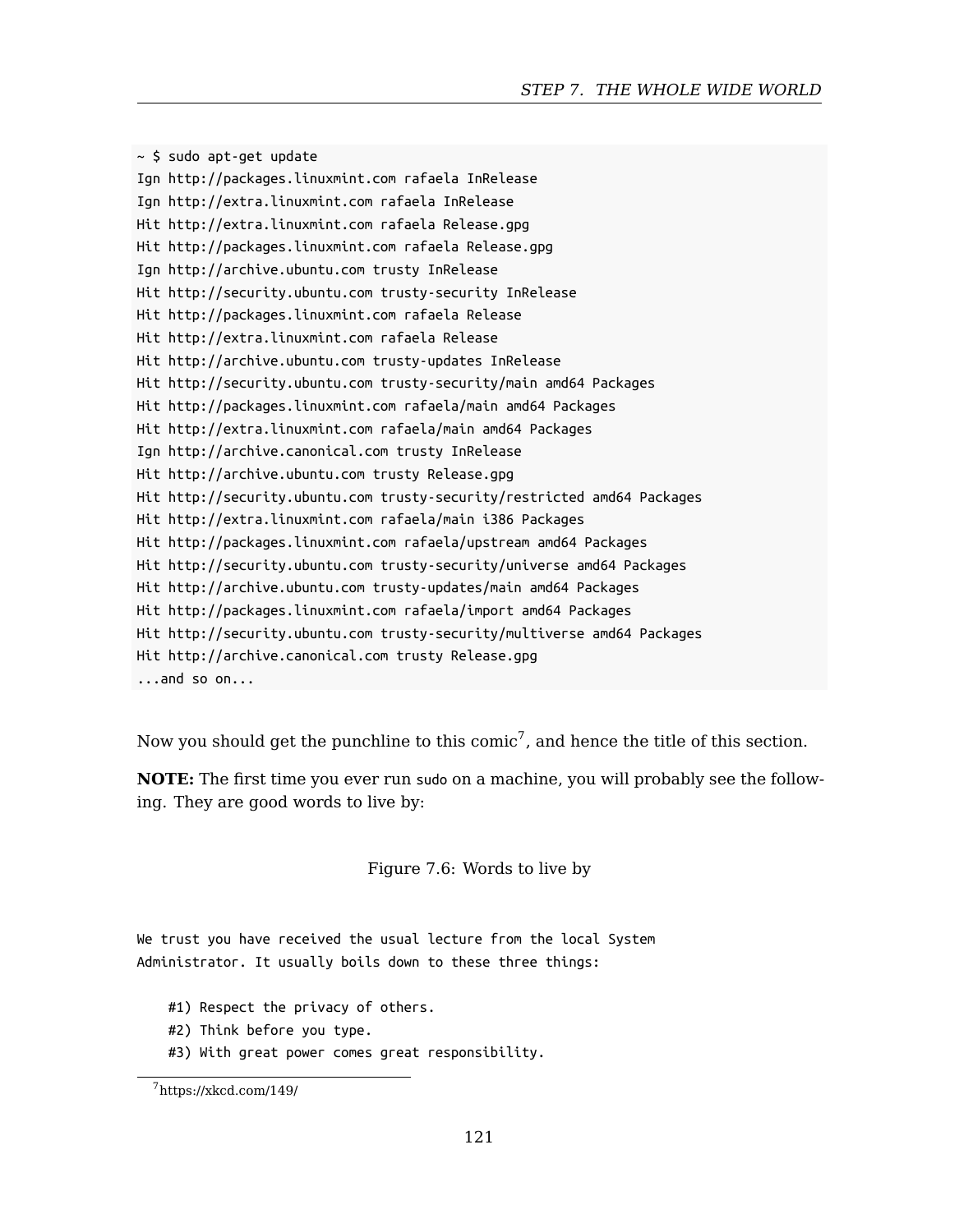```
~ $ sudo apt-get update
Ign http://packages.linuxmint.com rafaela InRelease
Ign http://extra.linuxmint.com rafaela InRelease
Hit http://extra.linuxmint.com rafaela Release.gpg
Hit http://packages.linuxmint.com rafaela Release.gpg
Ign http://archive.ubuntu.com trusty InRelease
Hit http://security.ubuntu.com trusty-security InRelease
Hit http://packages.linuxmint.com rafaela Release
Hit http://extra.linuxmint.com rafaela Release
Hit http://archive.ubuntu.com trusty-updates InRelease
Hit http://security.ubuntu.com trusty-security/main amd64 Packages
Hit http://packages.linuxmint.com rafaela/main amd64 Packages
Hit http://extra.linuxmint.com rafaela/main amd64 Packages
Ign http://archive.canonical.com trusty InRelease
Hit http://archive.ubuntu.com trusty Release.gpg
Hit http://security.ubuntu.com trusty-security/restricted amd64 Packages
Hit http://extra.linuxmint.com rafaela/main i386 Packages
Hit http://packages.linuxmint.com rafaela/upstream amd64 Packages
Hit http://security.ubuntu.com trusty-security/universe amd64 Packages
Hit http://archive.ubuntu.com trusty-updates/main amd64 Packages
Hit http://packages.linuxmint.com rafaela/import amd64 Packages
Hit http://security.ubuntu.com trusty-security/multiverse amd64 Packages
Hit http://archive.canonical.com trusty Release.gpg
...and so on...
```

Now you should get the punchline to this comic[7], and hence the title of this section.

**NOTE:** The first time you ever run sudo on a machine, you will probably see the following. They are good words to live by:

Figure 7.6: Words to live by

```
We trust you have received the usual lecture from the local System
Administrator. It usually boils down to these three things:

    #1) Respect the privacy of others.
    #2) Think before you type.
    #3) With great power comes great responsibility.
```

[7] https://xkcd.com/149/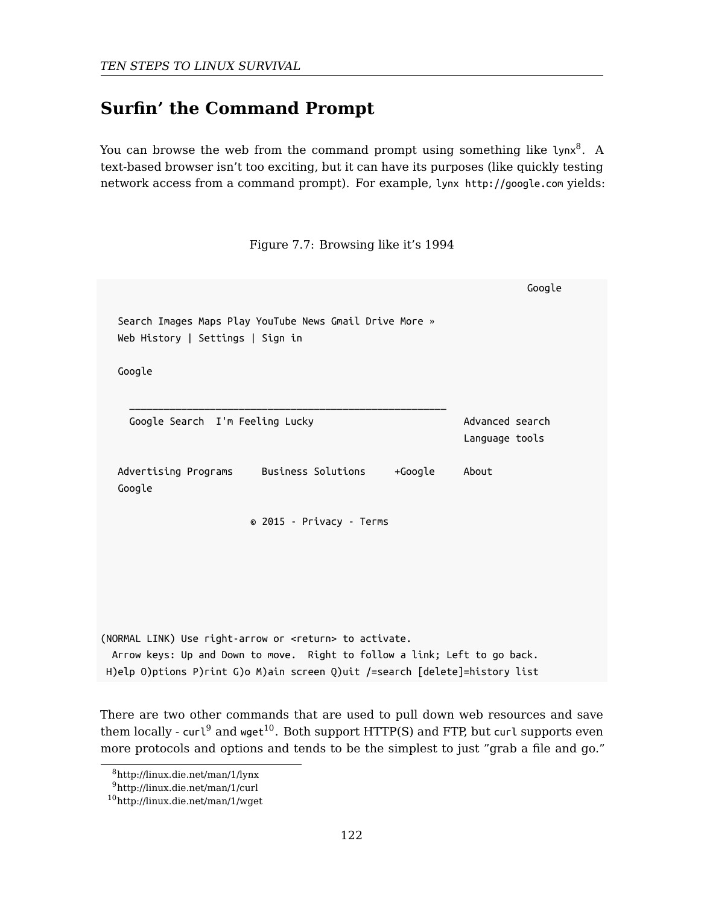## Surfin' the Command Prompt

You can browse the web from the command prompt using something like `lynx`[8]. A text-based browser isn't too exciting, but it can have its purposes (like quickly testing network access from a command prompt). For example, `lynx http://google.com` yields:

Figure 7.7: Browsing like it's 1994

```
                                                                           Google

   Search Images Maps Play YouTube News Gmail Drive More »
   Web History | Settings | Sign in

   Google

     _______________________________________________________
     Google Search  I'm Feeling Lucky                        Advanced search
                                                             Language tools

   Advertising Programs     Business Solutions     +Google     About
   Google

                       © 2015 - Privacy - Terms





(NORMAL LINK) Use right-arrow or <return> to activate.
  Arrow keys: Up and Down to move.  Right to follow a link; Left to go back.
 H)elp O)ptions P)rint G)o M)ain screen Q)uit /=search [delete]=history list
```

There are two other commands that are used to pull down web resources and save them locally - `curl`[9] and `wget`[10]. Both support HTTP(S) and FTP, but `curl` supports even more protocols and options and tends to be the simplest to just "grab a file and go."

[8] http://linux.die.net/man/1/lynx

[9] http://linux.die.net/man/1/curl

[10] http://linux.die.net/man/1/wget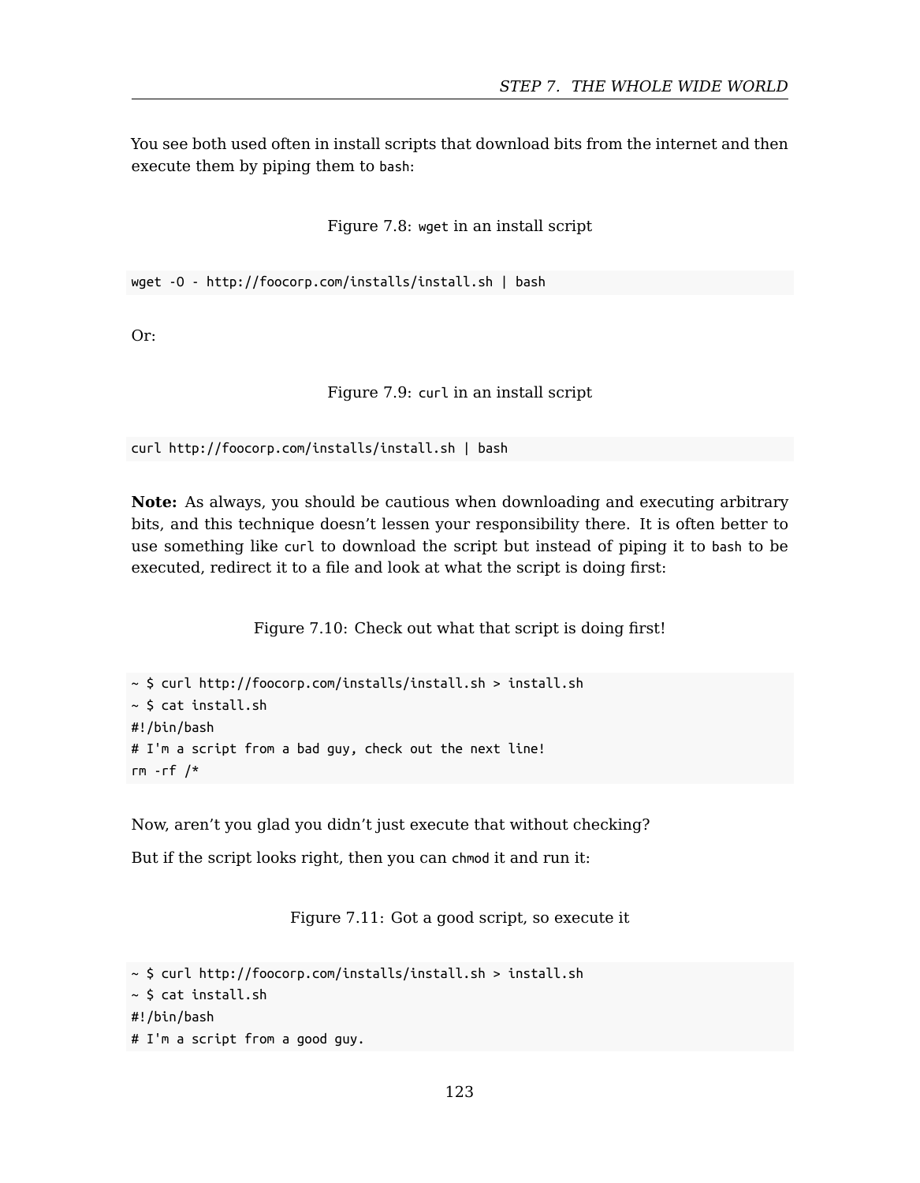You see both used often in install scripts that download bits from the internet and then execute them by piping them to `bash`:

Figure 7.8: `wget` in an install script

```
wget -O - http://foocorp.com/installs/install.sh | bash
```

Or:

Figure 7.9: `curl` in an install script

```
curl http://foocorp.com/installs/install.sh | bash
```

**Note:** As always, you should be cautious when downloading and executing arbitrary bits, and this technique doesn't lessen your responsibility there. It is often better to use something like `curl` to download the script but instead of piping it to `bash` to be executed, redirect it to a file and look at what the script is doing first:

Figure 7.10: Check out what that script is doing first!

```
~ $ curl http://foocorp.com/installs/install.sh > install.sh
~ $ cat install.sh
#!/bin/bash
# I'm a script from a bad guy, check out the next line!
rm -rf /*
```

Now, aren't you glad you didn't just execute that without checking?

But if the script looks right, then you can `chmod` it and run it:

Figure 7.11: Got a good script, so execute it

```
~ $ curl http://foocorp.com/installs/install.sh > install.sh
~ $ cat install.sh
#!/bin/bash
# I'm a script from a good guy.
```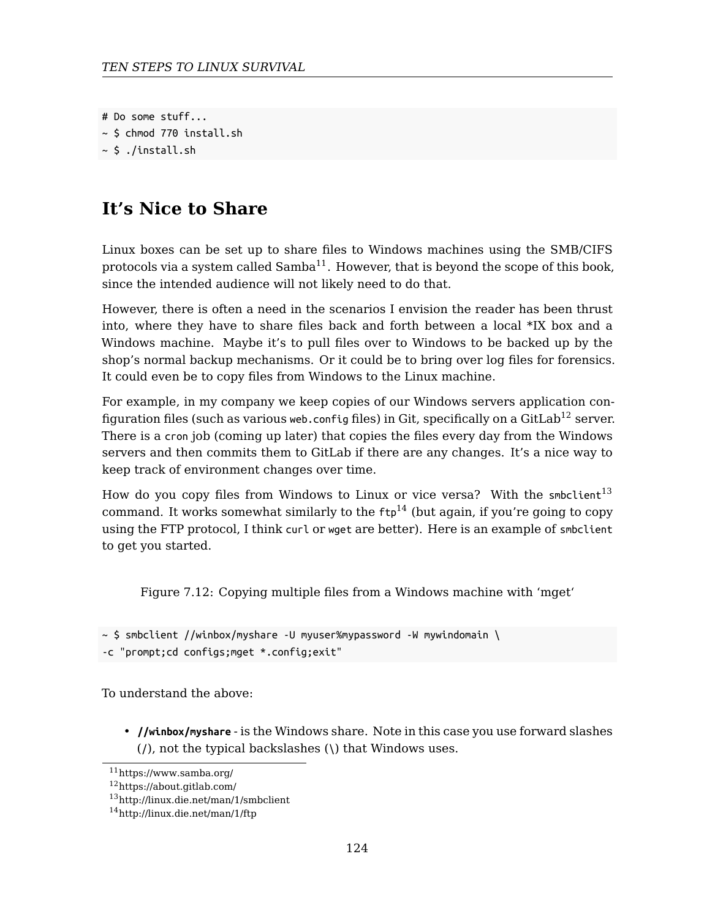```
# Do some stuff...
~ $ chmod 770 install.sh
~ $ ./install.sh
```

## It's Nice to Share

Linux boxes can be set up to share files to Windows machines using the SMB/CIFS protocols via a system called Samba[11]. However, that is beyond the scope of this book, since the intended audience will not likely need to do that.

However, there is often a need in the scenarios I envision the reader has been thrust into, where they have to share files back and forth between a local *IX box and a Windows machine. Maybe it's to pull files over to Windows to be backed up by the shop's normal backup mechanisms. Or it could be to bring over log files for forensics. It could even be to copy files from Windows to the Linux machine.

For example, in my company we keep copies of our Windows servers application configuration files (such as various `web.config` files) in Git, specifically on a GitLab[12] server. There is a `cron` job (coming up later) that copies the files every day from the Windows servers and then commits them to GitLab if there are any changes. It's a nice way to keep track of environment changes over time.

How do you copy files from Windows to Linux or vice versa? With the `smbclient`[13] command. It works somewhat similarly to the `ftp`[14] (but again, if you're going to copy using the FTP protocol, I think `curl` or `wget` are better). Here is an example of `smbclient` to get you started.

Figure 7.12: Copying multiple files from a Windows machine with 'mget'

```
~ $ smbclient //winbox/myshare -U myuser%mypassword -W mywindomain \
-c "prompt;cd configs;mget *.config;exit"
```

To understand the above:

- **`//winbox/myshare`** - is the Windows share. Note in this case you use forward slashes (/), not the typical backslashes (\) that Windows uses.

[11] https://www.samba.org/
[12] https://about.gitlab.com/
[13] http://linux.die.net/man/1/smbclient
[14] http://linux.die.net/man/1/ftp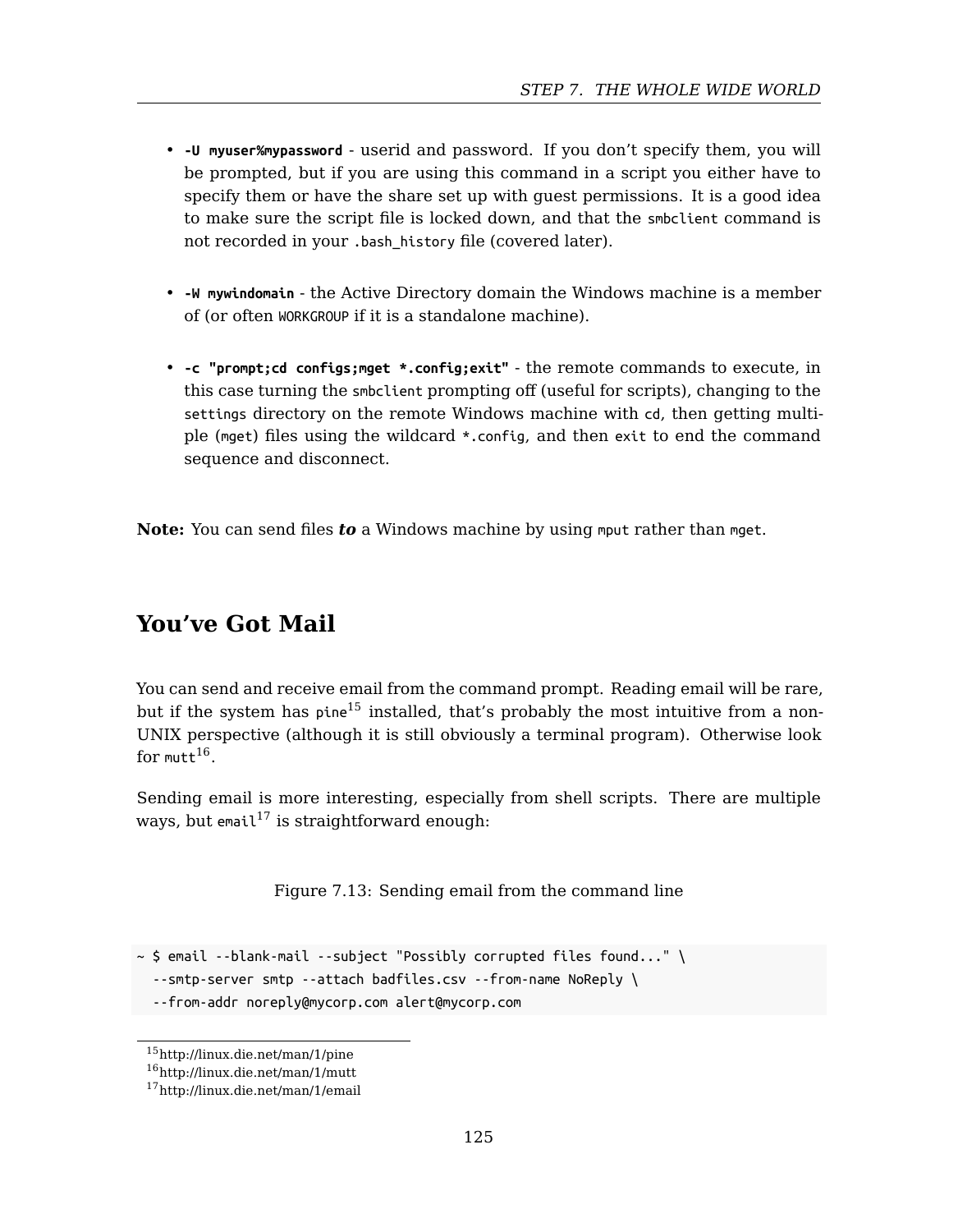- **`-U myuser%mypassword`** - userid and password. If you don't specify them, you will be prompted, but if you are using this command in a script you either have to specify them or have the share set up with guest permissions. It is a good idea to make sure the script file is locked down, and that the `smbclient` command is not recorded in your `.bash_history` file (covered later).

- **`-W mywindomain`** - the Active Directory domain the Windows machine is a member of (or often `WORKGROUP` if it is a standalone machine).

- **`-c "prompt;cd configs;mget *.config;exit"`** - the remote commands to execute, in this case turning the `smbclient` prompting off (useful for scripts), changing to the `settings` directory on the remote Windows machine with `cd`, then getting multiple (`mget`) files using the wildcard `*.config`, and then `exit` to end the command sequence and disconnect.

**Note:** You can send files ***to*** a Windows machine by using `mput` rather than `mget`.

## You've Got Mail

You can send and receive email from the command prompt. Reading email will be rare, but if the system has `pine`[15] installed, that's probably the most intuitive from a non-UNIX perspective (although it is still obviously a terminal program). Otherwise look for `mutt`[16].

Sending email is more interesting, especially from shell scripts. There are multiple ways, but `email`[17] is straightforward enough:

Figure 7.13: Sending email from the command line

```
~ $ email --blank-mail --subject "Possibly corrupted files found..." \
  --smtp-server smtp --attach badfiles.csv --from-name NoReply \
  --from-addr noreply@mycorp.com alert@mycorp.com
```

[15] http://linux.die.net/man/1/pine
[16] http://linux.die.net/man/1/mutt
[17] http://linux.die.net/man/1/email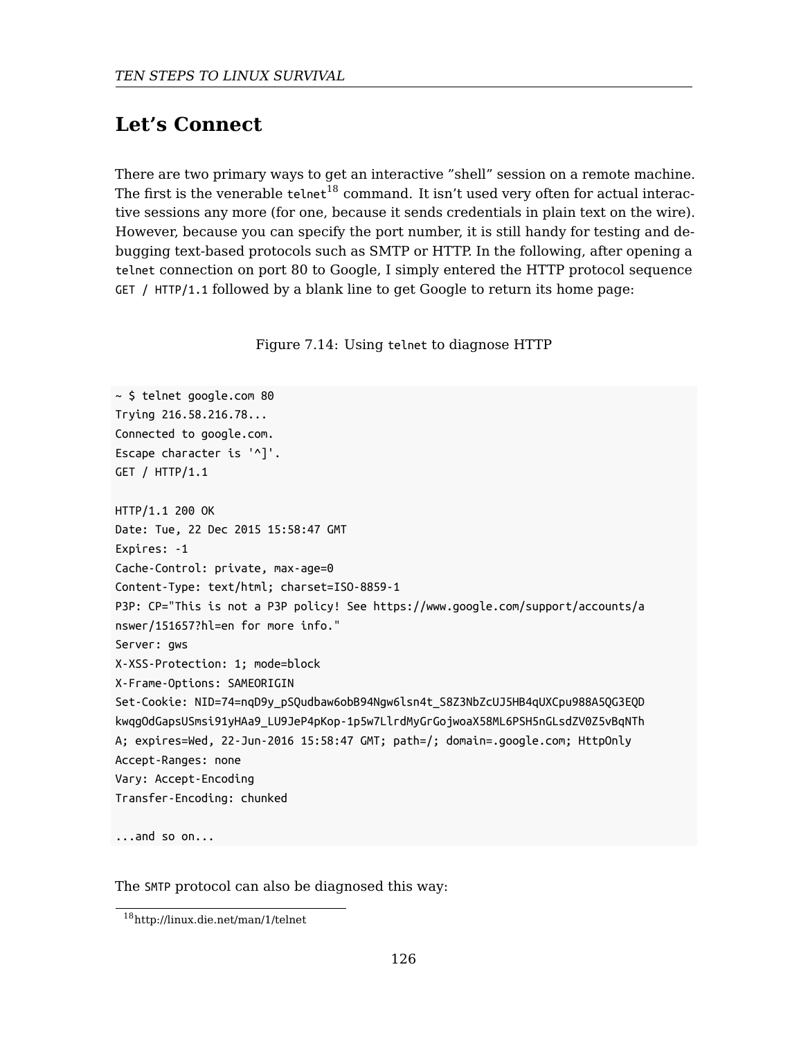## Let's Connect

There are two primary ways to get an interactive "shell" session on a remote machine. The first is the venerable `telnet`[18] command. It isn't used very often for actual interactive sessions any more (for one, because it sends credentials in plain text on the wire). However, because you can specify the port number, it is still handy for testing and debugging text-based protocols such as SMTP or HTTP. In the following, after opening a `telnet` connection on port 80 to Google, I simply entered the HTTP protocol sequence `GET / HTTP/1.1` followed by a blank line to get Google to return its home page:

Figure 7.14: Using `telnet` to diagnose HTTP

```
~ $ telnet google.com 80
Trying 216.58.216.78...
Connected to google.com.
Escape character is '^]'.
GET / HTTP/1.1

HTTP/1.1 200 OK
Date: Tue, 22 Dec 2015 15:58:47 GMT
Expires: -1
Cache-Control: private, max-age=0
Content-Type: text/html; charset=ISO-8859-1
P3P: CP="This is not a P3P policy! See https://www.google.com/support/accounts/a
nswer/151657?hl=en for more info."
Server: gws
X-XSS-Protection: 1; mode=block
X-Frame-Options: SAMEORIGIN
Set-Cookie: NID=74=nqD9y_pSQudbaw6obB94Ngw6lsn4t_S8Z3NbZcUJ5HB4qUXCpu988A5QG3EQD
kwqgOdGapsUSmsi91yHAa9_LU9JeP4pKop-1p5w7LlrdMyGrGojwoaX58ML6PSH5nGLsdZV0Z5vBqNTh
A; expires=Wed, 22-Jun-2016 15:58:47 GMT; path=/; domain=.google.com; HttpOnly
Accept-Ranges: none
Vary: Accept-Encoding
Transfer-Encoding: chunked

...and so on...
```

The `SMTP` protocol can also be diagnosed this way:

[18] http://linux.die.net/man/1/telnet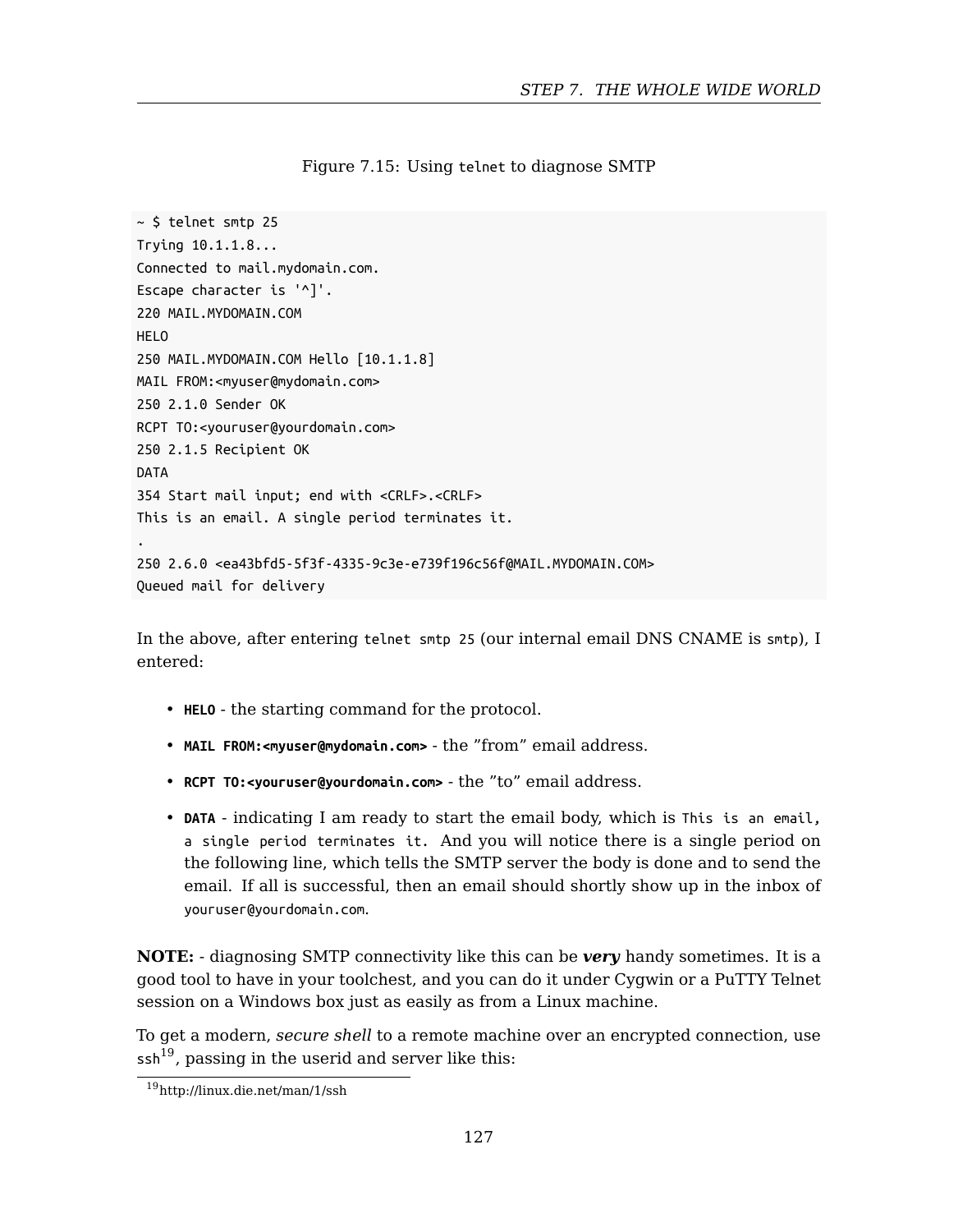Figure 7.15: Using `telnet` to diagnose SMTP

```
~ $ telnet smtp 25
Trying 10.1.1.8...
Connected to mail.mydomain.com.
Escape character is '^]'.
220 MAIL.MYDOMAIN.COM
HELO
250 MAIL.MYDOMAIN.COM Hello [10.1.1.8]
MAIL FROM:<myuser@mydomain.com>
250 2.1.0 Sender OK
RCPT TO:<youruser@yourdomain.com>
250 2.1.5 Recipient OK
DATA
354 Start mail input; end with <CRLF>.<CRLF>
This is an email. A single period terminates it.
.
250 2.6.0 <ea43bfd5-5f3f-4335-9c3e-e739f196c56f@MAIL.MYDOMAIN.COM>
Queued mail for delivery
```

In the above, after entering `telnet smtp 25` (our internal email DNS CNAME is `smtp`), I entered:

- **`HELO`** - the starting command for the protocol.
- **`MAIL FROM:<myuser@mydomain.com>`** - the "from" email address.
- **`RCPT TO:<youruser@yourdomain.com>`** - the "to" email address.
- **`DATA`** - indicating I am ready to start the email body, which is `This is an email, a single period terminates it`. And you will notice there is a single period on the following line, which tells the SMTP server the body is done and to send the email. If all is successful, then an email should shortly show up in the inbox of `youruser@yourdomain.com`.

**NOTE:** - diagnosing SMTP connectivity like this can be ***very*** handy sometimes. It is a good tool to have in your toolchest, and you can do it under Cygwin or a PuTTY Telnet session on a Windows box just as easily as from a Linux machine.

To get a modern, *secure shell* to a remote machine over an encrypted connection, use `ssh`[19], passing in the userid and server like this:

[19] http://linux.die.net/man/1/ssh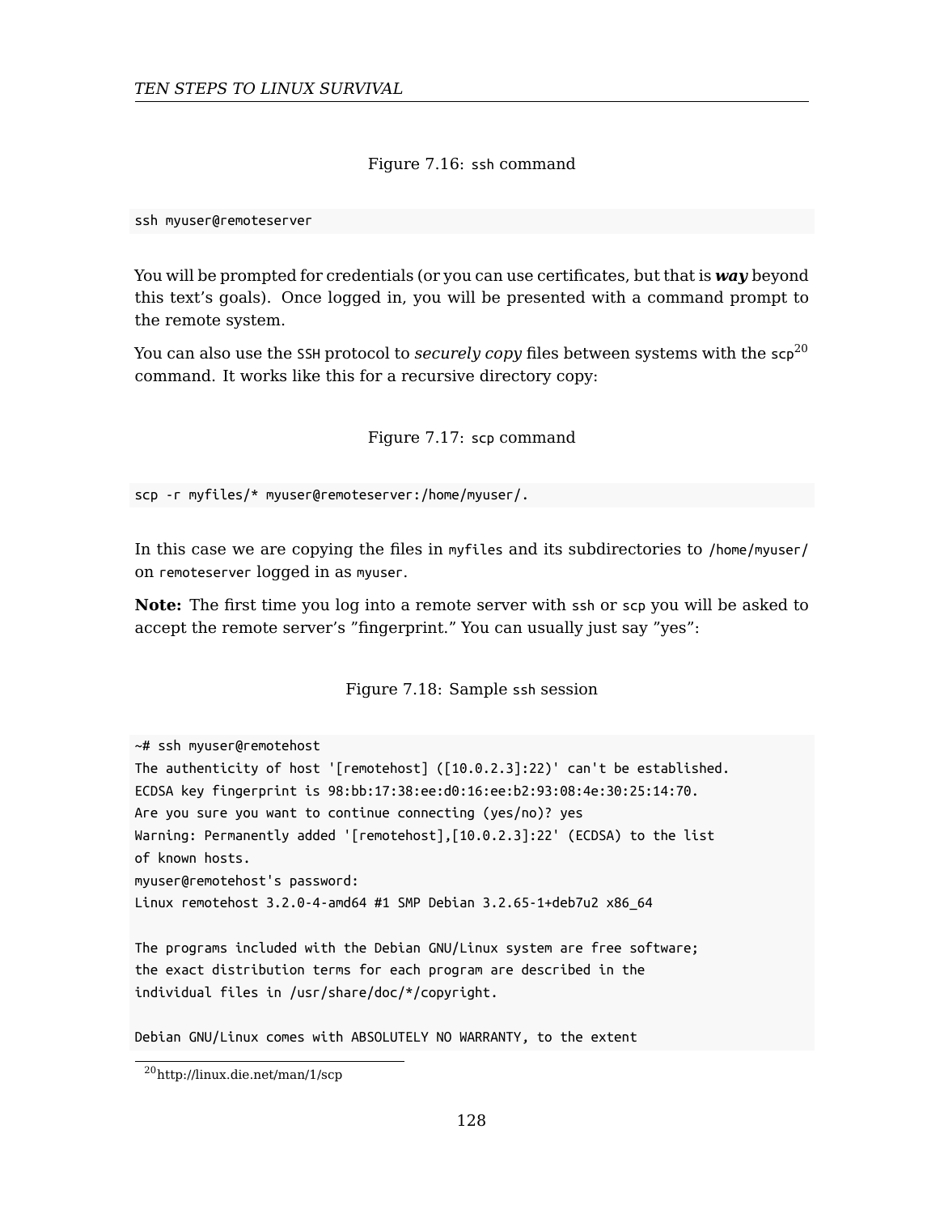Figure 7.16: `ssh` command

```
ssh myuser@remoteserver
```

You will be prompted for credentials (or you can use certificates, but that is ***way*** beyond this text's goals). Once logged in, you will be presented with a command prompt to the remote system.

You can also use the `SSH` protocol to *securely copy* files between systems with the `scp`[20] command. It works like this for a recursive directory copy:

Figure 7.17: `scp` command

```
scp -r myfiles/* myuser@remoteserver:/home/myuser/.
```

In this case we are copying the files in `myfiles` and its subdirectories to `/home/myuser/` on `remoteserver` logged in as `myuser`.

**Note:** The first time you log into a remote server with `ssh` or `scp` you will be asked to accept the remote server's "fingerprint." You can usually just say "yes":

Figure 7.18: Sample `ssh` session

```
~# ssh myuser@remotehost
The authenticity of host '[remotehost] ([10.0.2.3]:22)' can't be established.
ECDSA key fingerprint is 98:bb:17:38:ee:d0:16:ee:b2:93:08:4e:30:25:14:70.
Are you sure you want to continue connecting (yes/no)? yes
Warning: Permanently added '[remotehost],[10.0.2.3]:22' (ECDSA) to the list
of known hosts.
myuser@remotehost's password:
Linux remotehost 3.2.0-4-amd64 #1 SMP Debian 3.2.65-1+deb7u2 x86_64

The programs included with the Debian GNU/Linux system are free software;
the exact distribution terms for each program are described in the
individual files in /usr/share/doc/*/copyright.

Debian GNU/Linux comes with ABSOLUTELY NO WARRANTY, to the extent
```

[20] http://linux.die.net/man/1/scp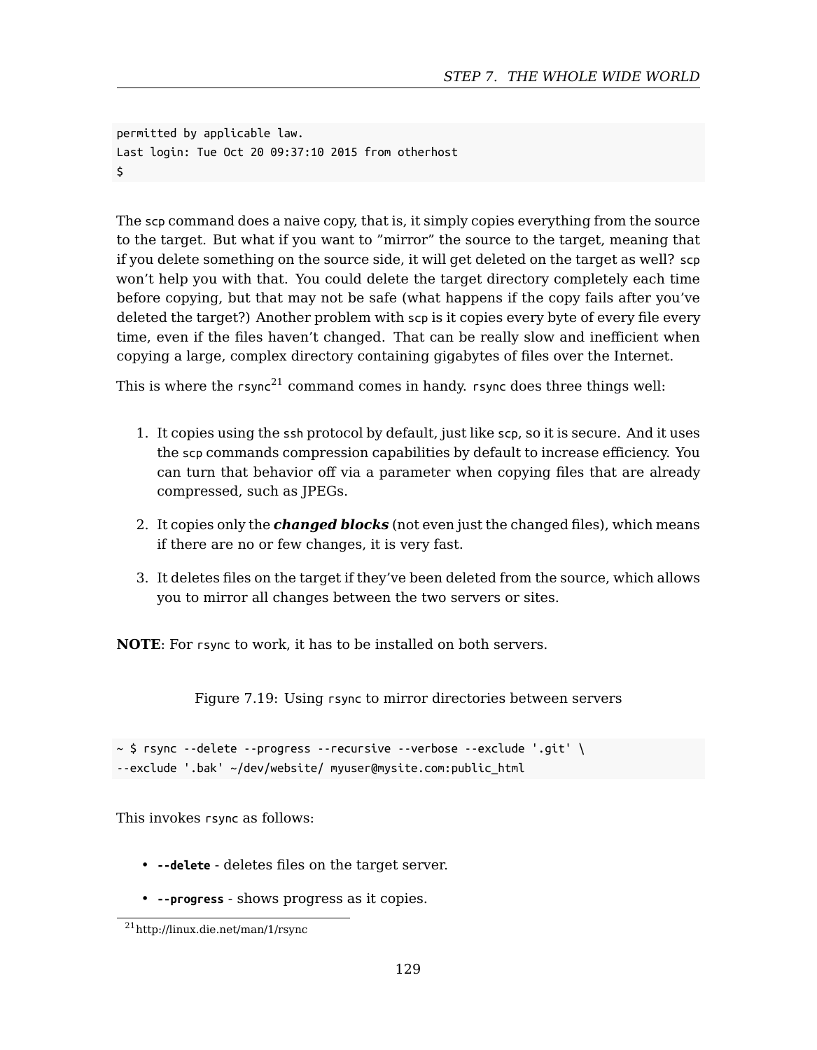```
permitted by applicable law.
Last login: Tue Oct 20 09:37:10 2015 from otherhost
$
```

The `scp` command does a naive copy, that is, it simply copies everything from the source to the target. But what if you want to "mirror" the source to the target, meaning that if you delete something on the source side, it will get deleted on the target as well? `scp` won't help you with that. You could delete the target directory completely each time before copying, but that may not be safe (what happens if the copy fails after you've deleted the target?) Another problem with `scp` is it copies every byte of every file every time, even if the files haven't changed. That can be really slow and inefficient when copying a large, complex directory containing gigabytes of files over the Internet.

This is where the `rsync`[21] command comes in handy. `rsync` does three things well:

1. It copies using the `ssh` protocol by default, just like `scp`, so it is secure. And it uses the `scp` commands compression capabilities by default to increase efficiency. You can turn that behavior off via a parameter when copying files that are already compressed, such as JPEGs.
2. It copies only the ***changed blocks*** (not even just the changed files), which means if there are no or few changes, it is very fast.
3. It deletes files on the target if they've been deleted from the source, which allows you to mirror all changes between the two servers or sites.

**NOTE**: For `rsync` to work, it has to be installed on both servers.

Figure 7.19: Using `rsync` to mirror directories between servers

```
~ $ rsync --delete --progress --recursive --verbose --exclude '.git' \
--exclude '.bak' ~/dev/website/ myuser@mysite.com:public_html
```

This invokes `rsync` as follows:

- **`--delete`** - deletes files on the target server.
- **`--progress`** - shows progress as it copies.

[21] http://linux.die.net/man/1/rsync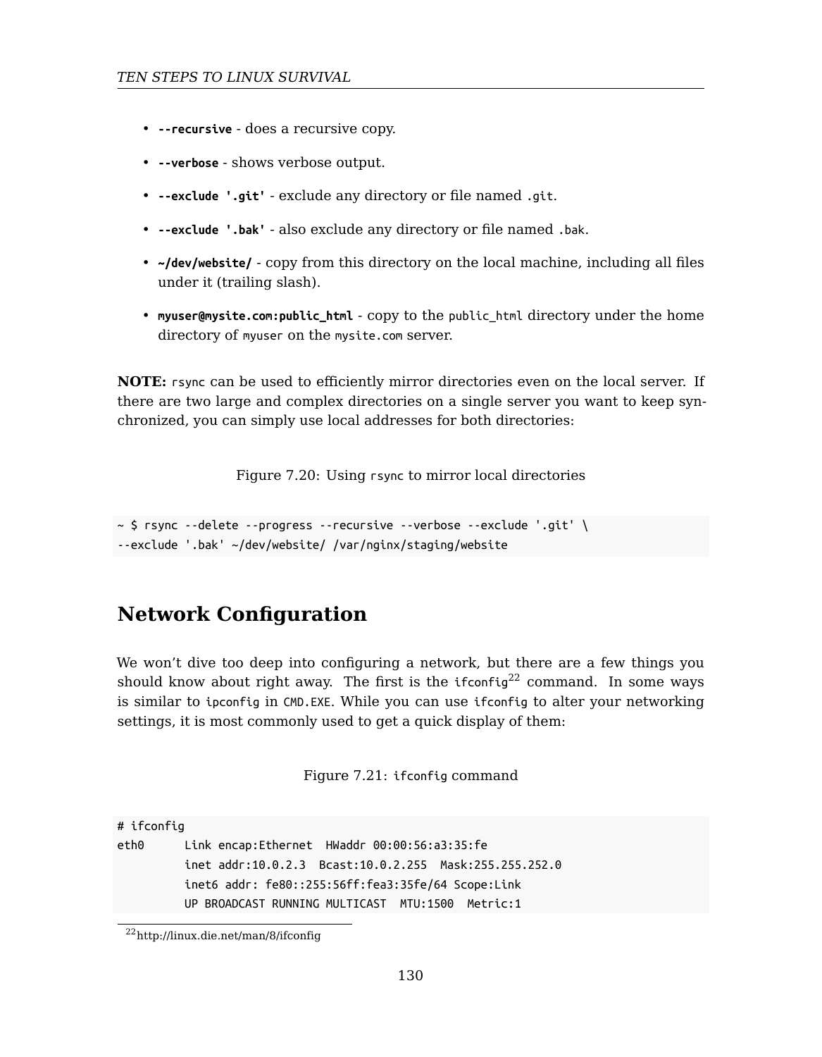- **--recursive** - does a recursive copy.
- **--verbose** - shows verbose output.
- **--exclude '.git'** - exclude any directory or file named `.git`.
- **--exclude '.bak'** - also exclude any directory or file named `.bak`.
- **~/dev/website/** - copy from this directory on the local machine, including all files under it (trailing slash).
- **myuser@mysite.com:public_html** - copy to the `public_html` directory under the home directory of `myuser` on the `mysite.com` server.

**NOTE:** `rsync` can be used to efficiently mirror directories even on the local server. If there are two large and complex directories on a single server you want to keep synchronized, you can simply use local addresses for both directories:

Figure 7.20: Using `rsync` to mirror local directories

```
~ $ rsync --delete --progress --recursive --verbose --exclude '.git' \
--exclude '.bak' ~/dev/website/ /var/nginx/staging/website
```

## Network Configuration

We won't dive too deep into configuring a network, but there are a few things you should know about right away. The first is the `ifconfig`[22] command. In some ways is similar to `ipconfig` in `CMD.EXE`. While you can use `ifconfig` to alter your networking settings, it is most commonly used to get a quick display of them:

Figure 7.21: `ifconfig` command

```
# ifconfig
eth0      Link encap:Ethernet  HWaddr 00:00:56:a3:35:fe
          inet addr:10.0.2.3  Bcast:10.0.2.255  Mask:255.255.252.0
          inet6 addr: fe80::255:56ff:fea3:35fe/64 Scope:Link
          UP BROADCAST RUNNING MULTICAST  MTU:1500  Metric:1
```

[22] http://linux.die.net/man/8/ifconfig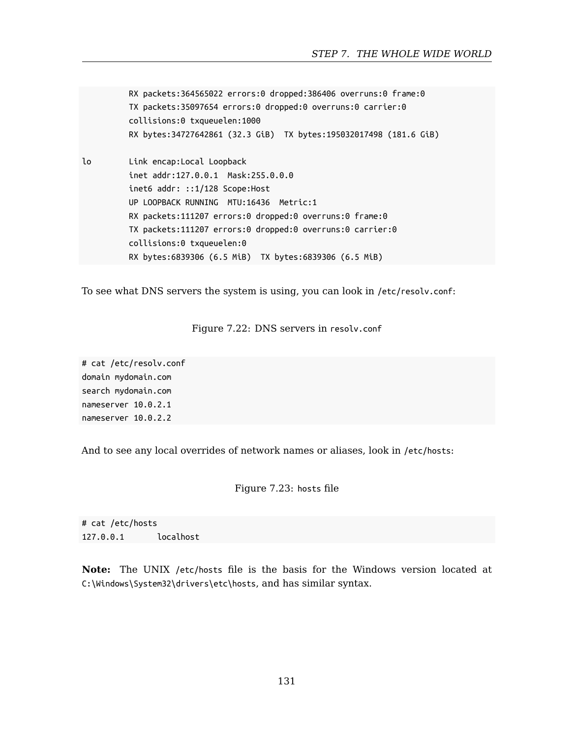```
          RX packets:364565022 errors:0 dropped:386406 overruns:0 frame:0
          TX packets:35097654 errors:0 dropped:0 overruns:0 carrier:0
          collisions:0 txqueuelen:1000
          RX bytes:34727642861 (32.3 GiB)  TX bytes:195032017498 (181.6 GiB)

lo        Link encap:Local Loopback
          inet addr:127.0.0.1  Mask:255.0.0.0
          inet6 addr: ::1/128 Scope:Host
          UP LOOPBACK RUNNING  MTU:16436  Metric:1
          RX packets:111207 errors:0 dropped:0 overruns:0 frame:0
          TX packets:111207 errors:0 dropped:0 overruns:0 carrier:0
          collisions:0 txqueuelen:0
          RX bytes:6839306 (6.5 MiB)  TX bytes:6839306 (6.5 MiB)
```

To see what DNS servers the system is using, you can look in `/etc/resolv.conf`:

Figure 7.22: DNS servers in `resolv.conf`

```
# cat /etc/resolv.conf
domain mydomain.com
search mydomain.com
nameserver 10.0.2.1
nameserver 10.0.2.2
```

And to see any local overrides of network names or aliases, look in `/etc/hosts`:

Figure 7.23: `hosts` file

```
# cat /etc/hosts
127.0.0.1       localhost
```

**Note:** The UNIX `/etc/hosts` file is the basis for the Windows version located at `C:\Windows\System32\drivers\etc\hosts`, and has similar syntax.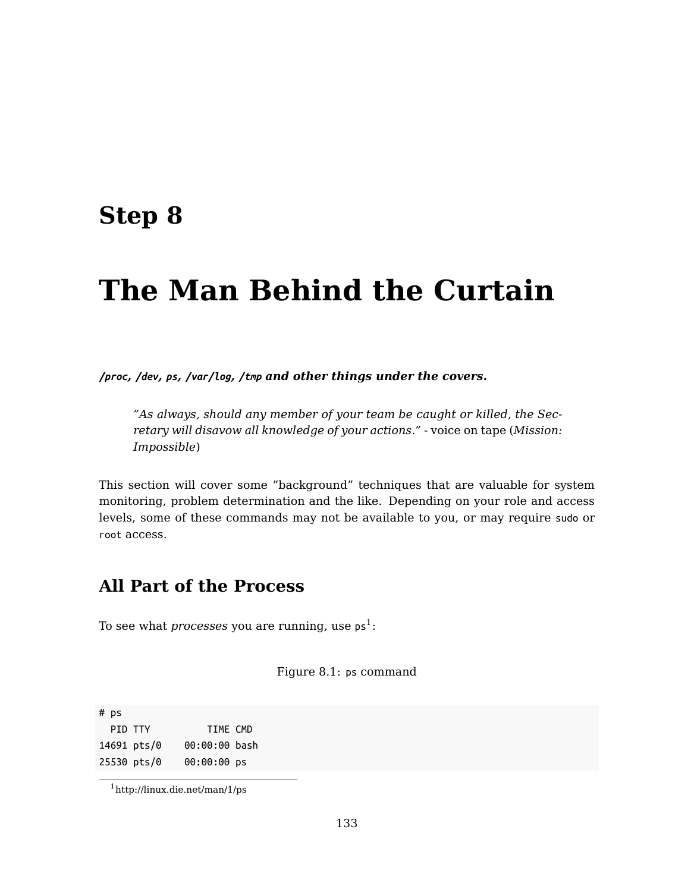# Step 8

# The Man Behind the Curtain

***`/proc`, `/dev`, `ps`, `/var/log`, `/tmp` and other things under the covers.***

> *"As always, should any member of your team be caught or killed, the Secretary will disavow all knowledge of your actions."* - voice on tape (*Mission: Impossible*)

This section will cover some "background" techniques that are valuable for system monitoring, problem determination and the like. Depending on your role and access levels, some of these commands may not be available to you, or may require `sudo` or `root` access.

## All Part of the Process

To see what *processes* you are running, use `ps`[1]:

Figure 8.1: `ps` command

```
# ps
  PID TTY          TIME CMD
14691 pts/0    00:00:00 bash
25530 pts/0    00:00:00 ps
```

[1] http://linux.die.net/man/1/ps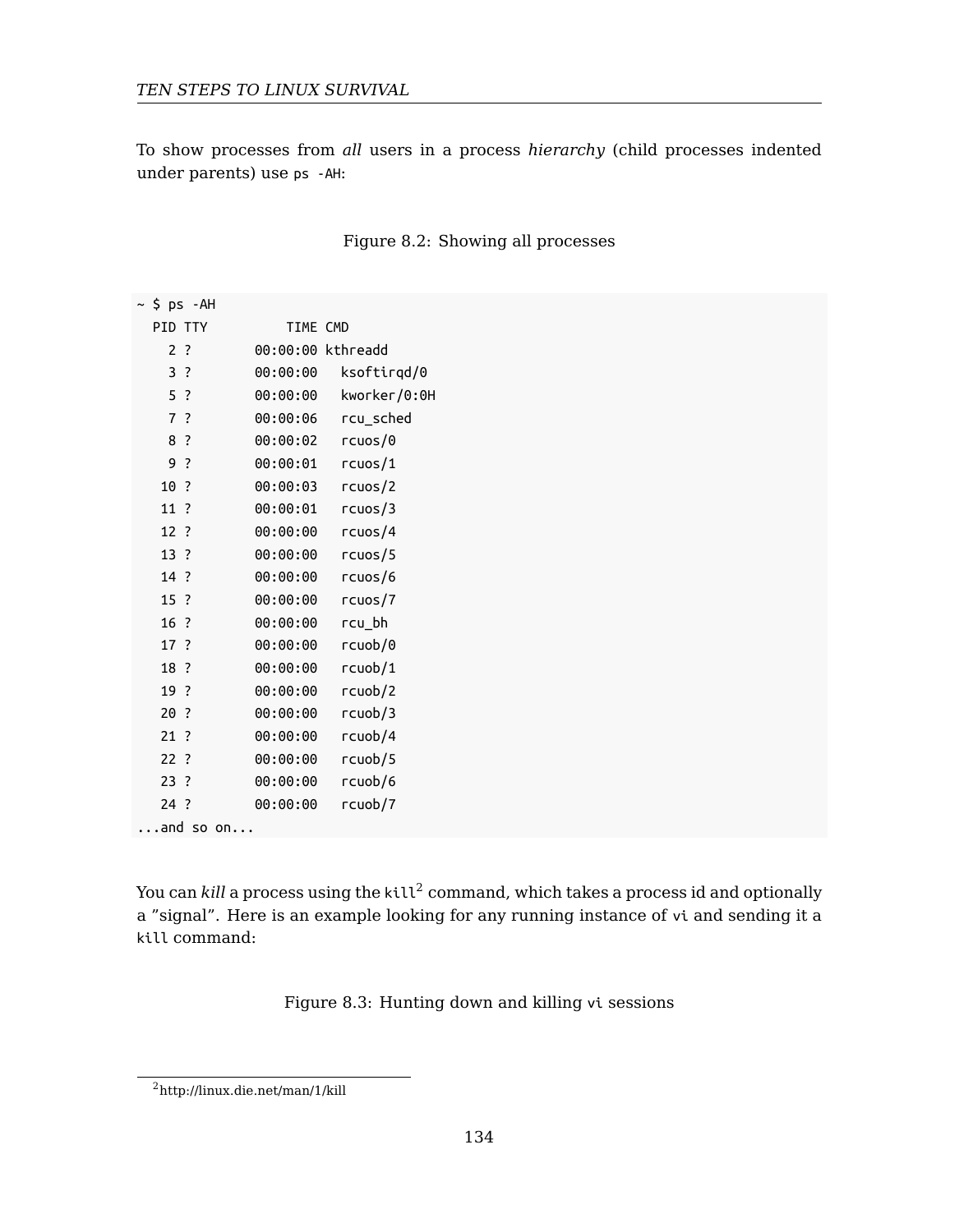To show processes from *all* users in a process *hierarchy* (child processes indented under parents) use `ps -AH`:

Figure 8.2: Showing all processes

```
~ $ ps -AH
  PID TTY          TIME CMD
    2 ?        00:00:00 kthreadd
    3 ?        00:00:00   ksoftirqd/0
    5 ?        00:00:00   kworker/0:0H
    7 ?        00:00:06   rcu_sched
    8 ?        00:00:02   rcuos/0
    9 ?        00:00:01   rcuos/1
   10 ?        00:00:03   rcuos/2
   11 ?        00:00:01   rcuos/3
   12 ?        00:00:00   rcuos/4
   13 ?        00:00:00   rcuos/5
   14 ?        00:00:00   rcuos/6
   15 ?        00:00:00   rcuos/7
   16 ?        00:00:00   rcu_bh
   17 ?        00:00:00   rcuob/0
   18 ?        00:00:00   rcuob/1
   19 ?        00:00:00   rcuob/2
   20 ?        00:00:00   rcuob/3
   21 ?        00:00:00   rcuob/4
   22 ?        00:00:00   rcuob/5
   23 ?        00:00:00   rcuob/6
   24 ?        00:00:00   rcuob/7
...and so on...
```

You can *kill* a process using the `kill`[2] command, which takes a process id and optionally a "signal". Here is an example looking for any running instance of `vi` and sending it a `kill` command:

Figure 8.3: Hunting down and killing `vi` sessions

[2] http://linux.die.net/man/1/kill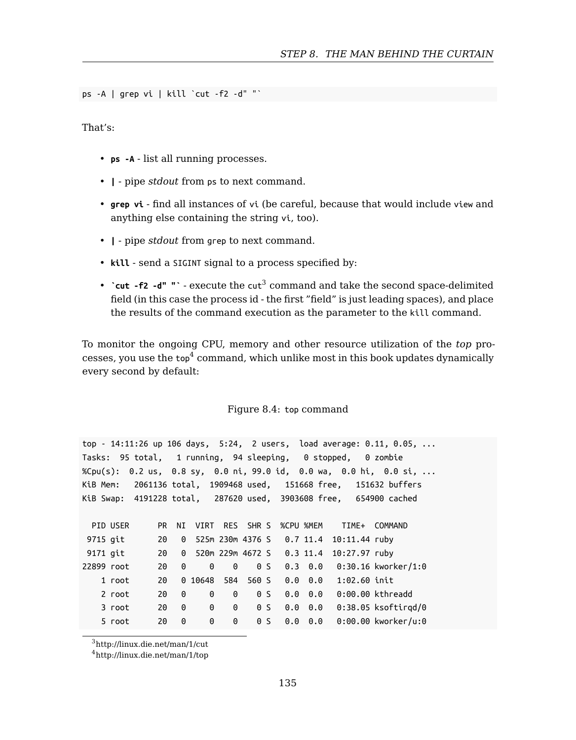```
ps -A | grep vi | kill `cut -f2 -d" "`
```

That's:

- **`ps -A`** - list all running processes.
- **`|`** - pipe *stdout* from `ps` to next command.
- **`grep vi`** - find all instances of `vi` (be careful, because that would include `view` and anything else containing the string `vi`, too).
- **`|`** - pipe *stdout* from `grep` to next command.
- **`kill`** - send a `SIGINT` signal to a process specified by:
- **`` `cut -f2 -d" "` ``** - execute the `cut`[3] command and take the second space-delimited field (in this case the process id - the first "field" is just leading spaces), and place the results of the command execution as the parameter to the `kill` command.

To monitor the ongoing CPU, memory and other resource utilization of the *top* processes, you use the `top`[4] command, which unlike most in this book updates dynamically every second by default:

Figure 8.4: `top` command

```
top - 14:11:26 up 106 days,  5:24,  2 users,  load average: 0.11, 0.05, ...
Tasks:  95 total,   1 running,  94 sleeping,   0 stopped,   0 zombie
%Cpu(s):  0.2 us,  0.8 sy,  0.0 ni, 99.0 id,  0.0 wa,  0.0 hi,  0.0 si, ...
KiB Mem:   2061136 total,  1909468 used,   151668 free,   151632 buffers
KiB Swap:  4191228 total,   287620 used,  3903608 free,   654900 cached

  PID USER      PR  NI  VIRT  RES  SHR S  %CPU %MEM    TIME+  COMMAND
 9715 git       20   0  525m 230m 4376 S   0.7 11.4  10:11.44 ruby
 9171 git       20   0  520m 229m 4672 S   0.3 11.4  10:27.97 ruby
22899 root      20   0     0    0    0 S   0.3  0.0   0:30.16 kworker/1:0
    1 root      20   0 10648  584  560 S   0.0  0.0   1:02.60 init
    2 root      20   0     0    0    0 S   0.0  0.0   0:00.00 kthreadd
    3 root      20   0     0    0    0 S   0.0  0.0   0:38.05 ksoftirqd/0
    5 root      20   0     0    0    0 S   0.0  0.0   0:00.00 kworker/u:0
```

[3] http://linux.die.net/man/1/cut

[4] http://linux.die.net/man/1/top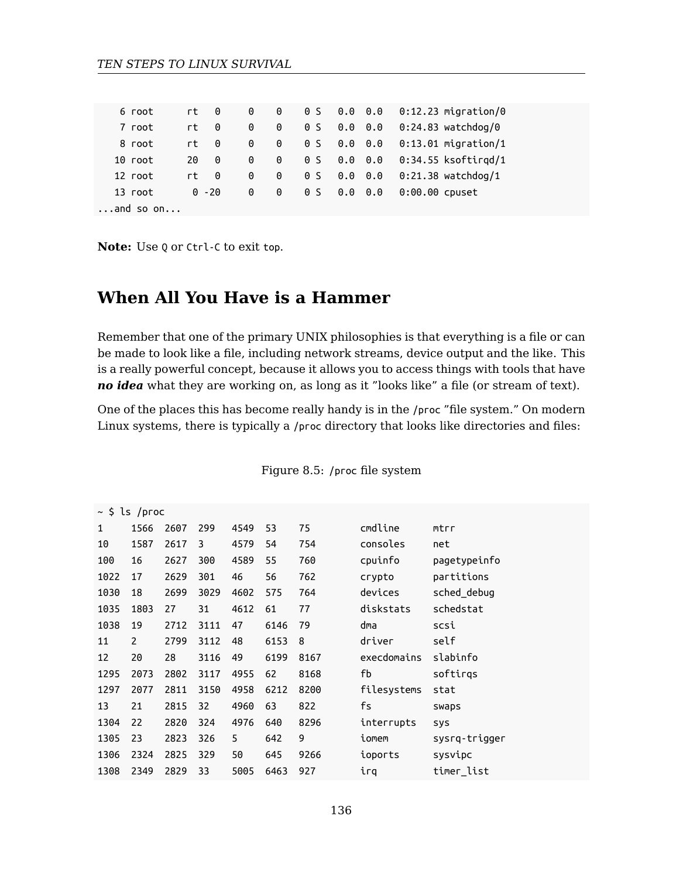```
    6 root      rt   0     0    0    0 S   0.0  0.0   0:12.23 migration/0
    7 root      rt   0     0    0    0 S   0.0  0.0   0:24.83 watchdog/0
    8 root      rt   0     0    0    0 S   0.0  0.0   0:13.01 migration/1
   10 root      20   0     0    0    0 S   0.0  0.0   0:34.55 ksoftirqd/1
   12 root      rt   0     0    0    0 S   0.0  0.0   0:21.38 watchdog/1
   13 root       0 -20     0    0    0 S   0.0  0.0   0:00.00 cpuset
...and so on...
```

**Note:** Use `Q` or `Ctrl-C` to exit `top`.

## When All You Have is a Hammer

Remember that one of the primary UNIX philosophies is that everything is a file or can be made to look like a file, including network streams, device output and the like. This is a really powerful concept, because it allows you to access things with tools that have ***no idea*** what they are working on, as long as it "looks like" a file (or stream of text).

One of the places this has become really handy is in the `/proc` "file system." On modern Linux systems, there is typically a `/proc` directory that looks like directories and files:

Figure 8.5: `/proc` file system

```
~ $ ls /proc
1     1566  2607  299   4549  53    75        cmdline     mtrr
10    1587  2617  3     4579  54    754       consoles    net
100   16    2627  300   4589  55    760       cpuinfo     pagetypeinfo
1022  17    2629  301   46    56    762       crypto      partitions
1030  18    2699  3029  4602  575   764       devices     sched_debug
1035  1803  27    31    4612  61    77        diskstats   schedstat
1038  19    2712  3111  47    6146  79        dma         scsi
11    2     2799  3112  48    6153  8         driver      self
12    20    28    3116  49    6199  8167      execdomains slabinfo
1295  2073  2802  3117  4955  62    8168      fb          softirqs
1297  2077  2811  3150  4958  6212  8200      filesystems stat
13    21    2815  32    4960  63    822       fs          swaps
1304  22    2820  324   4976  640   8296      interrupts  sys
1305  23    2823  326   5     642   9         iomem       sysrq-trigger
1306  2324  2825  329   50    645   9266      ioports     sysvipc
1308  2349  2829  33    5005  6463  927       irq         timer_list
```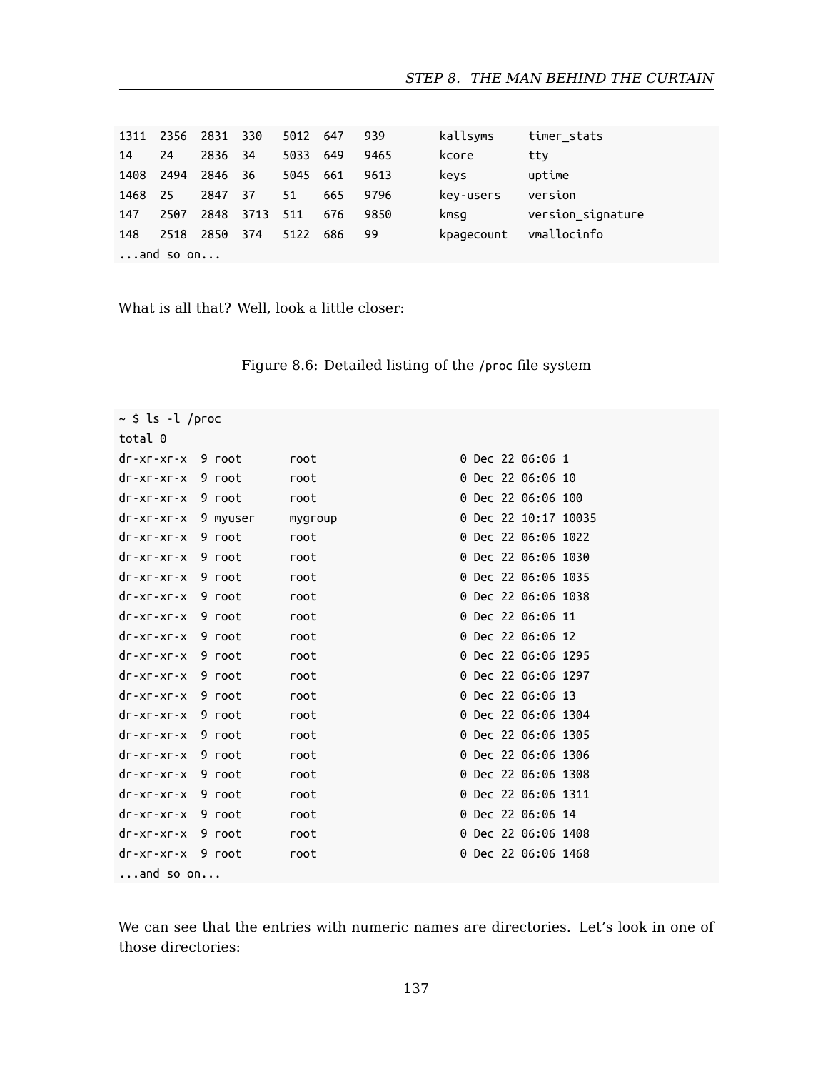```
1311  2356  2831  330   5012  647   939       kallsyms     timer_stats
14    24    2836  34    5033  649   9465      kcore        tty
1408  2494  2846  36    5045  661   9613      keys         uptime
1468  25    2847  37    51    665   9796      key-users    version
147   2507  2848  3713  511   676   9850      kmsg         version_signature
148   2518  2850  374   5122  686   99        kpagecount   vmallocinfo
...and so on...
```

What is all that? Well, look a little closer:

Figure 8.6: Detailed listing of the `/proc` file system

```
~ $ ls -l /proc
total 0
dr-xr-xr-x  9 root       root                    0 Dec 22 06:06 1
dr-xr-xr-x  9 root       root                    0 Dec 22 06:06 10
dr-xr-xr-x  9 root       root                    0 Dec 22 06:06 100
dr-xr-xr-x  9 myuser     mygroup                 0 Dec 22 10:17 10035
dr-xr-xr-x  9 root       root                    0 Dec 22 06:06 1022
dr-xr-xr-x  9 root       root                    0 Dec 22 06:06 1030
dr-xr-xr-x  9 root       root                    0 Dec 22 06:06 1035
dr-xr-xr-x  9 root       root                    0 Dec 22 06:06 1038
dr-xr-xr-x  9 root       root                    0 Dec 22 06:06 11
dr-xr-xr-x  9 root       root                    0 Dec 22 06:06 12
dr-xr-xr-x  9 root       root                    0 Dec 22 06:06 1295
dr-xr-xr-x  9 root       root                    0 Dec 22 06:06 1297
dr-xr-xr-x  9 root       root                    0 Dec 22 06:06 13
dr-xr-xr-x  9 root       root                    0 Dec 22 06:06 1304
dr-xr-xr-x  9 root       root                    0 Dec 22 06:06 1305
dr-xr-xr-x  9 root       root                    0 Dec 22 06:06 1306
dr-xr-xr-x  9 root       root                    0 Dec 22 06:06 1308
dr-xr-xr-x  9 root       root                    0 Dec 22 06:06 1311
dr-xr-xr-x  9 root       root                    0 Dec 22 06:06 14
dr-xr-xr-x  9 root       root                    0 Dec 22 06:06 1408
dr-xr-xr-x  9 root       root                    0 Dec 22 06:06 1468
...and so on...
```

We can see that the entries with numeric names are directories. Let's look in one of those directories: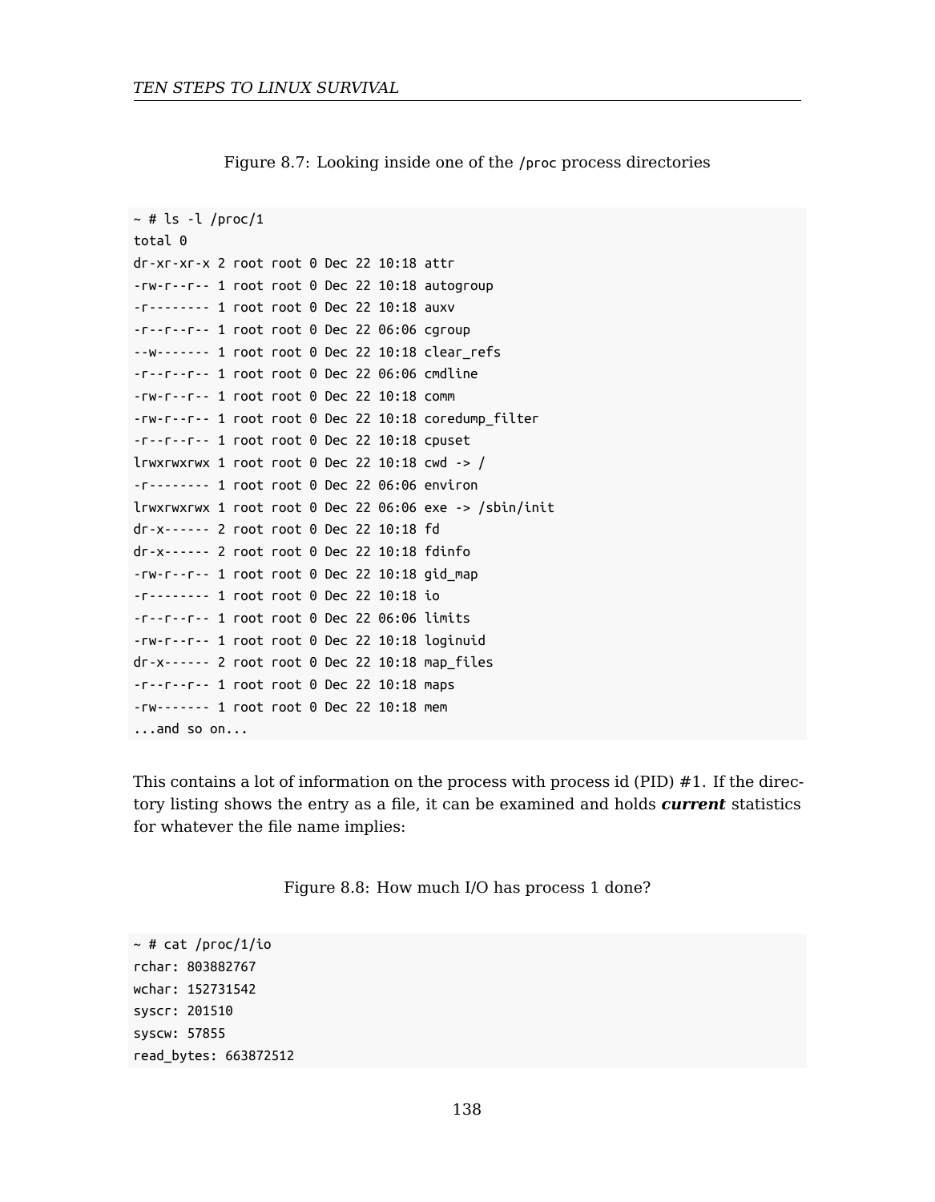Figure 8.7: Looking inside one of the `/proc` process directories

```
~ # ls -l /proc/1
total 0
dr-xr-xr-x 2 root root 0 Dec 22 10:18 attr
-rw-r--r-- 1 root root 0 Dec 22 10:18 autogroup
-r-------- 1 root root 0 Dec 22 10:18 auxv
-r--r--r-- 1 root root 0 Dec 22 06:06 cgroup
--w------- 1 root root 0 Dec 22 10:18 clear_refs
-r--r--r-- 1 root root 0 Dec 22 06:06 cmdline
-rw-r--r-- 1 root root 0 Dec 22 10:18 comm
-rw-r--r-- 1 root root 0 Dec 22 10:18 coredump_filter
-r--r--r-- 1 root root 0 Dec 22 10:18 cpuset
lrwxrwxrwx 1 root root 0 Dec 22 10:18 cwd -> /
-r-------- 1 root root 0 Dec 22 06:06 environ
lrwxrwxrwx 1 root root 0 Dec 22 06:06 exe -> /sbin/init
dr-x------ 2 root root 0 Dec 22 10:18 fd
dr-x------ 2 root root 0 Dec 22 10:18 fdinfo
-rw-r--r-- 1 root root 0 Dec 22 10:18 gid_map
-r-------- 1 root root 0 Dec 22 10:18 io
-r--r--r-- 1 root root 0 Dec 22 06:06 limits
-rw-r--r-- 1 root root 0 Dec 22 10:18 loginuid
dr-x------ 2 root root 0 Dec 22 10:18 map_files
-r--r--r-- 1 root root 0 Dec 22 10:18 maps
-rw------- 1 root root 0 Dec 22 10:18 mem
...and so on...
```

This contains a lot of information on the process with process id (PID) #1. If the directory listing shows the entry as a file, it can be examined and holds ***current*** statistics for whatever the file name implies:

Figure 8.8: How much I/O has process 1 done?

```
~ # cat /proc/1/io
rchar: 803882767
wchar: 152731542
syscr: 201510
syscw: 57855
read_bytes: 663872512
```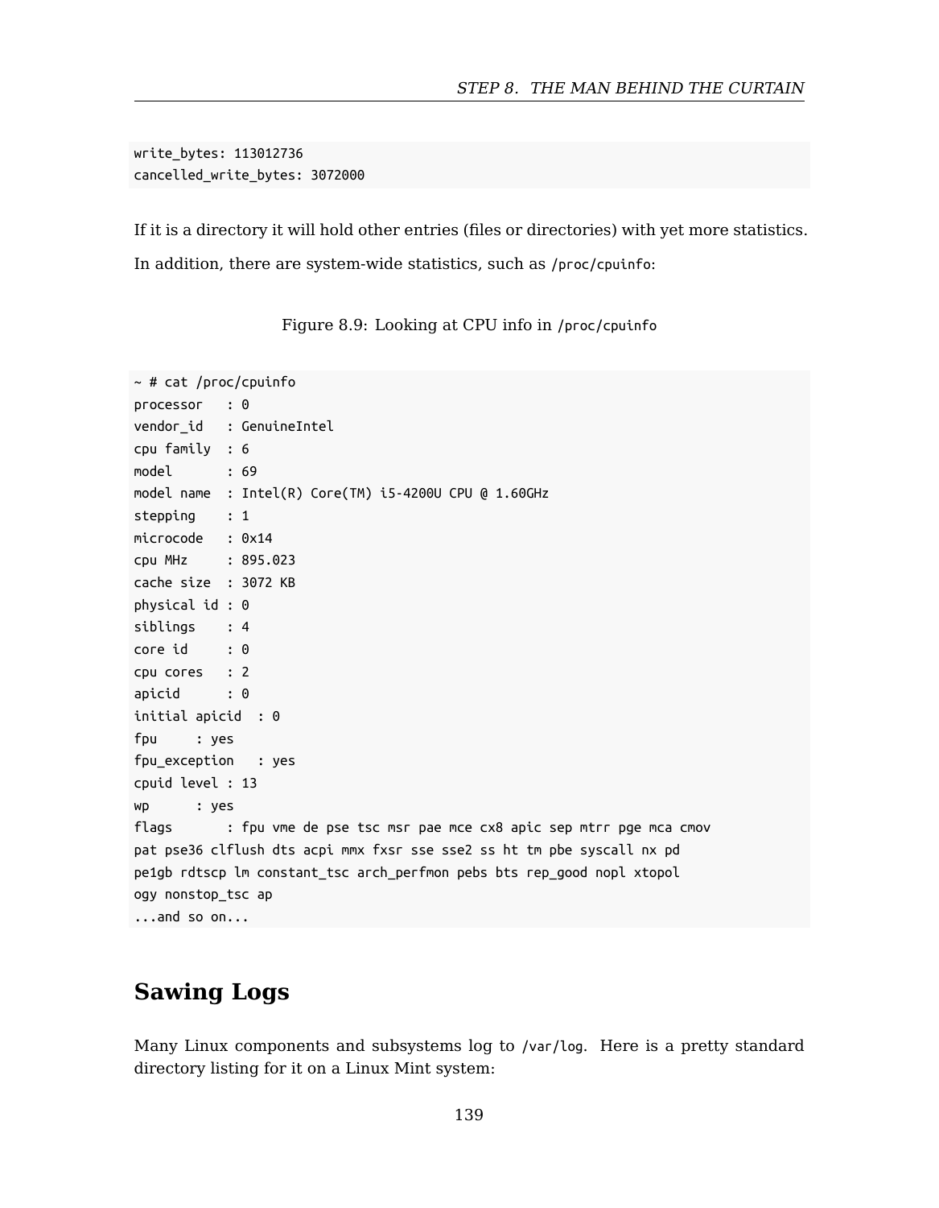```
write_bytes: 113012736
cancelled_write_bytes: 3072000
```

If it is a directory it will hold other entries (files or directories) with yet more statistics.

In addition, there are system-wide statistics, such as `/proc/cpuinfo`:

Figure 8.9: Looking at CPU info in `/proc/cpuinfo`

```
~ # cat /proc/cpuinfo
processor   : 0
vendor_id   : GenuineIntel
cpu family  : 6
model       : 69
model name  : Intel(R) Core(TM) i5-4200U CPU @ 1.60GHz
stepping    : 1
microcode   : 0x14
cpu MHz     : 895.023
cache size  : 3072 KB
physical id : 0
siblings    : 4
core id     : 0
cpu cores   : 2
apicid      : 0
initial apicid  : 0
fpu     : yes
fpu_exception   : yes
cpuid level : 13
wp      : yes
flags       : fpu vme de pse tsc msr pae mce cx8 apic sep mtrr pge mca cmov
pat pse36 clflush dts acpi mmx fxsr sse sse2 ss ht tm pbe syscall nx pd
pe1gb rdtscp lm constant_tsc arch_perfmon pebs bts rep_good nopl xtopol
ogy nonstop_tsc ap
...and so on...
```

## Sawing Logs

Many Linux components and subsystems log to `/var/log`. Here is a pretty standard directory listing for it on a Linux Mint system: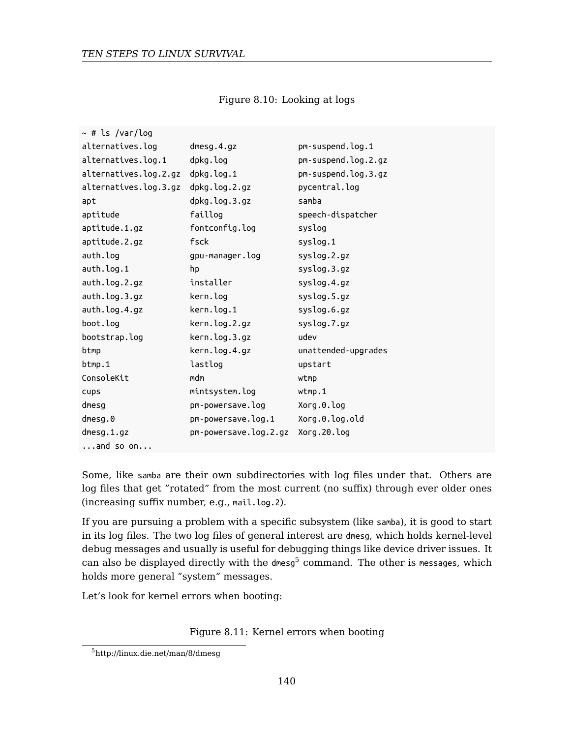Figure 8.10: Looking at logs

```
~ # ls /var/log
alternatives.log       dmesg.4.gz             pm-suspend.log.1
alternatives.log.1     dpkg.log               pm-suspend.log.2.gz
alternatives.log.2.gz  dpkg.log.1             pm-suspend.log.3.gz
alternatives.log.3.gz  dpkg.log.2.gz          pycentral.log
apt                    dpkg.log.3.gz          samba
aptitude               faillog                speech-dispatcher
aptitude.1.gz          fontconfig.log         syslog
aptitude.2.gz          fsck                   syslog.1
auth.log               gpu-manager.log        syslog.2.gz
auth.log.1             hp                     syslog.3.gz
auth.log.2.gz          installer              syslog.4.gz
auth.log.3.gz          kern.log               syslog.5.gz
auth.log.4.gz          kern.log.1             syslog.6.gz
boot.log               kern.log.2.gz          syslog.7.gz
bootstrap.log          kern.log.3.gz          udev
btmp                   kern.log.4.gz          unattended-upgrades
btmp.1                 lastlog                upstart
ConsoleKit             mdm                    wtmp
cups                   mintsystem.log         wtmp.1
dmesg                  pm-powersave.log       Xorg.0.log
dmesg.0                pm-powersave.log.1     Xorg.0.log.old
dmesg.1.gz             pm-powersave.log.2.gz  Xorg.20.log
...and so on...
```

Some, like `samba` are their own subdirectories with log files under that. Others are log files that get "rotated" from the most current (no suffix) through ever older ones (increasing suffix number, e.g., `mail.log.2`).

If you are pursuing a problem with a specific subsystem (like `samba`), it is good to start in its log files. The two log files of general interest are `dmesg`, which holds kernel-level debug messages and usually is useful for debugging things like device driver issues. It can also be displayed directly with the `dmesg`[5] command. The other is `messages`, which holds more general "system" messages.

Let's look for kernel errors when booting:

Figure 8.11: Kernel errors when booting

[5] http://linux.die.net/man/8/dmesg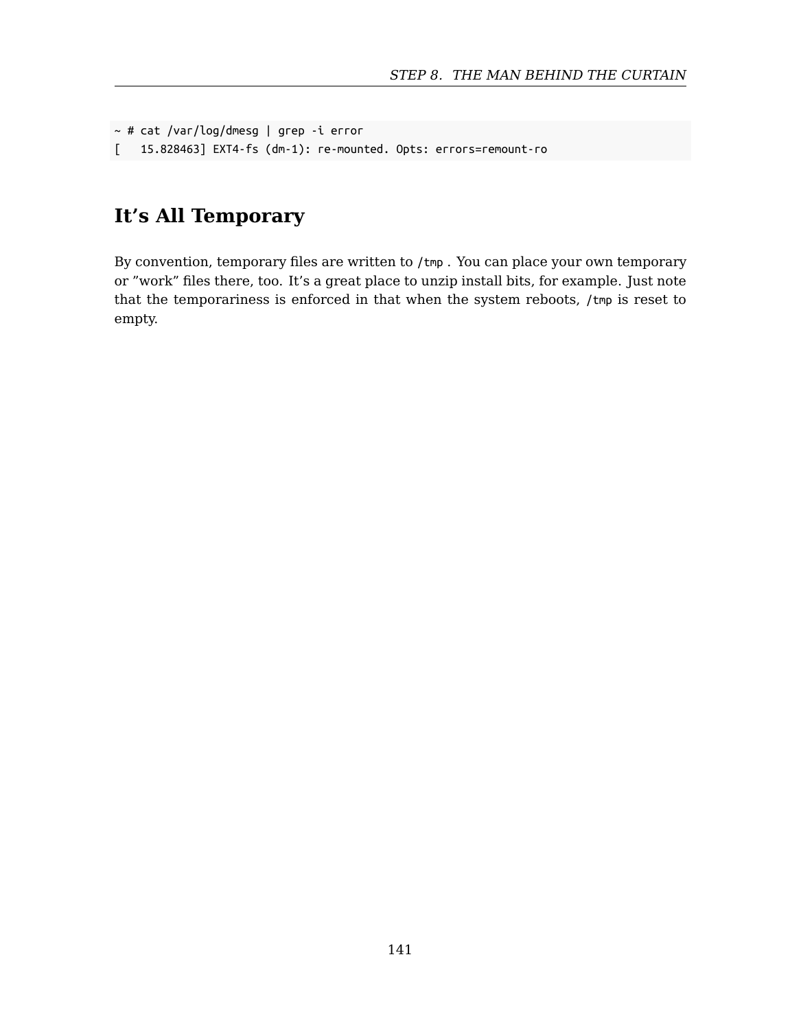```
~ # cat /var/log/dmesg | grep -i error
[   15.828463] EXT4-fs (dm-1): re-mounted. Opts: errors=remount-ro
```

## It’s All Temporary

By convention, temporary files are written to `/tmp` . You can place your own temporary or ”work” files there, too. It’s a great place to unzip install bits, for example. Just note that the temporariness is enforced in that when the system reboots, `/tmp` is reset to empty.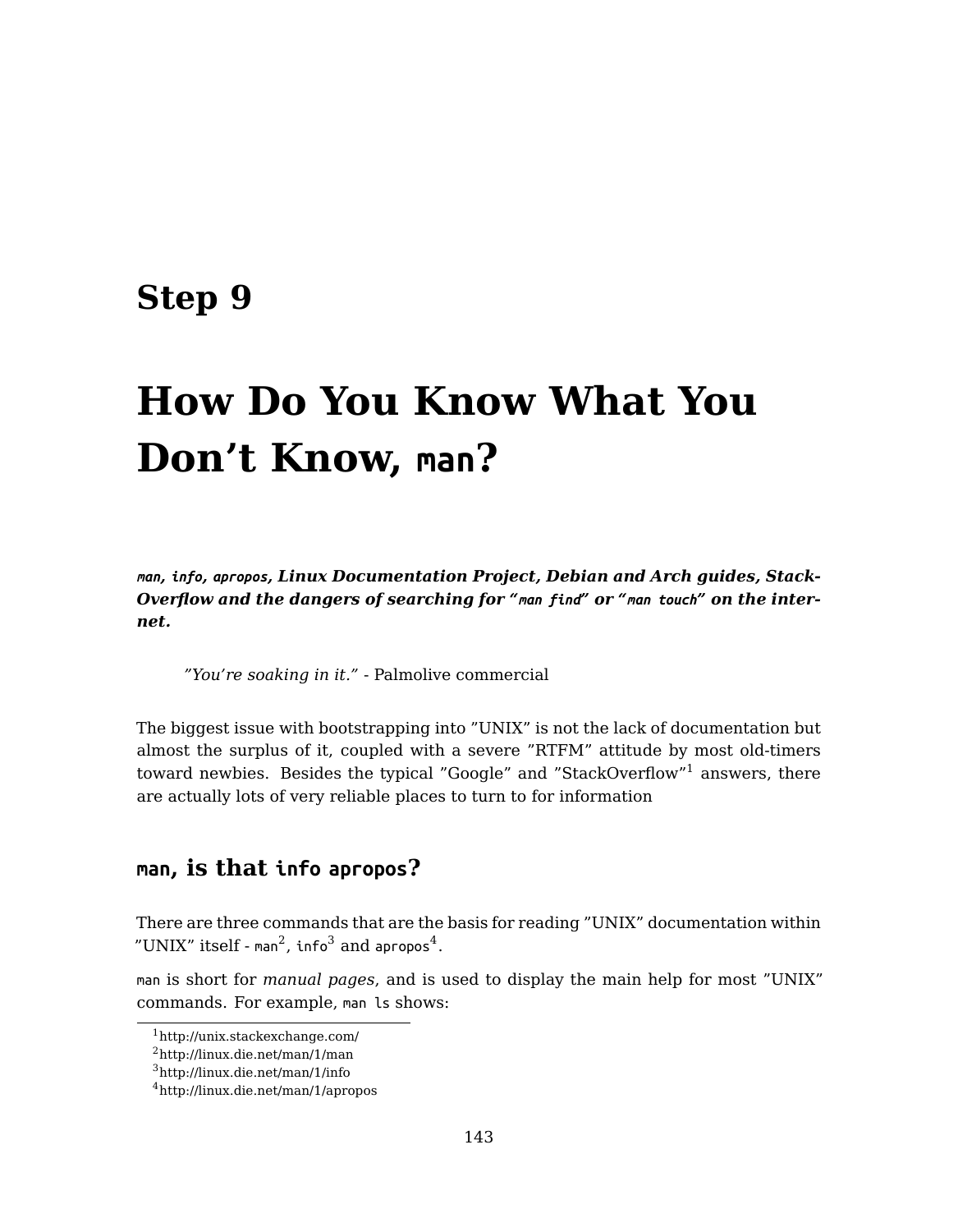# Step 9

# How Do You Know What You Don't Know, `man`?

***`man`, `info`, `apropos`, Linux Documentation Project, Debian and Arch guides, StackOverflow and the dangers of searching for "`man find`" or "`man touch`" on the internet.***

> *"You're soaking in it."* - Palmolive commercial

The biggest issue with bootstrapping into "UNIX" is not the lack of documentation but almost the surplus of it, coupled with a severe "RTFM" attitude by most old-timers toward newbies. Besides the typical "Google" and "StackOverflow"[1] answers, there are actually lots of very reliable places to turn to for information

## `man`, is that `info apropos`?

There are three commands that are the basis for reading "UNIX" documentation within "UNIX" itself - `man`[2], `info`[3] and `apropos`[4].

`man` is short for *manual pages*, and is used to display the main help for most "UNIX" commands. For example, `man ls` shows:

---

[1] http://unix.stackexchange.com/
[2] http://linux.die.net/man/1/man
[3] http://linux.die.net/man/1/info
[4] http://linux.die.net/man/1/apropos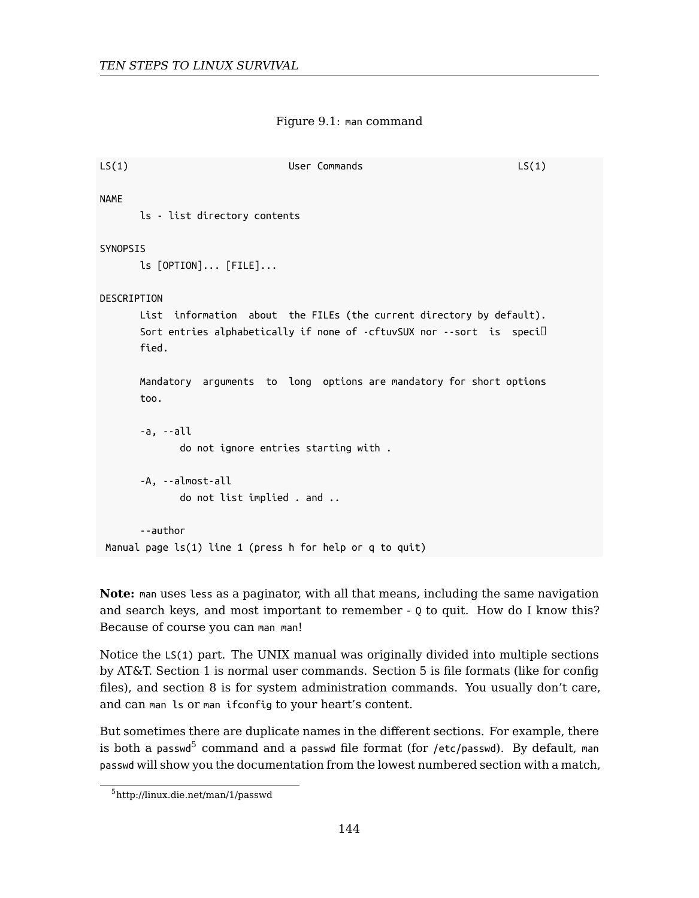Figure 9.1: `man` command

```
LS(1)                            User Commands                           LS(1)

NAME
       ls - list directory contents

SYNOPSIS
       ls [OPTION]... [FILE]...

DESCRIPTION
       List  information  about  the FILEs (the current directory by default).
       Sort entries alphabetically if none of -cftuvSUX nor --sort  is  speci‐
       fied.

       Mandatory  arguments  to  long  options are mandatory for short options
       too.

       -a, --all
              do not ignore entries starting with .

       -A, --almost-all
              do not list implied . and ..

       --author
 Manual page ls(1) line 1 (press h for help or q to quit)
```

**Note:** `man` uses `less` as a paginator, with all that means, including the same navigation and search keys, and most important to remember - `Q` to quit. How do I know this? Because of course you can `man man`!

Notice the `LS(1)` part. The UNIX manual was originally divided into multiple sections by AT&T. Section 1 is normal user commands. Section 5 is file formats (like for config files), and section 8 is for system administration commands. You usually don't care, and can `man ls` or `man ifconfig` to your heart's content.

But sometimes there are duplicate names in the different sections. For example, there is both a `passwd`[5] command and a `passwd` file format (for `/etc/passwd`). By default, `man passwd` will show you the documentation from the lowest numbered section with a match,

[5] http://linux.die.net/man/1/passwd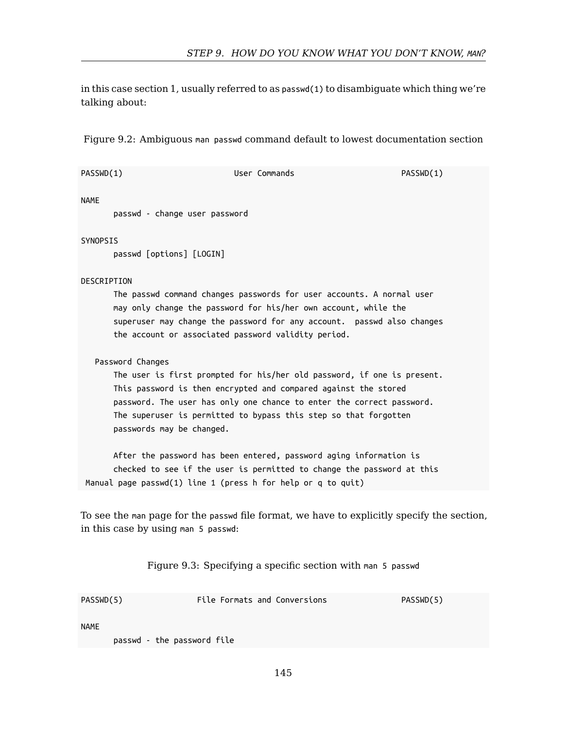in this case section 1, usually referred to as `passwd(1)` to disambiguate which thing we're talking about:

Figure 9.2: Ambiguous `man passwd` command default to lowest documentation section

```
PASSWD(1)                        User Commands                        PASSWD(1)

NAME
       passwd - change user password

SYNOPSIS
       passwd [options] [LOGIN]

DESCRIPTION
       The passwd command changes passwords for user accounts. A normal user
       may only change the password for his/her own account, while the
       superuser may change the password for any account.  passwd also changes
       the account or associated password validity period.

   Password Changes
       The user is first prompted for his/her old password, if one is present.
       This password is then encrypted and compared against the stored
       password. The user has only one chance to enter the correct password.
       The superuser is permitted to bypass this step so that forgotten
       passwords may be changed.

       After the password has been entered, password aging information is
       checked to see if the user is permitted to change the password at this
 Manual page passwd(1) line 1 (press h for help or q to quit)
```

To see the `man` page for the `passwd` file format, we have to explicitly specify the section, in this case by using `man 5 passwd`:

Figure 9.3: Specifying a specific section with `man 5 passwd`

```
PASSWD(5)                File Formats and Conversions                PASSWD(5)

NAME
       passwd - the password file
```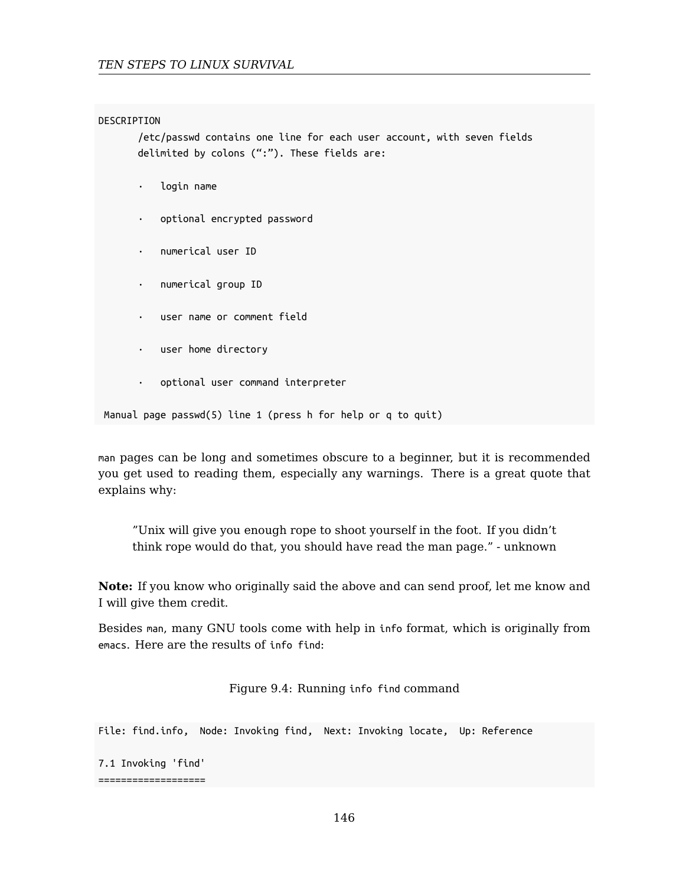```
DESCRIPTION
       /etc/passwd contains one line for each user account, with seven fields
       delimited by colons (“:”). These fields are:

       ·   login name

       ·   optional encrypted password

       ·   numerical user ID

       ·   numerical group ID

       ·   user name or comment field

       ·   user home directory

       ·   optional user command interpreter

 Manual page passwd(5) line 1 (press h for help or q to quit)
```

`man` pages can be long and sometimes obscure to a beginner, but it is recommended you get used to reading them, especially any warnings. There is a great quote that explains why:

> ”Unix will give you enough rope to shoot yourself in the foot. If you didn't think rope would do that, you should have read the man page.” - unknown

**Note:** If you know who originally said the above and can send proof, let me know and I will give them credit.

Besides `man`, many GNU tools come with help in `info` format, which is originally from `emacs`. Here are the results of `info find`:

Figure 9.4: Running `info find` command

```
File: find.info,  Node: Invoking find,  Next: Invoking locate,  Up: Reference

7.1 Invoking 'find'
===================
```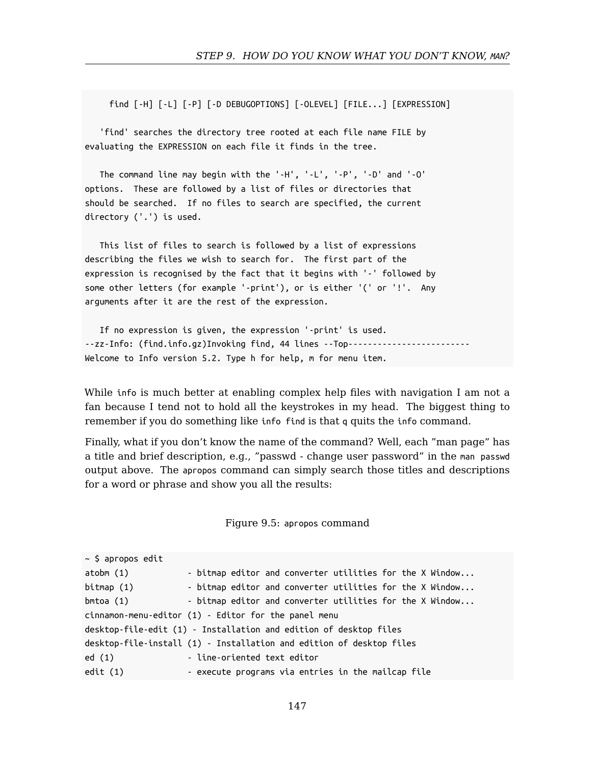```
     find [-H] [-L] [-P] [-D DEBUGOPTIONS] [-OLEVEL] [FILE...] [EXPRESSION]

   'find' searches the directory tree rooted at each file name FILE by
evaluating the EXPRESSION on each file it finds in the tree.

   The command line may begin with the '-H', '-L', '-P', '-D' and '-O'
options.  These are followed by a list of files or directories that
should be searched.  If no files to search are specified, the current
directory ('.') is used.

   This list of files to search is followed by a list of expressions
describing the files we wish to search for.  The first part of the
expression is recognised by the fact that it begins with '-' followed by
some other letters (for example '-print'), or is either '(' or '!'.  Any
arguments after it are the rest of the expression.

   If no expression is given, the expression '-print' is used.
--zz-Info: (find.info.gz)Invoking find, 44 lines --Top-------------------------
Welcome to Info version 5.2. Type h for help, m for menu item.
```

While `info` is much better at enabling complex help files with navigation I am not a fan because I tend not to hold all the keystrokes in my head. The biggest thing to remember if you do something like `info find` is that `q` quits the `info` command.

Finally, what if you don't know the name of the command? Well, each "man page" has a title and brief description, e.g., "passwd - change user password" in the `man passwd` output above. The `apropos` command can simply search those titles and descriptions for a word or phrase and show you all the results:

Figure 9.5: `apropos` command

```
~ $ apropos edit
atobm (1)            - bitmap editor and converter utilities for the X Window...
bitmap (1)           - bitmap editor and converter utilities for the X Window...
bmtoa (1)            - bitmap editor and converter utilities for the X Window...
cinnamon-menu-editor (1) - Editor for the panel menu
desktop-file-edit (1) - Installation and edition of desktop files
desktop-file-install (1) - Installation and edition of desktop files
ed (1)               - line-oriented text editor
edit (1)             - execute programs via entries in the mailcap file
```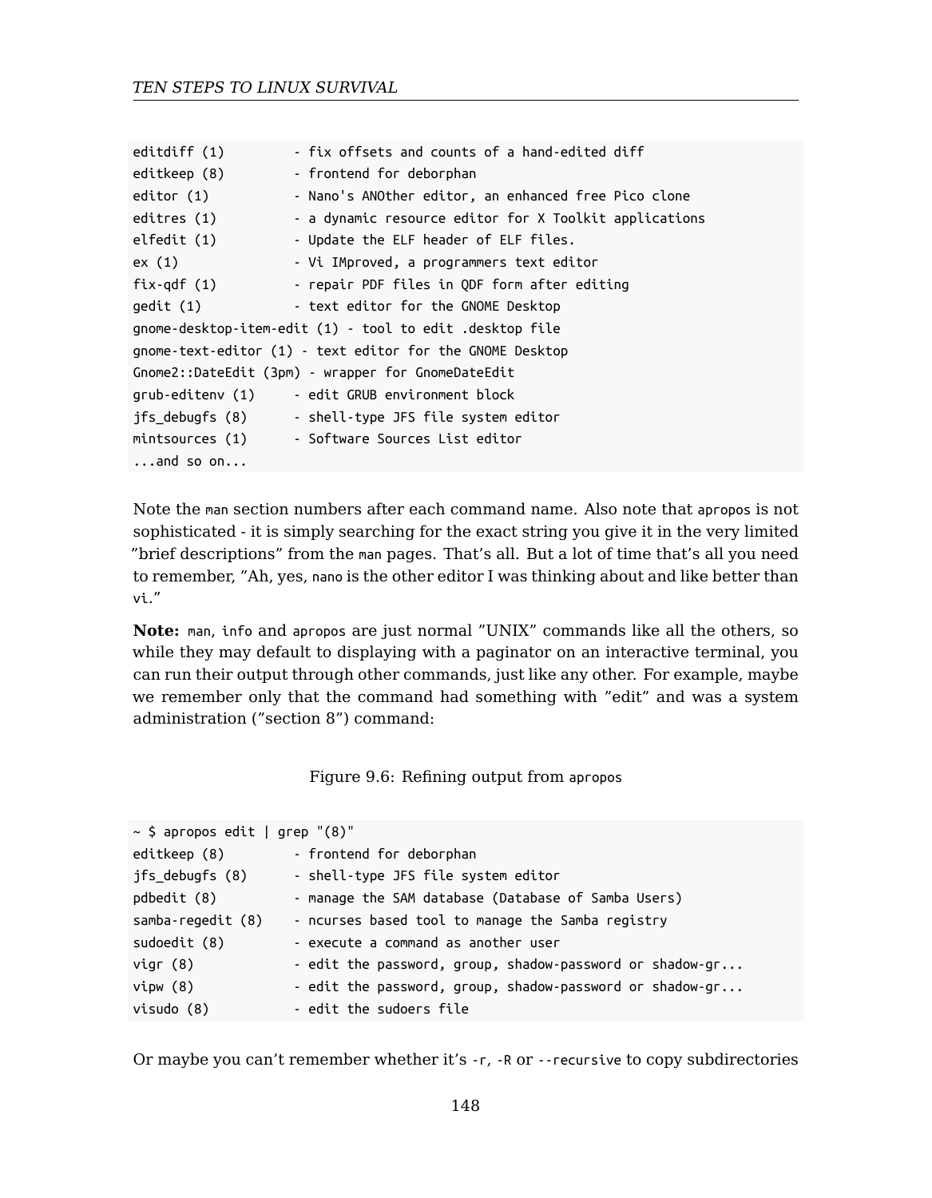```
editdiff (1)         - fix offsets and counts of a hand-edited diff
editkeep (8)         - frontend for deborphan
editor (1)           - Nano's ANOther editor, an enhanced free Pico clone
editres (1)          - a dynamic resource editor for X Toolkit applications
elfedit (1)          - Update the ELF header of ELF files.
ex (1)               - Vi IMproved, a programmers text editor
fix-qdf (1)          - repair PDF files in QDF form after editing
gedit (1)            - text editor for the GNOME Desktop
gnome-desktop-item-edit (1) - tool to edit .desktop file
gnome-text-editor (1) - text editor for the GNOME Desktop
Gnome2::DateEdit (3pm) - wrapper for GnomeDateEdit
grub-editenv (1)     - edit GRUB environment block
jfs_debugfs (8)      - shell-type JFS file system editor
mintsources (1)      - Software Sources List editor
...and so on...
```

Note the `man` section numbers after each command name. Also note that `apropos` is not sophisticated - it is simply searching for the exact string you give it in the very limited "brief descriptions" from the `man` pages. That's all. But a lot of time that's all you need to remember, "Ah, yes, `nano` is the other editor I was thinking about and like better than `vi`."

**Note:** `man`, `info` and `apropos` are just normal "UNIX" commands like all the others, so while they may default to displaying with a paginator on an interactive terminal, you can run their output through other commands, just like any other. For example, maybe we remember only that the command had something with "edit" and was a system administration ("section 8") command:

Figure 9.6: Refining output from `apropos`

```
~ $ apropos edit | grep "(8)"
editkeep (8)         - frontend for deborphan
jfs_debugfs (8)      - shell-type JFS file system editor
pdbedit (8)          - manage the SAM database (Database of Samba Users)
samba-regedit (8)    - ncurses based tool to manage the Samba registry
sudoedit (8)         - execute a command as another user
vigr (8)             - edit the password, group, shadow-password or shadow-gr...
vipw (8)             - edit the password, group, shadow-password or shadow-gr...
visudo (8)           - edit the sudoers file
```

Or maybe you can't remember whether it's `-r`, `-R` or `--recursive` to copy subdirectories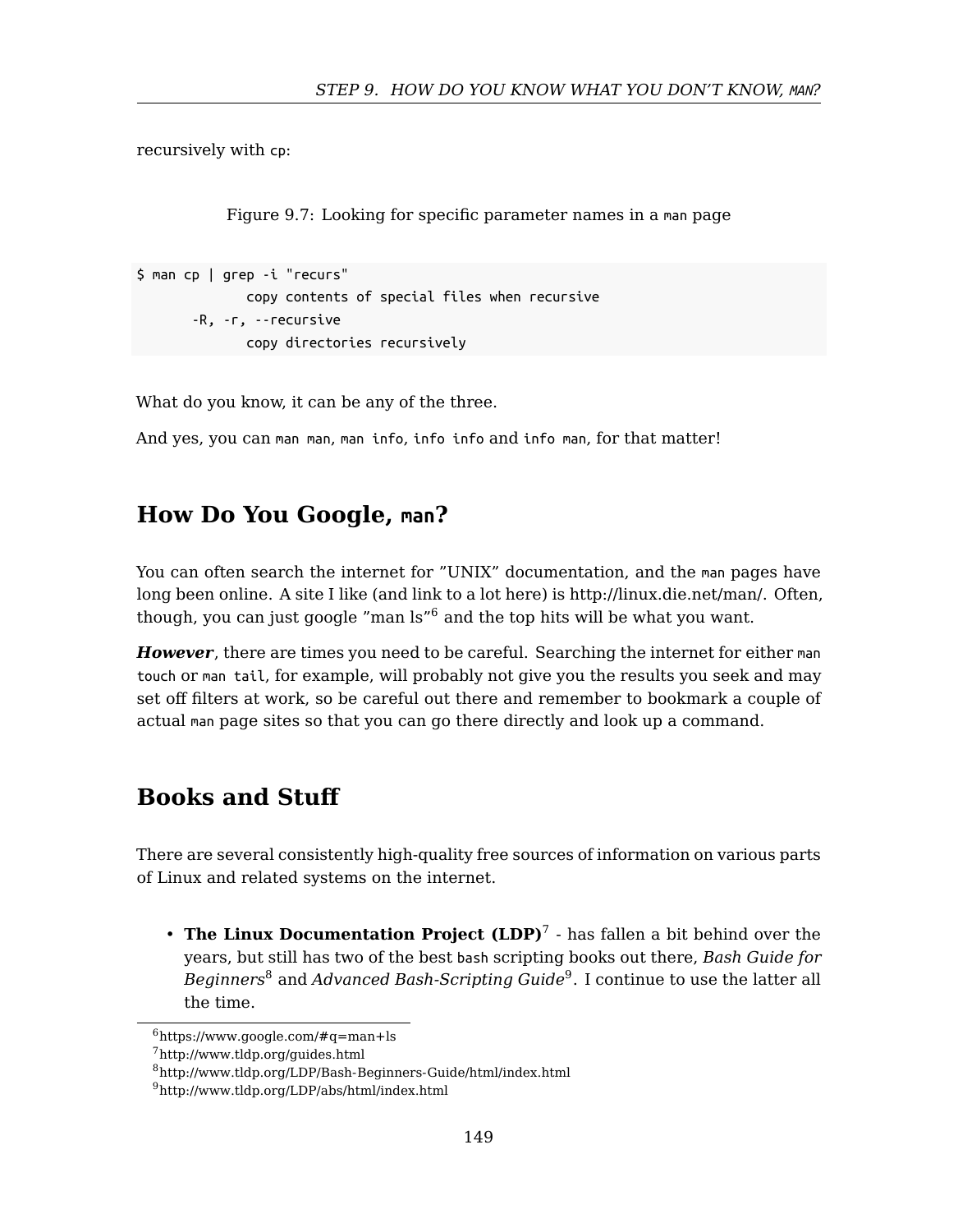recursively with `cp`:

Figure 9.7: Looking for specific parameter names in a `man` page

```
$ man cp | grep -i "recurs"
              copy contents of special files when recursive
       -R, -r, --recursive
              copy directories recursively
```

What do you know, it can be any of the three.

And yes, you can `man man`, `man info`, `info info` and `info man`, for that matter!

## How Do You Google, `man`?

You can often search the internet for "UNIX" documentation, and the `man` pages have long been online. A site I like (and link to a lot here) is http://linux.die.net/man/. Often, though, you can just google "man ls"[6] and the top hits will be what you want.

***However***, there are times you need to be careful. Searching the internet for either `man touch` or `man tail`, for example, will probably not give you the results you seek and may set off filters at work, so be careful out there and remember to bookmark a couple of actual `man` page sites so that you can go there directly and look up a command.

## Books and Stuff

There are several consistently high-quality free sources of information on various parts of Linux and related systems on the internet.

- **The Linux Documentation Project (LDP)**[7] - has fallen a bit behind over the years, but still has two of the best `bash` scripting books out there, *Bash Guide for Beginners*[8] and *Advanced Bash-Scripting Guide*[9]. I continue to use the latter all the time.

[6] https://www.google.com/#q=man+ls

[7] http://www.tldp.org/guides.html

[8] http://www.tldp.org/LDP/Bash-Beginners-Guide/html/index.html

[9] http://www.tldp.org/LDP/abs/html/index.html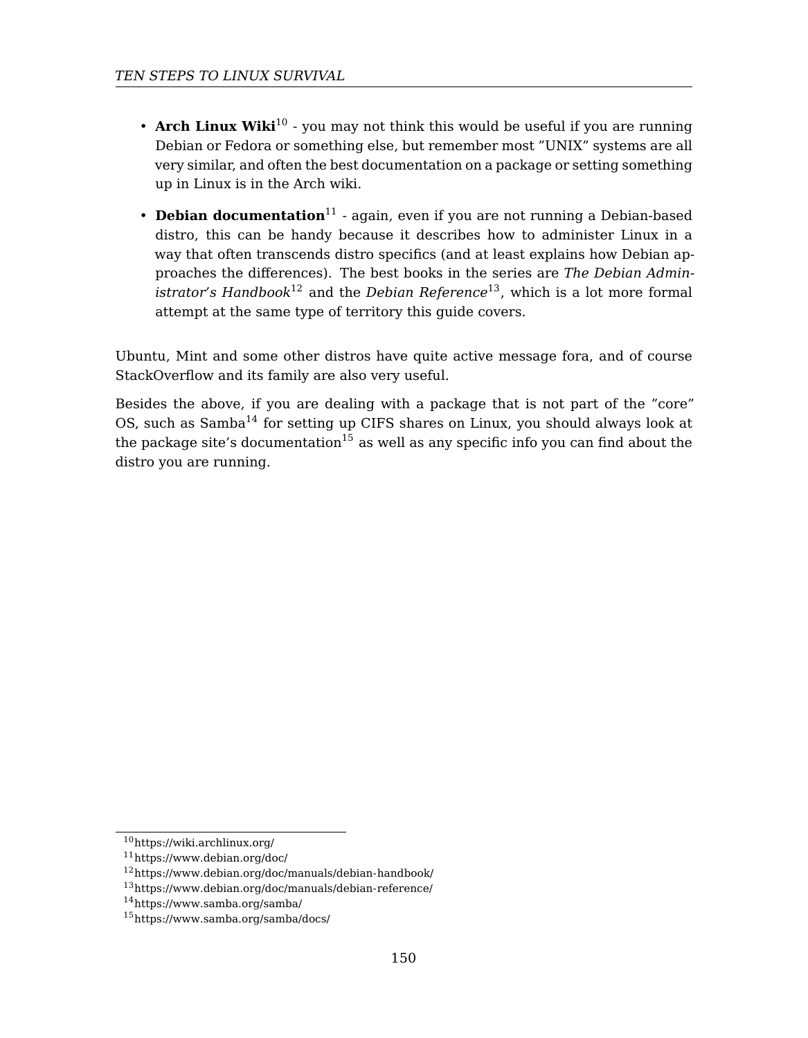- **Arch Linux Wiki**[10] - you may not think this would be useful if you are running Debian or Fedora or something else, but remember most "UNIX" systems are all very similar, and often the best documentation on a package or setting something up in Linux is in the Arch wiki.
- **Debian documentation**[11] - again, even if you are not running a Debian-based distro, this can be handy because it describes how to administer Linux in a way that often transcends distro specifics (and at least explains how Debian approaches the differences). The best books in the series are *The Debian Administrator's Handbook*[12] and the *Debian Reference*[13], which is a lot more formal attempt at the same type of territory this guide covers.

Ubuntu, Mint and some other distros have quite active message fora, and of course StackOverflow and its family are also very useful.

Besides the above, if you are dealing with a package that is not part of the "core" OS, such as Samba[14] for setting up CIFS shares on Linux, you should always look at the package site's documentation[15] as well as any specific info you can find about the distro you are running.

[10] https://wiki.archlinux.org/
[11] https://www.debian.org/doc/
[12] https://www.debian.org/doc/manuals/debian-handbook/
[13] https://www.debian.org/doc/manuals/debian-reference/
[14] https://www.samba.org/samba/
[15] https://www.samba.org/samba/docs/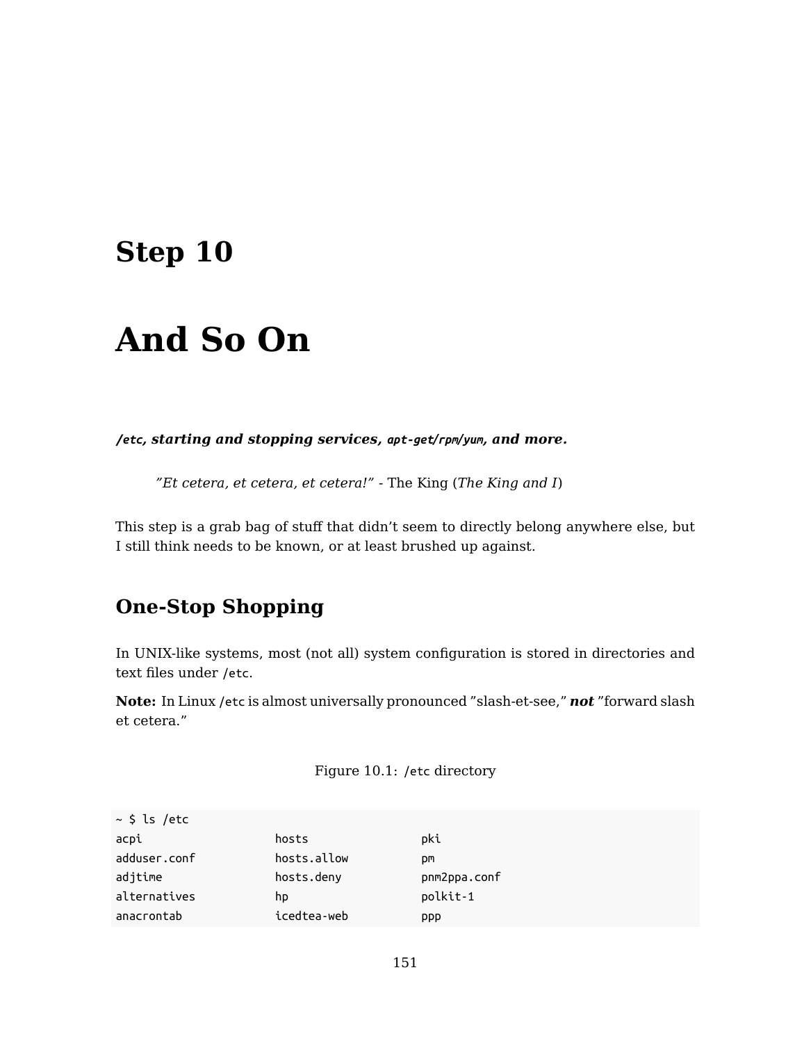# Step 10

# And So On

***`/etc`*, starting and stopping services, *`apt-get`*/*`rpm`*/*`yum`*, and more.**

> *"Et cetera, et cetera, et cetera!"* - The King (*The King and I*)

This step is a grab bag of stuff that didn't seem to directly belong anywhere else, but I still think needs to be known, or at least brushed up against.

## One-Stop Shopping

In UNIX-like systems, most (not all) system configuration is stored in directories and text files under `/etc`.

**Note:** In Linux `/etc` is almost universally pronounced "slash-et-see," ***not*** "forward slash et cetera."

Figure 10.1: `/etc` directory

```
~ $ ls /etc
acpi                 hosts               pki
adduser.conf         hosts.allow         pm
adjtime              hosts.deny          pnm2ppa.conf
alternatives         hp                  polkit-1
anacrontab           icedtea-web         ppp
```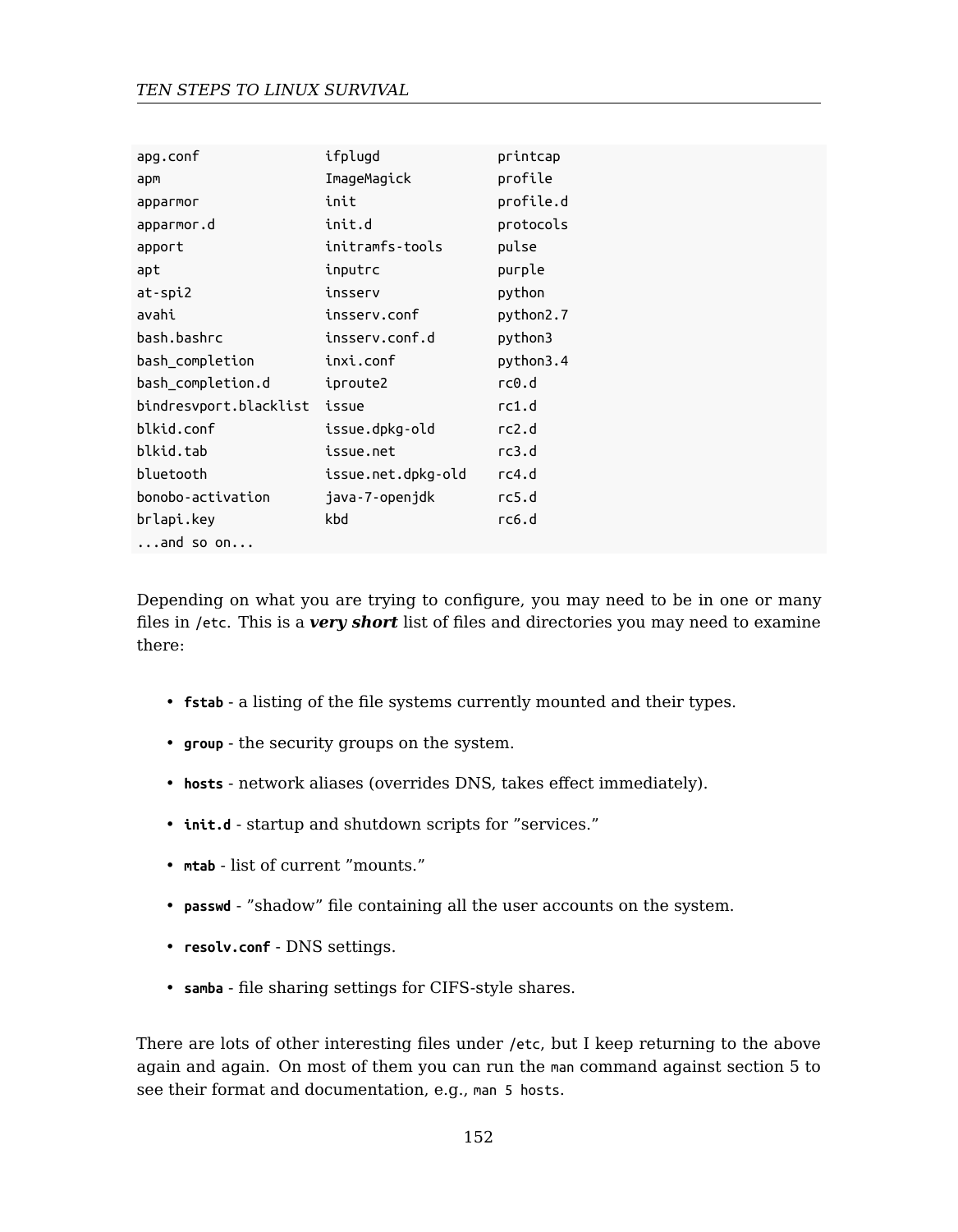```
apg.conf               ifplugd            printcap
apm                    ImageMagick        profile
apparmor               init               profile.d
apparmor.d             init.d             protocols
apport                 initramfs-tools    pulse
apt                    inputrc            purple
at-spi2                insserv            python
avahi                  insserv.conf       python2.7
bash.bashrc            insserv.conf.d     python3
bash_completion        inxi.conf          python3.4
bash_completion.d      iproute2           rc0.d
bindresvport.blacklist issue              rc1.d
blkid.conf             issue.dpkg-old     rc2.d
blkid.tab              issue.net          rc3.d
bluetooth              issue.net.dpkg-old rc4.d
bonobo-activation      java-7-openjdk     rc5.d
brlapi.key             kbd                rc6.d
...and so on...
```

Depending on what you are trying to configure, you may need to be in one or many files in `/etc`. This is a ***very short*** list of files and directories you may need to examine there:

- **`fstab`** - a listing of the file systems currently mounted and their types.
- **`group`** - the security groups on the system.
- **`hosts`** - network aliases (overrides DNS, takes effect immediately).
- **`init.d`** - startup and shutdown scripts for "services."
- **`mtab`** - list of current "mounts."
- **`passwd`** - "shadow" file containing all the user accounts on the system.
- **`resolv.conf`** - DNS settings.
- **`samba`** - file sharing settings for CIFS-style shares.

There are lots of other interesting files under `/etc`, but I keep returning to the above again and again. On most of them you can run the `man` command against section 5 to see their format and documentation, e.g., `man 5 hosts`.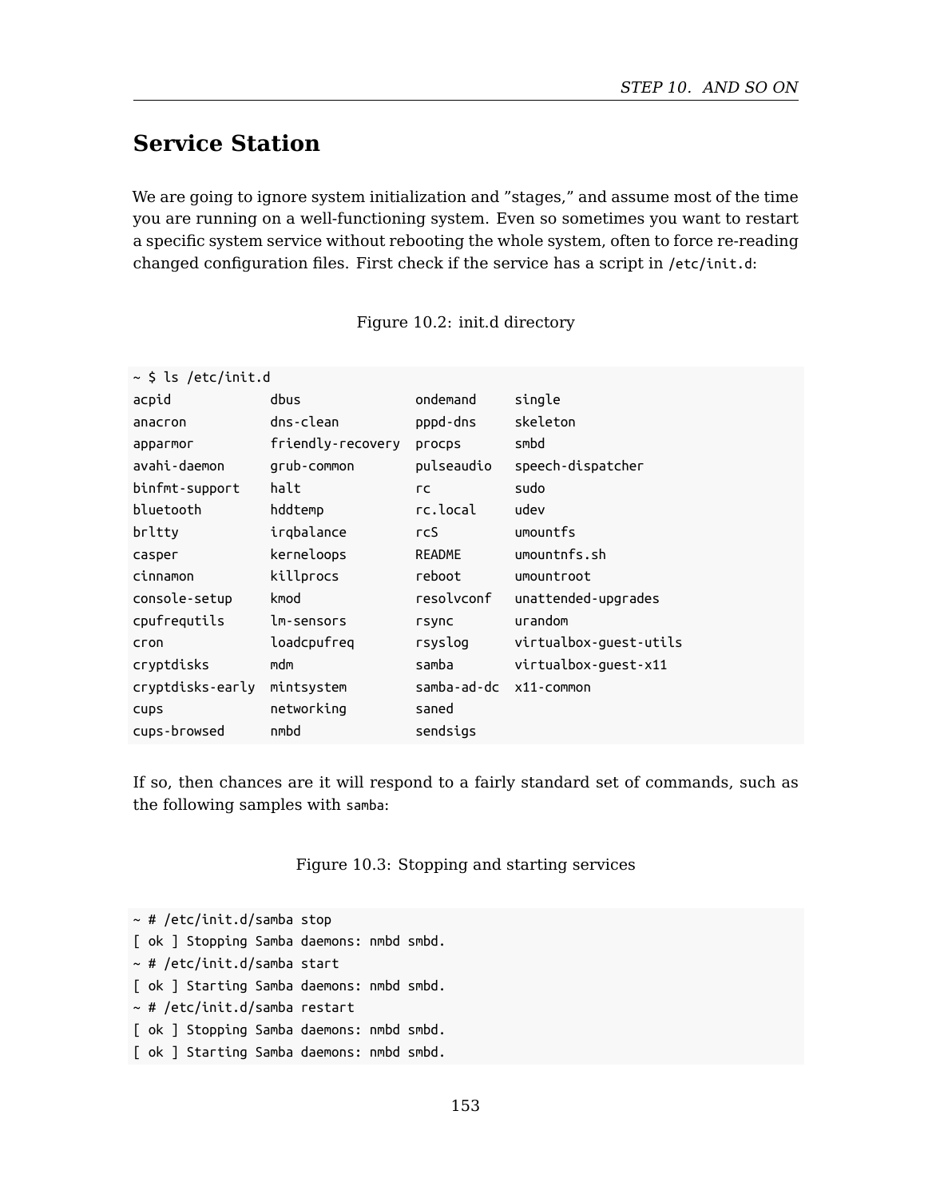## Service Station

We are going to ignore system initialization and "stages," and assume most of the time you are running on a well-functioning system. Even so sometimes you want to restart a specific system service without rebooting the whole system, often to force re-reading changed configuration files. First check if the service has a script in `/etc/init.d`:

Figure 10.2: init.d directory

```
~ $ ls /etc/init.d
acpid            dbus              ondemand     single
anacron          dns-clean         pppd-dns     skeleton
apparmor         friendly-recovery procps       smbd
avahi-daemon     grub-common       pulseaudio   speech-dispatcher
binfmt-support   halt              rc           sudo
bluetooth        hddtemp           rc.local     udev
brltty           irqbalance        rcS          umountfs
casper           kerneloops        README       umountnfs.sh
cinnamon         killprocs         reboot       umountroot
console-setup    kmod              resolvconf   unattended-upgrades
cpufrequtils     lm-sensors        rsync        urandom
cron             loadcpufreq       rsyslog      virtualbox-guest-utils
cryptdisks       mdm               samba        virtualbox-guest-x11
cryptdisks-early mintsystem        samba-ad-dc  x11-common
cups             networking        saned
cups-browsed     nmbd              sendsigs
```

If so, then chances are it will respond to a fairly standard set of commands, such as the following samples with `samba`:

Figure 10.3: Stopping and starting services

```
~ # /etc/init.d/samba stop
[ ok ] Stopping Samba daemons: nmbd smbd.
~ # /etc/init.d/samba start
[ ok ] Starting Samba daemons: nmbd smbd.
~ # /etc/init.d/samba restart
[ ok ] Stopping Samba daemons: nmbd smbd.
[ ok ] Starting Samba daemons: nmbd smbd.
```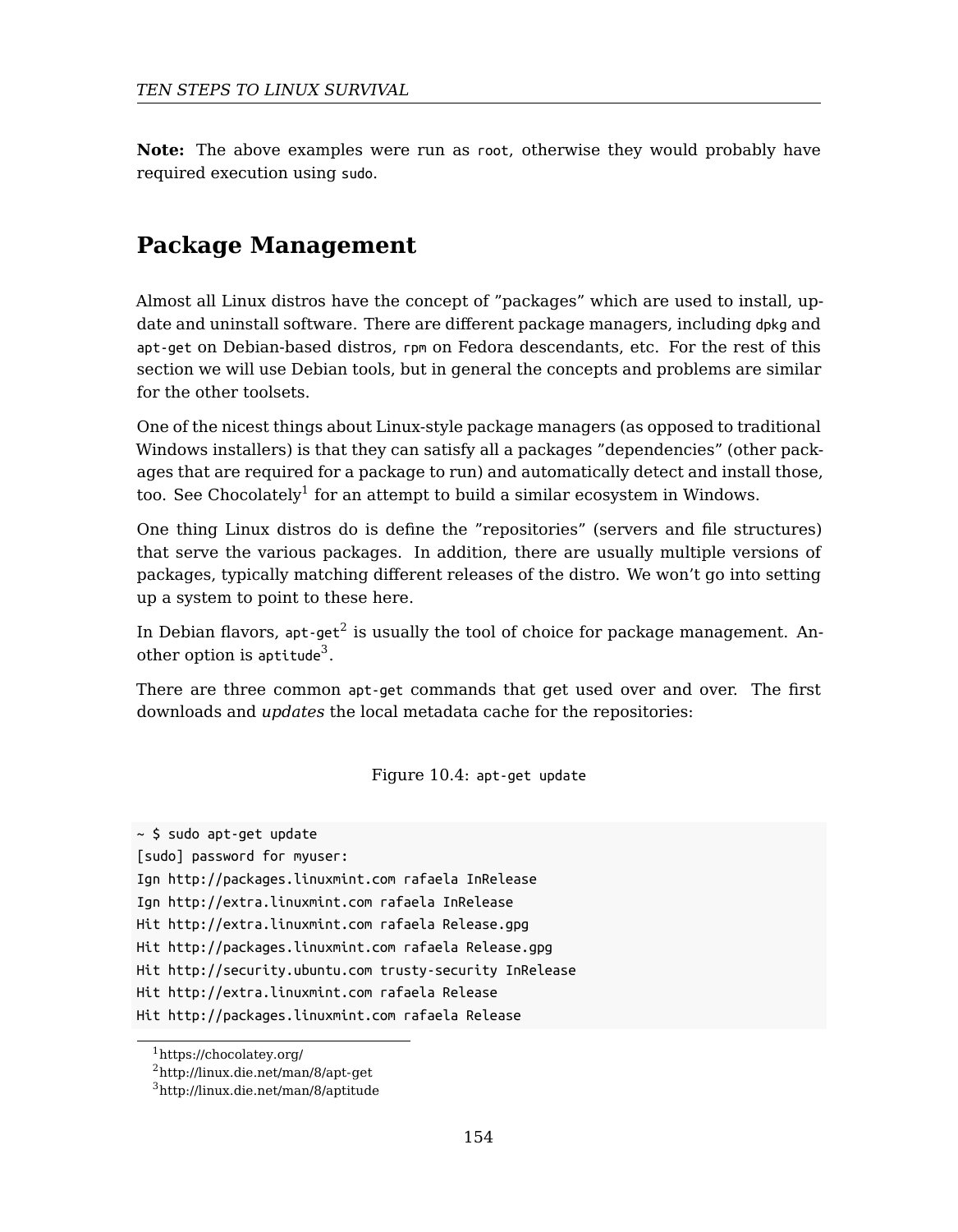**Note:** The above examples were run as `root`, otherwise they would probably have required execution using `sudo`.

## Package Management

Almost all Linux distros have the concept of ”packages” which are used to install, update and uninstall software. There are different package managers, including `dpkg` and `apt-get` on Debian-based distros, `rpm` on Fedora descendants, etc. For the rest of this section we will use Debian tools, but in general the concepts and problems are similar for the other toolsets.

One of the nicest things about Linux-style package managers (as opposed to traditional Windows installers) is that they can satisfy all a packages ”dependencies” (other packages that are required for a package to run) and automatically detect and install those, too. See Chocolately[1] for an attempt to build a similar ecosystem in Windows.

One thing Linux distros do is define the ”repositories” (servers and file structures) that serve the various packages. In addition, there are usually multiple versions of packages, typically matching different releases of the distro. We won't go into setting up a system to point to these here.

In Debian flavors, `apt-get`[2] is usually the tool of choice for package management. Another option is `aptitude`[3].

There are three common `apt-get` commands that get used over and over. The first downloads and *updates* the local metadata cache for the repositories:

Figure 10.4: `apt-get update`

```
~ $ sudo apt-get update
[sudo] password for myuser:
Ign http://packages.linuxmint.com rafaela InRelease
Ign http://extra.linuxmint.com rafaela InRelease
Hit http://extra.linuxmint.com rafaela Release.gpg
Hit http://packages.linuxmint.com rafaela Release.gpg
Hit http://security.ubuntu.com trusty-security InRelease
Hit http://extra.linuxmint.com rafaela Release
Hit http://packages.linuxmint.com rafaela Release
```

[1] https://chocolatey.org/

[2] http://linux.die.net/man/8/apt-get

[3] http://linux.die.net/man/8/aptitude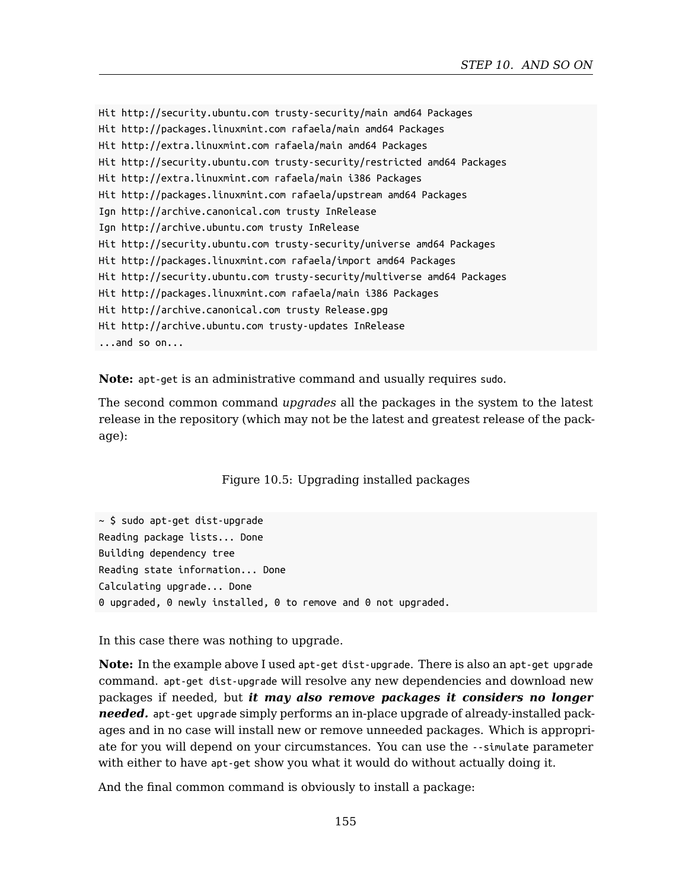```
Hit http://security.ubuntu.com trusty-security/main amd64 Packages
Hit http://packages.linuxmint.com rafaela/main amd64 Packages
Hit http://extra.linuxmint.com rafaela/main amd64 Packages
Hit http://security.ubuntu.com trusty-security/restricted amd64 Packages
Hit http://extra.linuxmint.com rafaela/main i386 Packages
Hit http://packages.linuxmint.com rafaela/upstream amd64 Packages
Ign http://archive.canonical.com trusty InRelease
Ign http://archive.ubuntu.com trusty InRelease
Hit http://security.ubuntu.com trusty-security/universe amd64 Packages
Hit http://packages.linuxmint.com rafaela/import amd64 Packages
Hit http://security.ubuntu.com trusty-security/multiverse amd64 Packages
Hit http://packages.linuxmint.com rafaela/main i386 Packages
Hit http://archive.canonical.com trusty Release.gpg
Hit http://archive.ubuntu.com trusty-updates InRelease
...and so on...
```

**Note:** `apt-get` is an administrative command and usually requires `sudo`.

The second common command *upgrades* all the packages in the system to the latest release in the repository (which may not be the latest and greatest release of the package):

Figure 10.5: Upgrading installed packages

```
~ $ sudo apt-get dist-upgrade
Reading package lists... Done
Building dependency tree
Reading state information... Done
Calculating upgrade... Done
0 upgraded, 0 newly installed, 0 to remove and 0 not upgraded.
```

In this case there was nothing to upgrade.

**Note:** In the example above I used `apt-get dist-upgrade`. There is also an `apt-get upgrade` command. `apt-get dist-upgrade` will resolve any new dependencies and download new packages if needed, but ***it may also remove packages it considers no longer needed.*** `apt-get upgrade` simply performs an in-place upgrade of already-installed packages and in no case will install new or remove unneeded packages. Which is appropriate for you will depend on your circumstances. You can use the `--simulate` parameter with either to have `apt-get` show you what it would do without actually doing it.

And the final common command is obviously to install a package: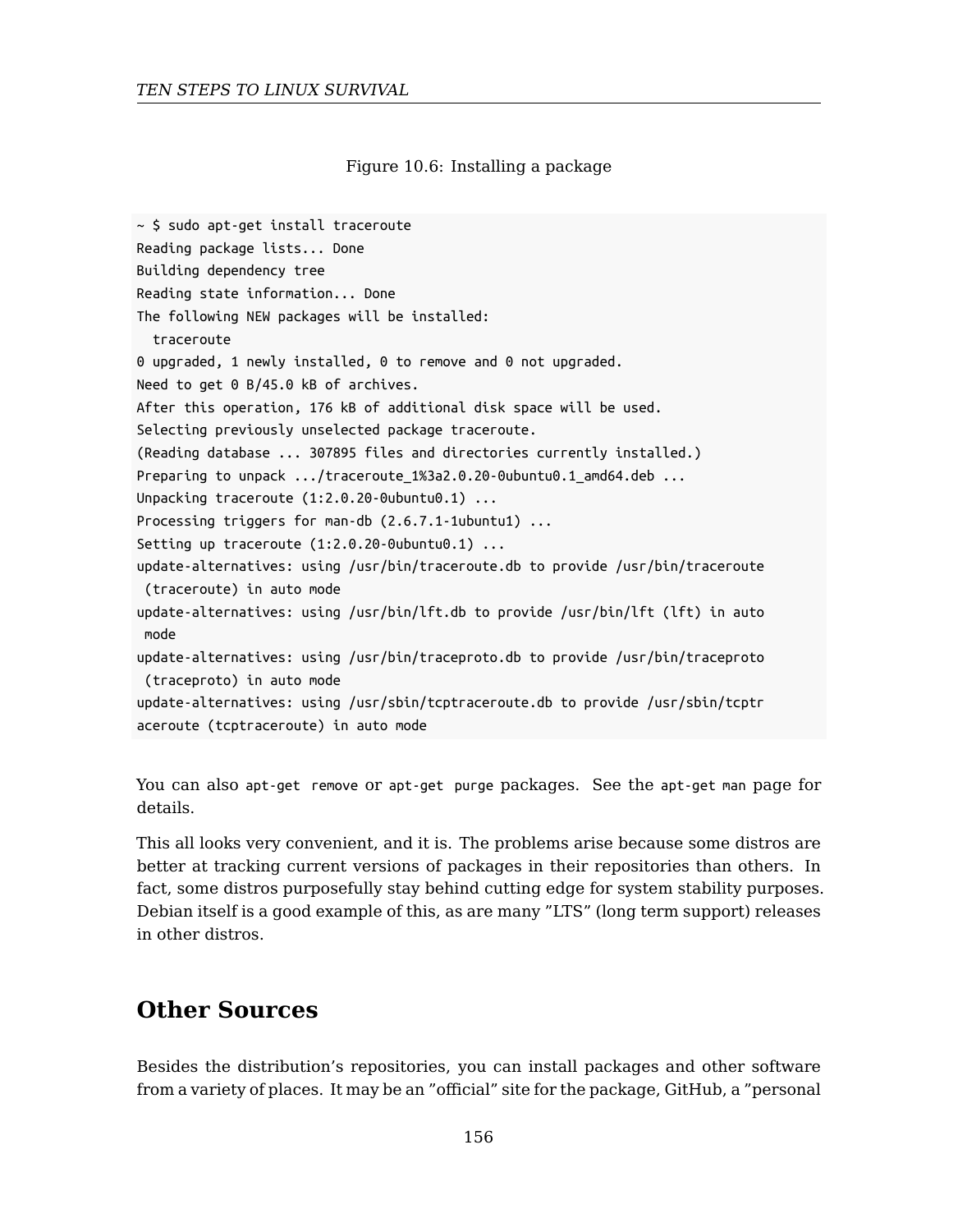Figure 10.6: Installing a package

```
~ $ sudo apt-get install traceroute
Reading package lists... Done
Building dependency tree
Reading state information... Done
The following NEW packages will be installed:
  traceroute
0 upgraded, 1 newly installed, 0 to remove and 0 not upgraded.
Need to get 0 B/45.0 kB of archives.
After this operation, 176 kB of additional disk space will be used.
Selecting previously unselected package traceroute.
(Reading database ... 307895 files and directories currently installed.)
Preparing to unpack .../traceroute_1%3a2.0.20-0ubuntu0.1_amd64.deb ...
Unpacking traceroute (1:2.0.20-0ubuntu0.1) ...
Processing triggers for man-db (2.6.7.1-1ubuntu1) ...
Setting up traceroute (1:2.0.20-0ubuntu0.1) ...
update-alternatives: using /usr/bin/traceroute.db to provide /usr/bin/traceroute
 (traceroute) in auto mode
update-alternatives: using /usr/bin/lft.db to provide /usr/bin/lft (lft) in auto
 mode
update-alternatives: using /usr/bin/traceproto.db to provide /usr/bin/traceproto
 (traceproto) in auto mode
update-alternatives: using /usr/sbin/tcptraceroute.db to provide /usr/sbin/tcptr
aceroute (tcptraceroute) in auto mode
```

You can also `apt-get remove` or `apt-get purge` packages. See the `apt-get man` page for details.

This all looks very convenient, and it is. The problems arise because some distros are better at tracking current versions of packages in their repositories than others. In fact, some distros purposefully stay behind cutting edge for system stability purposes. Debian itself is a good example of this, as are many "LTS" (long term support) releases in other distros.

## Other Sources

Besides the distribution's repositories, you can install packages and other software from a variety of places. It may be an "official" site for the package, GitHub, a "personal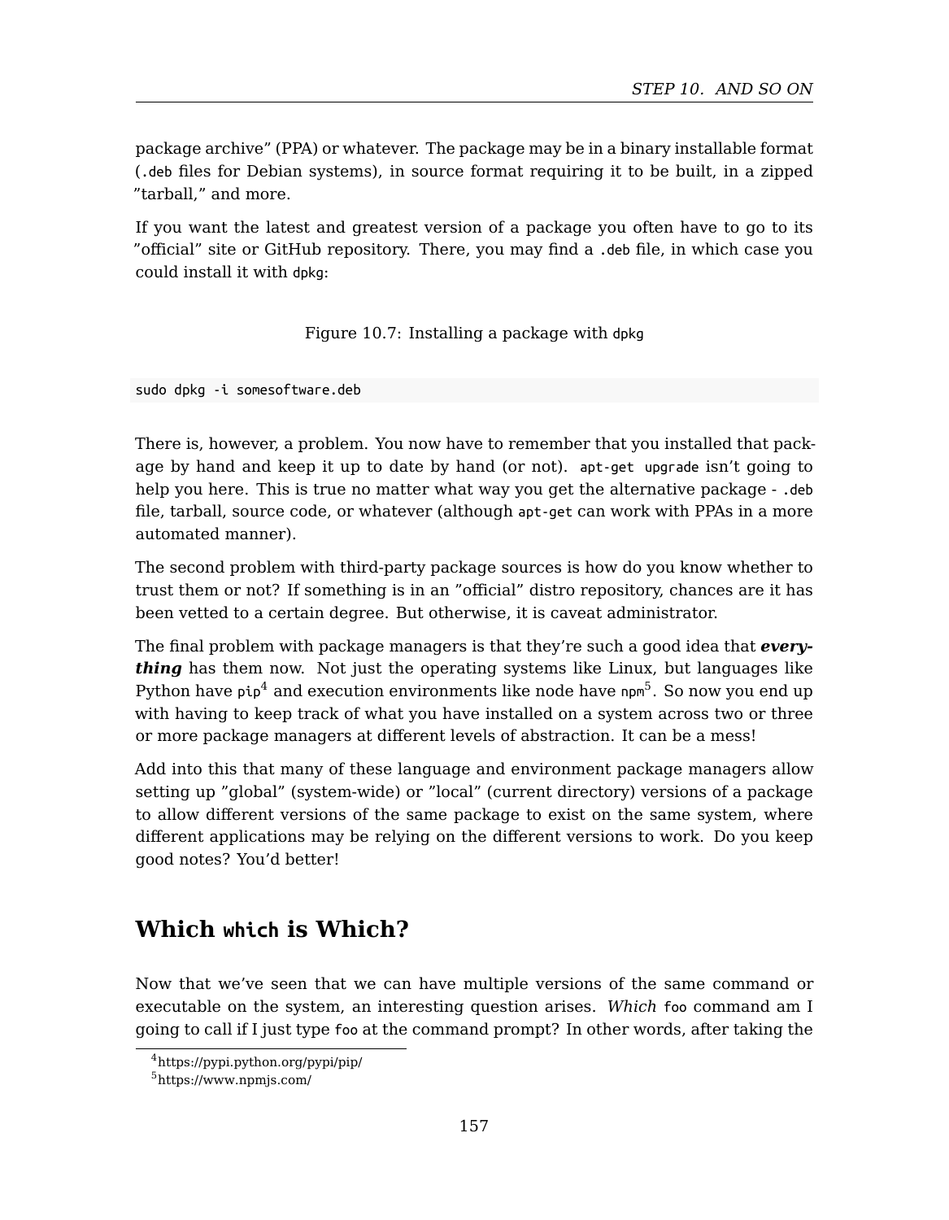package archive" (PPA) or whatever. The package may be in a binary installable format (`.deb` files for Debian systems), in source format requiring it to be built, in a zipped "tarball," and more.

If you want the latest and greatest version of a package you often have to go to its "official" site or GitHub repository. There, you may find a `.deb` file, in which case you could install it with `dpkg`:

Figure 10.7: Installing a package with `dpkg`

```
sudo dpkg -i somesoftware.deb
```

There is, however, a problem. You now have to remember that you installed that package by hand and keep it up to date by hand (or not). `apt-get upgrade` isn't going to help you here. This is true no matter what way you get the alternative package - `.deb` file, tarball, source code, or whatever (although `apt-get` can work with PPAs in a more automated manner).

The second problem with third-party package sources is how do you know whether to trust them or not? If something is in an "official" distro repository, chances are it has been vetted to a certain degree. But otherwise, it is caveat administrator.

The final problem with package managers is that they're such a good idea that ***everything*** has them now. Not just the operating systems like Linux, but languages like Python have `pip`[4] and execution environments like node have `npm`[5]. So now you end up with having to keep track of what you have installed on a system across two or three or more package managers at different levels of abstraction. It can be a mess!

Add into this that many of these language and environment package managers allow setting up "global" (system-wide) or "local" (current directory) versions of a package to allow different versions of the same package to exist on the same system, where different applications may be relying on the different versions to work. Do you keep good notes? You'd better!

## Which `which` is Which?

Now that we've seen that we can have multiple versions of the same command or executable on the system, an interesting question arises. *Which* `foo` command am I going to call if I just type `foo` at the command prompt? In other words, after taking the

[4] https://pypi.python.org/pypi/pip/

[5] https://www.npmjs.com/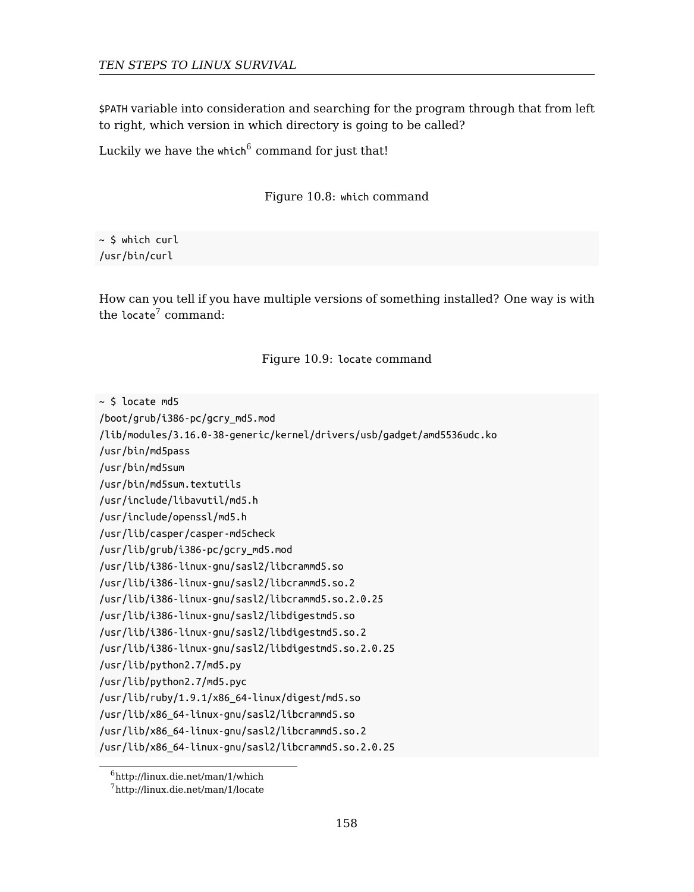`$PATH` variable into consideration and searching for the program through that from left to right, which version in which directory is going to be called?

Luckily we have the `which`[6] command for just that!

Figure 10.8: `which` command

```
~ $ which curl
/usr/bin/curl
```

How can you tell if you have multiple versions of something installed? One way is with the `locate`[7] command:

Figure 10.9: `locate` command

```
~ $ locate md5
/boot/grub/i386-pc/gcry_md5.mod
/lib/modules/3.16.0-38-generic/kernel/drivers/usb/gadget/amd5536udc.ko
/usr/bin/md5pass
/usr/bin/md5sum
/usr/bin/md5sum.textutils
/usr/include/libavutil/md5.h
/usr/include/openssl/md5.h
/usr/lib/casper/casper-md5check
/usr/lib/grub/i386-pc/gcry_md5.mod
/usr/lib/i386-linux-gnu/sasl2/libcrammd5.so
/usr/lib/i386-linux-gnu/sasl2/libcrammd5.so.2
/usr/lib/i386-linux-gnu/sasl2/libcrammd5.so.2.0.25
/usr/lib/i386-linux-gnu/sasl2/libdigestmd5.so
/usr/lib/i386-linux-gnu/sasl2/libdigestmd5.so.2
/usr/lib/i386-linux-gnu/sasl2/libdigestmd5.so.2.0.25
/usr/lib/python2.7/md5.py
/usr/lib/python2.7/md5.pyc
/usr/lib/ruby/1.9.1/x86_64-linux/digest/md5.so
/usr/lib/x86_64-linux-gnu/sasl2/libcrammd5.so
/usr/lib/x86_64-linux-gnu/sasl2/libcrammd5.so.2
/usr/lib/x86_64-linux-gnu/sasl2/libcrammd5.so.2.0.25
```

[6] http://linux.die.net/man/1/which

[7] http://linux.die.net/man/1/locate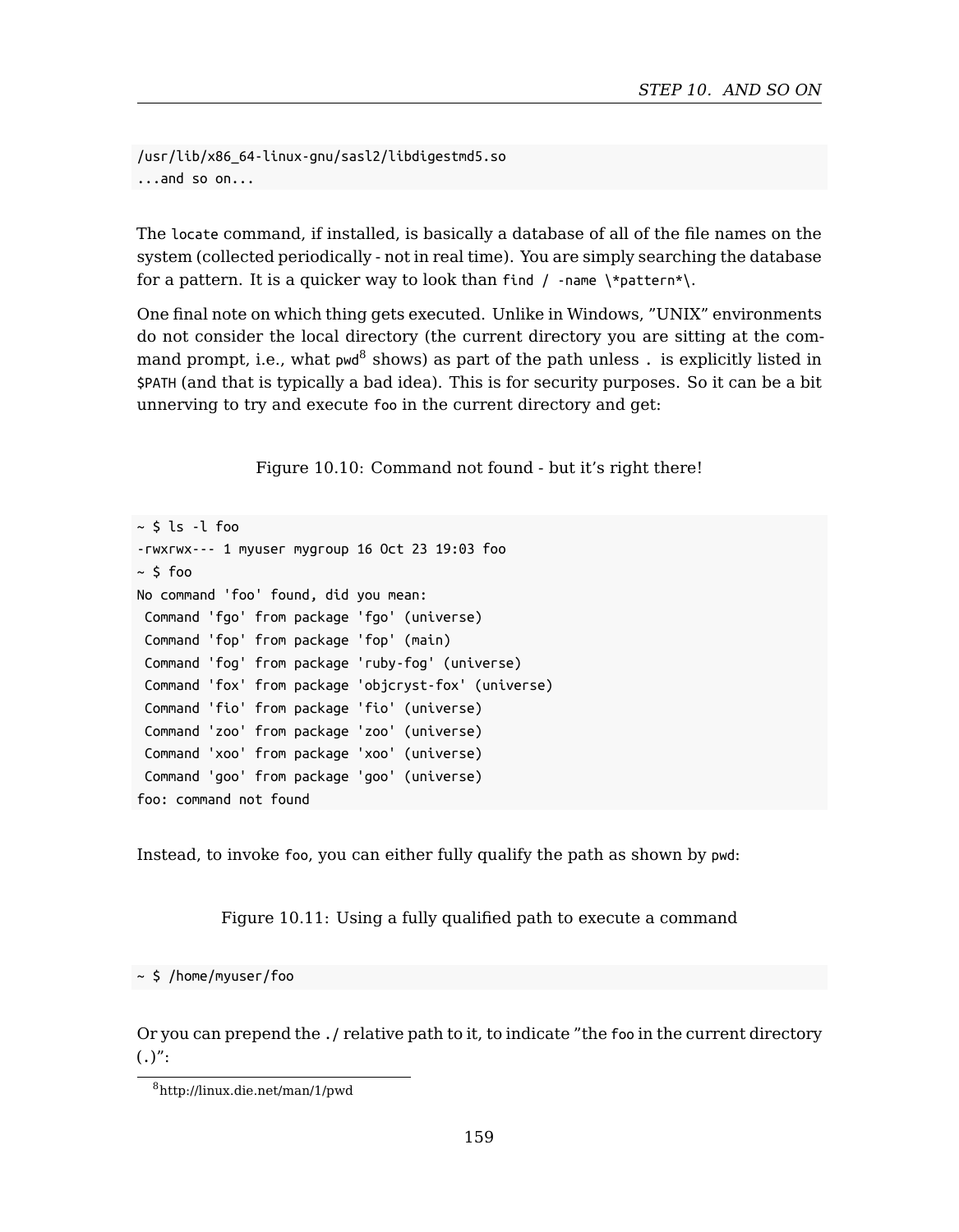```
/usr/lib/x86_64-linux-gnu/sasl2/libdigestmd5.so
...and so on...
```

The `locate` command, if installed, is basically a database of all of the file names on the system (collected periodically - not in real time). You are simply searching the database for a pattern. It is a quicker way to look than `find / -name \*pattern*\`.

One final note on which thing gets executed. Unlike in Windows, "UNIX" environments do not consider the local directory (the current directory you are sitting at the command prompt, i.e., what `pwd`[8] shows) as part of the path unless `.` is explicitly listed in `$PATH` (and that is typically a bad idea). This is for security purposes. So it can be a bit unnerving to try and execute `foo` in the current directory and get:

Figure 10.10: Command not found - but it's right there!

```
~ $ ls -l foo
-rwxrwx--- 1 myuser mygroup 16 Oct 23 19:03 foo
~ $ foo
No command 'foo' found, did you mean:
 Command 'fgo' from package 'fgo' (universe)
 Command 'fop' from package 'fop' (main)
 Command 'fog' from package 'ruby-fog' (universe)
 Command 'fox' from package 'objcryst-fox' (universe)
 Command 'fio' from package 'fio' (universe)
 Command 'zoo' from package 'zoo' (universe)
 Command 'xoo' from package 'xoo' (universe)
 Command 'goo' from package 'goo' (universe)
foo: command not found
```

Instead, to invoke `foo`, you can either fully qualify the path as shown by `pwd`:

Figure 10.11: Using a fully qualified path to execute a command

```
~ $ /home/myuser/foo
```

Or you can prepend the `./` relative path to it, to indicate "the `foo` in the current directory (.)":

[8] http://linux.die.net/man/1/pwd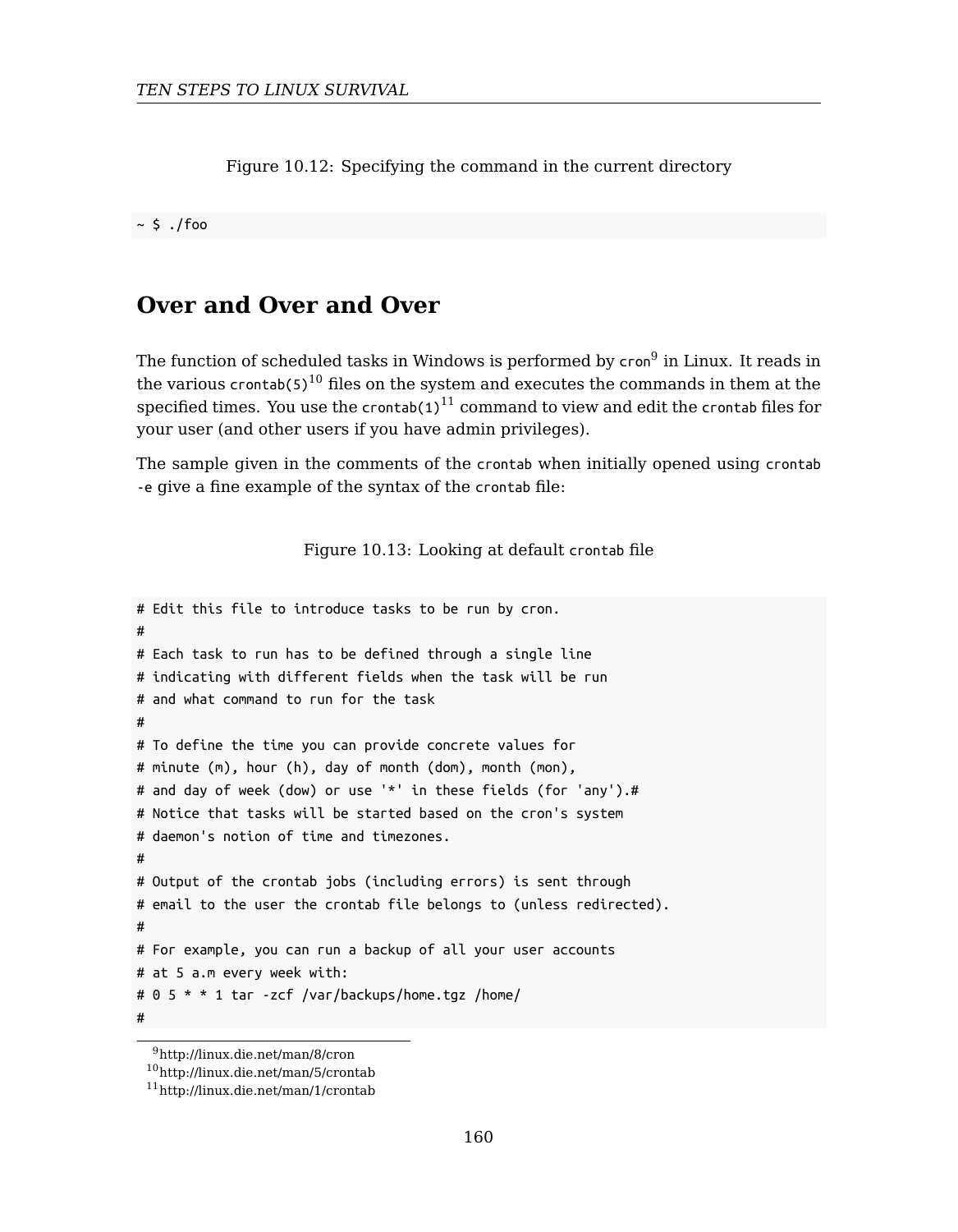Figure 10.12: Specifying the command in the current directory

```
~ $ ./foo
```

## Over and Over and Over

The function of scheduled tasks in Windows is performed by `cron`[9] in Linux. It reads in the various `crontab(5)`[10] files on the system and executes the commands in them at the specified times. You use the `crontab(1)`[11] command to view and edit the `crontab` files for your user (and other users if you have admin privileges).

The sample given in the comments of the `crontab` when initially opened using `crontab -e` give a fine example of the syntax of the `crontab` file:

Figure 10.13: Looking at default `crontab` file

```
# Edit this file to introduce tasks to be run by cron.
#
# Each task to run has to be defined through a single line
# indicating with different fields when the task will be run
# and what command to run for the task
#
# To define the time you can provide concrete values for
# minute (m), hour (h), day of month (dom), month (mon),
# and day of week (dow) or use '*' in these fields (for 'any').#
# Notice that tasks will be started based on the cron's system
# daemon's notion of time and timezones.
#
# Output of the crontab jobs (including errors) is sent through
# email to the user the crontab file belongs to (unless redirected).
#
# For example, you can run a backup of all your user accounts
# at 5 a.m every week with:
# 0 5 * * 1 tar -zcf /var/backups/home.tgz /home/
#
```

[9] http://linux.die.net/man/8/cron

[10] http://linux.die.net/man/5/crontab

[11] http://linux.die.net/man/1/crontab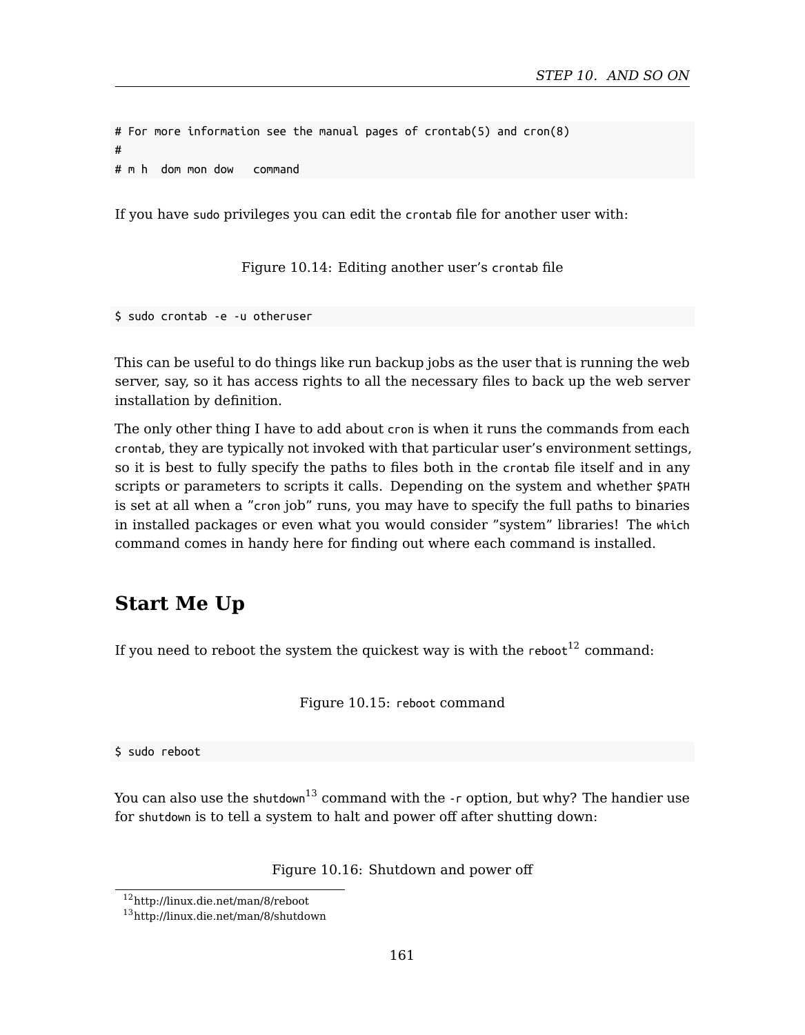```
# For more information see the manual pages of crontab(5) and cron(8)
#
# m h  dom mon dow   command
```

If you have `sudo` privileges you can edit the `crontab` file for another user with:

Figure 10.14: Editing another user's `crontab` file

```
$ sudo crontab -e -u otheruser
```

This can be useful to do things like run backup jobs as the user that is running the web server, say, so it has access rights to all the necessary files to back up the web server installation by definition.

The only other thing I have to add about `cron` is when it runs the commands from each `crontab`, they are typically not invoked with that particular user's environment settings, so it is best to fully specify the paths to files both in the `crontab` file itself and in any scripts or parameters to scripts it calls. Depending on the system and whether `$PATH` is set at all when a "`cron` job" runs, you may have to specify the full paths to binaries in installed packages or even what you would consider "system" libraries! The `which` command comes in handy here for finding out where each command is installed.

## Start Me Up

If you need to reboot the system the quickest way is with the `reboot`[12] command:

Figure 10.15: `reboot` command

```
$ sudo reboot
```

You can also use the `shutdown`[13] command with the `-r` option, but why? The handier use for `shutdown` is to tell a system to halt and power off after shutting down:

Figure 10.16: Shutdown and power off

[12] http://linux.die.net/man/8/reboot

[13] http://linux.die.net/man/8/shutdown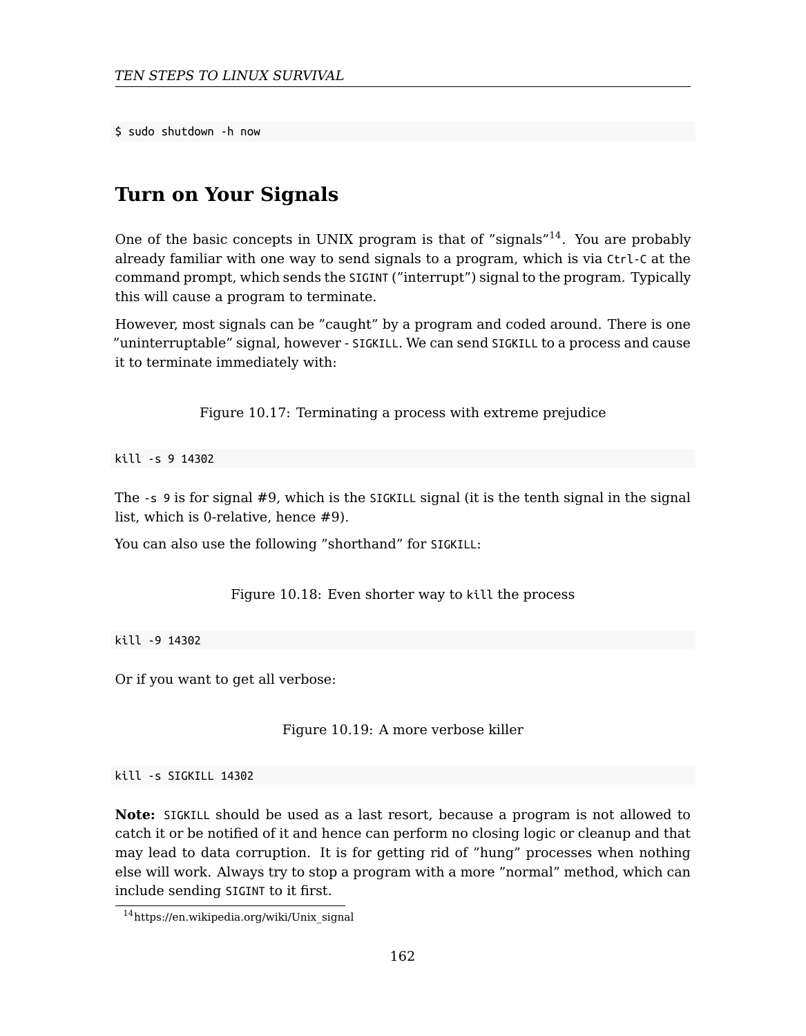```
$ sudo shutdown -h now
```

## Turn on Your Signals

One of the basic concepts in UNIX program is that of ”signals”[14]. You are probably already familiar with one way to send signals to a program, which is via `Ctrl-C` at the command prompt, which sends the `SIGINT` (”interrupt”) signal to the program. Typically this will cause a program to terminate.

However, most signals can be ”caught” by a program and coded around. There is one ”uninterruptable” signal, however - `SIGKILL`. We can send `SIGKILL` to a process and cause it to terminate immediately with:

Figure 10.17: Terminating a process with extreme prejudice

```
kill -s 9 14302
```

The `-s 9` is for signal #9, which is the `SIGKILL` signal (it is the tenth signal in the signal list, which is 0-relative, hence #9).

You can also use the following ”shorthand” for `SIGKILL`:

Figure 10.18: Even shorter way to `kill` the process

```
kill -9 14302
```

Or if you want to get all verbose:

Figure 10.19: A more verbose killer

```
kill -s SIGKILL 14302
```

**Note:** `SIGKILL` should be used as a last resort, because a program is not allowed to catch it or be notified of it and hence can perform no closing logic or cleanup and that may lead to data corruption. It is for getting rid of ”hung” processes when nothing else will work. Always try to stop a program with a more ”normal” method, which can include sending `SIGINT` to it first.

[14] https://en.wikipedia.org/wiki/Unix_signal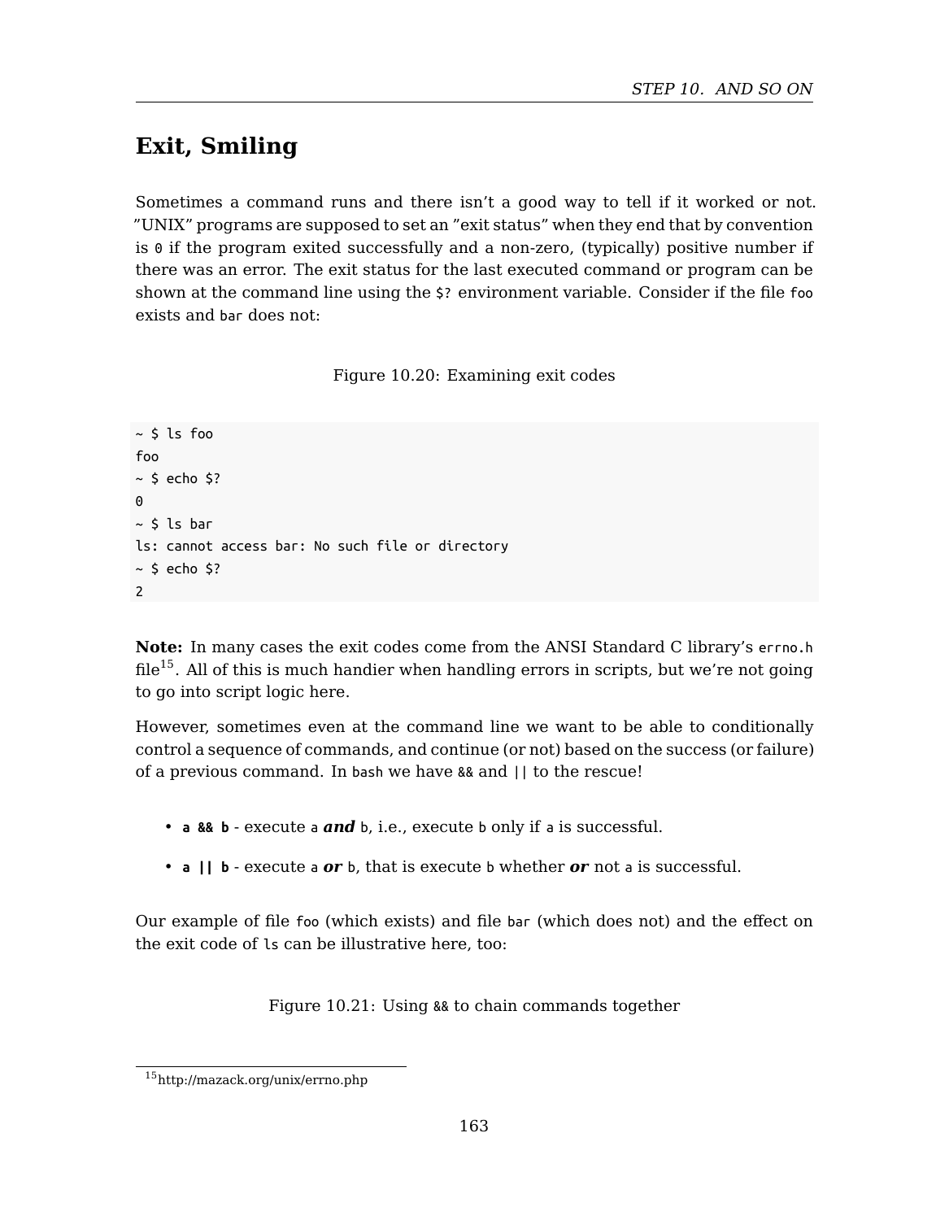## Exit, Smiling

Sometimes a command runs and there isn't a good way to tell if it worked or not. "UNIX" programs are supposed to set an "exit status" when they end that by convention is `0` if the program exited successfully and a non-zero, (typically) positive number if there was an error. The exit status for the last executed command or program can be shown at the command line using the `$?` environment variable. Consider if the file `foo` exists and `bar` does not:

Figure 10.20: Examining exit codes

```
~ $ ls foo
foo
~ $ echo $?
0
~ $ ls bar
ls: cannot access bar: No such file or directory
~ $ echo $?
2
```

**Note:** In many cases the exit codes come from the ANSI Standard C library's `errno.h` file[15]. All of this is much handier when handling errors in scripts, but we're not going to go into script logic here.

However, sometimes even at the command line we want to be able to conditionally control a sequence of commands, and continue (or not) based on the success (or failure) of a previous command. In `bash` we have `&&` and `||` to the rescue!

- **`a && b`** - execute `a` ***and*** `b`, i.e., execute `b` only if `a` is successful.
- **`a || b`** - execute `a` ***or*** `b`, that is execute `b` whether ***or*** not `a` is successful.

Our example of file `foo` (which exists) and file `bar` (which does not) and the effect on the exit code of `ls` can be illustrative here, too:

Figure 10.21: Using `&&` to chain commands together

[15] http://mazack.org/unix/errno.php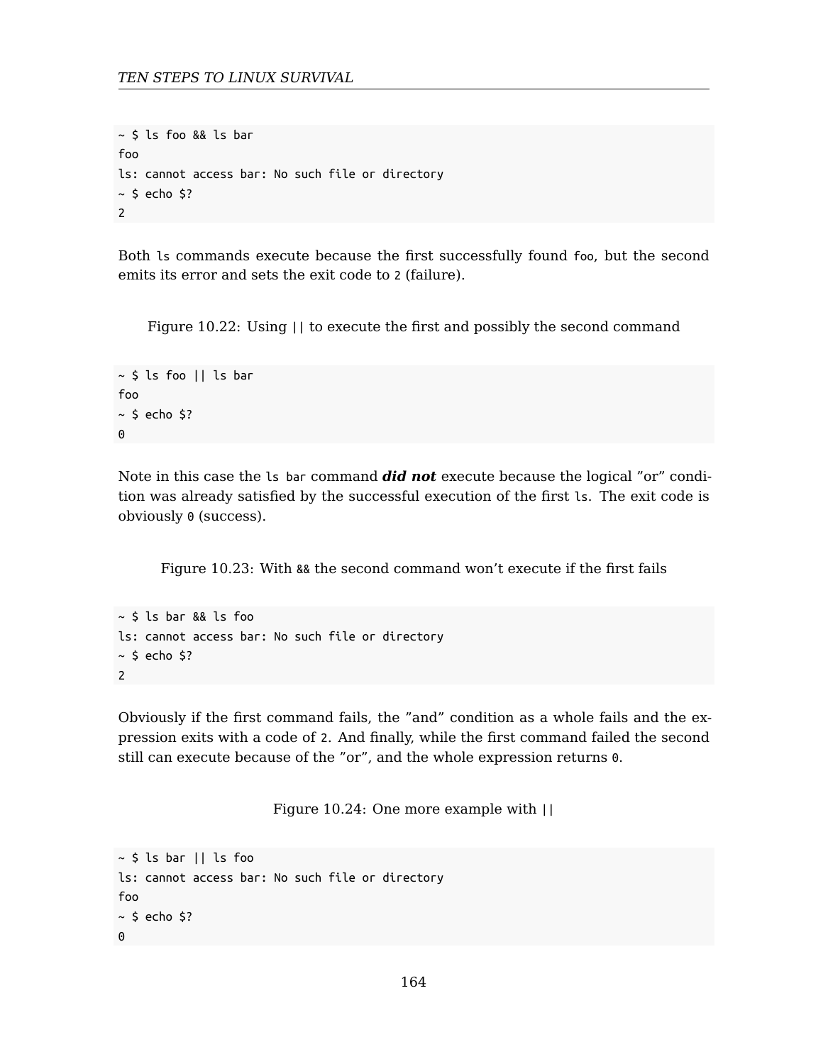```
~ $ ls foo && ls bar
foo
ls: cannot access bar: No such file or directory
~ $ echo $?
2
```

Both `ls` commands execute because the first successfully found `foo`, but the second emits its error and sets the exit code to `2` (failure).

Figure 10.22: Using `||` to execute the first and possibly the second command

```
~ $ ls foo || ls bar
foo
~ $ echo $?
0
```

Note in this case the `ls bar` command ***did not*** execute because the logical "or" condition was already satisfied by the successful execution of the first `ls`. The exit code is obviously `0` (success).

Figure 10.23: With `&&` the second command won't execute if the first fails

```
~ $ ls bar && ls foo
ls: cannot access bar: No such file or directory
~ $ echo $?
2
```

Obviously if the first command fails, the "and" condition as a whole fails and the expression exits with a code of `2`. And finally, while the first command failed the second still can execute because of the "or", and the whole expression returns `0`.

Figure 10.24: One more example with `||`

```
~ $ ls bar || ls foo
ls: cannot access bar: No such file or directory
foo
~ $ echo $?
0
```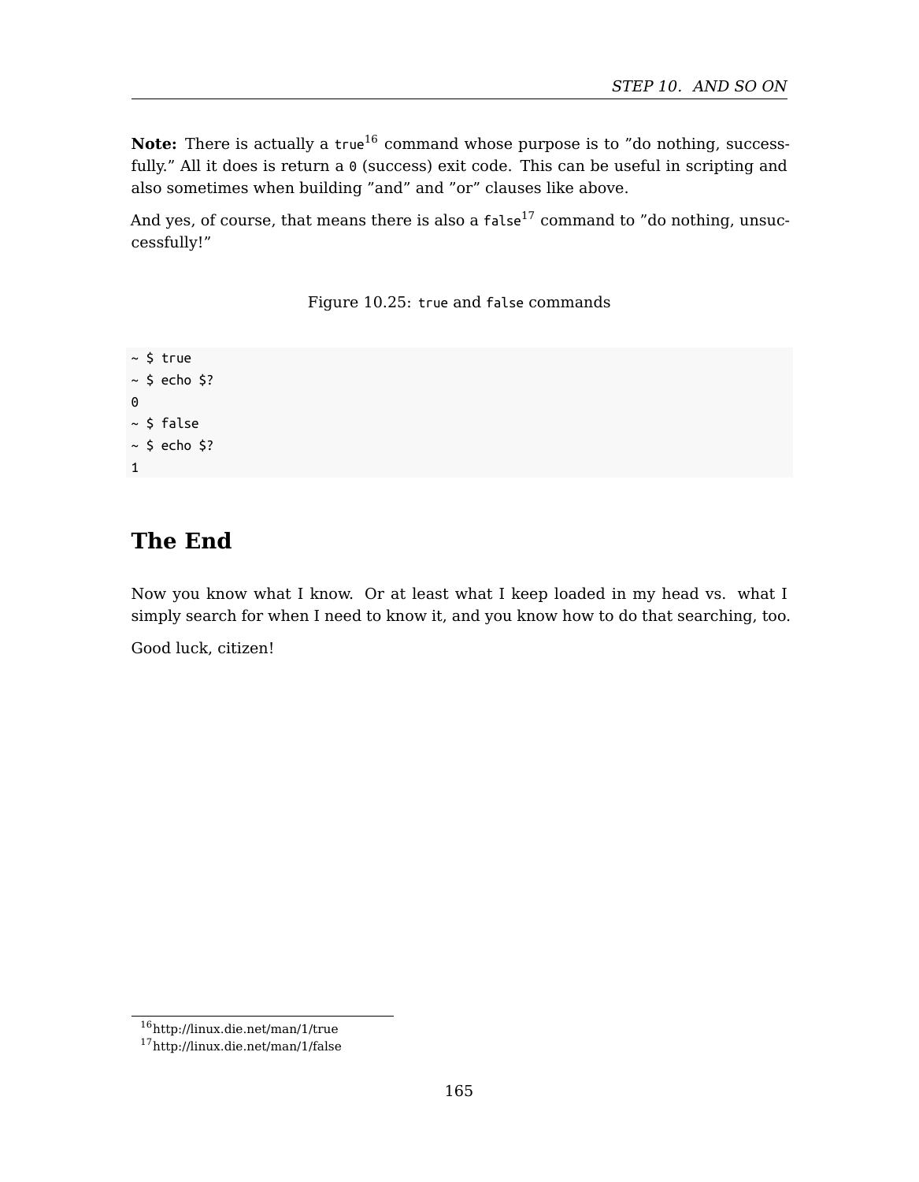**Note:** There is actually a `true`[16] command whose purpose is to "do nothing, successfully." All it does is return a `0` (success) exit code. This can be useful in scripting and also sometimes when building "and" and "or" clauses like above.

And yes, of course, that means there is also a `false`[17] command to "do nothing, unsuccessfully!"

Figure 10.25: `true` and `false` commands

```
~ $ true
~ $ echo $?
0
~ $ false
~ $ echo $?
1
```

## The End

Now you know what I know. Or at least what I keep loaded in my head vs. what I simply search for when I need to know it, and you know how to do that searching, too.

Good luck, citizen!

---

[16] http://linux.die.net/man/1/true
[17] http://linux.die.net/man/1/false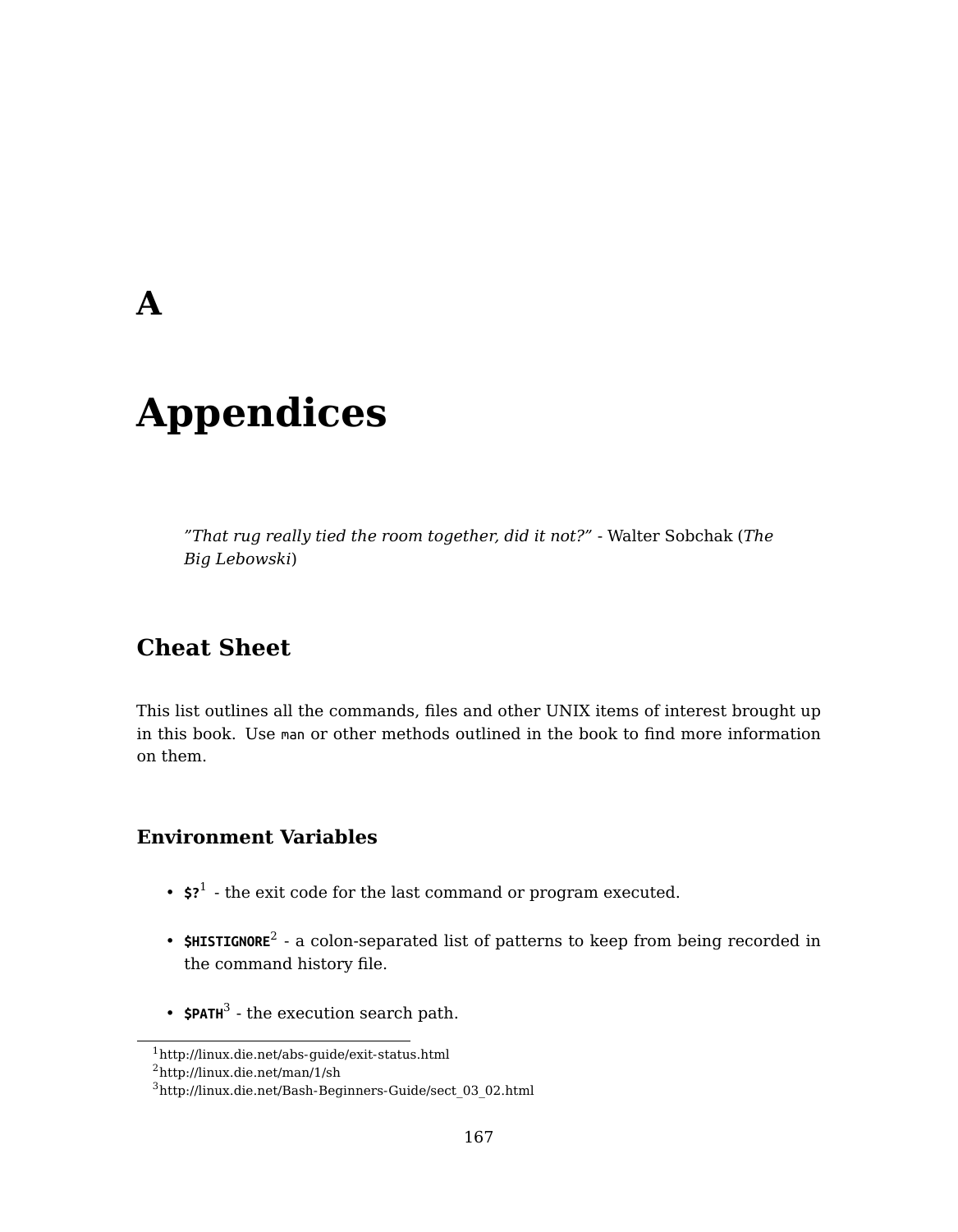# A

# Appendices

> *"That rug really tied the room together, did it not?"* - Walter Sobchak (*The Big Lebowski*)

## Cheat Sheet

This list outlines all the commands, files and other UNIX items of interest brought up in this book. Use `man` or other methods outlined in the book to find more information on them.

### Environment Variables

- **`$?`**[1] - the exit code for the last command or program executed.
- **`$HISTIGNORE`**[2] - a colon-separated list of patterns to keep from being recorded in the command history file.
- **`$PATH`**[3] - the execution search path.

---

[1] http://linux.die.net/abs-guide/exit-status.html
[2] http://linux.die.net/man/1/sh
[3] http://linux.die.net/Bash-Beginners-Guide/sect_03_02.html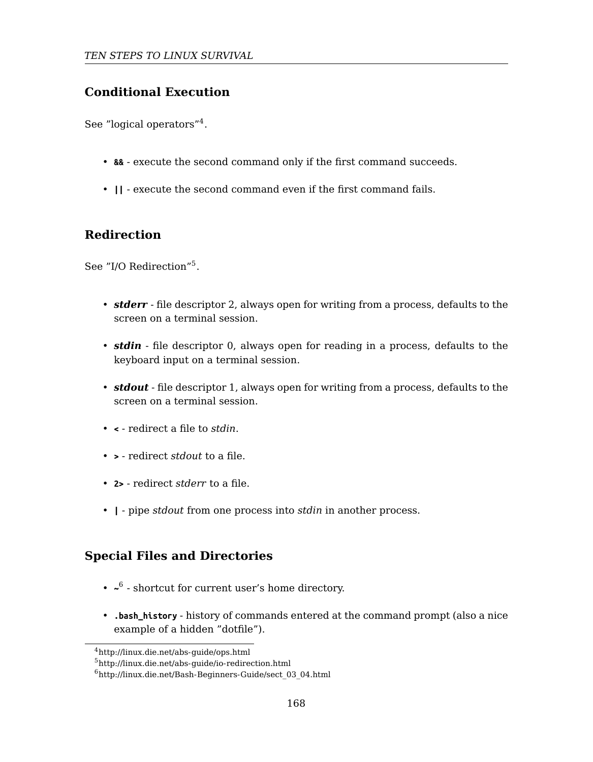## Conditional Execution

See ”logical operators”[4].

- `&&` - execute the second command only if the first command succeeds.
- `||` - execute the second command even if the first command fails.

## Redirection

See ”I/O Redirection”[5].

- ***stderr*** - file descriptor 2, always open for writing from a process, defaults to the screen on a terminal session.
- ***stdin*** - file descriptor 0, always open for reading in a process, defaults to the keyboard input on a terminal session.
- ***stdout*** - file descriptor 1, always open for writing from a process, defaults to the screen on a terminal session.
- `<` - redirect a file to *stdin*.
- `>` - redirect *stdout* to a file.
- `2>` - redirect *stderr* to a file.
- `|` - pipe *stdout* from one process into *stdin* in another process.

## Special Files and Directories

- `~`[6] - shortcut for current user’s home directory.
- `.bash_history` - history of commands entered at the command prompt (also a nice example of a hidden ”dotfile”).

[4] http://linux.die.net/abs-guide/ops.html
[5] http://linux.die.net/abs-guide/io-redirection.html
[6] http://linux.die.net/Bash-Beginners-Guide/sect_03_04.html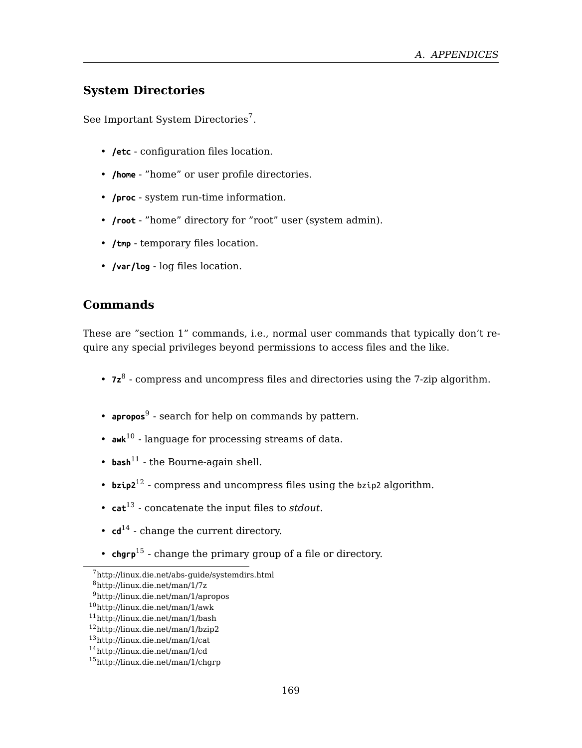## System Directories

See Important System Directories[7].

- **`/etc`** - configuration files location.
- **`/home`** - ”home” or user profile directories.
- **`/proc`** - system run-time information.
- **`/root`** - ”home” directory for ”root” user (system admin).
- **`/tmp`** - temporary files location.
- **`/var/log`** - log files location.

## Commands

These are ”section 1” commands, i.e., normal user commands that typically don’t require any special privileges beyond permissions to access files and the like.

- **`7z`**[8] - compress and uncompress files and directories using the 7-zip algorithm.
- **`apropos`**[9] - search for help on commands by pattern.
- **`awk`**[10] - language for processing streams of data.
- **`bash`**[11] - the Bourne-again shell.
- **`bzip2`**[12] - compress and uncompress files using the `bzip2` algorithm.
- **`cat`**[13] - concatenate the input files to *stdout*.
- **`cd`**[14] - change the current directory.
- **`chgrp`**[15] - change the primary group of a file or directory.

[7] http://linux.die.net/abs-guide/systemdirs.html
[8] http://linux.die.net/man/1/7z
[9] http://linux.die.net/man/1/apropos
[10] http://linux.die.net/man/1/awk
[11] http://linux.die.net/man/1/bash
[12] http://linux.die.net/man/1/bzip2
[13] http://linux.die.net/man/1/cat
[14] http://linux.die.net/man/1/cd
[15] http://linux.die.net/man/1/chgrp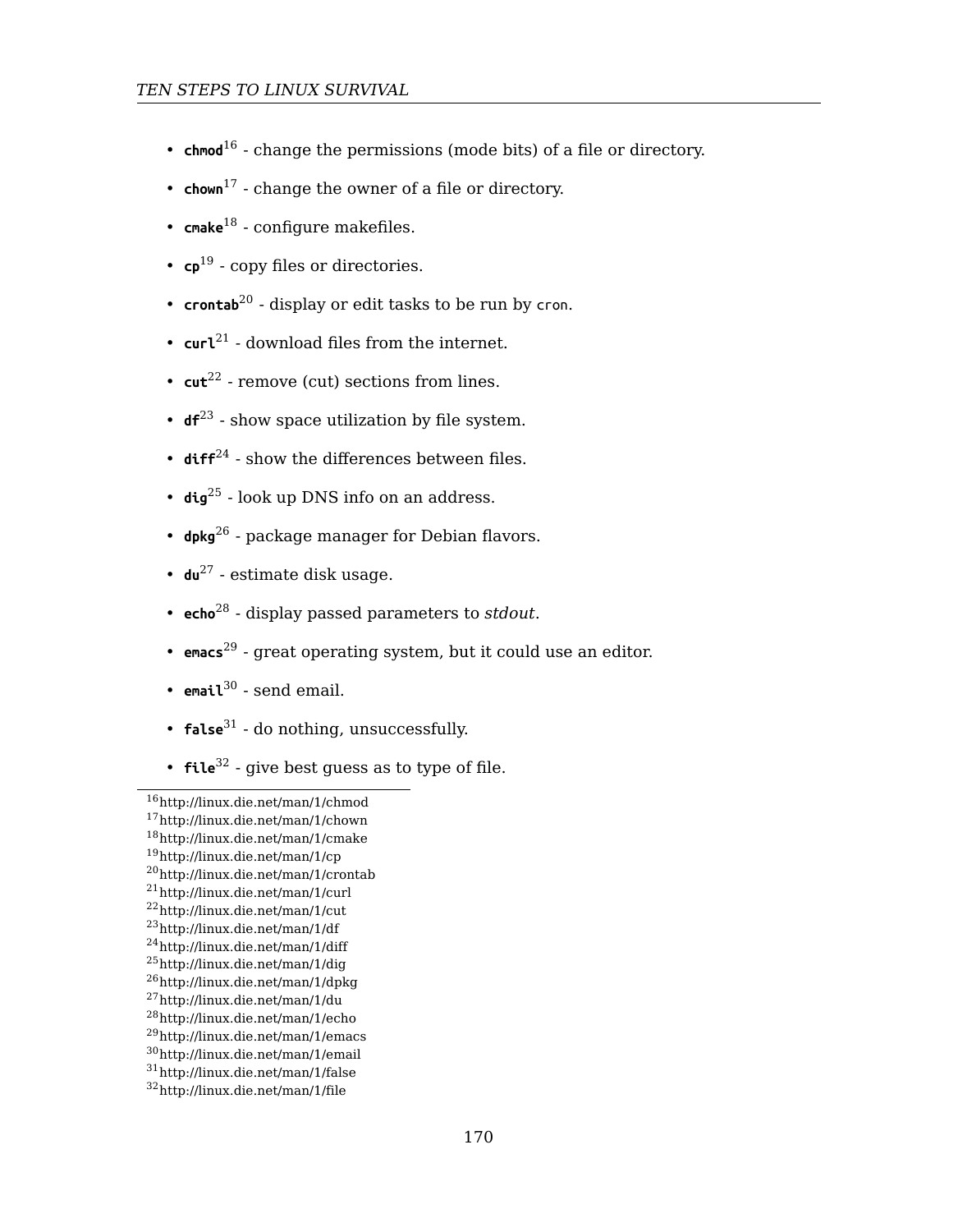- **chmod**[16] - change the permissions (mode bits) of a file or directory.
- **chown**[17] - change the owner of a file or directory.
- **cmake**[18] - configure makefiles.
- **cp**[19] - copy files or directories.
- **crontab**[20] - display or edit tasks to be run by `cron`.
- **curl**[21] - download files from the internet.
- **cut**[22] - remove (cut) sections from lines.
- **df**[23] - show space utilization by file system.
- **diff**[24] - show the differences between files.
- **dig**[25] - look up DNS info on an address.
- **dpkg**[26] - package manager for Debian flavors.
- **du**[27] - estimate disk usage.
- **echo**[28] - display passed parameters to *stdout*.
- **emacs**[29] - great operating system, but it could use an editor.
- **email**[30] - send email.
- **false**[31] - do nothing, unsuccessfully.
- **file**[32] - give best guess as to type of file.

---

[16] http://linux.die.net/man/1/chmod
[17] http://linux.die.net/man/1/chown
[18] http://linux.die.net/man/1/cmake
[19] http://linux.die.net/man/1/cp
[20] http://linux.die.net/man/1/crontab
[21] http://linux.die.net/man/1/curl
[22] http://linux.die.net/man/1/cut
[23] http://linux.die.net/man/1/df
[24] http://linux.die.net/man/1/diff
[25] http://linux.die.net/man/1/dig
[26] http://linux.die.net/man/1/dpkg
[27] http://linux.die.net/man/1/du
[28] http://linux.die.net/man/1/echo
[29] http://linux.die.net/man/1/emacs
[30] http://linux.die.net/man/1/email
[31] http://linux.die.net/man/1/false
[32] http://linux.die.net/man/1/file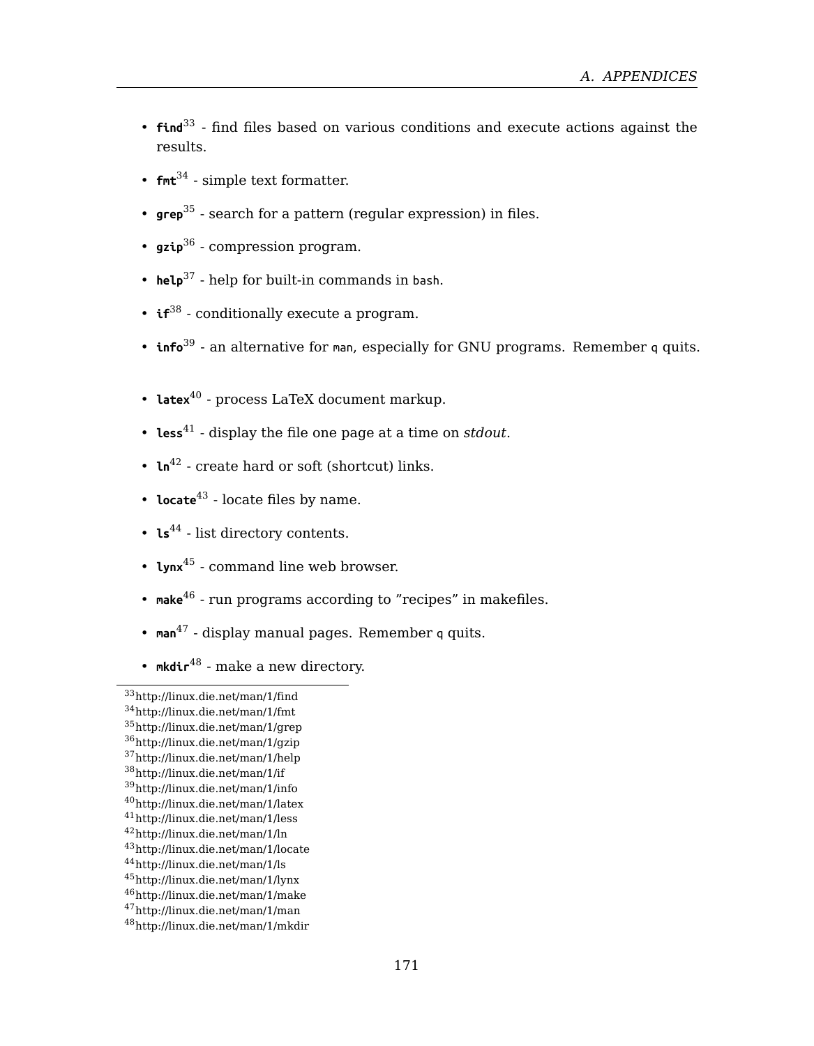- **find**[33] - find files based on various conditions and execute actions against the results.
- **fmt**[34] - simple text formatter.
- **grep**[35] - search for a pattern (regular expression) in files.
- **gzip**[36] - compression program.
- **help**[37] - help for built-in commands in `bash`.
- **if**[38] - conditionally execute a program.
- **info**[39] - an alternative for `man`, especially for GNU programs. Remember `q` quits.
- **latex**[40] - process LaTeX document markup.
- **less**[41] - display the file one page at a time on *stdout*.
- **ln**[42] - create hard or soft (shortcut) links.
- **locate**[43] - locate files by name.
- **ls**[44] - list directory contents.
- **lynx**[45] - command line web browser.
- **make**[46] - run programs according to "recipes" in makefiles.
- **man**[47] - display manual pages. Remember `q` quits.
- **mkdir**[48] - make a new directory.

---

[33] http://linux.die.net/man/1/find
[34] http://linux.die.net/man/1/fmt
[35] http://linux.die.net/man/1/grep
[36] http://linux.die.net/man/1/gzip
[37] http://linux.die.net/man/1/help
[38] http://linux.die.net/man/1/if
[39] http://linux.die.net/man/1/info
[40] http://linux.die.net/man/1/latex
[41] http://linux.die.net/man/1/less
[42] http://linux.die.net/man/1/ln
[43] http://linux.die.net/man/1/locate
[44] http://linux.die.net/man/1/ls
[45] http://linux.die.net/man/1/lynx
[46] http://linux.die.net/man/1/make
[47] http://linux.die.net/man/1/man
[48] http://linux.die.net/man/1/mkdir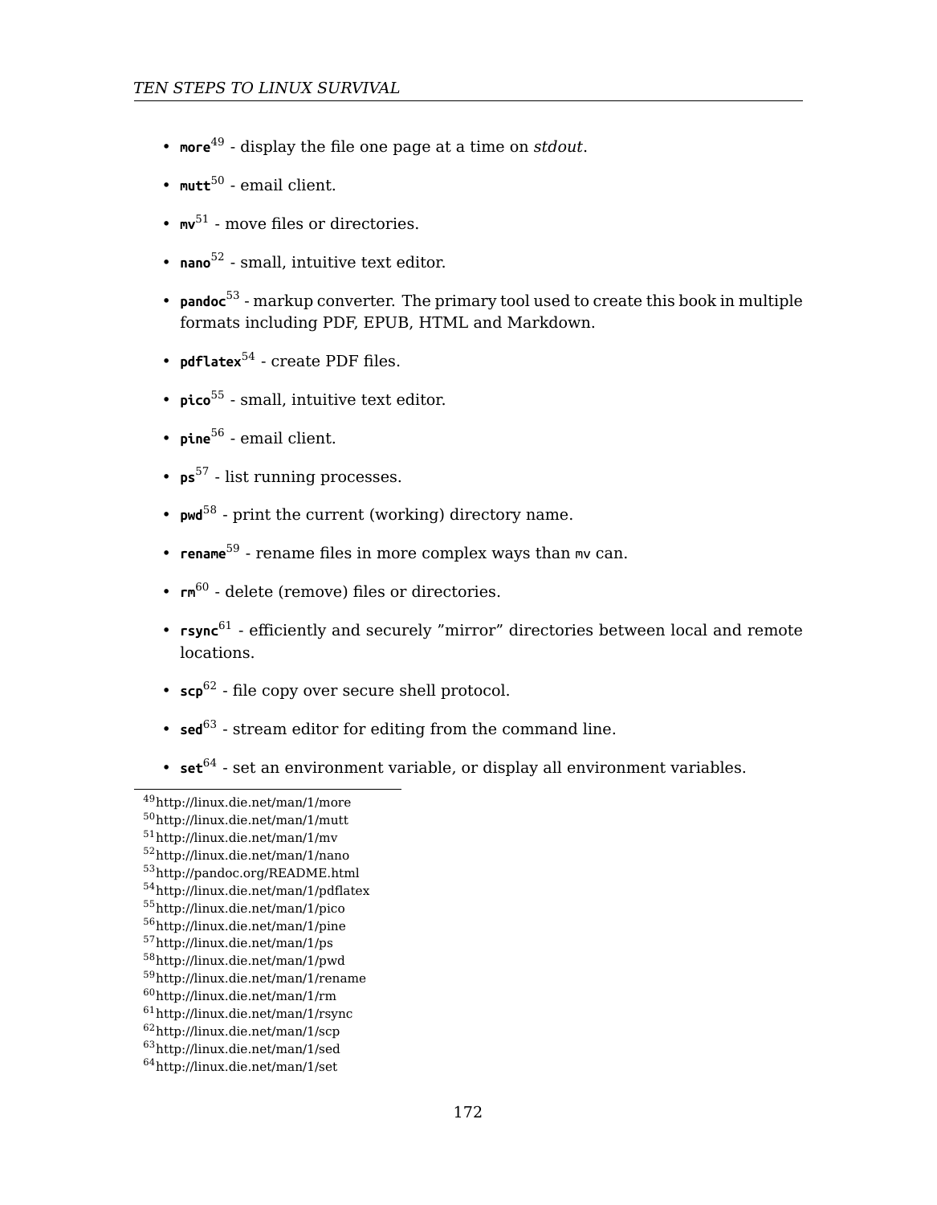- `more`[49] - display the file one page at a time on *stdout*.
- `mutt`[50] - email client.
- `mv`[51] - move files or directories.
- `nano`[52] - small, intuitive text editor.
- `pandoc`[53] - markup converter. The primary tool used to create this book in multiple formats including PDF, EPUB, HTML and Markdown.
- `pdflatex`[54] - create PDF files.
- `pico`[55] - small, intuitive text editor.
- `pine`[56] - email client.
- `ps`[57] - list running processes.
- `pwd`[58] - print the current (working) directory name.
- `rename`[59] - rename files in more complex ways than `mv` can.
- `rm`[60] - delete (remove) files or directories.
- `rsync`[61] - efficiently and securely "mirror" directories between local and remote locations.
- `scp`[62] - file copy over secure shell protocol.
- `sed`[63] - stream editor for editing from the command line.
- `set`[64] - set an environment variable, or display all environment variables.

[49] http://linux.die.net/man/1/more
[50] http://linux.die.net/man/1/mutt
[51] http://linux.die.net/man/1/mv
[52] http://linux.die.net/man/1/nano
[53] http://pandoc.org/README.html
[54] http://linux.die.net/man/1/pdflatex
[55] http://linux.die.net/man/1/pico
[56] http://linux.die.net/man/1/pine
[57] http://linux.die.net/man/1/ps
[58] http://linux.die.net/man/1/pwd
[59] http://linux.die.net/man/1/rename
[60] http://linux.die.net/man/1/rm
[61] http://linux.die.net/man/1/rsync
[62] http://linux.die.net/man/1/scp
[63] http://linux.die.net/man/1/sed
[64] http://linux.die.net/man/1/set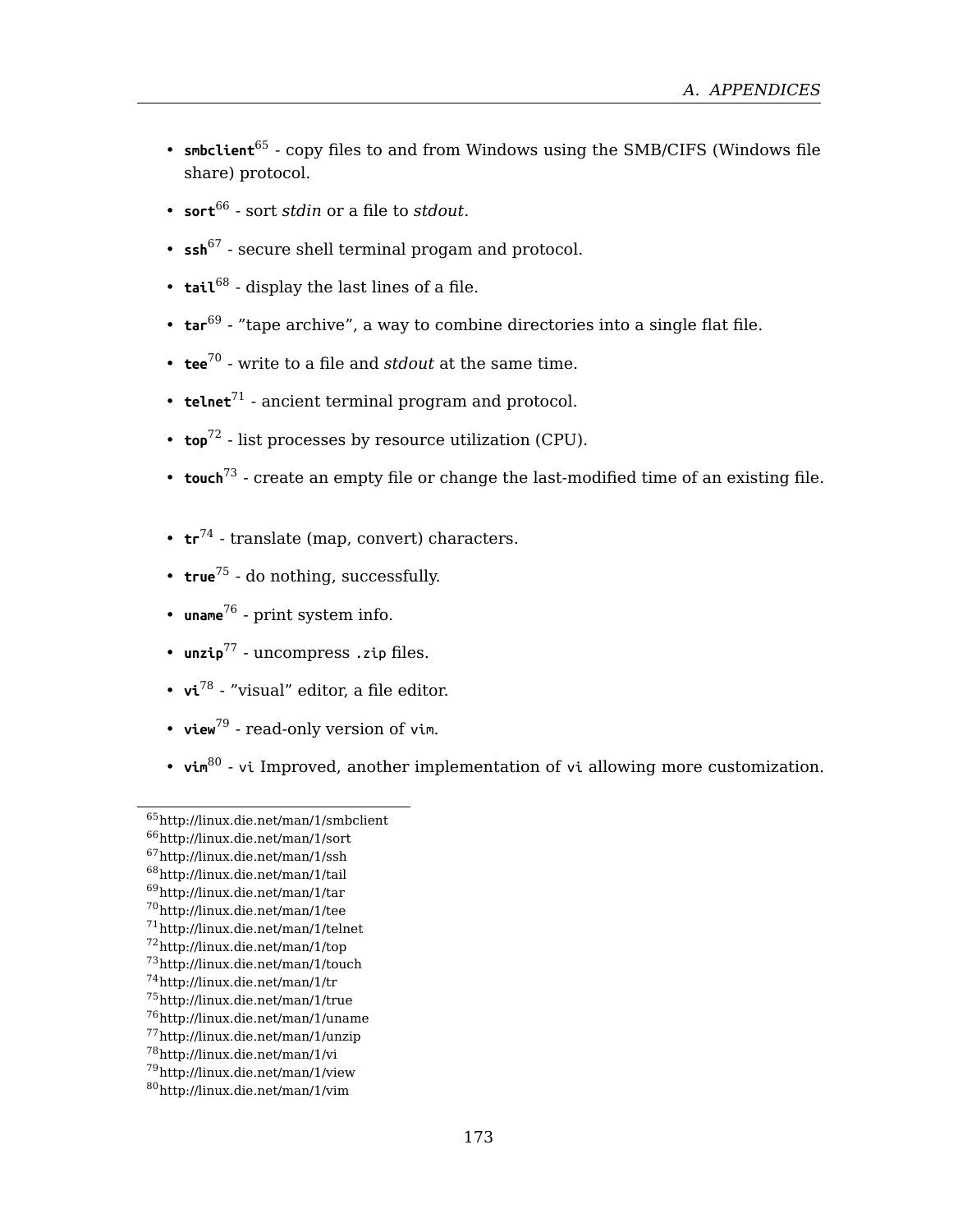- **smbclient**[65] - copy files to and from Windows using the SMB/CIFS (Windows file share) protocol.
- **sort**[66] - sort *stdin* or a file to *stdout*.
- **ssh**[67] - secure shell terminal progam and protocol.
- **tail**[68] - display the last lines of a file.
- **tar**[69] - ”tape archive”, a way to combine directories into a single flat file.
- **tee**[70] - write to a file and *stdout* at the same time.
- **telnet**[71] - ancient terminal program and protocol.
- **top**[72] - list processes by resource utilization (CPU).
- **touch**[73] - create an empty file or change the last-modified time of an existing file.
- **tr**[74] - translate (map, convert) characters.
- **true**[75] - do nothing, successfully.
- **uname**[76] - print system info.
- **unzip**[77] - uncompress `.zip` files.
- **vi**[78] - ”visual” editor, a file editor.
- **view**[79] - read-only version of `vim`.
- **vim**[80] - `vi` Improved, another implementation of `vi` allowing more customization.

---

[65] http://linux.die.net/man/1/smbclient
[66] http://linux.die.net/man/1/sort
[67] http://linux.die.net/man/1/ssh
[68] http://linux.die.net/man/1/tail
[69] http://linux.die.net/man/1/tar
[70] http://linux.die.net/man/1/tee
[71] http://linux.die.net/man/1/telnet
[72] http://linux.die.net/man/1/top
[73] http://linux.die.net/man/1/touch
[74] http://linux.die.net/man/1/tr
[75] http://linux.die.net/man/1/true
[76] http://linux.die.net/man/1/uname
[77] http://linux.die.net/man/1/unzip
[78] http://linux.die.net/man/1/vi
[79] http://linux.die.net/man/1/view
[80] http://linux.die.net/man/1/vim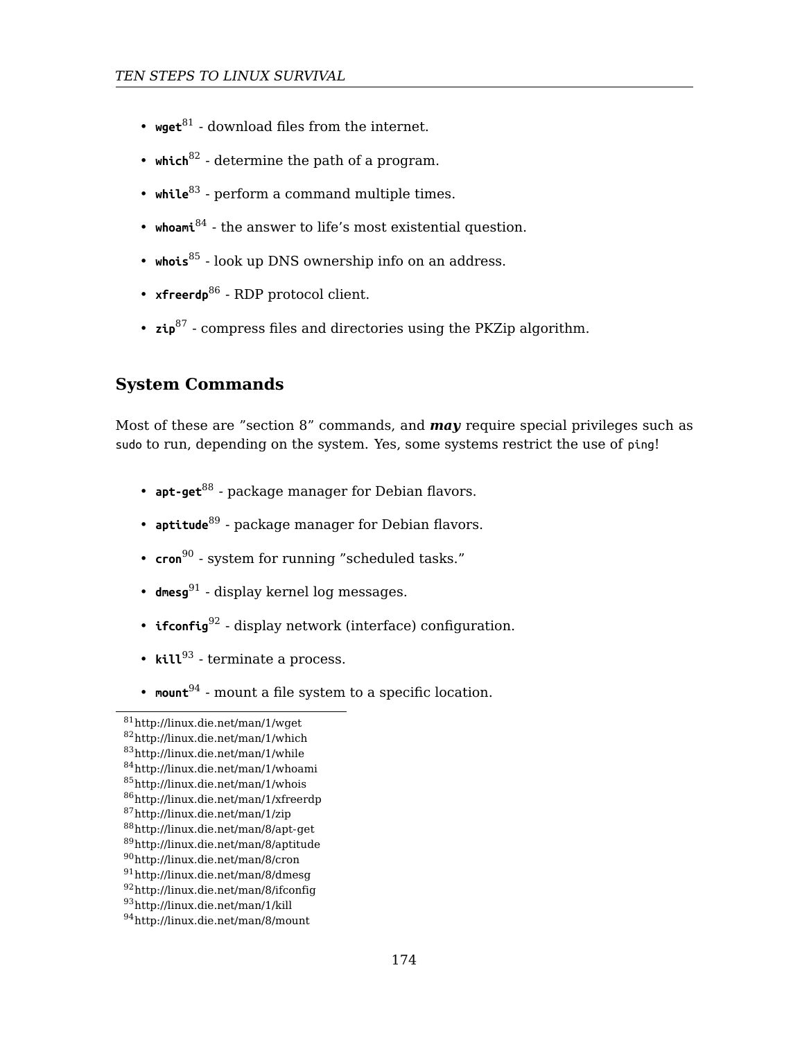- **wget**[81] - download files from the internet.
- **which**[82] - determine the path of a program.
- **while**[83] - perform a command multiple times.
- **whoami**[84] - the answer to life's most existential question.
- **whois**[85] - look up DNS ownership info on an address.
- **xfreerdp**[86] - RDP protocol client.
- **zip**[87] - compress files and directories using the PKZip algorithm.

## System Commands

Most of these are "section 8" commands, and ***may*** require special privileges such as `sudo` to run, depending on the system. Yes, some systems restrict the use of `ping`!

- **apt-get**[88] - package manager for Debian flavors.
- **aptitude**[89] - package manager for Debian flavors.
- **cron**[90] - system for running "scheduled tasks."
- **dmesg**[91] - display kernel log messages.
- **ifconfig**[92] - display network (interface) configuration.
- **kill**[93] - terminate a process.
- **mount**[94] - mount a file system to a specific location.

---

[81] http://linux.die.net/man/1/wget
[82] http://linux.die.net/man/1/which
[83] http://linux.die.net/man/1/while
[84] http://linux.die.net/man/1/whoami
[85] http://linux.die.net/man/1/whois
[86] http://linux.die.net/man/1/xfreerdp
[87] http://linux.die.net/man/1/zip
[88] http://linux.die.net/man/8/apt-get
[89] http://linux.die.net/man/8/aptitude
[90] http://linux.die.net/man/8/cron
[91] http://linux.die.net/man/8/dmesg
[92] http://linux.die.net/man/8/ifconfig
[93] http://linux.die.net/man/1/kill
[94] http://linux.die.net/man/8/mount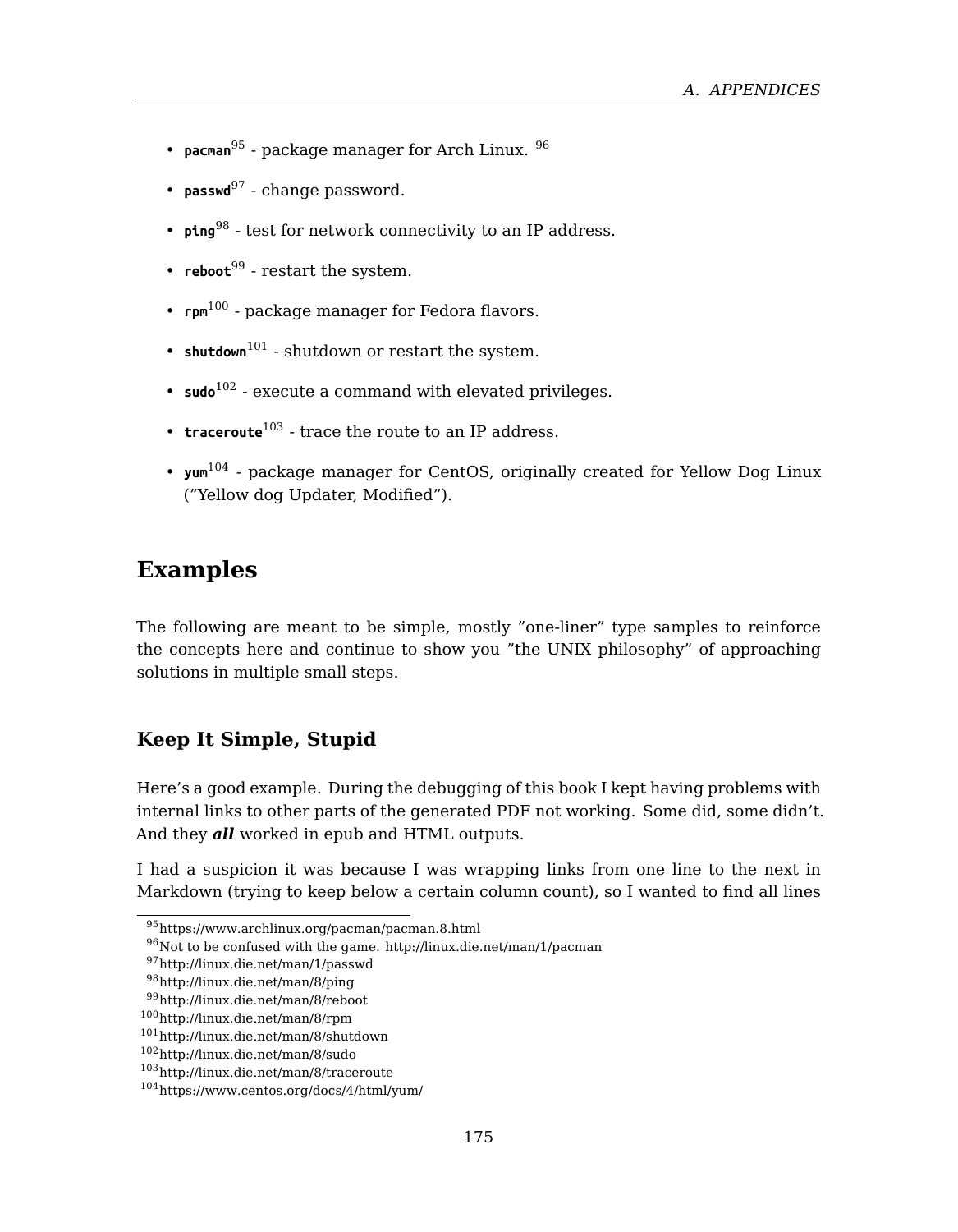- **pacman**[95] - package manager for Arch Linux. [96]
- **passwd**[97] - change password.
- **ping**[98] - test for network connectivity to an IP address.
- **reboot**[99] - restart the system.
- **rpm**[100] - package manager for Fedora flavors.
- **shutdown**[101] - shutdown or restart the system.
- **sudo**[102] - execute a command with elevated privileges.
- **traceroute**[103] - trace the route to an IP address.
- **yum**[104] - package manager for CentOS, originally created for Yellow Dog Linux ("Yellow dog Updater, Modified").

## Examples

The following are meant to be simple, mostly "one-liner" type samples to reinforce the concepts here and continue to show you "the UNIX philosophy" of approaching solutions in multiple small steps.

### Keep It Simple, Stupid

Here's a good example. During the debugging of this book I kept having problems with internal links to other parts of the generated PDF not working. Some did, some didn't. And they ***all*** worked in epub and HTML outputs.

I had a suspicion it was because I was wrapping links from one line to the next in Markdown (trying to keep below a certain column count), so I wanted to find all lines

---

[95] https://www.archlinux.org/pacman/pacman.8.html
[96] Not to be confused with the game. http://linux.die.net/man/1/pacman
[97] http://linux.die.net/man/1/passwd
[98] http://linux.die.net/man/8/ping
[99] http://linux.die.net/man/8/reboot
[100] http://linux.die.net/man/8/rpm
[101] http://linux.die.net/man/8/shutdown
[102] http://linux.die.net/man/8/sudo
[103] http://linux.die.net/man/8/traceroute
[104] https://www.centos.org/docs/4/html/yum/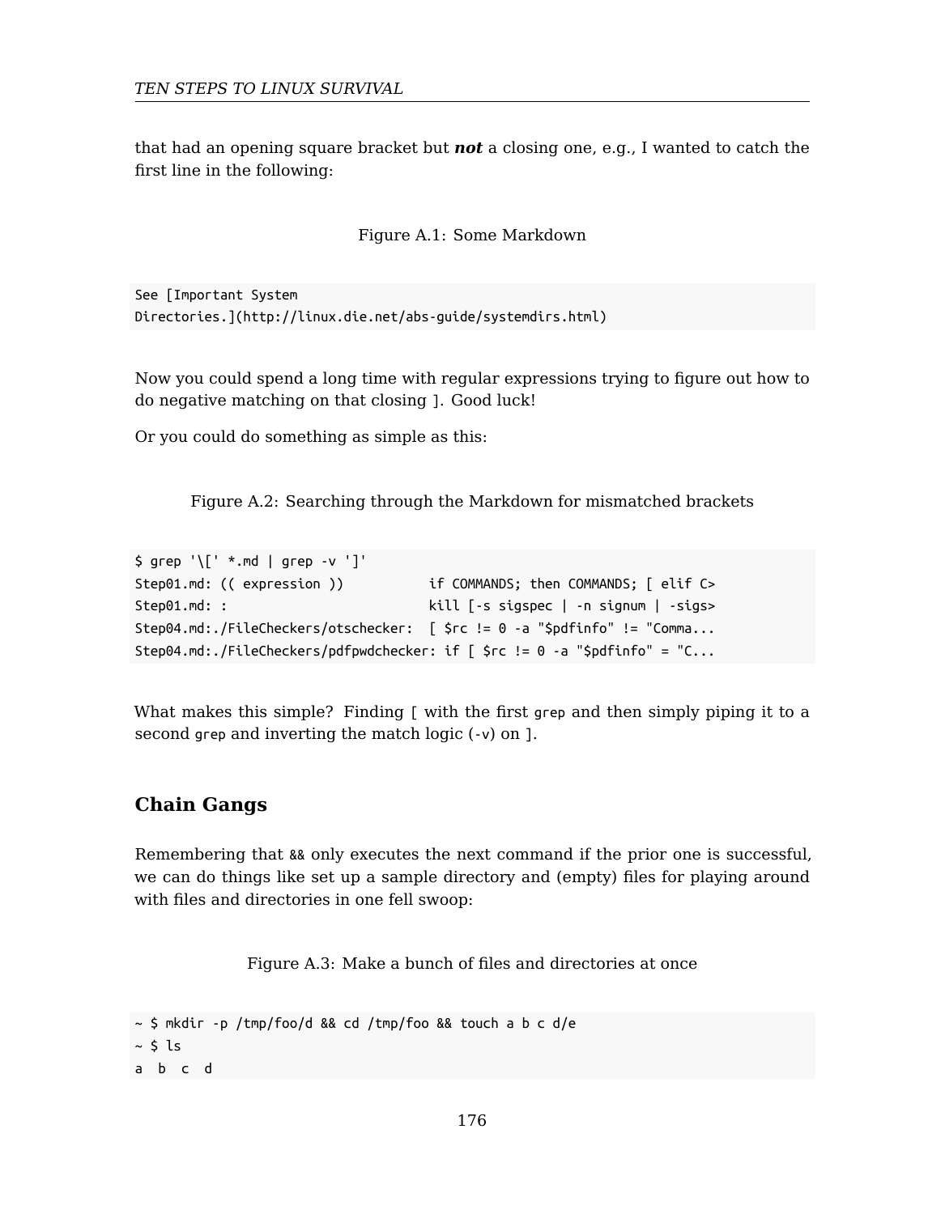that had an opening square bracket but ***not*** a closing one, e.g., I wanted to catch the first line in the following:

Figure A.1: Some Markdown

```
See [Important System
Directories.](http://linux.die.net/abs-guide/systemdirs.html)
```

Now you could spend a long time with regular expressions trying to figure out how to do negative matching on that closing `]`. Good luck!

Or you could do something as simple as this:

Figure A.2: Searching through the Markdown for mismatched brackets

```
$ grep '\[' *.md | grep -v ']'
Step01.md: (( expression ))           if COMMANDS; then COMMANDS; [ elif C>
Step01.md: :                          kill [-s sigspec | -n signum | -sigs>
Step04.md:./FileCheckers/otschecker:  [ $rc != 0 -a "$pdfinfo" != "Comma...
Step04.md:./FileCheckers/pdfpwdchecker: if [ $rc != 0 -a "$pdfinfo" = "C...
```

What makes this simple? Finding `[` with the first `grep` and then simply piping it to a second `grep` and inverting the match logic (`-v`) on `]`.

## Chain Gangs

Remembering that `&&` only executes the next command if the prior one is successful, we can do things like set up a sample directory and (empty) files for playing around with files and directories in one fell swoop:

Figure A.3: Make a bunch of files and directories at once

```
~ $ mkdir -p /tmp/foo/d && cd /tmp/foo && touch a b c d/e
~ $ ls
a  b  c  d
```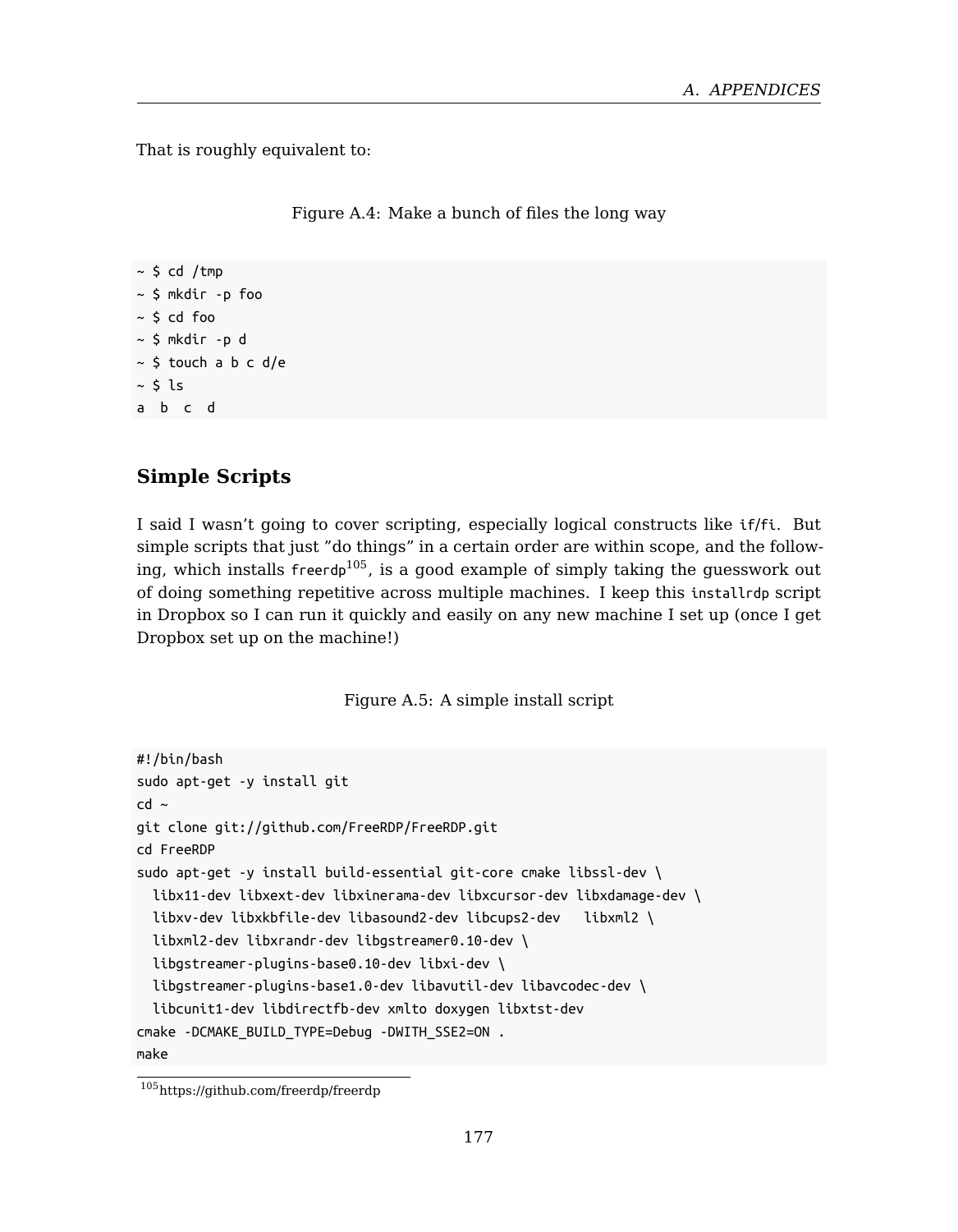That is roughly equivalent to:

Figure A.4: Make a bunch of files the long way

```
~ $ cd /tmp
~ $ mkdir -p foo
~ $ cd foo
~ $ mkdir -p d
~ $ touch a b c d/e
~ $ ls
a  b  c  d
```

## Simple Scripts

I said I wasn't going to cover scripting, especially logical constructs like `if`/`fi`. But simple scripts that just "do things" in a certain order are within scope, and the following, which installs `freerdp`[105], is a good example of simply taking the guesswork out of doing something repetitive across multiple machines. I keep this `installrdp` script in Dropbox so I can run it quickly and easily on any new machine I set up (once I get Dropbox set up on the machine!)

Figure A.5: A simple install script

```
#!/bin/bash
sudo apt-get -y install git
cd ~
git clone git://github.com/FreeRDP/FreeRDP.git
cd FreeRDP
sudo apt-get -y install build-essential git-core cmake libssl-dev \
  libx11-dev libxext-dev libxinerama-dev libxcursor-dev libxdamage-dev \
  libxv-dev libxkbfile-dev libasound2-dev libcups2-dev   libxml2 \
  libxml2-dev libxrandr-dev libgstreamer0.10-dev \
  libgstreamer-plugins-base0.10-dev libxi-dev \
  libgstreamer-plugins-base1.0-dev libavutil-dev libavcodec-dev \
  libcunit1-dev libdirectfb-dev xmlto doxygen libxtst-dev
cmake -DCMAKE_BUILD_TYPE=Debug -DWITH_SSE2=ON .
make
```

[105] https://github.com/freerdp/freerdp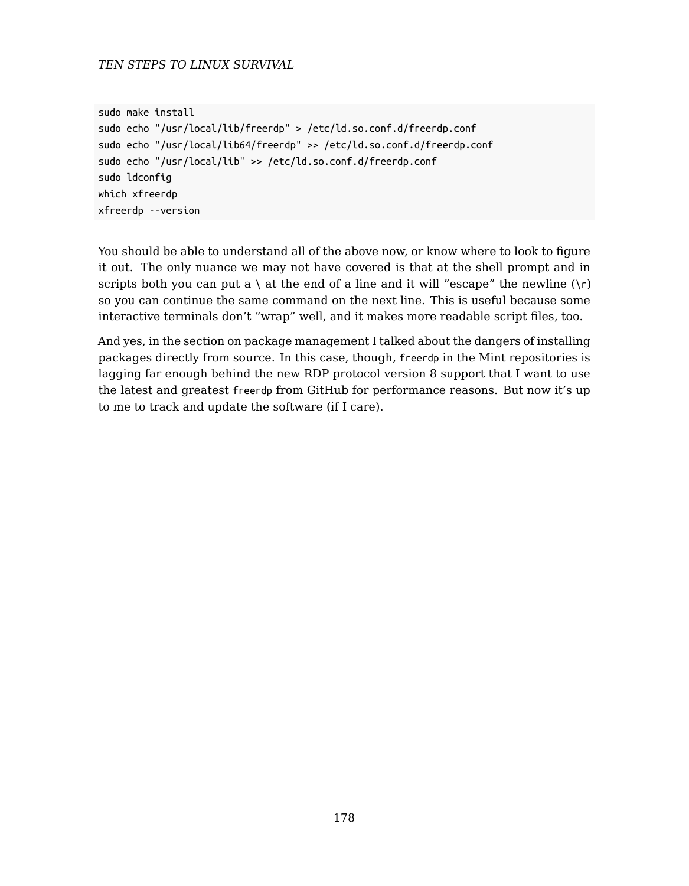```
sudo make install
sudo echo "/usr/local/lib/freerdp" > /etc/ld.so.conf.d/freerdp.conf
sudo echo "/usr/local/lib64/freerdp" >> /etc/ld.so.conf.d/freerdp.conf
sudo echo "/usr/local/lib" >> /etc/ld.so.conf.d/freerdp.conf
sudo ldconfig
which xfreerdp
xfreerdp --version
```

You should be able to understand all of the above now, or know where to look to figure it out. The only nuance we may not have covered is that at the shell prompt and in scripts both you can put a \ at the end of a line and it will "escape" the newline (`\r`) so you can continue the same command on the next line. This is useful because some interactive terminals don't "wrap" well, and it makes more readable script files, too.

And yes, in the section on package management I talked about the dangers of installing packages directly from source. In this case, though, `freerdp` in the Mint repositories is lagging far enough behind the new RDP protocol version 8 support that I want to use the latest and greatest `freerdp` from GitHub for performance reasons. But now it's up to me to track and update the software (if I care).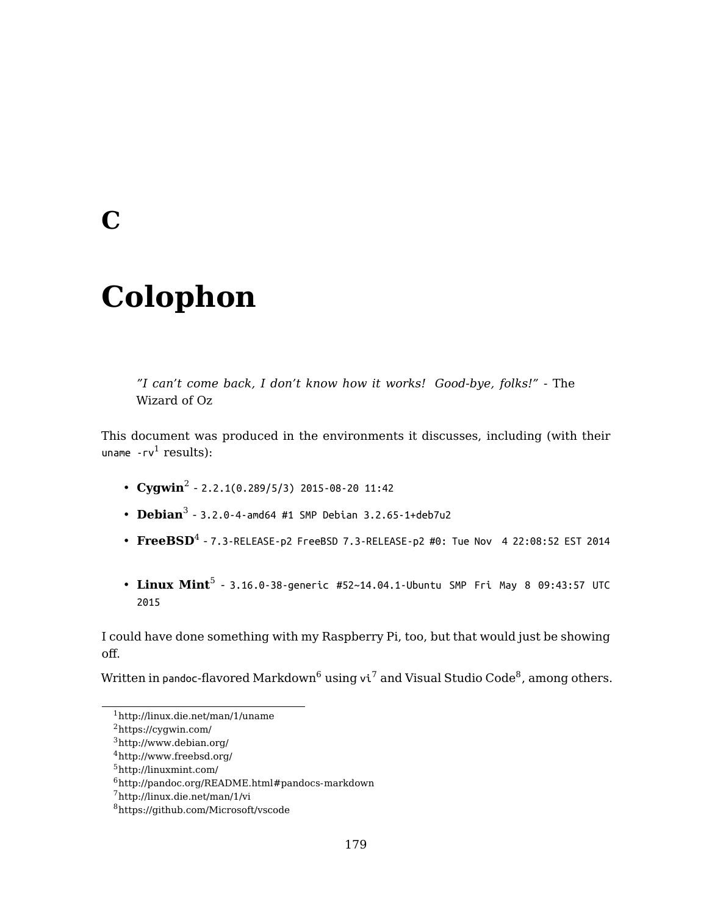# C

# Colophon

> *"I can't come back, I don't know how it works! Good-bye, folks!"* - The Wizard of Oz

This document was produced in the environments it discusses, including (with their `uname -rv`[1] results):

- **Cygwin**[2] - `2.2.1(0.289/5/3) 2015-08-20 11:42`
- **Debian**[3] - `3.2.0-4-amd64 #1 SMP Debian 3.2.65-1+deb7u2`
- **FreeBSD**[4] - `7.3-RELEASE-p2 FreeBSD 7.3-RELEASE-p2 #0: Tue Nov  4 22:08:52 EST 2014`
- **Linux Mint**[5] - `3.16.0-38-generic #52~14.04.1-Ubuntu SMP Fri May 8 09:43:57 UTC 2015`

I could have done something with my Raspberry Pi, too, but that would just be showing off.

Written in `pandoc`-flavored Markdown[6] using `vi`[7] and Visual Studio Code[8], among others.

---

[1] http://linux.die.net/man/1/uname
[2] https://cygwin.com/
[3] http://www.debian.org/
[4] http://www.freebsd.org/
[5] http://linuxmint.com/
[6] http://pandoc.org/README.html#pandocs-markdown
[7] http://linux.die.net/man/1/vi
[8] https://github.com/Microsoft/vscode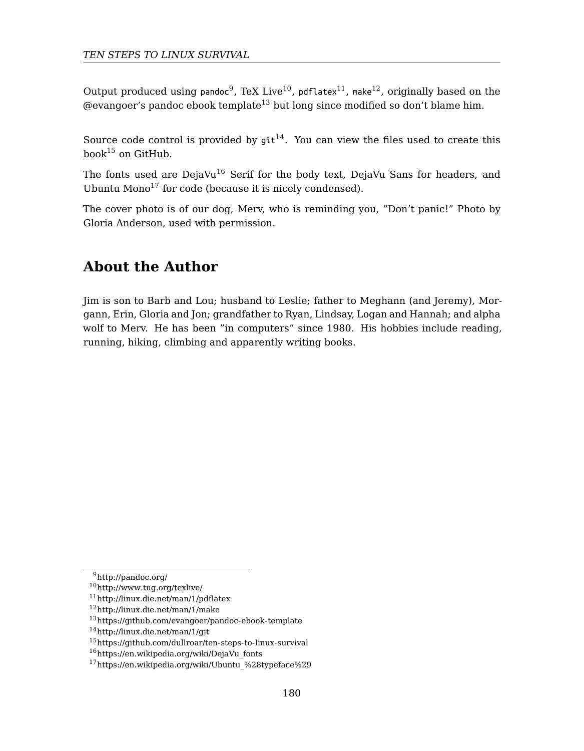Output produced using `pandoc`[9], TeX Live[10], `pdflatex`[11], `make`[12], originally based on the @evangoer's pandoc ebook template[13] but long since modified so don't blame him.

Source code control is provided by `git`[14]. You can view the files used to create this book[15] on GitHub.

The fonts used are DejaVu[16] Serif for the body text, DejaVu Sans for headers, and Ubuntu Mono[17] for code (because it is nicely condensed).

The cover photo is of our dog, Merv, who is reminding you, "Don't panic!" Photo by Gloria Anderson, used with permission.

## About the Author

Jim is son to Barb and Lou; husband to Leslie; father to Meghann (and Jeremy), Morgann, Erin, Gloria and Jon; grandfather to Ryan, Lindsay, Logan and Hannah; and alpha wolf to Merv. He has been "in computers" since 1980. His hobbies include reading, running, hiking, climbing and apparently writing books.

---

[9] http://pandoc.org/
[10] http://www.tug.org/texlive/
[11] http://linux.die.net/man/1/pdflatex
[12] http://linux.die.net/man/1/make
[13] https://github.com/evangoer/pandoc-ebook-template
[14] http://linux.die.net/man/1/git
[15] https://github.com/dullroar/ten-steps-to-linux-survival
[16] https://en.wikipedia.org/wiki/DejaVu_fonts
[17] https://en.wikipedia.org/wiki/Ubuntu_%28typeface%29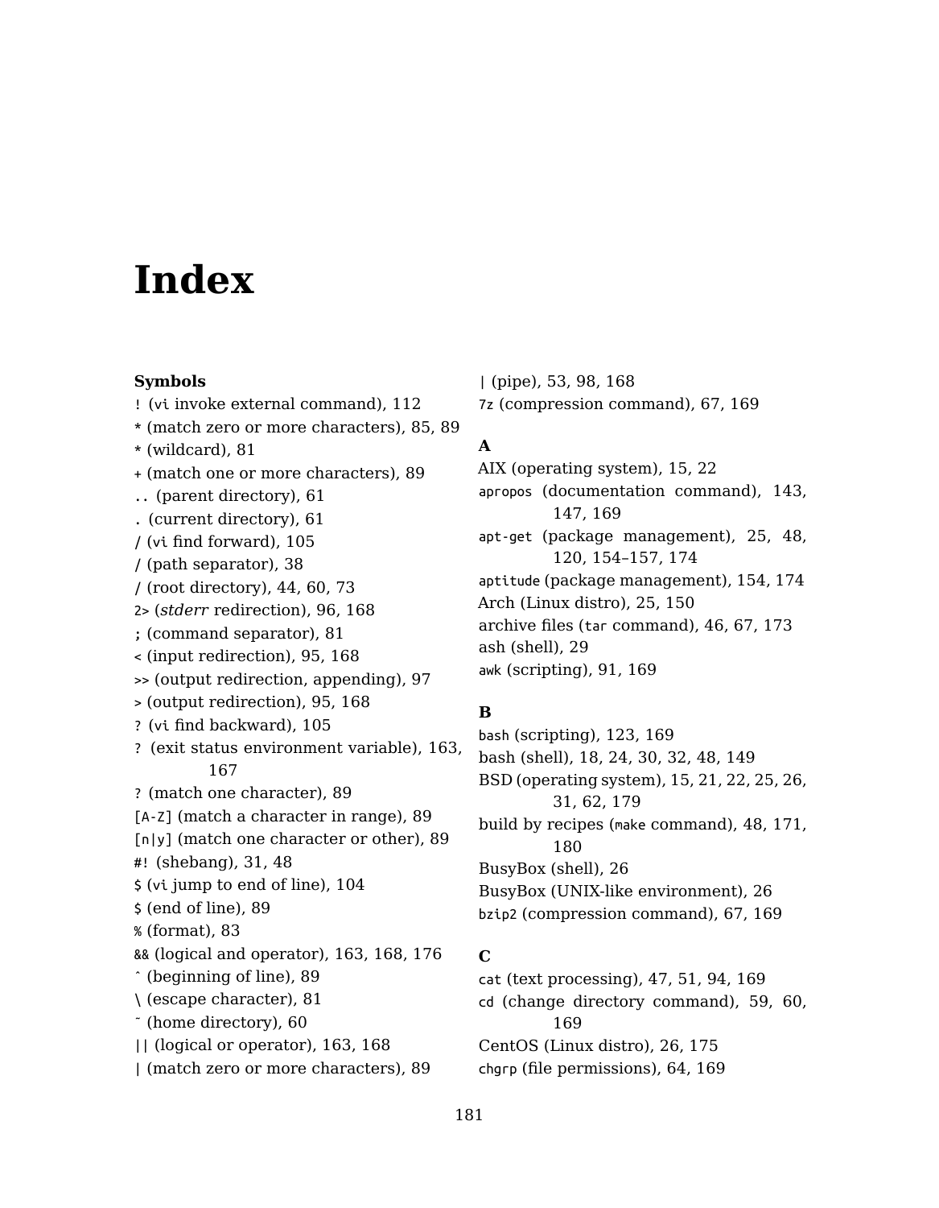# Index

**Symbols**

! (vi invoke external command), 112
* (match zero or more characters), 85, 89
* (wildcard), 81
+ (match one or more characters), 89
.. (parent directory), 61
. (current directory), 61
/ (vi find forward), 105
/ (path separator), 38
/ (root directory), 44, 60, 73
2> (*stderr* redirection), 96, 168
; (command separator), 81
< (input redirection), 95, 168
>> (output redirection, appending), 97
> (output redirection), 95, 168
? (vi find backward), 105
? (exit status environment variable), 163, 167
? (match one character), 89
[A-Z] (match a character in range), 89
[n|y] (match one character or other), 89
#! (shebang), 31, 48
$ (vi jump to end of line), 104
$ (end of line), 89
% (format), 83
&& (logical and operator), 163, 168, 176
ˆ (beginning of line), 89
\ (escape character), 81
˜ (home directory), 60
|| (logical or operator), 163, 168
| (match zero or more characters), 89
| (pipe), 53, 98, 168
7z (compression command), 67, 169

**A**

AIX (operating system), 15, 22
apropos (documentation command), 143, 147, 169
apt-get (package management), 25, 48, 120, 154–157, 174
aptitude (package management), 154, 174
Arch (Linux distro), 25, 150
archive files (tar command), 46, 67, 173
ash (shell), 29
awk (scripting), 91, 169

**B**

bash (scripting), 123, 169
bash (shell), 18, 24, 30, 32, 48, 149
BSD (operating system), 15, 21, 22, 25, 26, 31, 62, 179
build by recipes (make command), 48, 171, 180
BusyBox (shell), 26
BusyBox (UNIX-like environment), 26
bzip2 (compression command), 67, 169

**C**

cat (text processing), 47, 51, 94, 169
cd (change directory command), 59, 60, 169
CentOS (Linux distro), 26, 175
chgrp (file permissions), 64, 169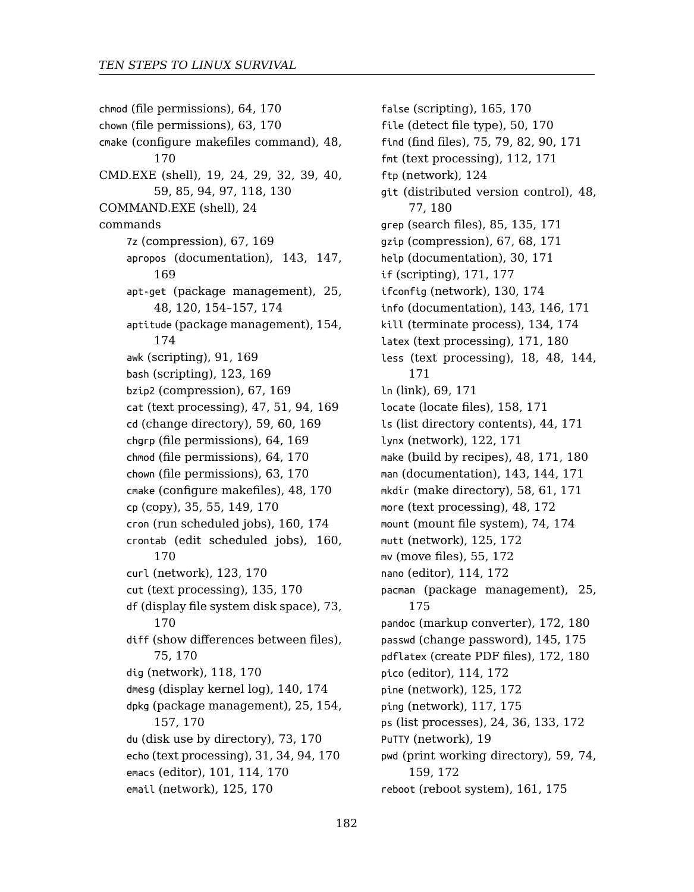chmod (file permissions), 64, 170
chown (file permissions), 63, 170
cmake (configure makefiles command), 48, 170
CMD.EXE (shell), 19, 24, 29, 32, 39, 40, 59, 85, 94, 97, 118, 130
COMMAND.EXE (shell), 24
commands
- 7z (compression), 67, 169
- apropos (documentation), 143, 147, 169
- apt-get (package management), 25, 48, 120, 154–157, 174
- aptitude (package management), 154, 174
- awk (scripting), 91, 169
- bash (scripting), 123, 169
- bzip2 (compression), 67, 169
- cat (text processing), 47, 51, 94, 169
- cd (change directory), 59, 60, 169
- chgrp (file permissions), 64, 169
- chmod (file permissions), 64, 170
- chown (file permissions), 63, 170
- cmake (configure makefiles), 48, 170
- cp (copy), 35, 55, 149, 170
- cron (run scheduled jobs), 160, 174
- crontab (edit scheduled jobs), 160, 170
- curl (network), 123, 170
- cut (text processing), 135, 170
- df (display file system disk space), 73, 170
- diff (show differences between files), 75, 170
- dig (network), 118, 170
- dmesg (display kernel log), 140, 174
- dpkg (package management), 25, 154, 157, 170
- du (disk use by directory), 73, 170
- echo (text processing), 31, 34, 94, 170
- emacs (editor), 101, 114, 170
- email (network), 125, 170
- false (scripting), 165, 170
- file (detect file type), 50, 170
- find (find files), 75, 79, 82, 90, 171
- fmt (text processing), 112, 171
- ftp (network), 124
- git (distributed version control), 48, 77, 180
- grep (search files), 85, 135, 171
- gzip (compression), 67, 68, 171
- help (documentation), 30, 171
- if (scripting), 171, 177
- ifconfig (network), 130, 174
- info (documentation), 143, 146, 171
- kill (terminate process), 134, 174
- latex (text processing), 171, 180
- less (text processing), 18, 48, 144, 171
- ln (link), 69, 171
- locate (locate files), 158, 171
- ls (list directory contents), 44, 171
- lynx (network), 122, 171
- make (build by recipes), 48, 171, 180
- man (documentation), 143, 144, 171
- mkdir (make directory), 58, 61, 171
- more (text processing), 48, 172
- mount (mount file system), 74, 174
- mutt (network), 125, 172
- mv (move files), 55, 172
- nano (editor), 114, 172
- pacman (package management), 25, 175
- pandoc (markup converter), 172, 180
- passwd (change password), 145, 175
- pdflatex (create PDF files), 172, 180
- pico (editor), 114, 172
- pine (network), 125, 172
- ping (network), 117, 175
- ps (list processes), 24, 36, 133, 172
- PuTTY (network), 19
- pwd (print working directory), 59, 74, 159, 172
- reboot (reboot system), 161, 175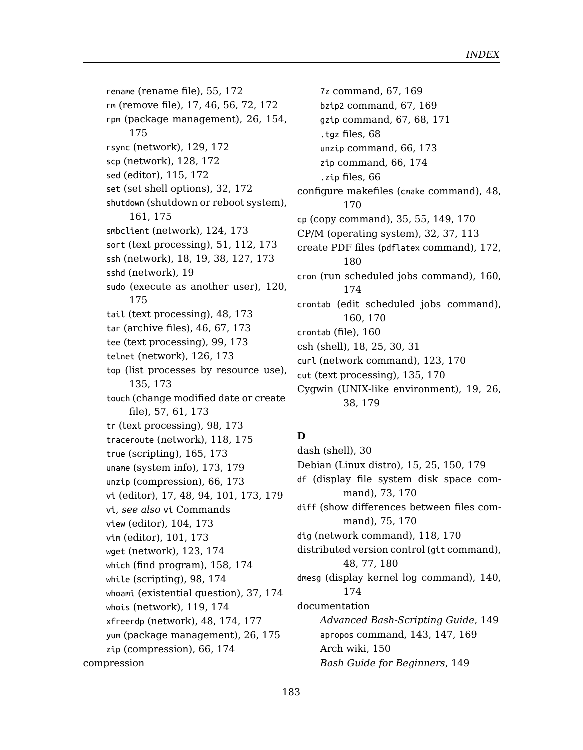`rename` (rename file), 55, 172
    `rm` (remove file), 17, 46, 56, 72, 172
    `rpm` (package management), 26, 154, 175
    `rsync` (network), 129, 172
    `scp` (network), 128, 172
    `sed` (editor), 115, 172
    `set` (set shell options), 32, 172
    `shutdown` (shutdown or reboot system), 161, 175
    `smbclient` (network), 124, 173
    `sort` (text processing), 51, 112, 173
    `ssh` (network), 18, 19, 38, 127, 173
    `sshd` (network), 19
    `sudo` (execute as another user), 120, 175
    `tail` (text processing), 48, 173
    `tar` (archive files), 46, 67, 173
    `tee` (text processing), 99, 173
    `telnet` (network), 126, 173
    `top` (list processes by resource use), 135, 173
    `touch` (change modified date or create file), 57, 61, 173
    `tr` (text processing), 98, 173
    `traceroute` (network), 118, 175
    `true` (scripting), 165, 173
    `uname` (system info), 173, 179
    `unzip` (compression), 66, 173
    `vi` (editor), 17, 48, 94, 101, 173, 179
    `vi`, *see also* `vi` Commands
    `view` (editor), 104, 173
    `vim` (editor), 101, 173
    `wget` (network), 123, 174
    `which` (find program), 158, 174
    `while` (scripting), 98, 174
    `whoami` (existential question), 37, 174
    `whois` (network), 119, 174
    `xfreerdp` (network), 48, 174, 177
    `yum` (package management), 26, 175
    `zip` (compression), 66, 174

compression
    `7z` command, 67, 169
    `bzip2` command, 67, 169
    `gzip` command, 67, 68, 171
    `.tgz` files, 68
    `unzip` command, 66, 173
    `zip` command, 66, 174
    `.zip` files, 66

configure makefiles (`cmake` command), 48, 170
`cp` (copy command), 35, 55, 149, 170
CP/M (operating system), 32, 37, 113
create PDF files (`pdflatex` command), 172, 180
`cron` (run scheduled jobs command), 160, 174
`crontab` (edit scheduled jobs command), 160, 170
`crontab` (file), 160
csh (shell), 18, 25, 30, 31
`curl` (network command), 123, 170
`cut` (text processing), 135, 170
Cygwin (UNIX-like environment), 19, 26, 38, 179

**D**

dash (shell), 30
Debian (Linux distro), 15, 25, 150, 179
`df` (display file system disk space command), 73, 170
`diff` (show differences between files command), 75, 170
`dig` (network command), 118, 170
distributed version control (`git` command), 48, 77, 180
`dmesg` (display kernel log command), 140, 174
documentation
    *Advanced Bash-Scripting Guide*, 149
    `apropos` command, 143, 147, 169
    Arch wiki, 150
    *Bash Guide for Beginners*, 149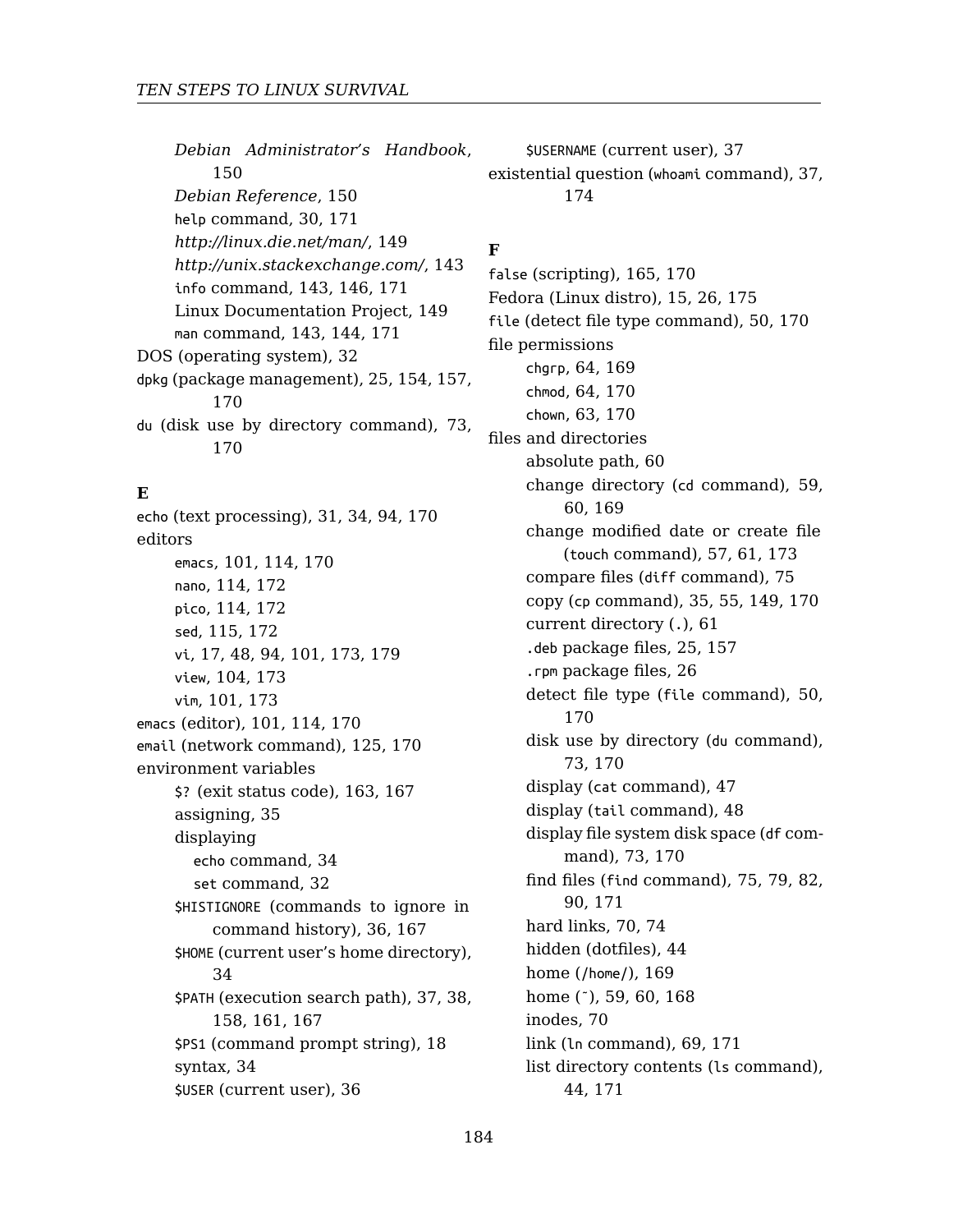*Debian Administrator's Handbook*, 150
*Debian Reference*, 150
help command, 30, 171
*http://linux.die.net/man/*, 149
*http://unix.stackexchange.com/*, 143
info command, 143, 146, 171
Linux Documentation Project, 149
man command, 143, 144, 171

DOS (operating system), 32
dpkg (package management), 25, 154, 157, 170
du (disk use by directory command), 73, 170

**E**

echo (text processing), 31, 34, 94, 170
editors
emacs, 101, 114, 170
nano, 114, 172
pico, 114, 172
sed, 115, 172
vi, 17, 48, 94, 101, 173, 179
view, 104, 173
vim, 101, 173
emacs (editor), 101, 114, 170
email (network command), 125, 170
environment variables
$? (exit status code), 163, 167
assigning, 35
displaying
echo command, 34
set command, 32
$HISTIGNORE (commands to ignore in command history), 36, 167
$HOME (current user's home directory), 34
$PATH (execution search path), 37, 38, 158, 161, 167
$PS1 (command prompt string), 18
syntax, 34
$USER (current user), 36
$USERNAME (current user), 37
existential question (whoami command), 37, 174

**F**

false (scripting), 165, 170
Fedora (Linux distro), 15, 26, 175
file (detect file type command), 50, 170
file permissions
chgrp, 64, 169
chmod, 64, 170
chown, 63, 170
files and directories
absolute path, 60
change directory (cd command), 59, 60, 169
change modified date or create file (touch command), 57, 61, 173
compare files (diff command), 75
copy (cp command), 35, 55, 149, 170
current directory (.), 61
.deb package files, 25, 157
.rpm package files, 26
detect file type (file command), 50, 170
disk use by directory (du command), 73, 170
display (cat command), 47
display (tail command), 48
display file system disk space (df command), 73, 170
find files (find command), 75, 79, 82, 90, 171
hard links, 70, 74
hidden (dotfiles), 44
home (/home/), 169
home (~), 59, 60, 168
inodes, 70
link (ln command), 69, 171
list directory contents (ls command), 44, 171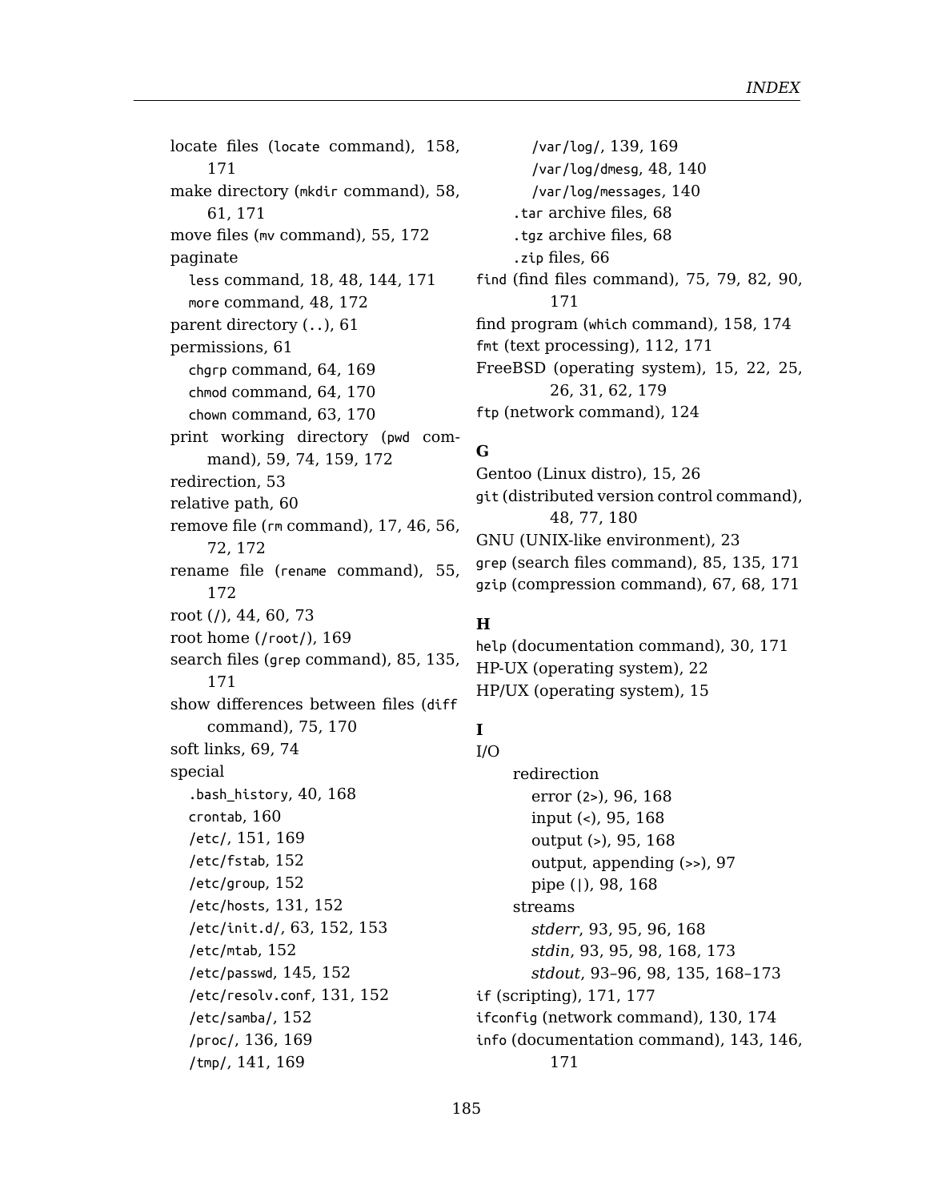locate files (`locate` command), 158, 171
make directory (`mkdir` command), 58, 61, 171
move files (`mv` command), 55, 172
paginate
  `less` command, 18, 48, 144, 171
  `more` command, 48, 172
parent directory (`..`), 61
permissions, 61
  `chgrp` command, 64, 169
  `chmod` command, 64, 170
  `chown` command, 63, 170
print working directory (`pwd` command), 59, 74, 159, 172
redirection, 53
relative path, 60
remove file (`rm` command), 17, 46, 56, 72, 172
rename file (`rename` command), 55, 172
root (`/`), 44, 60, 73
root home (`/root/`), 169
search files (`grep` command), 85, 135, 171
show differences between files (`diff` command), 75, 170
soft links, 69, 74
special
  `.bash_history`, 40, 168
  `crontab`, 160
  `/etc/`, 151, 169
  `/etc/fstab`, 152
  `/etc/group`, 152
  `/etc/hosts`, 131, 152
  `/etc/init.d/`, 63, 152, 153
  `/etc/mtab`, 152
  `/etc/passwd`, 145, 152
  `/etc/resolv.conf`, 131, 152
  `/etc/samba/`, 152
  `/proc/`, 136, 169
  `/tmp/`, 141, 169
    `/var/log/`, 139, 169
    `/var/log/dmesg`, 48, 140
    `/var/log/messages`, 140
  `.tar` archive files, 68
  `.tgz` archive files, 68
  `.zip` files, 66
`find` (find files command), 75, 79, 82, 90, 171
find program (`which` command), 158, 174
`fmt` (text processing), 112, 171
FreeBSD (operating system), 15, 22, 25, 26, 31, 62, 179
`ftp` (network command), 124

**G**

Gentoo (Linux distro), 15, 26
`git` (distributed version control command), 48, 77, 180
GNU (UNIX-like environment), 23
`grep` (search files command), 85, 135, 171
`gzip` (compression command), 67, 68, 171

**H**

`help` (documentation command), 30, 171
HP-UX (operating system), 22
HP/UX (operating system), 15

**I**

I/O
  redirection
    error (`2>`), 96, 168
    input (`<`), 95, 168
    output (`>`), 95, 168
    output, appending (`>>`), 97
    pipe (`|`), 98, 168
  streams
    *stderr*, 93, 95, 96, 168
    *stdin*, 93, 95, 98, 168, 173
    *stdout*, 93–96, 98, 135, 168–173
`if` (scripting), 171, 177
`ifconfig` (network command), 130, 174
`info` (documentation command), 143, 146, 171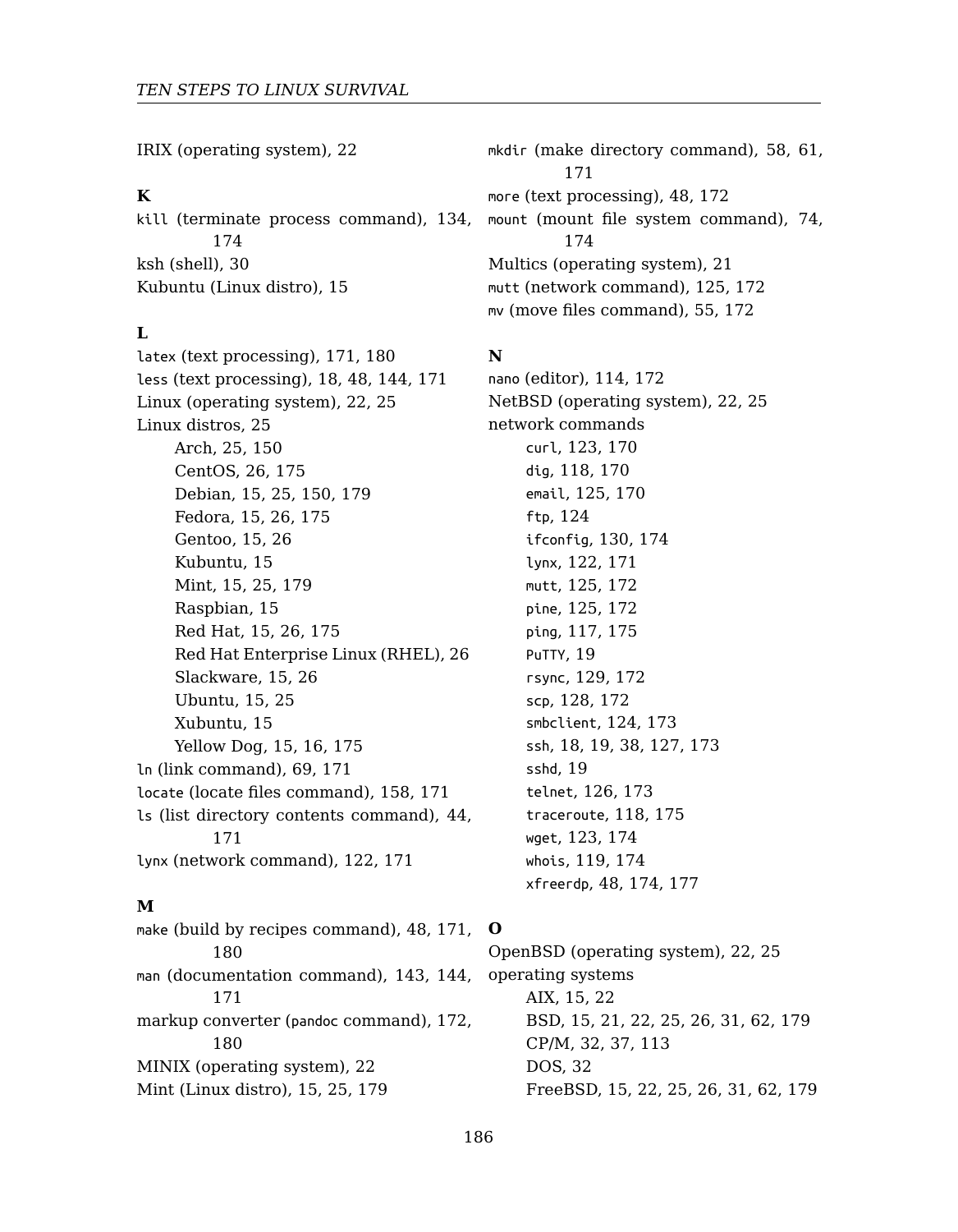IRIX (operating system), 22

**K**

`kill` (terminate process command), 134, 174
ksh (shell), 30
Kubuntu (Linux distro), 15

**L**

`latex` (text processing), 171, 180
`less` (text processing), 18, 48, 144, 171
Linux (operating system), 22, 25
Linux distros, 25
- Arch, 25, 150
- CentOS, 26, 175
- Debian, 15, 25, 150, 179
- Fedora, 15, 26, 175
- Gentoo, 15, 26
- Kubuntu, 15
- Mint, 15, 25, 179
- Raspbian, 15
- Red Hat, 15, 26, 175
- Red Hat Enterprise Linux (RHEL), 26
- Slackware, 15, 26
- Ubuntu, 15, 25
- Xubuntu, 15
- Yellow Dog, 15, 16, 175

`ln` (link command), 69, 171
`locate` (locate files command), 158, 171
`ls` (list directory contents command), 44, 171
`lynx` (network command), 122, 171

**M**

`make` (build by recipes command), 48, 171, 180
`man` (documentation command), 143, 144, 171
markup converter (`pandoc` command), 172, 180
MINIX (operating system), 22
Mint (Linux distro), 15, 25, 179
`mkdir` (make directory command), 58, 61, 171
`more` (text processing), 48, 172
`mount` (mount file system command), 74, 174
Multics (operating system), 21
`mutt` (network command), 125, 172
`mv` (move files command), 55, 172

**N**

`nano` (editor), 114, 172
NetBSD (operating system), 22, 25
network commands
- `curl`, 123, 170
- `dig`, 118, 170
- `email`, 125, 170
- `ftp`, 124
- `ifconfig`, 130, 174
- `lynx`, 122, 171
- `mutt`, 125, 172
- `pine`, 125, 172
- `ping`, 117, 175
- `PuTTY`, 19
- `rsync`, 129, 172
- `scp`, 128, 172
- `smbclient`, 124, 173
- `ssh`, 18, 19, 38, 127, 173
- `sshd`, 19
- `telnet`, 126, 173
- `traceroute`, 118, 175
- `wget`, 123, 174
- `whois`, 119, 174
- `xfreerdp`, 48, 174, 177

**O**

OpenBSD (operating system), 22, 25
operating systems
- AIX, 15, 22
- BSD, 15, 21, 22, 25, 26, 31, 62, 179
- CP/M, 32, 37, 113
- DOS, 32
- FreeBSD, 15, 22, 25, 26, 31, 62, 179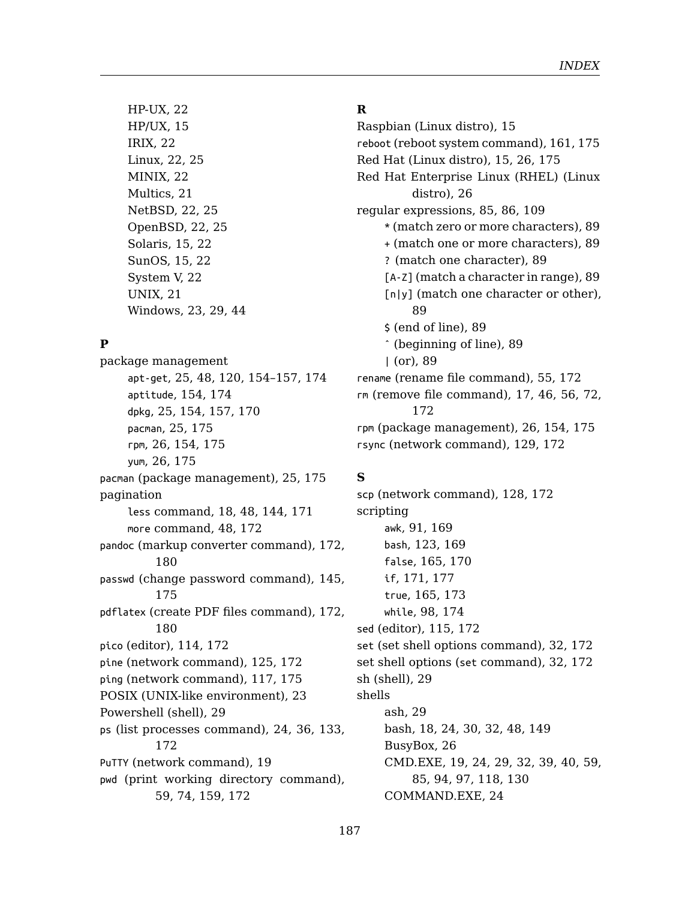HP-UX, 22
HP/UX, 15
IRIX, 22
Linux, 22, 25
MINIX, 22
Multics, 21
NetBSD, 22, 25
OpenBSD, 22, 25
Solaris, 15, 22
SunOS, 15, 22
System V, 22
UNIX, 21
Windows, 23, 29, 44

**P**

package management
- `apt-get`, 25, 48, 120, 154–157, 174
- `aptitude`, 154, 174
- `dpkg`, 25, 154, 157, 170
- `pacman`, 25, 175
- `rpm`, 26, 154, 175
- `yum`, 26, 175

`pacman` (package management), 25, 175
pagination
- `less` command, 18, 48, 144, 171
- `more` command, 48, 172

`pandoc` (markup converter command), 172, 180
`passwd` (change password command), 145, 175
`pdflatex` (create PDF files command), 172, 180
`pico` (editor), 114, 172
`pine` (network command), 125, 172
`ping` (network command), 117, 175
POSIX (UNIX-like environment), 23
Powershell (shell), 29
`ps` (list processes command), 24, 36, 133, 172
`PuTTY` (network command), 19
`pwd` (print working directory command), 59, 74, 159, 172

**R**

Raspbian (Linux distro), 15
`reboot` (reboot system command), 161, 175
Red Hat (Linux distro), 15, 26, 175
Red Hat Enterprise Linux (RHEL) (Linux distro), 26
regular expressions, 85, 86, 109
- `*` (match zero or more characters), 89
- `+` (match one or more characters), 89
- `?` (match one character), 89
- `[A-Z]` (match a character in range), 89
- `[n|y]` (match one character or other), 89
- `$` (end of line), 89
- `ˆ` (beginning of line), 89
- `|` (or), 89

`rename` (rename file command), 55, 172
`rm` (remove file command), 17, 46, 56, 72, 172
`rpm` (package management), 26, 154, 175
`rsync` (network command), 129, 172

**S**

`scp` (network command), 128, 172
scripting
- `awk`, 91, 169
- `bash`, 123, 169
- `false`, 165, 170
- `if`, 171, 177
- `true`, 165, 173
- `while`, 98, 174

`sed` (editor), 115, 172
`set` (set shell options command), 32, 172
set shell options (`set` command), 32, 172
sh (shell), 29
shells
- ash, 29
- bash, 18, 24, 30, 32, 48, 149
- BusyBox, 26
- CMD.EXE, 19, 24, 29, 32, 39, 40, 59, 85, 94, 97, 118, 130
- COMMAND.EXE, 24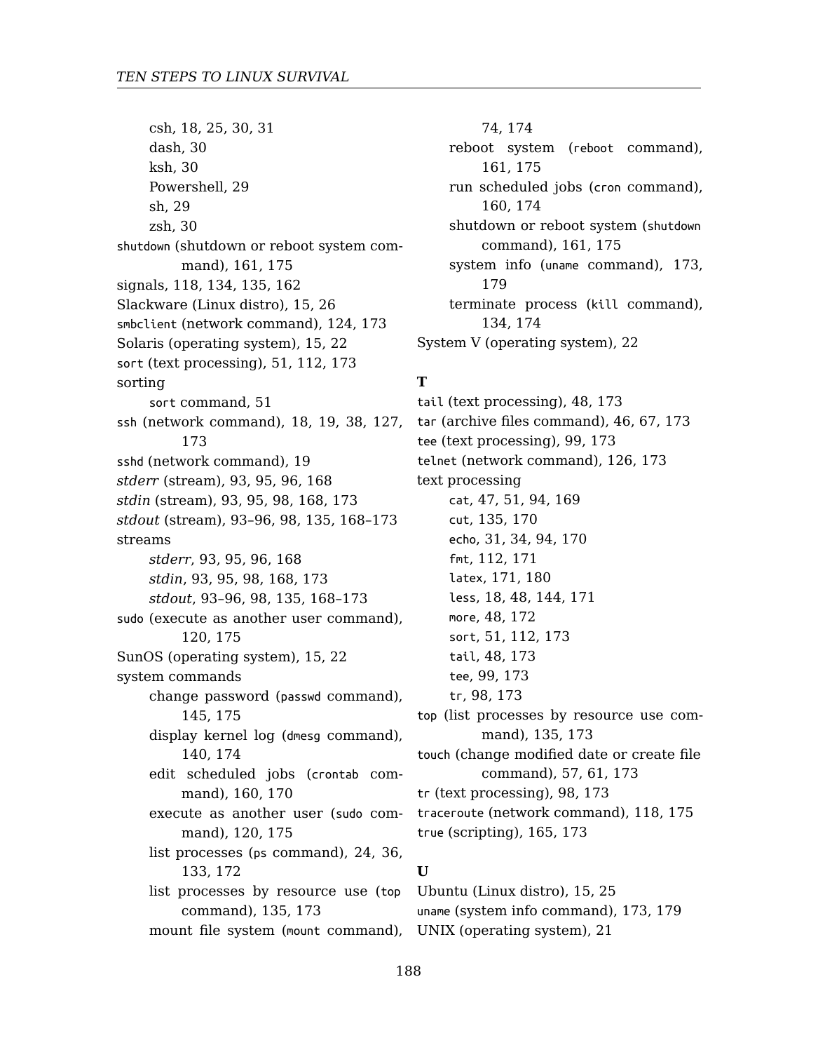csh, 18, 25, 30, 31
dash, 30
ksh, 30
Powershell, 29
sh, 29
zsh, 30

`shutdown` (shutdown or reboot system command), 161, 175
signals, 118, 134, 135, 162
Slackware (Linux distro), 15, 26
`smbclient` (network command), 124, 173
Solaris (operating system), 15, 22
`sort` (text processing), 51, 112, 173
sorting
- `sort` command, 51

`ssh` (network command), 18, 19, 38, 127, 173
`sshd` (network command), 19
*stderr* (stream), 93, 95, 96, 168
*stdin* (stream), 93, 95, 98, 168, 173
*stdout* (stream), 93–96, 98, 135, 168–173
streams
- *stderr*, 93, 95, 96, 168
- *stdin*, 93, 95, 98, 168, 173
- *stdout*, 93–96, 98, 135, 168–173

`sudo` (execute as another user command), 120, 175
SunOS (operating system), 15, 22
system commands
- change password (`passwd` command), 145, 175
- display kernel log (`dmesg` command), 140, 174
- edit scheduled jobs (`crontab` command), 160, 170
- execute as another user (`sudo` command), 120, 175
- list processes (`ps` command), 24, 36, 133, 172
- list processes by resource use (`top` command), 135, 173
- mount file system (`mount` command), 74, 174
- reboot system (`reboot` command), 161, 175
- run scheduled jobs (`cron` command), 160, 174
- shutdown or reboot system (`shutdown` command), 161, 175
- system info (`uname` command), 173, 179
- terminate process (`kill` command), 134, 174

System V (operating system), 22

**T**

`tail` (text processing), 48, 173
`tar` (archive files command), 46, 67, 173
`tee` (text processing), 99, 173
`telnet` (network command), 126, 173
text processing
- `cat`, 47, 51, 94, 169
- `cut`, 135, 170
- `echo`, 31, 34, 94, 170
- `fmt`, 112, 171
- `latex`, 171, 180
- `less`, 18, 48, 144, 171
- `more`, 48, 172
- `sort`, 51, 112, 173
- `tail`, 48, 173
- `tee`, 99, 173
- `tr`, 98, 173

`top` (list processes by resource use command), 135, 173
`touch` (change modified date or create file command), 57, 61, 173
`tr` (text processing), 98, 173
`traceroute` (network command), 118, 175
`true` (scripting), 165, 173

**U**

Ubuntu (Linux distro), 15, 25
`uname` (system info command), 173, 179
UNIX (operating system), 21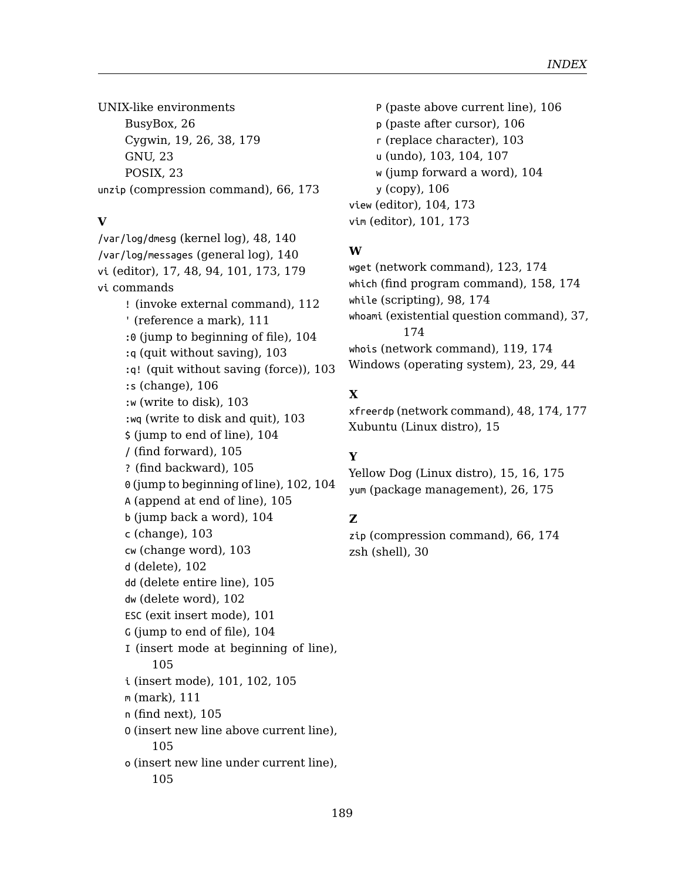UNIX-like environments
- BusyBox, 26
- Cygwin, 19, 26, 38, 179
- GNU, 23
- POSIX, 23

`unzip` (compression command), 66, 173

**V**

`/var/log/dmesg` (kernel log), 48, 140
`/var/log/messages` (general log), 140
`vi` (editor), 17, 48, 94, 101, 173, 179
`vi` commands
- `!` (invoke external command), 112
- `'` (reference a mark), 111
- `:0` (jump to beginning of file), 104
- `:q` (quit without saving), 103
- `:q!` (quit without saving (force)), 103
- `:s` (change), 106
- `:w` (write to disk), 103
- `:wq` (write to disk and quit), 103
- `$` (jump to end of line), 104
- `/` (find forward), 105
- `?` (find backward), 105
- `0` (jump to beginning of line), 102, 104
- `A` (append at end of line), 105
- `b` (jump back a word), 104
- `c` (change), 103
- `cw` (change word), 103
- `d` (delete), 102
- `dd` (delete entire line), 105
- `dw` (delete word), 102
- `ESC` (exit insert mode), 101
- `G` (jump to end of file), 104
- `I` (insert mode at beginning of line), 105
- `i` (insert mode), 101, 102, 105
- `m` (mark), 111
- `n` (find next), 105
- `O` (insert new line above current line), 105
- `o` (insert new line under current line), 105
- `P` (paste above current line), 106
- `p` (paste after cursor), 106
- `r` (replace character), 103
- `u` (undo), 103, 104, 107
- `w` (jump forward a word), 104
- `y` (copy), 106

`view` (editor), 104, 173
`vim` (editor), 101, 173

**W**

`wget` (network command), 123, 174
`which` (find program command), 158, 174
`while` (scripting), 98, 174
`whoami` (existential question command), 37, 174
`whois` (network command), 119, 174
Windows (operating system), 23, 29, 44

**X**

`xfreerdp` (network command), 48, 174, 177
Xubuntu (Linux distro), 15

**Y**

Yellow Dog (Linux distro), 15, 16, 175
`yum` (package management), 26, 175

**Z**

`zip` (compression command), 66, 174
zsh (shell), 30